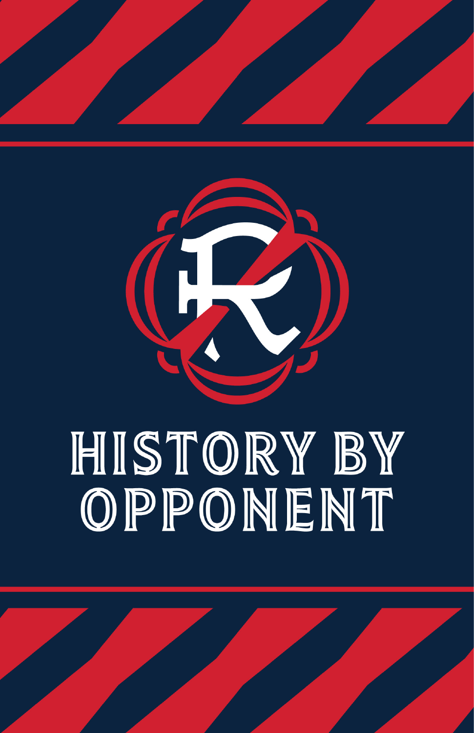# HISTORY BY OPPONENT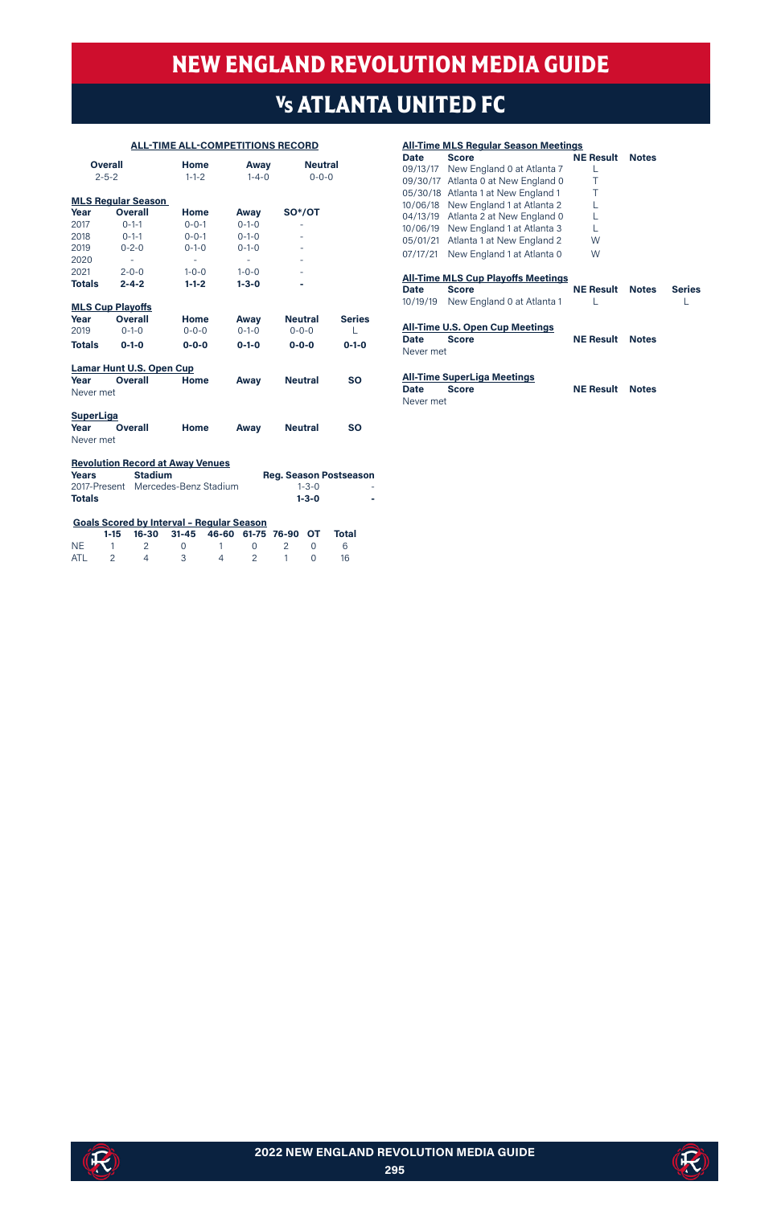# NEW ENGLAND REVOLUTION MEDIA GUIDE

## Vs ATLANTA UNITED FC

### ALL-TIME ALL-COMPETITIONS RECORD

| Overall | Home | Away | Neutral |
|---|---|---|---|
| 2-5-2 | 1-1-2 | 1-4-0 | 0-0-0 |

**MLS Regular Season**

| Year | Overall | Home | Away | SO*/OT |
|---|---|---|---|---|
| 2017 | 0-1-1 | 0-0-1 | 0-1-0 | - |
| 2018 | 0-1-1 | 0-0-1 | 0-1-0 | - |
| 2019 | 0-2-0 | 0-1-0 | 0-1-0 | - |
| 2020 | - | - | - | - |
| 2021 | 2-0-0 | 1-0-0 | 1-0-0 | - |
| **Totals** | **2-4-2** | **1-1-2** | **1-3-0** | **-** |

**MLS Cup Playoffs**

| Year | Overall | Home | Away | Neutral | Series |
|---|---|---|---|---|---|
| 2019 | 0-1-0 | 0-0-0 | 0-1-0 | 0-0-0 | L |
| **Totals** | **0-1-0** | **0-0-0** | **0-1-0** | **0-0-0** | **0-1-0** |

**Lamar Hunt U.S. Open Cup**

| Year | Overall | Home | Away | Neutral | SO |
|---|---|---|---|---|---|
| Never met | | | | | |

**SuperLiga**

| Year | Overall | Home | Away | Neutral | SO |
|---|---|---|---|---|---|
| Never met | | | | | |

**Revolution Record at Away Venues**

| Years | Stadium | Reg. Season | Postseason |
|---|---|---|---|
| 2017-Present | Mercedes-Benz Stadium | 1-3-0 | - |
| **Totals** | | **1-3-0** | **-** |

**Goals Scored by Interval - Regular Season**

| | 1-15 | 16-30 | 31-45 | 46-60 | 61-75 | 76-90 | OT | Total |
|---|---|---|---|---|---|---|---|---|
| NE | 1 | 2 | 0 | 1 | 0 | 2 | 0 | 6 |
| ATL | 2 | 4 | 3 | 4 | 2 | 1 | 0 | 16 |

**All-Time MLS Regular Season Meetings**

| Date | Score | NE Result | Notes |
|---|---|---|---|
| 09/13/17 | New England 0 at Atlanta 7 | L | |
| 09/30/17 | Atlanta 0 at New England 0 | T | |
| 05/30/18 | Atlanta 1 at New England 1 | T | |
| 10/06/18 | New England 1 at Atlanta 2 | L | |
| 04/13/19 | Atlanta 2 at New England 0 | L | |
| 10/06/19 | New England 1 at Atlanta 3 | L | |
| 05/01/21 | Atlanta 1 at New England 2 | W | |
| 07/17/21 | New England 1 at Atlanta 0 | W | |

**All-Time MLS Cup Playoffs Meetings**

| Date | Score | NE Result | Notes | Series |
|---|---|---|---|---|
| 10/19/19 | New England 0 at Atlanta 1 | L | | L |

**All-Time U.S. Open Cup Meetings**

| Date | Score | NE Result | Notes |
|---|---|---|---|
| Never met | | | |

**All-Time SuperLiga Meetings**

| Date | Score | NE Result | Notes |
|---|---|---|---|
| Never met | | | |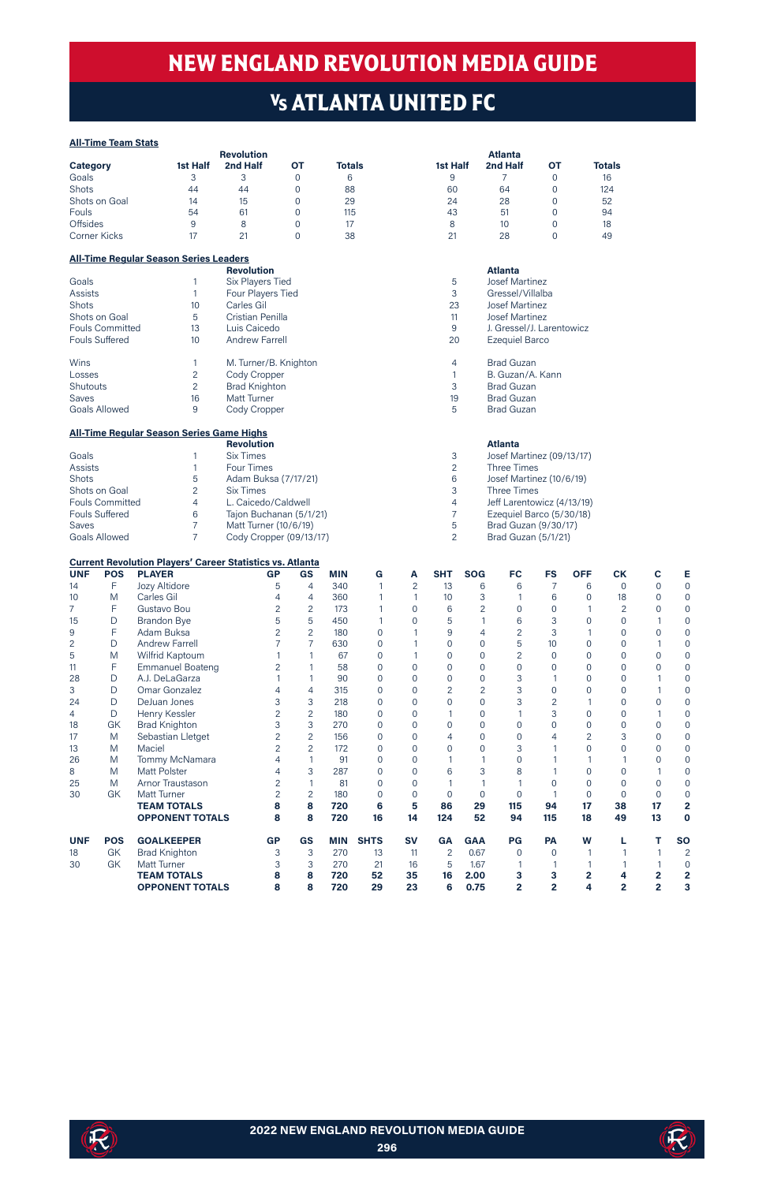# NEW ENGLAND REVOLUTION MEDIA GUIDE

## Vs ATLANTA UNITED FC

**All-Time Team Stats**

| Category | Revolution 1st Half | Revolution 2nd Half | Revolution OT | Revolution Totals | Atlanta 1st Half | Atlanta 2nd Half | Atlanta OT | Atlanta Totals |
|---|---|---|---|---|---|---|---|---|
| Goals | 3 | 3 | 0 | 6 | 9 | 7 | 0 | 16 |
| Shots | 44 | 44 | 0 | 88 | 60 | 64 | 0 | 124 |
| Shots on Goal | 14 | 15 | 0 | 29 | 24 | 28 | 0 | 52 |
| Fouls | 54 | 61 | 0 | 115 | 43 | 51 | 0 | 94 |
| Offsides | 9 | 8 | 0 | 17 | 8 | 10 | 0 | 18 |
| Corner Kicks | 17 | 21 | 0 | 38 | 21 | 28 | 0 | 49 |

**All-Time Regular Season Series Leaders**

| | | Revolution | | Atlanta |
|---|---|---|---|---|
| Goals | 1 | Six Players Tied | 5 | Josef Martinez |
| Assists | 1 | Four Players Tied | 3 | Gressel/Villalba |
| Shots | 10 | Carles Gil | 23 | Josef Martinez |
| Shots on Goal | 5 | Cristian Penilla | 11 | Josef Martinez |
| Fouls Committed | 13 | Luis Caicedo | 9 | J. Gressel/J. Larentowicz |
| Fouls Suffered | 10 | Andrew Farrell | 20 | Ezequiel Barco |
| Wins | 1 | M. Turner/B. Knighton | 4 | Brad Guzan |
| Losses | 2 | Cody Cropper | 1 | B. Guzan/A. Kann |
| Shutouts | 2 | Brad Knighton | 3 | Brad Guzan |
| Saves | 16 | Matt Turner | 19 | Brad Guzan |
| Goals Allowed | 9 | Cody Cropper | 5 | Brad Guzan |

**All-Time Regular Season Series Game Highs**

| | | Revolution | | Atlanta |
|---|---|---|---|---|
| Goals | 1 | Six Times | 3 | Josef Martinez (09/13/17) |
| Assists | 1 | Four Times | 2 | Three Times |
| Shots | 5 | Adam Buksa (7/17/21) | 6 | Josef Martinez (10/6/19) |
| Shots on Goal | 2 | Six Times | 3 | Three Times |
| Fouls Committed | 4 | L. Caicedo/Caldwell | 4 | Jeff Larentowicz (4/13/19) |
| Fouls Suffered | 6 | Tajon Buchanan (5/1/21) | 7 | Ezequiel Barco (5/30/18) |
| Saves | 7 | Matt Turner (10/6/19) | 5 | Brad Guzan (9/30/17) |
| Goals Allowed | 7 | Cody Cropper (09/13/17) | 2 | Brad Guzan (5/1/21) |

**Current Revolution Players' Career Statistics vs. Atlanta**

| UNF | POS | PLAYER | GP | GS | MIN | G | A | SHT | SOG | FC | FS | OFF | CK | C | E |
|---|---|---|---|---|---|---|---|---|---|---|---|---|---|---|---|
| 14 | F | Jozy Altidore | 5 | 4 | 340 | 1 | 2 | 13 | 6 | 6 | 7 | 6 | 0 | 0 | 0 |
| 10 | M | Carles Gil | 4 | 4 | 360 | 1 | 1 | 10 | 3 | 1 | 6 | 0 | 18 | 0 | 0 |
| 7 | F | Gustavo Bou | 2 | 2 | 173 | 1 | 0 | 6 | 2 | 0 | 0 | 1 | 2 | 0 | 0 |
| 15 | D | Brandon Bye | 5 | 5 | 450 | 1 | 0 | 5 | 1 | 6 | 3 | 0 | 0 | 1 | 0 |
| 9 | F | Adam Buksa | 2 | 2 | 180 | 0 | 1 | 9 | 4 | 2 | 3 | 1 | 0 | 0 | 0 |
| 2 | D | Andrew Farrell | 7 | 7 | 630 | 0 | 1 | 0 | 0 | 5 | 10 | 0 | 0 | 1 | 0 |
| 5 | M | Wilfrid Kaptoum | 1 | 1 | 67 | 0 | 1 | 0 | 0 | 2 | 0 | 0 | 0 | 0 | 0 |
| 11 | F | Emmanuel Boateng | 2 | 1 | 58 | 0 | 0 | 0 | 0 | 0 | 0 | 0 | 0 | 0 | 0 |
| 28 | D | A.J. DeLaGarza | 1 | 1 | 90 | 0 | 0 | 0 | 0 | 3 | 1 | 0 | 0 | 1 | 0 |
| 3 | D | Omar Gonzalez | 4 | 4 | 315 | 0 | 0 | 2 | 2 | 3 | 0 | 0 | 0 | 1 | 0 |
| 24 | D | DeJuan Jones | 3 | 3 | 218 | 0 | 0 | 0 | 0 | 3 | 2 | 1 | 0 | 0 | 0 |
| 4 | D | Henry Kessler | 2 | 2 | 180 | 0 | 0 | 1 | 0 | 1 | 3 | 0 | 0 | 1 | 0 |
| 18 | GK | Brad Knighton | 3 | 3 | 270 | 0 | 0 | 0 | 0 | 0 | 0 | 0 | 0 | 0 | 0 |
| 17 | M | Sebastian Lletget | 2 | 2 | 156 | 0 | 0 | 4 | 0 | 0 | 4 | 2 | 3 | 0 | 0 |
| 13 | M | Maciel | 2 | 2 | 172 | 0 | 0 | 0 | 0 | 3 | 1 | 0 | 0 | 0 | 0 |
| 26 | M | Tommy McNamara | 4 | 1 | 91 | 0 | 0 | 1 | 1 | 0 | 1 | 1 | 1 | 0 | 0 |
| 8 | M | Matt Polster | 4 | 3 | 287 | 0 | 0 | 6 | 3 | 8 | 1 | 0 | 0 | 1 | 0 |
| 25 | M | Arnor Traustason | 2 | 1 | 81 | 0 | 0 | 1 | 1 | 1 | 0 | 0 | 0 | 0 | 0 |
| 30 | GK | Matt Turner | 2 | 2 | 180 | 0 | 0 | 0 | 0 | 0 | 1 | 0 | 0 | 0 | 0 |
| | | **TEAM TOTALS** | **8** | **8** | **720** | **6** | **5** | **86** | **29** | **115** | **94** | **17** | **38** | **17** | **2** |
| | | **OPPONENT TOTALS** | **8** | **8** | **720** | **16** | **14** | **124** | **52** | **94** | **115** | **18** | **49** | **13** | **0** |

| UNF | POS | GOALKEEPER | GP | GS | MIN | SHTS | SV | GA | GAA | PG | PA | W | L | T | SO |
|---|---|---|---|---|---|---|---|---|---|---|---|---|---|---|---|
| 18 | GK | Brad Knighton | 3 | 3 | 270 | 13 | 11 | 2 | 0.67 | 0 | 0 | 1 | 1 | 1 | 2 |
| 30 | GK | Matt Turner | 3 | 3 | 270 | 21 | 16 | 5 | 1.67 | 1 | 1 | 1 | 1 | 1 | 0 |
| | | **TEAM TOTALS** | **8** | **8** | **720** | **52** | **35** | **16** | **2.00** | **3** | **3** | **2** | **4** | **2** | **2** |
| | | **OPPONENT TOTALS** | **8** | **8** | **720** | **29** | **23** | **6** | **0.75** | **2** | **2** | **4** | **2** | **2** | **3** |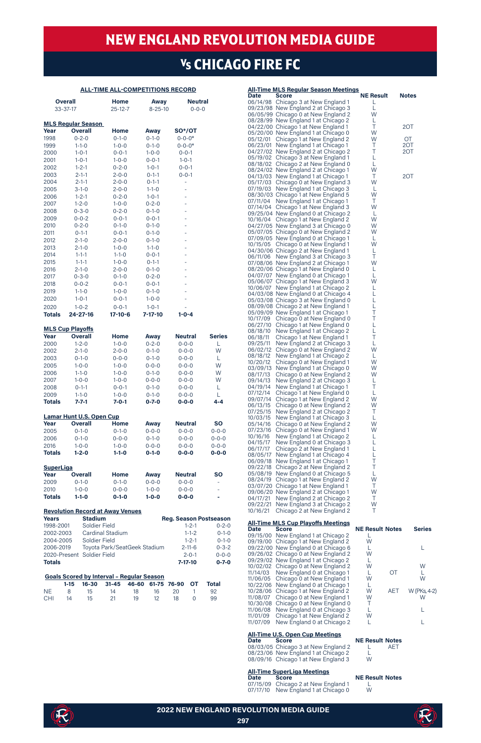# NEW ENGLAND REVOLUTION MEDIA GUIDE

## Vs CHICAGO FIRE FC

### ALL-TIME ALL-COMPETITIONS RECORD

| Overall | Home | Away | Neutral |
|---|---|---|---|
| 33-37-17 | 25-12-7 | 8-25-10 | 0-0-0 |

### MLS Regular Season

| Year | Overall | Home | Away | SO*/OT |
|---|---|---|---|---|
| 1998 | 0-2-0 | 0-1-0 | 0-1-0 | 0-0-0* |
| 1999 | 1-1-0 | 1-0-0 | 0-1-0 | 0-0-0* |
| 2000 | 1-0-1 | 0-0-1 | 1-0-0 | 0-0-1 |
| 2001 | 1-0-1 | 1-0-0 | 0-0-1 | 1-0-1 |
| 2002 | 1-2-1 | 0-2-0 | 1-0-1 | 0-0-1 |
| 2003 | 2-1-1 | 2-0-0 | 0-1-1 | 0-0-1 |
| 2004 | 2-1-1 | 2-0-0 | 0-1-1 | - |
| 2005 | 3-1-0 | 2-0-0 | 1-1-0 | - |
| 2006 | 1-2-1 | 0-2-0 | 1-0-1 | - |
| 2007 | 1-2-0 | 1-0-0 | 0-2-0 | - |
| 2008 | 0-3-0 | 0-2-0 | 0-1-0 | - |
| 2009 | 0-0-2 | 0-0-1 | 0-0-1 | - |
| 2010 | 0-2-0 | 0-1-0 | 0-1-0 | - |
| 2011 | 0-1-1 | 0-0-1 | 0-1-0 | - |
| 2012 | 2-1-0 | 2-0-0 | 0-1-0 | - |
| 2013 | 2-1-0 | 1-0-0 | 1-1-0 | - |
| 2014 | 1-1-1 | 1-1-0 | 0-0-1 | - |
| 2015 | 1-1-1 | 1-0-0 | 0-1-1 | - |
| 2016 | 2-1-0 | 2-0-0 | 0-1-0 | - |
| 2017 | 0-3-0 | 0-1-0 | 0-2-0 | - |
| 2018 | 0-0-2 | 0-0-1 | 0-0-1 | - |
| 2019 | 1-1-0 | 1-0-0 | 0-1-0 | - |
| 2020 | 1-0-1 | 0-0-1 | 1-0-0 | - |
| 2020 | 1-0-2 | 0-0-1 | 1-0-1 | - |
| **Totals** | **24-27-16** | **17-10-6** | **7-17-10** | **1-0-4** |

### MLS Cup Playoffs

| Year | Overall | Home | Away | Neutral | Series |
|---|---|---|---|---|---|
| 2000 | 1-2-0 | 1-0-0 | 0-2-0 | 0-0-0 | L |
| 2002 | 2-1-0 | 2-0-0 | 0-1-0 | 0-0-0 | W |
| 2003 | 0-1-0 | 0-0-0 | 0-1-0 | 0-0-0 | L |
| 2005 | 1-0-0 | 1-0-0 | 0-0-0 | 0-0-0 | W |
| 2006 | 1-1-0 | 1-0-0 | 0-1-0 | 0-0-0 | W |
| 2007 | 1-0-0 | 1-0-0 | 0-0-0 | 0-0-0 | W |
| 2008 | 0-1-1 | 0-0-1 | 0-1-0 | 0-0-0 | L |
| 2009 | 1-1-0 | 1-0-0 | 0-1-0 | 0-0-0 | L |
| **Totals** | **7-7-1** | **7-0-1** | **0-7-0** | **0-0-0** | **4-4** |

### Lamar Hunt U.S. Open Cup

| Year | Overall | Home | Away | Neutral | SO |
|---|---|---|---|---|---|
| 2005 | 0-1-0 | 0-1-0 | 0-0-0 | 0-0-0 | 0-0-0 |
| 2006 | 0-1-0 | 0-0-0 | 0-1-0 | 0-0-0 | 0-0-0 |
| 2016 | 1-0-0 | 1-0-0 | 0-0-0 | 0-0-0 | 0-0-0 |
| **Totals** | **1-2-0** | **1-1-0** | **0-1-0** | **0-0-0** | **0-0-0** |

### SuperLiga

| Year | Overall | Home | Away | Neutral | SO |
|---|---|---|---|---|---|
| 2009 | 0-1-0 | 0-1-0 | 0-0-0 | 0-0-0 | - |
| 2010 | 1-0-0 | 0-0-0 | 1-0-0 | 0-0-0 | - |
| **Totals** | **1-1-0** | **0-1-0** | **1-0-0** | **0-0-0** | **-** |

### Revolution Record at Away Venues

| Years | Stadium | Reg. Season | Postseason |
|---|---|---|---|
| 1998-2001 | Soldier Field | 1-2-1 | 0-2-0 |
| 2002-2003 | Cardinal Stadium | 1-1-2 | 0-1-0 |
| 2004-2005 | Soldier Field | 1-2-1 | 0-1-0 |
| 2006-2019 | Toyota Park/SeatGeek Stadium | 2-11-6 | 0-3-2 |
| 2020-Present | Soldier Field | 2-0-1 | 0-0-0 |
| **Totals** | | **7-17-10** | **0-7-0** |

### Goals Scored by Interval - Regular Season

| | 1-15 | 16-30 | 31-45 | 46-60 | 61-75 | 76-90 | OT | Total |
|---|---|---|---|---|---|---|---|---|
| NE | 8 | 15 | 14 | 18 | 16 | 20 | 1 | 92 |
| CHI | 14 | 15 | 21 | 19 | 12 | 18 | 0 | 99 |

### All-Time MLS Regular Season Meetings

| Date | Score | NE Result | Notes |
|---|---|---|---|
| 06/14/98 | Chicago 3 at New England 1 | L | |
| 09/23/98 | New England 2 at Chicago 3 | L | |
| 06/05/99 | Chicago 0 at New England 2 | W | |
| 08/28/99 | New England 1 at Chicago 2 | L | |
| 04/22/00 | Chicago 1 at New England 1 | T | 2OT |
| 05/20/00 | New England 1 at Chicago 0 | W | |
| 05/12/01 | Chicago 1 at New England 2 | W | OT |
| 06/23/01 | New England 1 at Chicago 1 | T | 2OT |
| 04/27/02 | New England 2 at Chicago 2 | T | 2OT |
| 05/19/02 | Chicago 3 at New England 1 | L | |
| 08/18/02 | Chicago 2 at New England 0 | L | |
| 08/24/02 | New England 2 at Chicago 1 | W | |
| 04/13/03 | New England 1 at Chicago 1 | T | 2OT |
| 05/17/03 | Chicago 0 at New England 3 | W | |
| 07/19/03 | New England 1 at Chicago 3 | L | |
| 08/30/03 | Chicago 1 at New England 5 | W | |
| 07/11/04 | New England 1 at Chicago 1 | T | |
| 07/14/04 | Chicago 1 at New England 3 | W | |
| 09/25/04 | New England 0 at Chicago 2 | L | |
| 10/16/04 | Chicago 1 at New England 2 | W | |
| 04/27/05 | New England 3 at Chicago 0 | W | |
| 05/07/05 | Chicago 0 at New England 2 | W | |
| 07/09/05 | New England 0 at Chicago 1 | L | |
| 10/15/05 | Chicago 0 at New England 1 | W | |
| 04/30/06 | Chicago 2 at New England 1 | L | |
| 06/11/06 | New England 3 at Chicago 3 | T | |
| 07/08/06 | New England 2 at Chicago 1 | W | |
| 08/20/06 | Chicago 1 at New England 0 | L | |
| 04/07/07 | New England 0 at Chicago 1 | L | |
| 05/06/07 | Chicago 1 at New England 3 | W | |
| 10/06/07 | New England 1 at Chicago 2 | L | |
| 04/03/08 | New England 0 at Chicago 4 | L | |
| 05/03/08 | Chicago 3 at New England 0 | L | |
| 08/09/08 | Chicago 2 at New England 1 | L | |
| 05/09/09 | New England 1 at Chicago 1 | T | |
| 10/17/09 | Chicago 0 at New England 0 | T | |
| 06/27/10 | Chicago 1 at New England 0 | L | |
| 08/18/10 | New England 1 at Chicago 2 | L | |
| 06/18/11 | Chicago 1 at New England 1 | T | |
| 09/25/11 | New England 2 at Chicago 3 | L | |
| 06/02/12 | Chicago 0 at New England 2 | W | |
| 08/18/12 | New England 1 at Chicago 2 | L | |
| 10/20/12 | Chicago 0 at New England 1 | W | |
| 03/09/13 | New England 1 at Chicago 0 | W | |
| 08/17/13 | Chicago 0 at New England 2 | W | |
| 09/14/13 | New England 2 at Chicago 3 | L | |
| 04/19/14 | New England 1 at Chicago 1 | T | |
| 07/12/14 | Chicago 1 at New England 0 | L | |
| 09/07/14 | Chicago 1 at New England 2 | W | |
| 06/13/15 | Chicago 0 at New England 2 | W | |
| 07/25/15 | New England 2 at Chicago 2 | T | |
| 10/03/15 | New England 1 at Chicago 3 | L | |
| 05/14/16 | Chicago 0 at New England 2 | W | |
| 07/23/16 | Chicago 0 at New England 1 | W | |
| 10/16/16 | New England 1 at Chicago 2 | L | |
| 04/15/17 | New England 0 at Chicago 3 | L | |
| 06/17/17 | Chicago 2 at New England 1 | L | |
| 08/05/17 | New England 1 at Chicago 4 | L | |
| 06/09/18 | New England 1 at Chicago 1 | T | |
| 09/22/18 | Chicago 2 at New England 2 | T | |
| 05/08/19 | New England 0 at Chicago 5 | L | |
| 08/24/19 | Chicago 1 at New England 2 | W | |
| 03/07/20 | Chicago 1 at New England 1 | T | |
| 09/06/20 | New England 2 at Chicago 1 | W | |
| 04/17/21 | New England 2 at Chicago 2 | T | |
| 09/22/21 | New England 3 at Chicago 2 | W | |
| 10/16/21 | Chicago 2 at New England 2 | T | |

### All-Time MLS Cup Playoffs Meetings

| Date | Score | NE Result | Notes | Series |
|---|---|---|---|---|
| 09/15/00 | New England 1 at Chicago 2 | L | | |
| 09/19/00 | Chicago 1 at New England 2 | W | | |
| 09/22/00 | New England 0 at Chicago 6 | L | | L |
| 09/26/02 | Chicago 0 at New England 2 | W | | |
| 09/29/02 | New England 1 at Chicago 2 | L | | |
| 10/02/02 | Chicago 0 at New England 2 | W | | W |
| 11/14/03 | New England 0 at Chicago 1 | L | OT | L |
| 11/06/05 | Chicago 0 at New England 1 | W | | W |
| 10/22/06 | New England 0 at Chicago 1 | L | | |
| 10/28/06 | Chicago 1 at New England 2 | W | AET | W (PKs, 4-2) |
| 11/08/07 | Chicago 0 at New England 1 | W | | W |
| 10/30/08 | Chicago 0 at New England 0 | T | | |
| 11/06/08 | New England 0 at Chicago 3 | L | | L |
| 11/01/09 | Chicago 1 at New England 2 | W | | |
| 11/07/09 | New England 0 at Chicago 2 | L | | L |

### All-Time U.S. Open Cup Meetings

| Date | Score | NE Result | Notes |
|---|---|---|---|
| 08/03/05 | Chicago 3 at New England 2 | L | AET |
| 08/23/06 | New England 1 at Chicago 2 | L | |
| 08/09/16 | Chicago 1 at New England 3 | W | |

### All-Time SuperLiga Meetings

| Date | Score | NE Result | Notes |
|---|---|---|---|
| 07/15/09 | Chicago 2 at New England 1 | L | |
| 07/17/10 | New England 1 at Chicago 0 | W | |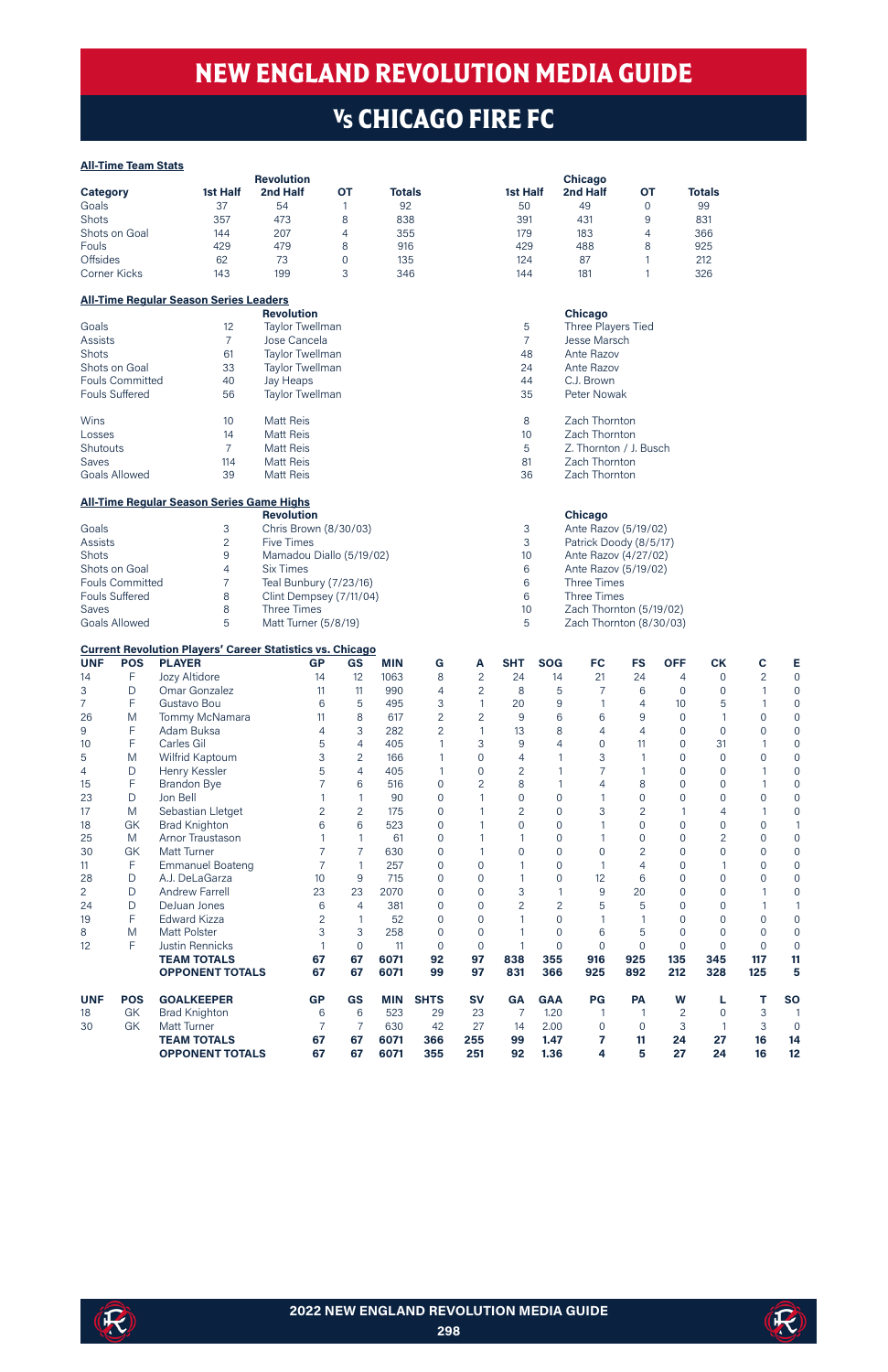# NEW ENGLAND REVOLUTION MEDIA GUIDE

## Vs CHICAGO FIRE FC

**All-Time Team Stats**

| Category | Revolution 1st Half | 2nd Half | OT | Totals | Chicago 1st Half | 2nd Half | OT | Totals |
|---|---|---|---|---|---|---|---|---|
| Goals | 37 | 54 | 1 | 92 | 50 | 49 | 0 | 99 |
| Shots | 357 | 473 | 8 | 838 | 391 | 431 | 9 | 831 |
| Shots on Goal | 144 | 207 | 4 | 355 | 179 | 183 | 4 | 366 |
| Fouls | 429 | 479 | 8 | 916 | 429 | 488 | 8 | 925 |
| Offsides | 62 | 73 | 0 | 135 | 124 | 87 | 1 | 212 |
| Corner Kicks | 143 | 199 | 3 | 346 | 144 | 181 | 1 | 326 |

**All-Time Regular Season Series Leaders**

| | | Revolution | | Chicago |
|---|---|---|---|---|
| Goals | 12 | Taylor Twellman | 5 | Three Players Tied |
| Assists | 7 | Jose Cancela | 7 | Jesse Marsch |
| Shots | 61 | Taylor Twellman | 48 | Ante Razov |
| Shots on Goal | 33 | Taylor Twellman | 24 | Ante Razov |
| Fouls Committed | 40 | Jay Heaps | 44 | C.J. Brown |
| Fouls Suffered | 56 | Taylor Twellman | 35 | Peter Nowak |
| Wins | 10 | Matt Reis | 8 | Zach Thornton |
| Losses | 14 | Matt Reis | 10 | Zach Thornton |
| Shutouts | 7 | Matt Reis | 5 | Z. Thornton / J. Busch |
| Saves | 114 | Matt Reis | 81 | Zach Thornton |
| Goals Allowed | 39 | Matt Reis | 36 | Zach Thornton |

**All-Time Regular Season Series Game Highs**

| | | Revolution | | Chicago |
|---|---|---|---|---|
| Goals | 3 | Chris Brown (8/30/03) | 3 | Ante Razov (5/19/02) |
| Assists | 2 | Five Times | 3 | Patrick Doody (8/5/17) |
| Shots | 9 | Mamadou Diallo (5/19/02) | 10 | Ante Razov (4/27/02) |
| Shots on Goal | 4 | Six Times | 6 | Ante Razov (5/19/02) |
| Fouls Committed | 7 | Teal Bunbury (7/23/16) | 6 | Three Times |
| Fouls Suffered | 8 | Clint Dempsey (7/11/04) | 6 | Three Times |
| Saves | 8 | Three Times | 10 | Zach Thornton (5/19/02) |
| Goals Allowed | 5 | Matt Turner (5/8/19) | 5 | Zach Thornton (8/30/03) |

**Current Revolution Players' Career Statistics vs. Chicago**

| UNF | POS | PLAYER | GP | GS | MIN | G | A | SHT | SOG | FC | FS | OFF | CK | C | E |
|---|---|---|---|---|---|---|---|---|---|---|---|---|---|---|---|
| 14 | F | Jozy Altidore | 14 | 12 | 1063 | 8 | 2 | 24 | 14 | 21 | 24 | 4 | 0 | 2 | 0 |
| 3 | D | Omar Gonzalez | 11 | 11 | 990 | 4 | 2 | 8 | 5 | 7 | 6 | 0 | 0 | 1 | 0 |
| 7 | F | Gustavo Bou | 6 | 5 | 495 | 3 | 1 | 20 | 9 | 1 | 4 | 10 | 5 | 1 | 0 |
| 26 | M | Tommy McNamara | 11 | 8 | 617 | 2 | 2 | 9 | 6 | 6 | 9 | 0 | 1 | 0 | 0 |
| 9 | F | Adam Buksa | 4 | 3 | 282 | 2 | 1 | 13 | 8 | 4 | 4 | 0 | 0 | 0 | 0 |
| 10 | F | Carles Gil | 5 | 4 | 405 | 1 | 3 | 9 | 4 | 0 | 11 | 0 | 31 | 1 | 0 |
| 5 | M | Wilfrid Kaptoum | 3 | 2 | 166 | 1 | 0 | 4 | 1 | 3 | 1 | 0 | 0 | 0 | 0 |
| 4 | D | Henry Kessler | 5 | 4 | 405 | 1 | 0 | 2 | 1 | 7 | 1 | 0 | 0 | 1 | 0 |
| 15 | F | Brandon Bye | 7 | 6 | 516 | 0 | 2 | 8 | 1 | 4 | 8 | 0 | 0 | 1 | 0 |
| 23 | D | Jon Bell | 1 | 1 | 90 | 0 | 1 | 0 | 0 | 1 | 0 | 0 | 0 | 0 | 0 |
| 17 | M | Sebastian Lletget | 2 | 2 | 175 | 0 | 1 | 2 | 0 | 3 | 2 | 1 | 4 | 1 | 0 |
| 18 | GK | Brad Knighton | 6 | 6 | 523 | 0 | 1 | 0 | 0 | 1 | 0 | 0 | 0 | 0 | 1 |
| 25 | M | Arnor Traustason | 1 | 1 | 61 | 0 | 1 | 1 | 0 | 1 | 0 | 0 | 2 | 0 | 0 |
| 30 | GK | Matt Turner | 7 | 7 | 630 | 0 | 1 | 0 | 0 | 0 | 2 | 0 | 0 | 0 | 0 |
| 11 | F | Emmanuel Boateng | 7 | 1 | 257 | 0 | 0 | 1 | 0 | 1 | 4 | 0 | 1 | 0 | 0 |
| 28 | D | A.J. DeLaGarza | 10 | 9 | 715 | 0 | 0 | 1 | 0 | 12 | 6 | 0 | 0 | 0 | 0 |
| 2 | D | Andrew Farrell | 23 | 23 | 2070 | 0 | 0 | 3 | 1 | 9 | 20 | 0 | 0 | 1 | 0 |
| 24 | D | DeJuan Jones | 6 | 4 | 381 | 0 | 0 | 2 | 2 | 5 | 5 | 0 | 0 | 1 | 1 |
| 19 | F | Edward Kizza | 2 | 1 | 52 | 0 | 0 | 1 | 0 | 1 | 1 | 0 | 0 | 0 | 0 |
| 8 | M | Matt Polster | 3 | 3 | 258 | 0 | 0 | 1 | 0 | 6 | 5 | 0 | 0 | 0 | 0 |
| 12 | F | Justin Rennicks | 1 | 0 | 11 | 0 | 0 | 1 | 0 | 0 | 0 | 0 | 0 | 0 | 0 |
| | | **TEAM TOTALS** | **67** | **67** | **6071** | **92** | **97** | **838** | **355** | **916** | **925** | **135** | **345** | **117** | **11** |
| | | **OPPONENT TOTALS** | **67** | **67** | **6071** | **99** | **97** | **831** | **366** | **925** | **892** | **212** | **328** | **125** | **5** |

| UNF | POS | GOALKEEPER | GP | GS | MIN | SHTS | SV | GA | GAA | PG | PA | W | L | T | SO |
|---|---|---|---|---|---|---|---|---|---|---|---|---|---|---|---|
| 18 | GK | Brad Knighton | 6 | 6 | 523 | 29 | 23 | 7 | 1.20 | 1 | 1 | 2 | 0 | 3 | 1 |
| 30 | GK | Matt Turner | 7 | 7 | 630 | 42 | 27 | 14 | 2.00 | 0 | 0 | 3 | 1 | 3 | 0 |
| | | **TEAM TOTALS** | **67** | **67** | **6071** | **366** | **255** | **99** | **1.47** | **7** | **11** | **24** | **27** | **16** | **14** |
| | | **OPPONENT TOTALS** | **67** | **67** | **6071** | **355** | **251** | **92** | **1.36** | **4** | **5** | **27** | **24** | **16** | **12** |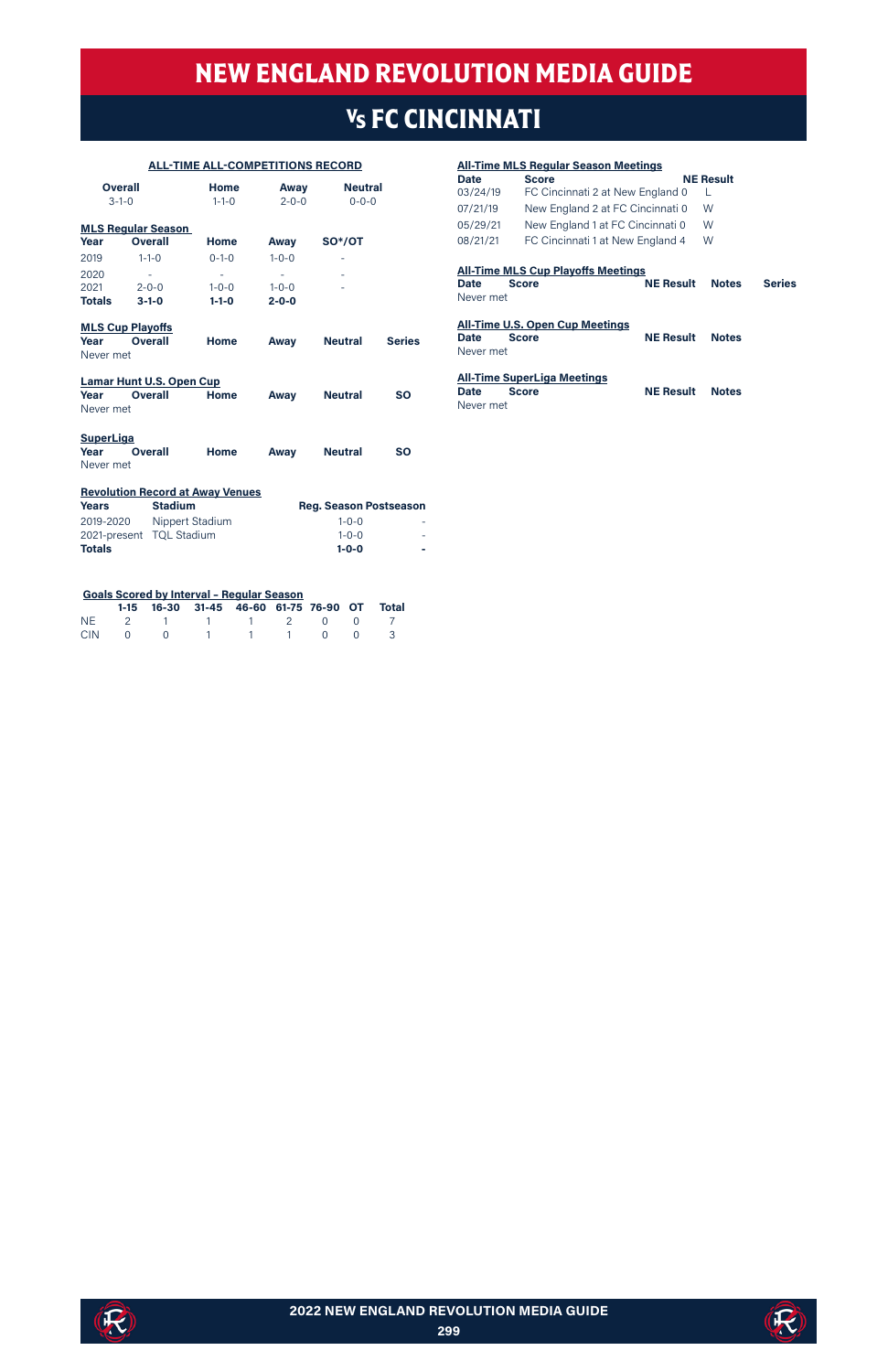# NEW ENGLAND REVOLUTION MEDIA GUIDE

## Vs FC CINCINNATI

### ALL-TIME ALL-COMPETITIONS RECORD

| Overall | Home | Away | Neutral |
|---|---|---|---|
| 3-1-0 | 1-1-0 | 2-0-0 | 0-0-0 |

### MLS Regular Season

| Year | Overall | Home | Away | SO*/OT |
|---|---|---|---|---|
| 2019 | 1-1-0 | 0-1-0 | 1-0-0 | - |
| 2020 | - | - | - | - |
| 2021 | 2-0-0 | 1-0-0 | 1-0-0 | - |
| **Totals** | **3-1-0** | **1-1-0** | **2-0-0** | |

### MLS Cup Playoffs

| Year | Overall | Home | Away | Neutral | Series |
|---|---|---|---|---|---|
| Never met | | | | | |

### Lamar Hunt U.S. Open Cup

| Year | Overall | Home | Away | Neutral | SO |
|---|---|---|---|---|---|
| Never met | | | | | |

### SuperLiga

| Year | Overall | Home | Away | Neutral | SO |
|---|---|---|---|---|---|
| Never met | | | | | |

### Revolution Record at Away Venues

| Years | Stadium | Reg. Season | Postseason |
|---|---|---|---|
| 2019-2020 | Nippert Stadium | 1-0-0 | - |
| 2021-present | TQL Stadium | 1-0-0 | - |
| **Totals** | | **1-0-0** | **-** |

### Goals Scored by Interval - Regular Season

| | 1-15 | 16-30 | 31-45 | 46-60 | 61-75 | 76-90 | OT | Total |
|---|---|---|---|---|---|---|---|---|
| NE | 2 | 1 | 1 | 1 | 2 | 0 | 0 | 7 |
| CIN | 0 | 0 | 1 | 1 | 1 | 0 | 0 | 3 |

### All-Time MLS Regular Season Meetings

| Date | Score | NE Result |
|---|---|---|
| 03/24/19 | FC Cincinnati 2 at New England 0 | L |
| 07/21/19 | New England 2 at FC Cincinnati 0 | W |
| 05/29/21 | New England 1 at FC Cincinnati 0 | W |
| 08/21/21 | FC Cincinnati 1 at New England 4 | W |

### All-Time MLS Cup Playoffs Meetings

| Date | Score | NE Result | Notes | Series |
|---|---|---|---|---|
| Never met | | | | |

### All-Time U.S. Open Cup Meetings

| Date | Score | NE Result | Notes |
|---|---|---|---|
| Never met | | | |

### All-Time SuperLiga Meetings

| Date | Score | NE Result | Notes |
|---|---|---|---|
| Never met | | | |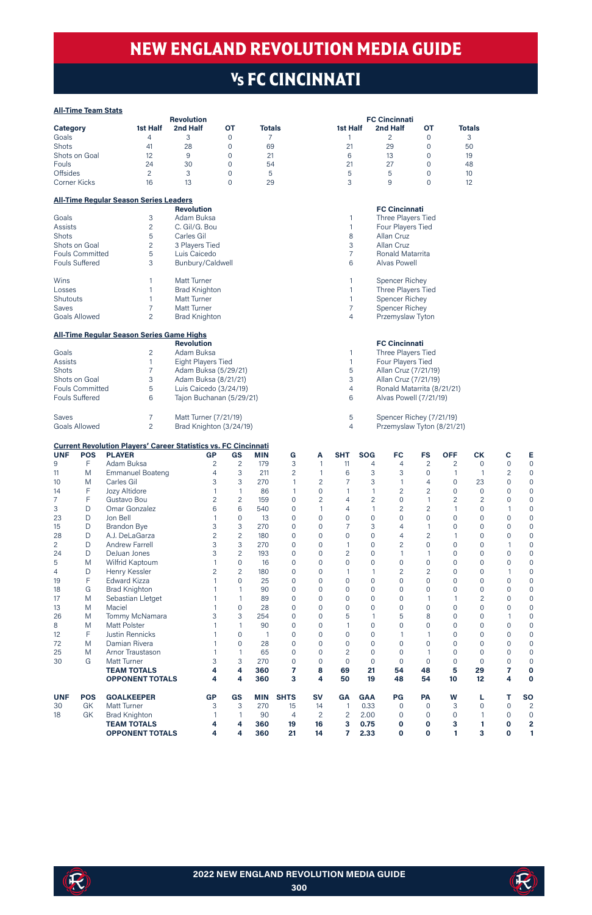# NEW ENGLAND REVOLUTION MEDIA GUIDE

## Vs FC CINCINNATI

**All-Time Team Stats**

| Category | Revolution 1st Half | 2nd Half | OT | Totals | FC Cincinnati 1st Half | 2nd Half | OT | Totals |
|---|---|---|---|---|---|---|---|---|
| Goals | 4 | 3 | 0 | 7 | 1 | 2 | 0 | 3 |
| Shots | 41 | 28 | 0 | 69 | 21 | 29 | 0 | 50 |
| Shots on Goal | 12 | 9 | 0 | 21 | 6 | 13 | 0 | 19 |
| Fouls | 24 | 30 | 0 | 54 | 21 | 27 | 0 | 48 |
| Offsides | 2 | 3 | 0 | 5 | 5 | 5 | 0 | 10 |
| Corner Kicks | 16 | 13 | 0 | 29 | 3 | 9 | 0 | 12 |

**All-Time Regular Season Series Leaders**

| | | Revolution | | FC Cincinnati |
|---|---|---|---|---|
| Goals | 3 | Adam Buksa | 1 | Three Players Tied |
| Assists | 2 | C. Gil/G. Bou | 1 | Four Players Tied |
| Shots | 5 | Carles Gil | 8 | Allan Cruz |
| Shots on Goal | 2 | 3 Players Tied | 3 | Allan Cruz |
| Fouls Committed | 5 | Luis Caicedo | 7 | Ronald Matarrita |
| Fouls Suffered | 3 | Bunbury/Caldwell | 6 | Alvas Powell |
| Wins | 1 | Matt Turner | 1 | Spencer Richey |
| Losses | 1 | Brad Knighton | 1 | Three Players Tied |
| Shutouts | 1 | Matt Turner | 1 | Spencer Richey |
| Saves | 7 | Matt Turner | 7 | Spencer Richey |
| Goals Allowed | 2 | Brad Knighton | 4 | Przemyslaw Tyton |

**All-Time Regular Season Series Game Highs**

| | | Revolution | | FC Cincinnati |
|---|---|---|---|---|
| Goals | 2 | Adam Buksa | 1 | Three Players Tied |
| Assists | 1 | Eight Players Tied | 1 | Four Players Tied |
| Shots | 7 | Adam Buksa (5/29/21) | 5 | Allan Cruz (7/21/19) |
| Shots on Goal | 3 | Adam Buksa (8/21/21) | 3 | Allan Cruz (7/21/19) |
| Fouls Committed | 5 | Luis Caicedo (3/24/19) | 4 | Ronald Matarrita (8/21/21) |
| Fouls Suffered | 6 | Tajon Buchanan (5/29/21) | 6 | Alvas Powell (7/21/19) |
| Saves | 7 | Matt Turner (7/21/19) | 5 | Spencer Richey (7/21/19) |
| Goals Allowed | 2 | Brad Knighton (3/24/19) | 4 | Przemyslaw Tyton (8/21/21) |

**Current Revolution Players' Career Statistics vs. FC Cincinnati**

| UNF | POS | PLAYER | GP | GS | MIN | G | A | SHT | SOG | FC | FS | OFF | CK | C | E |
|---|---|---|---|---|---|---|---|---|---|---|---|---|---|---|---|
| 9 | F | Adam Buksa | 2 | 2 | 179 | 3 | 1 | 11 | 4 | 4 | 2 | 2 | 0 | 0 | 0 |
| 11 | M | Emmanuel Boateng | 4 | 3 | 211 | 2 | 1 | 6 | 3 | 3 | 0 | 1 | 1 | 2 | 0 |
| 10 | M | Carles Gil | 3 | 3 | 270 | 1 | 2 | 7 | 3 | 1 | 4 | 0 | 23 | 0 | 0 |
| 14 | F | Jozy Altidore | 1 | 1 | 86 | 1 | 0 | 1 | 1 | 2 | 2 | 0 | 0 | 0 | 0 |
| 7 | F | Gustavo Bou | 2 | 2 | 159 | 0 | 2 | 4 | 2 | 0 | 1 | 2 | 2 | 0 | 0 |
| 3 | D | Omar Gonzalez | 6 | 6 | 540 | 0 | 1 | 4 | 1 | 2 | 2 | 1 | 0 | 1 | 0 |
| 23 | D | Jon Bell | 1 | 0 | 13 | 0 | 0 | 0 | 0 | 0 | 0 | 0 | 0 | 0 | 0 |
| 15 | D | Brandon Bye | 3 | 3 | 270 | 0 | 0 | 7 | 3 | 4 | 1 | 0 | 0 | 0 | 0 |
| 28 | D | A.J. DeLaGarza | 2 | 2 | 180 | 0 | 0 | 0 | 0 | 4 | 2 | 1 | 0 | 0 | 0 |
| 2 | D | Andrew Farrell | 3 | 3 | 270 | 0 | 0 | 1 | 0 | 2 | 0 | 0 | 0 | 1 | 0 |
| 24 | D | DeJuan Jones | 3 | 2 | 193 | 0 | 0 | 2 | 0 | 1 | 1 | 0 | 0 | 0 | 0 |
| 5 | M | Wilfrid Kaptoum | 1 | 0 | 16 | 0 | 0 | 0 | 0 | 0 | 0 | 0 | 0 | 0 | 0 |
| 4 | D | Henry Kessler | 2 | 2 | 180 | 0 | 0 | 1 | 1 | 2 | 2 | 0 | 0 | 1 | 0 |
| 19 | F | Edward Kizza | 1 | 0 | 25 | 0 | 0 | 0 | 0 | 0 | 0 | 0 | 0 | 0 | 0 |
| 18 | G | Brad Knighton | 1 | 1 | 90 | 0 | 0 | 0 | 0 | 0 | 0 | 0 | 0 | 0 | 0 |
| 17 | M | Sebastian Lletget | 1 | 1 | 89 | 0 | 0 | 0 | 0 | 0 | 1 | 1 | 2 | 0 | 0 |
| 13 | M | Maciel | 1 | 0 | 28 | 0 | 0 | 0 | 0 | 0 | 0 | 0 | 0 | 0 | 0 |
| 26 | M | Tommy McNamara | 3 | 3 | 254 | 0 | 0 | 5 | 1 | 5 | 8 | 0 | 0 | 1 | 0 |
| 8 | M | Matt Polster | 1 | 1 | 90 | 0 | 0 | 1 | 0 | 0 | 0 | 0 | 0 | 0 | 0 |
| 12 | F | Justin Rennicks | 1 | 0 | 1 | 0 | 0 | 0 | 0 | 1 | 1 | 0 | 0 | 0 | 0 |
| 72 | M | Damian Rivera | 1 | 0 | 28 | 0 | 0 | 0 | 0 | 0 | 0 | 0 | 0 | 0 | 0 |
| 25 | M | Arnor Traustason | 1 | 1 | 65 | 0 | 0 | 2 | 0 | 0 | 1 | 0 | 0 | 0 | 0 |
| 30 | G | Matt Turner | 3 | 3 | 270 | 0 | 0 | 0 | 0 | 0 | 0 | 0 | 0 | 0 | 0 |
| | | **TEAM TOTALS** | **4** | **4** | **360** | **7** | **8** | **69** | **21** | **54** | **48** | **5** | **29** | **7** | **0** |
| | | **OPPONENT TOTALS** | **4** | **4** | **360** | **3** | **4** | **50** | **19** | **48** | **54** | **10** | **12** | **4** | **0** |

| UNF | POS | GOALKEEPER | GP | GS | MIN | SHTS | SV | GA | GAA | PG | PA | W | L | T | SO |
|---|---|---|---|---|---|---|---|---|---|---|---|---|---|---|---|
| 30 | GK | Matt Turner | 3 | 3 | 270 | 15 | 14 | 1 | 0.33 | 0 | 0 | 3 | 0 | 0 | 2 |
| 18 | GK | Brad Knighton | 1 | 1 | 90 | 4 | 2 | 2 | 2.00 | 0 | 0 | 0 | 1 | 0 | 0 |
| | | **TEAM TOTALS** | **4** | **4** | **360** | **19** | **16** | **3** | **0.75** | **0** | **0** | **3** | **1** | **0** | **2** |
| | | **OPPONENT TOTALS** | **4** | **4** | **360** | **21** | **14** | **7** | **2.33** | **0** | **0** | **1** | **3** | **0** | **1** |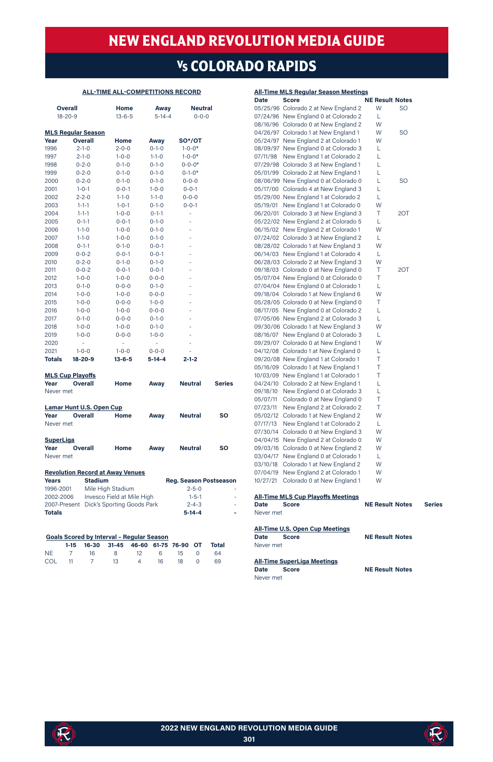# NEW ENGLAND REVOLUTION MEDIA GUIDE

## Vs COLORADO RAPIDS

### ALL-TIME ALL-COMPETITIONS RECORD

| Overall | Home | Away | Neutral |
|---|---|---|---|
| 18-20-9 | 13-6-5 | 5-14-4 | 0-0-0 |

**MLS Regular Season**

| Year | Overall | Home | Away | SO*/OT |
|---|---|---|---|---|
| 1996 | 2-1-0 | 2-0-0 | 0-1-0 | 1-0-0* |
| 1997 | 2-1-0 | 1-0-0 | 1-1-0 | 1-0-0* |
| 1998 | 0-2-0 | 0-1-0 | 0-1-0 | 0-0-0* |
| 1999 | 0-2-0 | 0-1-0 | 0-1-0 | 0-1-0* |
| 2000 | 0-2-0 | 0-1-0 | 0-1-0 | 0-0-0 |
| 2001 | 1-0-1 | 0-0-1 | 1-0-0 | 0-0-1 |
| 2002 | 2-2-0 | 1-1-0 | 1-1-0 | 0-0-0 |
| 2003 | 1-1-1 | 1-0-1 | 0-1-0 | 0-0-1 |
| 2004 | 1-1-1 | 1-0-0 | 0-1-1 | - |
| 2005 | 0-1-1 | 0-0-1 | 0-1-0 | - |
| 2006 | 1-1-0 | 1-0-0 | 0-1-0 | - |
| 2007 | 1-1-0 | 1-0-0 | 0-1-0 | - |
| 2008 | 0-1-1 | 0-1-0 | 0-0-1 | - |
| 2009 | 0-0-2 | 0-0-1 | 0-0-1 | - |
| 2010 | 0-2-0 | 0-1-0 | 0-1-0 | - |
| 2011 | 0-0-2 | 0-0-1 | 0-0-1 | - |
| 2012 | 1-0-0 | 1-0-0 | 0-0-0 | - |
| 2013 | 0-1-0 | 0-0-0 | 0-1-0 | - |
| 2014 | 1-0-0 | 1-0-0 | 0-0-0 | - |
| 2015 | 1-0-0 | 0-0-0 | 1-0-0 | - |
| 2016 | 1-0-0 | 1-0-0 | 0-0-0 | - |
| 2017 | 0-1-0 | 0-0-0 | 0-1-0 | - |
| 2018 | 1-0-0 | 1-0-0 | 0-1-0 | - |
| 2019 | 1-0-0 | 0-0-0 | 1-0-0 | - |
| 2020 | - | - | - | - |
| 2021 | 1-0-0 | 1-0-0 | 0-0-0 | - |
| **Totals** | **18-20-9** | **13-6-5** | **5-14-4** | **2-1-2** |

**MLS Cup Playoffs**

| Year | Overall | Home | Away | Neutral | Series |
|---|---|---|---|---|---|
| Never met | | | | | |

**Lamar Hunt U.S. Open Cup**

| Year | Overall | Home | Away | Neutral | SO |
|---|---|---|---|---|---|
| Never met | | | | | |

**SuperLiga**

| Year | Overall | Home | Away | Neutral | SO |
|---|---|---|---|---|---|
| Never met | | | | | |

**Revolution Record at Away Venues**

| Years | Stadium | Reg. Season | Postseason |
|---|---|---|---|
| 1996-2001 | Mile High Stadium | 2-5-0 | - |
| 2002-2006 | Invesco Field at Mile High | 1-5-1 | - |
| 2007-Present | Dick's Sporting Goods Park | 2-4-3 | - |
| **Totals** | | **5-14-4** | **-** |

**Goals Scored by Interval - Regular Season**

| | 1-15 | 16-30 | 31-45 | 46-60 | 61-75 | 76-90 | OT | Total |
|---|---|---|---|---|---|---|---|---|
| NE | 7 | 16 | 8 | 12 | 6 | 15 | 0 | 64 |
| COL | 11 | 7 | 13 | 4 | 16 | 18 | 0 | 69 |

**All-Time MLS Regular Season Meetings**

| Date | Score | NE Result | Notes |
|---|---|---|---|
| 05/25/96 | Colorado 2 at New England 2 | W | SO |
| 07/24/96 | New England 0 at Colorado 2 | L | |
| 08/16/96 | Colorado 0 at New England 2 | W | |
| 04/26/97 | Colorado 1 at New England 1 | W | SO |
| 05/24/97 | New England 2 at Colorado 1 | W | |
| 08/09/97 | New England 0 at Colorado 3 | L | |
| 07/11/98 | New England 1 at Colorado 2 | L | |
| 07/29/98 | Colorado 3 at New England 1 | L | |
| 05/01/99 | Colorado 2 at New England 1 | L | |
| 08/06/99 | New England 0 at Colorado 0 | L | SO |
| 05/17/00 | Colorado 4 at New England 3 | L | |
| 05/29/00 | New England 1 at Colorado 2 | L | |
| 05/19/01 | New England 1 at Colorado 0 | W | |
| 06/20/01 | Colorado 3 at New England 3 | T | 2OT |
| 05/22/02 | New England 2 at Colorado 5 | L | |
| 06/15/02 | New England 2 at Colorado 1 | W | |
| 07/24/02 | Colorado 3 at New England 2 | L | |
| 08/28/02 | Colorado 1 at New England 3 | W | |
| 06/14/03 | New England 1 at Colorado 4 | L | |
| 06/28/03 | Colorado 2 at New England 3 | W | |
| 09/18/03 | Colorado 0 at New England 0 | T | 2OT |
| 05/07/04 | New England 0 at Colorado 0 | T | |
| 07/04/04 | New England 0 at Colorado 1 | L | |
| 09/18/04 | Colorado 1 at New England 6 | W | |
| 05/28/05 | Colorado 0 at New England 0 | T | |
| 08/17/05 | New England 0 at Colorado 2 | L | |
| 07/05/06 | New England 2 at Colorado 3 | L | |
| 09/30/06 | Colorado 1 at New England 3 | W | |
| 08/16/07 | New England 0 at Colorado 3 | L | |
| 09/29/07 | Colorado 0 at New England 1 | W | |
| 04/12/08 | Colorado 1 at New England 0 | L | |
| 09/20/08 | New England 1 at Colorado 1 | T | |
| 05/16/09 | Colorado 1 at New England 1 | T | |
| 10/03/09 | New England 1 at Colorado 1 | T | |
| 04/24/10 | Colorado 2 at New England 1 | L | |
| 09/18/10 | New England 0 at Colorado 3 | L | |
| 05/07/11 | Colorado 0 at New England 0 | T | |
| 07/23/11 | New England 2 at Colorado 2 | T | |
| 05/02/12 | Colorado 1 at New England 2 | W | |
| 07/17/13 | New England 1 at Colorado 2 | L | |
| 07/30/14 | Colorado 0 at New England 3 | W | |
| 04/04/15 | New England 2 at Colorado 0 | W | |
| 09/03/16 | Colorado 0 at New England 2 | W | |
| 03/04/17 | New England 0 at Colorado 1 | L | |
| 03/10/18 | Colorado 1 at New England 2 | W | |
| 07/04/19 | New England 2 at Colorado 1 | W | |
| 10/27/21 | Colorado 0 at New England 1 | W | |

**All-Time MLS Cup Playoffs Meetings**

| Date | Score | NE Result | Notes | Series |
|---|---|---|---|---|
| Never met | | | | |

**All-Time U.S. Open Cup Meetings**

| Date | Score | NE Result | Notes |
|---|---|---|---|
| Never met | | | |

**All-Time SuperLiga Meetings**

| Date | Score | NE Result | Notes |
|---|---|---|---|
| Never met | | | |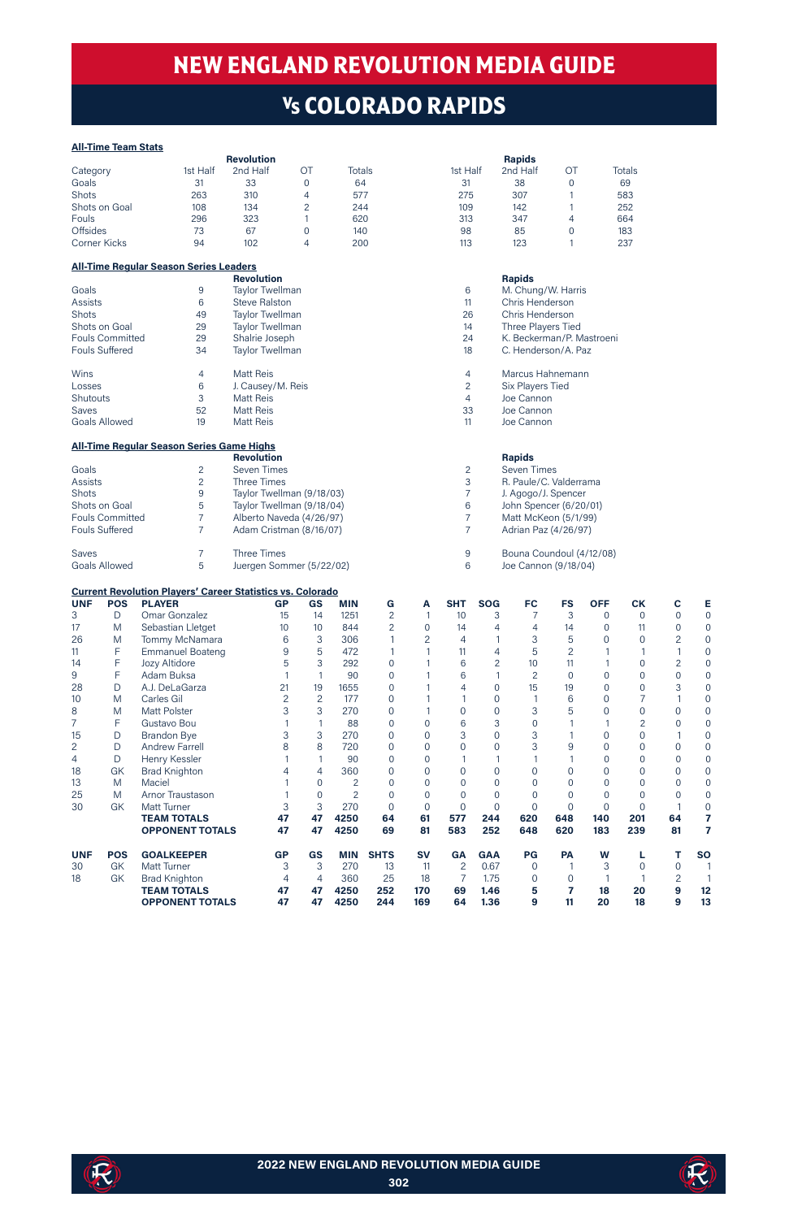# NEW ENGLAND REVOLUTION MEDIA GUIDE

## Vs COLORADO RAPIDS

**All-Time Team Stats**

| Category | Revolution 1st Half | 2nd Half | OT | Totals | Rapids 1st Half | 2nd Half | OT | Totals |
|---|---|---|---|---|---|---|---|---|
| Goals | 31 | 33 | 0 | 64 | 31 | 38 | 0 | 69 |
| Shots | 263 | 310 | 4 | 577 | 275 | 307 | 1 | 583 |
| Shots on Goal | 108 | 134 | 2 | 244 | 109 | 142 | 1 | 252 |
| Fouls | 296 | 323 | 1 | 620 | 313 | 347 | 4 | 664 |
| Offsides | 73 | 67 | 0 | 140 | 98 | 85 | 0 | 183 |
| Corner Kicks | 94 | 102 | 4 | 200 | 113 | 123 | 1 | 237 |

**All-Time Regular Season Series Leaders**

| | | Revolution | | Rapids |
|---|---|---|---|---|
| Goals | 9 | Taylor Twellman | 6 | M. Chung/W. Harris |
| Assists | 6 | Steve Ralston | 11 | Chris Henderson |
| Shots | 49 | Taylor Twellman | 26 | Chris Henderson |
| Shots on Goal | 29 | Taylor Twellman | 14 | Three Players Tied |
| Fouls Committed | 29 | Shalrie Joseph | 24 | K. Beckerman/P. Mastroeni |
| Fouls Suffered | 34 | Taylor Twellman | 18 | C. Henderson/A. Paz |
| Wins | 4 | Matt Reis | 4 | Marcus Hahnemann |
| Losses | 6 | J. Causey/M. Reis | 2 | Six Players Tied |
| Shutouts | 3 | Matt Reis | 4 | Joe Cannon |
| Saves | 52 | Matt Reis | 33 | Joe Cannon |
| Goals Allowed | 19 | Matt Reis | 11 | Joe Cannon |

**All-Time Regular Season Series Game Highs**

| | | Revolution | | Rapids |
|---|---|---|---|---|
| Goals | 2 | Seven Times | 2 | Seven Times |
| Assists | 2 | Three Times | 3 | R. Paule/C. Valderrama |
| Shots | 9 | Taylor Twellman (9/18/03) | 7 | J. Agogo/J. Spencer |
| Shots on Goal | 5 | Taylor Twellman (9/18/04) | 6 | John Spencer (6/20/01) |
| Fouls Committed | 7 | Alberto Naveda (4/26/97) | 7 | Matt McKeon (5/1/99) |
| Fouls Suffered | 7 | Adam Cristman (8/16/07) | 7 | Adrian Paz (4/26/97) |
| Saves | 7 | Three Times | 9 | Bouna Coundoul (4/12/08) |
| Goals Allowed | 5 | Juergen Sommer (5/22/02) | 6 | Joe Cannon (9/18/04) |

**Current Revolution Players' Career Statistics vs. Colorado**

| UNF | POS | PLAYER | GP | GS | MIN | G | A | SHT | SOG | FC | FS | OFF | CK | C | E |
|---|---|---|---|---|---|---|---|---|---|---|---|---|---|---|---|
| 3 | D | Omar Gonzalez | 15 | 14 | 1251 | 2 | 1 | 10 | 3 | 7 | 3 | 0 | 0 | 0 | 0 |
| 17 | M | Sebastian Lletget | 10 | 10 | 844 | 2 | 0 | 14 | 4 | 4 | 14 | 0 | 11 | 0 | 0 |
| 26 | M | Tommy McNamara | 6 | 3 | 306 | 1 | 2 | 4 | 1 | 3 | 5 | 0 | 0 | 2 | 0 |
| 11 | F | Emmanuel Boateng | 9 | 5 | 472 | 1 | 1 | 11 | 4 | 5 | 2 | 1 | 1 | 1 | 0 |
| 14 | F | Jozy Altidore | 5 | 3 | 292 | 0 | 1 | 6 | 2 | 10 | 11 | 1 | 0 | 2 | 0 |
| 9 | F | Adam Buksa | 1 | 1 | 90 | 0 | 1 | 6 | 1 | 2 | 0 | 0 | 0 | 0 | 0 |
| 28 | D | A.J. DeLaGarza | 21 | 19 | 1655 | 0 | 1 | 4 | 0 | 15 | 19 | 0 | 0 | 3 | 0 |
| 10 | M | Carles Gil | 2 | 2 | 177 | 0 | 1 | 1 | 0 | 1 | 6 | 0 | 7 | 1 | 0 |
| 8 | M | Matt Polster | 3 | 3 | 270 | 0 | 1 | 0 | 0 | 3 | 5 | 0 | 0 | 0 | 0 |
| 7 | F | Gustavo Bou | 1 | 1 | 88 | 0 | 0 | 6 | 3 | 0 | 1 | 1 | 2 | 0 | 0 |
| 15 | D | Brandon Bye | 3 | 3 | 270 | 0 | 0 | 3 | 0 | 3 | 1 | 0 | 0 | 1 | 0 |
| 2 | D | Andrew Farrell | 8 | 8 | 720 | 0 | 0 | 0 | 0 | 3 | 9 | 0 | 0 | 0 | 0 |
| 4 | D | Henry Kessler | 1 | 1 | 90 | 0 | 0 | 1 | 1 | 1 | 1 | 0 | 0 | 0 | 0 |
| 18 | GK | Brad Knighton | 4 | 4 | 360 | 0 | 0 | 0 | 0 | 0 | 0 | 0 | 0 | 0 | 0 |
| 13 | M | Maciel | 1 | 0 | 2 | 0 | 0 | 0 | 0 | 0 | 0 | 0 | 0 | 0 | 0 |
| 25 | M | Arnor Traustason | 1 | 0 | 2 | 0 | 0 | 0 | 0 | 0 | 0 | 0 | 0 | 0 | 0 |
| 30 | GK | Matt Turner | 3 | 3 | 270 | 0 | 0 | 0 | 0 | 0 | 0 | 0 | 0 | 1 | 0 |
| | | **TEAM TOTALS** | **47** | **47** | **4250** | **64** | **61** | **577** | **244** | **620** | **648** | **140** | **201** | **64** | **7** |
| | | **OPPONENT TOTALS** | **47** | **47** | **4250** | **69** | **81** | **583** | **252** | **648** | **620** | **183** | **239** | **81** | **7** |

| UNF | POS | GOALKEEPER | GP | GS | MIN | SHTS | SV | GA | GAA | PG | PA | W | L | T | SO |
|---|---|---|---|---|---|---|---|---|---|---|---|---|---|---|---|
| 30 | GK | Matt Turner | 3 | 3 | 270 | 13 | 11 | 2 | 0.67 | 0 | 1 | 3 | 0 | 0 | 1 |
| 18 | GK | Brad Knighton | 4 | 4 | 360 | 25 | 18 | 7 | 1.75 | 0 | 0 | 1 | 1 | 2 | 1 |
| | | **TEAM TOTALS** | **47** | **47** | **4250** | **252** | **170** | **69** | **1.46** | **5** | **7** | **18** | **20** | **9** | **12** |
| | | **OPPONENT TOTALS** | **47** | **47** | **4250** | **244** | **169** | **64** | **1.36** | **9** | **11** | **20** | **18** | **9** | **13** |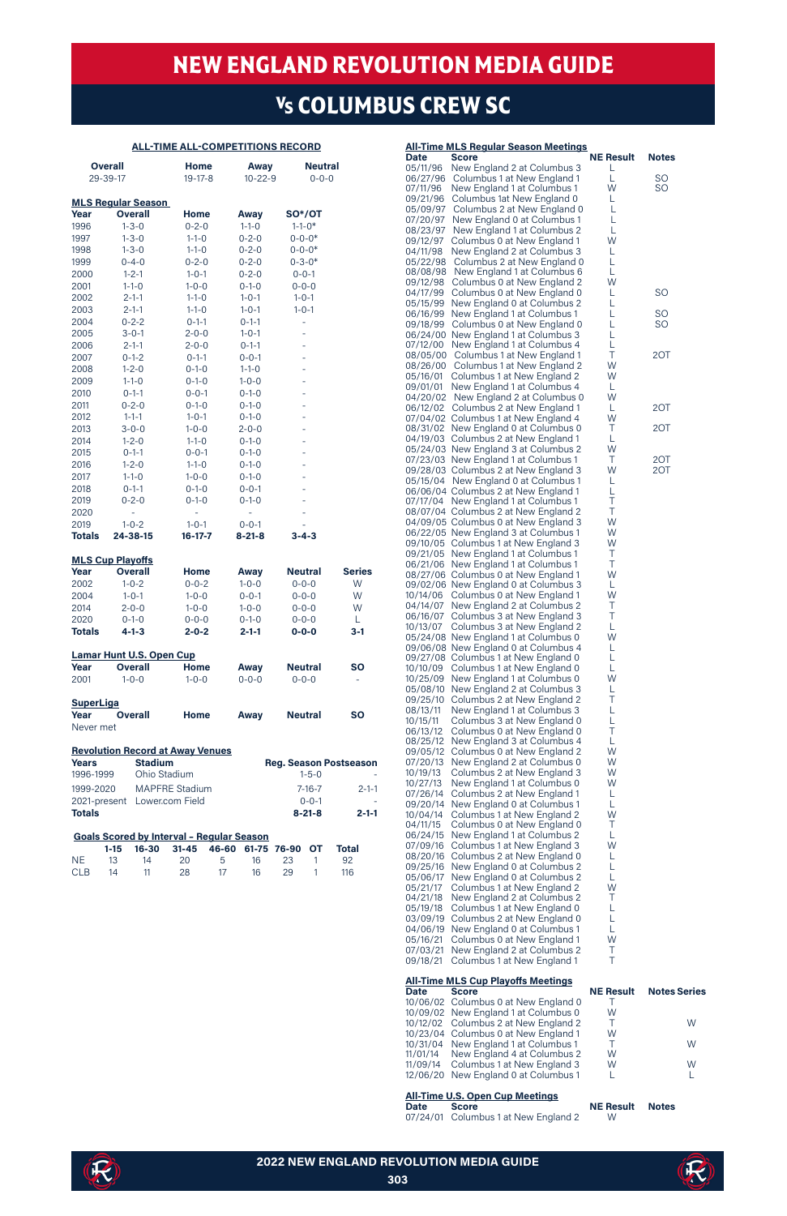# NEW ENGLAND REVOLUTION MEDIA GUIDE

## Vs COLUMBUS CREW SC

### ALL-TIME ALL-COMPETITIONS RECORD

| Overall | Home | Away | Neutral |
|---|---|---|---|
| 29-39-17 | 19-17-8 | 10-22-9 | 0-0-0 |

### MLS Regular Season

| Year | Overall | Home | Away | SO*/OT |
|---|---|---|---|---|
| 1996 | 1-3-0 | 0-2-0 | 1-1-0 | 1-1-0* |
| 1997 | 1-3-0 | 1-1-0 | 0-2-0 | 0-0-0* |
| 1998 | 1-3-0 | 1-1-0 | 0-2-0 | 0-0-0* |
| 1999 | 0-4-0 | 0-2-0 | 0-2-0 | 0-3-0* |
| 2000 | 1-2-1 | 1-0-1 | 0-2-0 | 0-0-1 |
| 2001 | 1-1-0 | 1-0-0 | 0-1-0 | 0-0-0 |
| 2002 | 2-1-1 | 1-1-0 | 1-0-1 | 1-0-1 |
| 2003 | 2-1-1 | 1-1-0 | 1-0-1 | 1-0-1 |
| 2004 | 0-2-2 | 0-1-1 | 0-1-1 | - |
| 2005 | 3-0-1 | 2-0-0 | 1-0-1 | - |
| 2006 | 2-1-1 | 2-0-0 | 0-1-1 | - |
| 2007 | 0-1-2 | 0-1-1 | 0-0-1 | - |
| 2008 | 1-2-0 | 0-1-0 | 1-1-0 | - |
| 2009 | 1-1-0 | 0-1-0 | 1-0-0 | - |
| 2010 | 0-1-1 | 0-0-1 | 0-1-0 | - |
| 2011 | 0-2-0 | 0-1-0 | 0-1-0 | - |
| 2012 | 1-1-1 | 1-0-1 | 0-1-0 | - |
| 2013 | 3-0-0 | 1-0-0 | 2-0-0 | - |
| 2014 | 1-2-0 | 1-1-0 | 0-1-0 | - |
| 2015 | 0-1-1 | 0-0-1 | 0-1-0 | - |
| 2016 | 1-2-0 | 1-1-0 | 0-1-0 | - |
| 2017 | 1-1-0 | 1-0-0 | 0-1-0 | - |
| 2018 | 0-1-1 | 0-1-0 | 0-0-1 | - |
| 2019 | 0-2-0 | 0-1-0 | 0-1-0 | - |
| 2020 | - | - | - | - |
| 2019 | 1-0-2 | 1-0-1 | 0-0-1 | - |
| **Totals** | **24-38-15** | **16-17-7** | **8-21-8** | **3-4-3** |

### MLS Cup Playoffs

| Year | Overall | Home | Away | Neutral | Series |
|---|---|---|---|---|---|
| 2002 | 1-0-2 | 0-0-2 | 1-0-0 | 0-0-0 | W |
| 2004 | 1-0-1 | 1-0-0 | 0-0-1 | 0-0-0 | W |
| 2014 | 2-0-0 | 1-0-0 | 1-0-0 | 0-0-0 | W |
| 2020 | 0-1-0 | 0-0-0 | 0-1-0 | 0-0-0 | L |
| **Totals** | **4-1-3** | **2-0-2** | **2-1-1** | **0-0-0** | **3-1** |

### Lamar Hunt U.S. Open Cup

| Year | Overall | Home | Away | Neutral | SO |
|---|---|---|---|---|---|
| 2001 | 1-0-0 | 1-0-0 | 0-0-0 | 0-0-0 | - |

### SuperLiga

| Year | Overall | Home | Away | Neutral | SO |
|---|---|---|---|---|---|
| Never met | | | | | |

### Revolution Record at Away Venues

| Years | Stadium | Reg. Season | Postseason |
|---|---|---|---|
| 1996-1999 | Ohio Stadium | 1-5-0 | - |
| 1999-2020 | MAPFRE Stadium | 7-16-7 | 2-1-1 |
| 2021-present | Lower.com Field | 0-0-1 | - |
| **Totals** | | **8-21-8** | **2-1-1** |

### Goals Scored by Interval - Regular Season

| | 1-15 | 16-30 | 31-45 | 46-60 | 61-75 | 76-90 | OT | Total |
|---|---|---|---|---|---|---|---|---|
| NE | 13 | 14 | 20 | 5 | 16 | 23 | 1 | 92 |
| CLB | 14 | 11 | 28 | 17 | 16 | 29 | 1 | 116 |

### All-Time MLS Regular Season Meetings

| Date | Score | NE Result | Notes |
|---|---|---|---|
| 05/11/96 | New England 2 at Columbus 3 | L | |
| 06/27/96 | Columbus 1 at New England 1 | L | SO |
| 07/11/96 | New England 1 at Columbus 1 | W | SO |
| 09/21/96 | Columbus 1at New England 0 | L | |
| 05/09/97 | Columbus 2 at New England 0 | L | |
| 07/20/97 | New England 0 at Columbus 1 | L | |
| 08/23/97 | New England 1 at Columbus 2 | L | |
| 09/12/97 | Columbus 0 at New England 1 | W | |
| 04/11/98 | New England 0 at Columbus 3 | L | |
| 05/22/98 | Columbus 2 at New England 0 | L | |
| 08/08/98 | New England 1 at Columbus 6 | L | |
| 09/12/98 | Columbus 0 at New England 2 | W | |
| 04/17/99 | Columbus 0 at New England 0 | L | SO |
| 05/15/99 | New England 0 at Columbus 2 | L | |
| 06/16/99 | New England 1 at Columbus 1 | L | SO |
| 09/18/99 | Columbus 0 at New England 0 | L | SO |
| 06/24/00 | New England 1 at Columbus 3 | L | |
| 07/12/00 | New England 1 at Columbus 4 | L | |
| 08/05/00 | Columbus 1 at New England 1 | T | 2OT |
| 08/26/00 | Columbus 1 at New England 2 | W | |
| 05/16/01 | Columbus 1 at New England 2 | W | |
| 09/01/01 | New England 1 at Columbus 4 | L | |
| 04/20/02 | New England 2 at Columbus 0 | W | |
| 06/12/02 | Columbus 2 at New England 1 | L | 2OT |
| 07/04/02 | Columbus 1 at New England 4 | W | |
| 08/31/02 | New England 0 at Columbus 0 | T | 2OT |
| 04/19/03 | Columbus 2 at New England 1 | L | |
| 05/24/03 | New England 3 at Columbus 2 | W | |
| 07/23/03 | New England 1 at Columbus 1 | T | 2OT |
| 09/28/03 | Columbus 2 at New England 3 | W | 2OT |
| 05/15/04 | New England 0 at Columbus 1 | L | |
| 06/06/04 | Columbus 2 at New England 1 | L | |
| 07/17/04 | New England 1 at Columbus 1 | T | |
| 08/07/04 | Columbus 2 at New England 2 | T | |
| 04/09/05 | Columbus 0 at New England 3 | W | |
| 06/22/05 | New England 3 at Columbus 1 | W | |
| 09/10/05 | Columbus 1 at New England 3 | W | |
| 09/21/05 | New England 1 at Columbus 1 | T | |
| 06/21/06 | New England 1 at Columbus 1 | T | |
| 08/27/06 | Columbus 0 at New England 1 | W | |
| 09/02/06 | New England 0 at Columbus 3 | L | |
| 10/14/06 | Columbus 0 at New England 1 | W | |
| 04/14/07 | New England 2 at Columbus 2 | T | |
| 06/16/07 | Columbus 3 at New England 3 | T | |
| 10/13/07 | Columbus 3 at New England 2 | L | |
| 05/24/08 | New England 1 at Columbus 0 | W | |
| 09/06/08 | New England 0 at Columbus 4 | L | |
| 09/27/08 | Columbus 1 at New England 0 | L | |
| 10/10/09 | Columbus 1 at New England 0 | L | |
| 10/25/09 | New England 1 at Columbus 0 | W | |
| 05/08/10 | New England 2 at Columbus 3 | L | |
| 09/25/10 | Columbus 2 at New England 2 | T | |
| 08/13/11 | New England 1 at Columbus 3 | L | |
| 10/15/11 | Columbus 3 at New England 0 | L | |
| 06/13/12 | Columbus 0 at New England 0 | T | |
| 08/25/12 | New England 3 at Columbus 4 | L | |
| 09/05/12 | Columbus 0 at New England 2 | W | |
| 07/20/13 | New England 2 at Columbus 0 | W | |
| 10/19/13 | Columbus 2 at New England 3 | W | |
| 10/27/13 | New England 1 at Columbus 0 | W | |
| 07/26/14 | Columbus 2 at New England 1 | L | |
| 09/20/14 | New England 0 at Columbus 1 | L | |
| 10/04/14 | Columbus 1 at New England 2 | W | |
| 04/11/15 | Columbus 0 at New England 0 | T | |
| 06/24/15 | New England 1 at Columbus 2 | L | |
| 07/09/16 | Columbus 1 at New England 3 | W | |
| 08/20/16 | Columbus 2 at New England 0 | L | |
| 09/25/16 | New England 0 at Columbus 2 | L | |
| 05/06/17 | New England 0 at Columbus 2 | L | |
| 05/21/17 | Columbus 1 at New England 2 | W | |
| 04/21/18 | New England 2 at Columbus 2 | T | |
| 05/19/18 | Columbus 1 at New England 0 | L | |
| 03/09/19 | Columbus 2 at New England 0 | L | |
| 04/06/19 | New England 0 at Columbus 1 | L | |
| 05/16/21 | Columbus 0 at New England 1 | W | |
| 07/03/21 | New England 2 at Columbus 2 | T | |
| 09/18/21 | Columbus 1 at New England 1 | T | |

### All-Time MLS Cup Playoffs Meetings

| Date | Score | NE Result | Notes | Series |
|---|---|---|---|---|
| 10/06/02 | Columbus 0 at New England 0 | T | | |
| 10/09/02 | New England 1 at Columbus 0 | W | | |
| 10/12/02 | Columbus 2 at New England 2 | T | | W |
| 10/23/04 | Columbus 0 at New England 1 | W | | |
| 10/31/04 | New England 1 at Columbus 1 | T | | W |
| 11/01/14 | New England 4 at Columbus 2 | W | | |
| 11/09/14 | Columbus 1 at New England 3 | W | | W |
| 12/06/20 | New England 0 at Columbus 1 | L | | L |

### All-Time U.S. Open Cup Meetings

| Date | Score | NE Result | Notes |
|---|---|---|---|
| 07/24/01 | Columbus 1 at New England 2 | W | |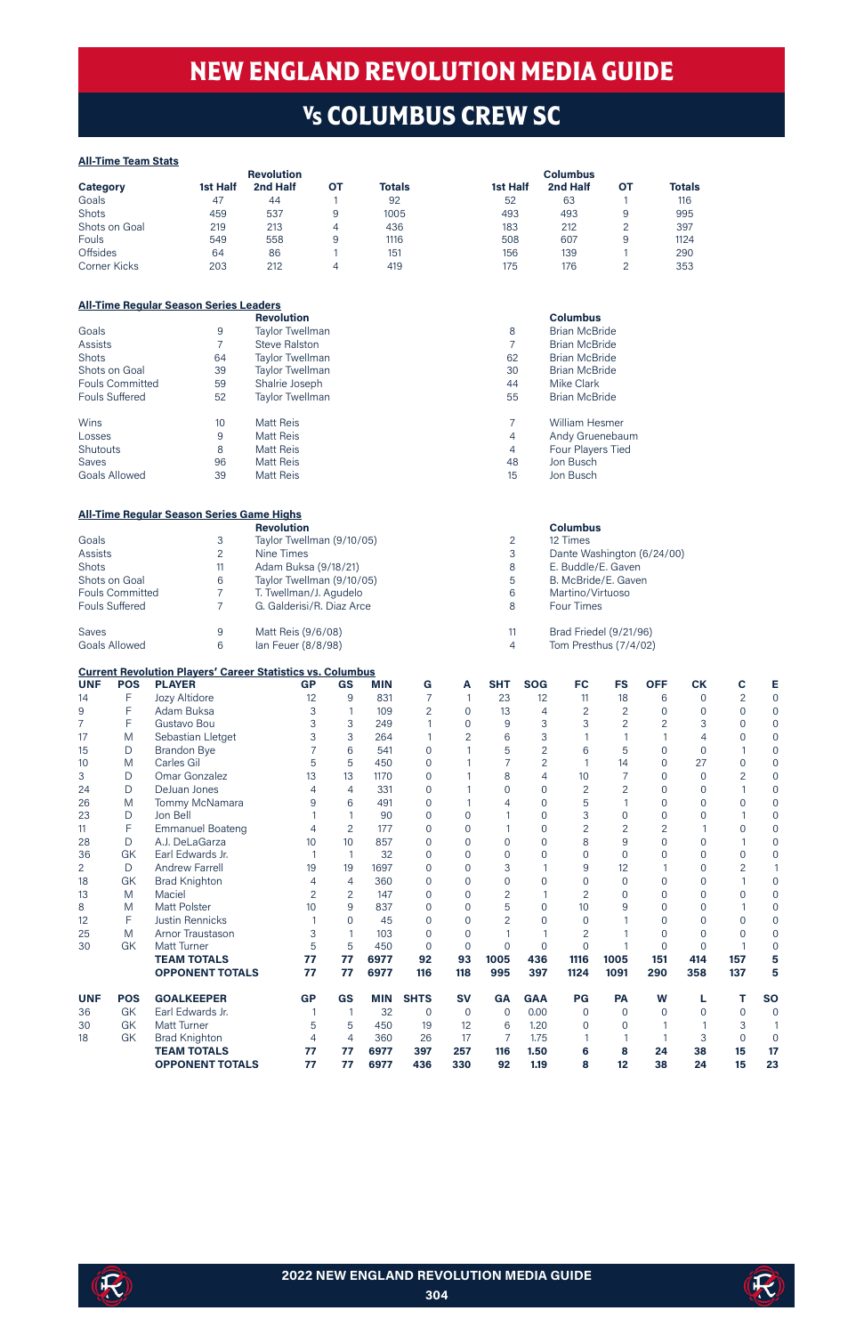# NEW ENGLAND REVOLUTION MEDIA GUIDE

## VS COLUMBUS CREW SC

**All-Time Team Stats**

| Category | Revolution 1st Half | Revolution 2nd Half | Revolution OT | Revolution Totals | Columbus 1st Half | Columbus 2nd Half | Columbus OT | Columbus Totals |
|---|---|---|---|---|---|---|---|---|
| Goals | 47 | 44 | 1 | 92 | 52 | 63 | 1 | 116 |
| Shots | 459 | 537 | 9 | 1005 | 493 | 493 | 9 | 995 |
| Shots on Goal | 219 | 213 | 4 | 436 | 183 | 212 | 2 | 397 |
| Fouls | 549 | 558 | 9 | 1116 | 508 | 607 | 9 | 1124 |
| Offsides | 64 | 86 | 1 | 151 | 156 | 139 | 1 | 290 |
| Corner Kicks | 203 | 212 | 4 | 419 | 175 | 176 | 2 | 353 |

**All-Time Regular Season Series Leaders**

| | | Revolution | | Columbus |
|---|---|---|---|---|
| Goals | 9 | Taylor Twellman | 8 | Brian McBride |
| Assists | 7 | Steve Ralston | 7 | Brian McBride |
| Shots | 64 | Taylor Twellman | 62 | Brian McBride |
| Shots on Goal | 39 | Taylor Twellman | 30 | Brian McBride |
| Fouls Committed | 59 | Shalrie Joseph | 44 | Mike Clark |
| Fouls Suffered | 52 | Taylor Twellman | 55 | Brian McBride |
| Wins | 10 | Matt Reis | 7 | William Hesmer |
| Losses | 9 | Matt Reis | 4 | Andy Gruenebaum |
| Shutouts | 8 | Matt Reis | 4 | Four Players Tied |
| Saves | 96 | Matt Reis | 48 | Jon Busch |
| Goals Allowed | 39 | Matt Reis | 15 | Jon Busch |

**All-Time Regular Season Series Game Highs**

| | | Revolution | | Columbus |
|---|---|---|---|---|
| Goals | 3 | Taylor Twellman (9/10/05) | 2 | 12 Times |
| Assists | 2 | Nine Times | 3 | Dante Washington (6/24/00) |
| Shots | 11 | Adam Buksa (9/18/21) | 8 | E. Buddle/E. Gaven |
| Shots on Goal | 6 | Taylor Twellman (9/10/05) | 5 | B. McBride/E. Gaven |
| Fouls Committed | 7 | T. Twellman/J. Agudelo | 6 | Martino/Virtuoso |
| Fouls Suffered | 7 | G. Galderisi/R. Diaz Arce | 8 | Four Times |
| Saves | 9 | Matt Reis (9/6/08) | 11 | Brad Friedel (9/21/96) |
| Goals Allowed | 6 | Ian Feuer (8/8/98) | 4 | Tom Presthus (7/4/02) |

**Current Revolution Players' Career Statistics vs. Columbus**

| UNF | POS | PLAYER | GP | GS | MIN | G | A | SHT | SOG | FC | FS | OFF | CK | C | E |
|---|---|---|---|---|---|---|---|---|---|---|---|---|---|---|---|
| 14 | F | Jozy Altidore | 12 | 9 | 831 | 7 | 1 | 23 | 12 | 11 | 18 | 6 | 0 | 2 | 0 |
| 9 | F | Adam Buksa | 3 | 1 | 109 | 2 | 0 | 13 | 4 | 2 | 2 | 0 | 0 | 0 | 0 |
| 7 | F | Gustavo Bou | 3 | 3 | 249 | 1 | 0 | 9 | 3 | 3 | 2 | 2 | 3 | 0 | 0 |
| 17 | M | Sebastian Lletget | 3 | 3 | 264 | 1 | 2 | 6 | 3 | 1 | 1 | 1 | 4 | 0 | 0 |
| 15 | D | Brandon Bye | 7 | 6 | 541 | 0 | 1 | 5 | 2 | 6 | 5 | 0 | 0 | 1 | 0 |
| 10 | M | Carles Gil | 5 | 5 | 450 | 0 | 1 | 7 | 2 | 1 | 14 | 0 | 27 | 0 | 0 |
| 3 | D | Omar Gonzalez | 13 | 13 | 1170 | 0 | 1 | 8 | 4 | 10 | 7 | 0 | 0 | 2 | 0 |
| 24 | D | DeJuan Jones | 4 | 4 | 331 | 0 | 1 | 0 | 0 | 2 | 2 | 0 | 0 | 1 | 0 |
| 26 | M | Tommy McNamara | 9 | 6 | 491 | 0 | 1 | 4 | 0 | 5 | 1 | 0 | 0 | 0 | 0 |
| 23 | D | Jon Bell | 1 | 1 | 90 | 0 | 0 | 1 | 0 | 3 | 0 | 0 | 0 | 1 | 0 |
| 11 | F | Emmanuel Boateng | 4 | 2 | 177 | 0 | 0 | 1 | 0 | 2 | 2 | 2 | 1 | 0 | 0 |
| 28 | D | A.J. DeLaGarza | 10 | 10 | 857 | 0 | 0 | 0 | 0 | 8 | 9 | 0 | 0 | 1 | 0 |
| 36 | GK | Earl Edwards Jr. | 1 | 1 | 32 | 0 | 0 | 0 | 0 | 0 | 0 | 0 | 0 | 0 | 0 |
| 2 | D | Andrew Farrell | 19 | 19 | 1697 | 0 | 0 | 3 | 1 | 9 | 12 | 1 | 0 | 2 | 1 |
| 18 | GK | Brad Knighton | 4 | 4 | 360 | 0 | 0 | 0 | 0 | 0 | 0 | 0 | 0 | 1 | 0 |
| 13 | M | Maciel | 2 | 2 | 147 | 0 | 0 | 2 | 1 | 2 | 0 | 0 | 0 | 0 | 0 |
| 8 | M | Matt Polster | 10 | 9 | 837 | 0 | 0 | 5 | 0 | 10 | 9 | 0 | 0 | 1 | 0 |
| 12 | F | Justin Rennicks | 1 | 0 | 45 | 0 | 0 | 2 | 0 | 0 | 1 | 0 | 0 | 0 | 0 |
| 25 | M | Arnor Traustason | 3 | 1 | 103 | 0 | 0 | 1 | 1 | 2 | 1 | 0 | 0 | 0 | 0 |
| 30 | GK | Matt Turner | 5 | 5 | 450 | 0 | 0 | 0 | 0 | 0 | 1 | 0 | 0 | 1 | 0 |
| | | **TEAM TOTALS** | **77** | **77** | **6977** | **92** | **93** | **1005** | **436** | **1116** | **1005** | **151** | **414** | **157** | **5** |
| | | **OPPONENT TOTALS** | **77** | **77** | **6977** | **116** | **118** | **995** | **397** | **1124** | **1091** | **290** | **358** | **137** | **5** |

| UNF | POS | GOALKEEPER | GP | GS | MIN | SHTS | SV | GA | GAA | PG | PA | W | L | T | SO |
|---|---|---|---|---|---|---|---|---|---|---|---|---|---|---|---|
| 36 | GK | Earl Edwards Jr. | 1 | 1 | 32 | 0 | 0 | 0 | 0.00 | 0 | 0 | 0 | 0 | 0 | 0 |
| 30 | GK | Matt Turner | 5 | 5 | 450 | 19 | 12 | 6 | 1.20 | 0 | 0 | 1 | 1 | 3 | 1 |
| 18 | GK | Brad Knighton | 4 | 4 | 360 | 26 | 17 | 7 | 1.75 | 1 | 1 | 1 | 3 | 0 | 0 |
| | | **TEAM TOTALS** | **77** | **77** | **6977** | **397** | **257** | **116** | **1.50** | **6** | **8** | **24** | **38** | **15** | **17** |
| | | **OPPONENT TOTALS** | **77** | **77** | **6977** | **436** | **330** | **92** | **1.19** | **8** | **12** | **38** | **24** | **15** | **23** |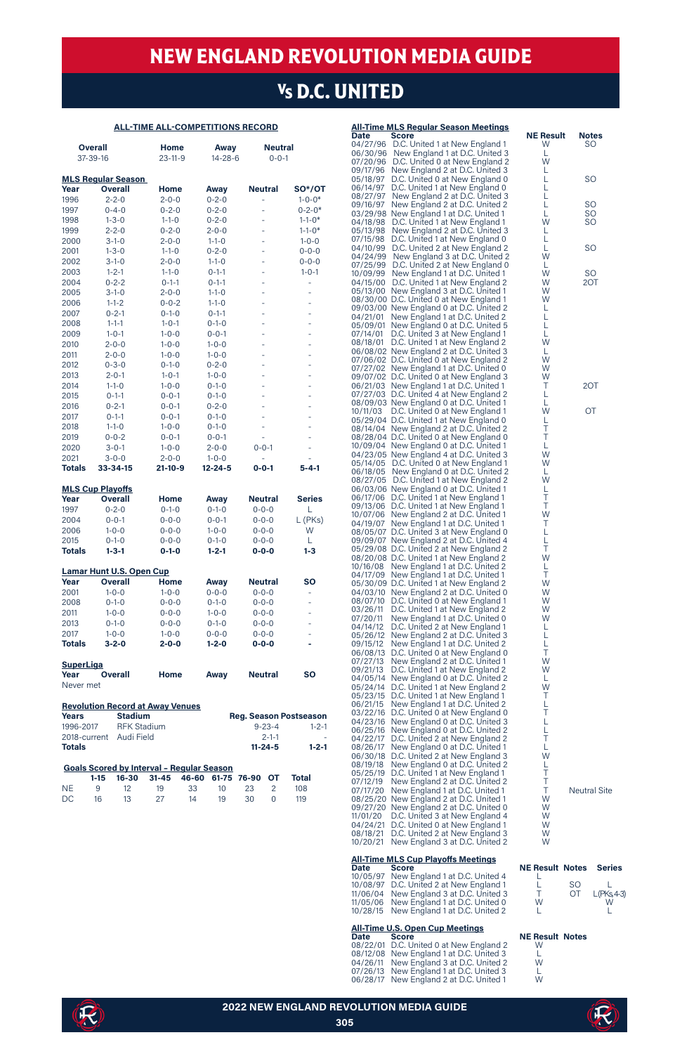# Vs D.C. UNITED

## ALL-TIME ALL-COMPETITIONS RECORD

| Overall | Home | Away | Neutral |
|---|---|---|---|
| 37-39-16 | 23-11-9 | 14-28-6 | 0-0-1 |

### MLS Regular Season

| Year | Overall | Home | Away | Neutral | SO*/OT |
|---|---|---|---|---|---|
| 1996 | 2-2-0 | 2-0-0 | 0-2-0 | - | 1-0-0* |
| 1997 | 0-4-0 | 0-2-0 | 0-2-0 | - | 0-2-0* |
| 1998 | 1-3-0 | 1-1-0 | 0-2-0 | - | 1-1-0* |
| 1999 | 2-2-0 | 0-2-0 | 2-0-0 | - | 1-1-0* |
| 2000 | 3-1-0 | 2-0-0 | 1-1-0 | - | 1-0-0 |
| 2001 | 1-3-0 | 1-1-0 | 0-2-0 | - | 0-0-0 |
| 2002 | 3-1-0 | 2-0-0 | 1-1-0 | - | 0-0-0 |
| 2003 | 1-2-1 | 1-1-0 | 0-1-1 | - | 1-0-1 |
| 2004 | 0-2-2 | 0-1-1 | 0-1-1 | - | - |
| 2005 | 3-1-0 | 2-0-0 | 1-1-0 | - | - |
| 2006 | 1-1-2 | 0-0-2 | 1-1-0 | - | - |
| 2007 | 0-2-1 | 0-1-0 | 0-1-1 | - | - |
| 2008 | 1-1-1 | 1-0-1 | 0-1-0 | - | - |
| 2009 | 1-0-1 | 1-0-0 | 0-0-1 | - | - |
| 2010 | 2-0-0 | 1-0-0 | 1-0-0 | - | - |
| 2011 | 2-0-0 | 1-0-0 | 1-0-0 | - | - |
| 2012 | 0-3-0 | 0-1-0 | 0-2-0 | - | - |
| 2013 | 2-0-1 | 1-0-1 | 1-0-0 | - | - |
| 2014 | 1-1-0 | 1-0-0 | 0-1-0 | - | - |
| 2015 | 0-1-1 | 0-0-1 | 0-1-0 | - | - |
| 2016 | 0-2-1 | 0-0-1 | 0-2-0 | - | - |
| 2017 | 0-1-1 | 0-0-1 | 0-1-0 | - | - |
| 2018 | 1-1-0 | 1-0-0 | 0-1-0 | - | - |
| 2019 | 0-0-2 | 0-0-1 | 0-0-1 | - | - |
| 2020 | 3-0-1 | 1-0-0 | 2-0-0 | 0-0-1 | - |
| 2021 | 3-0-0 | 2-0-0 | 1-0-0 | - | - |
| **Totals** | **33-34-15** | **21-10-9** | **12-24-5** | **0-0-1** | **5-4-1** |

### MLS Cup Playoffs

| Year | Overall | Home | Away | Neutral | Series |
|---|---|---|---|---|---|
| 1997 | 0-2-0 | 0-1-0 | 0-1-0 | 0-0-0 | L |
| 2004 | 0-0-1 | 0-0-0 | 0-0-1 | 0-0-0 | L (PKs) |
| 2006 | 1-0-0 | 0-0-0 | 1-0-0 | 0-0-0 | W |
| 2015 | 0-1-0 | 0-0-0 | 0-1-0 | 0-0-0 | L |
| **Totals** | **1-3-1** | **0-1-0** | **1-2-1** | **0-0-0** | **1-3** |

### Lamar Hunt U.S. Open Cup

| Year | Overall | Home | Away | Neutral | SO |
|---|---|---|---|---|---|
| 2001 | 1-0-0 | 1-0-0 | 0-0-0 | 0-0-0 | - |
| 2008 | 0-1-0 | 0-0-0 | 0-1-0 | 0-0-0 | - |
| 2011 | 1-0-0 | 0-0-0 | 1-0-0 | 0-0-0 | - |
| 2013 | 0-1-0 | 0-0-0 | 0-1-0 | 0-0-0 | - |
| 2017 | 1-0-0 | 1-0-0 | 0-0-0 | 0-0-0 | - |
| **Totals** | **3-2-0** | **2-0-0** | **1-2-0** | **0-0-0** | **-** |

### SuperLiga

| Year | Overall | Home | Away | Neutral | SO |
|---|---|---|---|---|---|
| Never met | | | | | |

### Revolution Record at Away Venues

| Years | Stadium | Reg. Season | Postseason |
|---|---|---|---|
| 1996-2017 | RFK Stadium | 9-23-4 | 1-2-1 |
| 2018-current | Audi Field | 2-1-1 | - |
| **Totals** | | **11-24-5** | **1-2-1** |

### Goals Scored by Interval - Regular Season

| | 1-15 | 16-30 | 31-45 | 46-60 | 61-75 | 76-90 | OT | Total |
|---|---|---|---|---|---|---|---|---|
| NE | 9 | 12 | 19 | 33 | 10 | 23 | 2 | 108 |
| DC | 16 | 13 | 27 | 14 | 19 | 30 | 0 | 119 |

## All-Time MLS Regular Season Meetings

| Date | Score | NE Result | Notes |
|---|---|---|---|
| 04/27/96 | D.C. United 1 at New England 1 | W | SO |
| 06/30/96 | New England 1 at D.C. United 3 | L | |
| 07/20/96 | D.C. United 0 at New England 2 | W | |
| 09/17/96 | New England 2 at D.C. United 3 | L | |
| 05/18/97 | D.C. United 2 at New England 0 | L | SO |
| 06/14/97 | D.C. United 1 at New England 0 | L | |
| 08/27/97 | New England 2 at D.C. United 3 | L | |
| 09/16/97 | New England 2 at D.C. United 2 | L | SO |
| 03/29/98 | New England 1 at D.C. United 1 | L | SO |
| 04/18/98 | D.C. United 1 at New England 1 | W | SO |
| 05/13/98 | New England 2 at D.C. United 3 | L | |
| 07/15/98 | D.C. United 1 at New England 0 | L | |
| 04/10/99 | D.C. United 2 at New England 2 | L | SO |
| 04/24/99 | New England 3 at D.C. United 2 | W | |
| 07/25/99 | D.C. United 2 at New England 0 | L | |
| 10/09/99 | New England 1 at D.C. United 1 | W | SO |
| 04/15/00 | D.C. United 1 at New England 2 | W | 2OT |
| 05/13/00 | New England 3 at D.C. United 1 | W | |
| 08/30/00 | D.C. United 0 at New England 1 | W | |
| 09/03/00 | New England 0 at D.C. United 2 | L | |
| 04/21/01 | New England 1 at D.C. United 2 | L | |
| 05/09/01 | New England 0 at D.C. United 5 | L | |
| 07/14/01 | D.C. United 3 at New England 1 | L | |
| 08/18/01 | D.C. United 1 at New England 2 | W | |
| 06/08/02 | New England 2 at D.C. United 3 | L | |
| 07/06/02 | D.C. United 0 at New England 2 | W | |
| 07/27/02 | New England 1 at D.C. United 0 | W | |
| 09/07/02 | D.C. United 0 at New England 3 | W | |
| 06/21/03 | New England 1 at D.C. United 1 | T | 2OT |
| 07/27/03 | D.C. United 4 at New England 2 | L | |
| 08/09/03 | New England 0 at D.C. United 1 | L | |
| 10/11/03 | D.C. United 0 at New England 1 | W | OT |
| 05/29/04 | D.C. United 1 at New England 0 | L | |
| 08/14/04 | New England 2 at D.C. United 2 | T | |
| 08/28/04 | D.C. United 0 at New England 0 | T | |
| 10/09/04 | New England 0 at D.C. United 1 | L | |
| 04/23/05 | New England 4 at D.C. United 3 | W | |
| 05/14/05 | D.C. United 0 at New England 1 | W | |
| 06/18/05 | New England 0 at D.C. United 2 | L | |
| 08/27/05 | D.C. United 1 at New England 2 | W | |
| 06/03/06 | New England 0 at D.C. United 1 | L | |
| 06/17/06 | D.C. United 1 at New England 1 | T | |
| 09/13/06 | D.C. United 1 at New England 1 | T | |
| 10/07/06 | New England 2 at D.C. United 1 | W | |
| 04/19/07 | New England 1 at D.C. United 1 | T | |
| 08/05/07 | D.C. United 3 at New England 0 | L | |
| 09/09/07 | New England 2 at D.C. United 4 | L | |
| 05/29/08 | D.C. United 2 at New England 2 | T | |
| 08/20/08 | D.C. United 1 at New England 2 | W | |
| 10/16/08 | New England 1 at D.C. United 2 | L | |
| 04/17/09 | New England 1 at D.C. United 1 | T | |
| 05/30/09 | D.C. United 1 at New England 2 | W | |
| 04/03/10 | New England 2 at D.C. United 0 | W | |
| 08/07/10 | D.C. United 0 at New England 1 | W | |
| 03/26/11 | D.C. United 1 at New England 2 | W | |
| 07/20/11 | New England 1 at D.C. United 0 | W | |
| 04/14/12 | D.C. United 2 at New England 1 | L | |
| 05/26/12 | New England 2 at D.C. United 3 | L | |
| 09/15/12 | New England 1 at D.C. United 2 | L | |
| 06/08/13 | D.C. United 0 at New England 0 | T | |
| 07/27/13 | New England 2 at D.C. United 1 | W | |
| 09/21/13 | D.C. United 1 at New England 2 | W | |
| 04/05/14 | New England 0 at D.C. United 2 | L | |
| 05/24/14 | D.C. United 1 at New England 2 | W | |
| 05/23/15 | D.C. United 1 at New England 1 | T | |
| 06/21/15 | New England 1 at D.C. United 2 | L | |
| 03/22/16 | D.C. United 0 at New England 0 | T | |
| 04/23/16 | New England 0 at D.C. United 3 | L | |
| 06/25/16 | New England 0 at D.C. United 2 | L | |
| 04/22/17 | D.C. United 2 at New England 2 | T | |
| 08/26/17 | New England 0 at D.C. United 1 | L | |
| 06/30/18 | D.C. United 2 at New England 3 | W | |
| 08/19/18 | New England 0 at D.C. United 2 | L | |
| 05/25/19 | D.C. United 1 at New England 1 | T | |
| 07/12/19 | New England 2 at D.C. United 2 | T | |
| 07/17/20 | New England 1 at D.C. United 1 | T | Neutral Site |
| 08/25/20 | New England 2 at D.C. United 1 | W | |
| 09/27/20 | New England 2 at D.C. United 0 | W | |
| 11/01/20 | D.C. United 3 at New England 4 | W | |
| 04/24/21 | D.C. United 0 at New England 1 | W | |
| 08/18/21 | D.C. United 2 at New England 3 | W | |
| 10/20/21 | New England 3 at D.C. United 2 | W | |

## All-Time MLS Cup Playoffs Meetings

| Date | Score | NE Result | Notes | Series |
|---|---|---|---|---|
| 10/05/97 | New England 1 at D.C. United 4 | L | | |
| 10/08/97 | D.C. United 2 at New England 1 | L | SO | L |
| 11/06/04 | New England 3 at D.C. United 3 | T | OT | L(PKs 4-3) |
| 11/05/06 | New England 1 at D.C. United 0 | W | | W |
| 10/28/15 | New England 1 at D.C. United 2 | L | | L |

## All-Time U.S. Open Cup Meetings

| Date | Score | NE Result | Notes |
|---|---|---|---|
| 08/22/01 | D.C. United 0 at New England 2 | W | |
| 08/12/08 | New England 1 at D.C. United 3 | L | |
| 04/26/11 | New England 3 at D.C. United 2 | W | |
| 07/26/13 | New England 1 at D.C. United 3 | L | |
| 06/28/17 | New England 2 at D.C. United 1 | W | |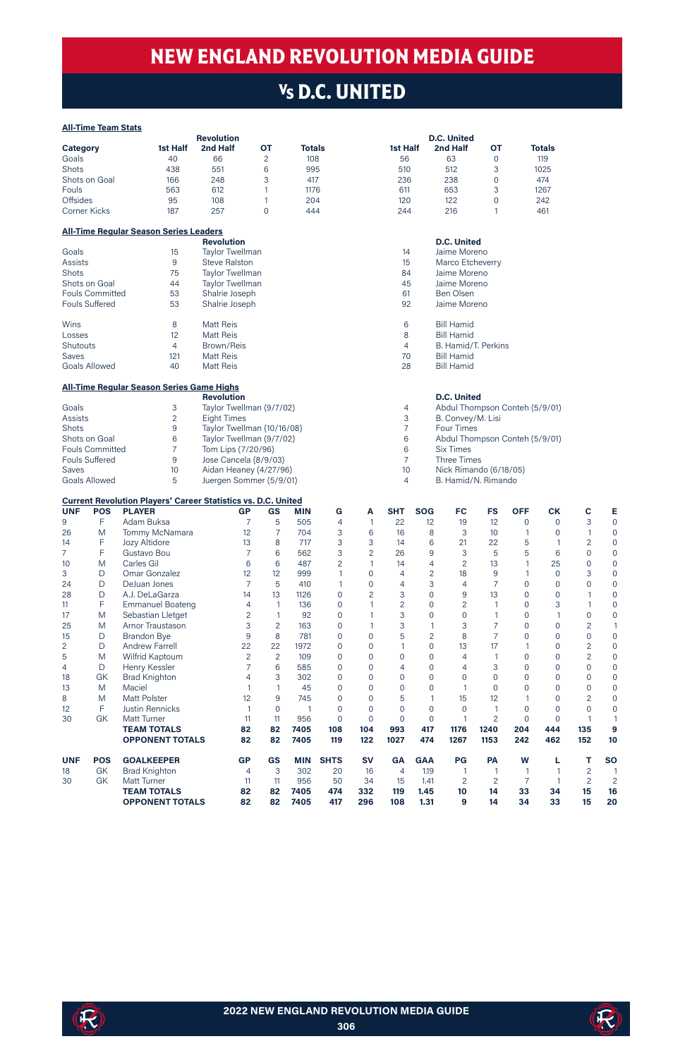# NEW ENGLAND REVOLUTION MEDIA GUIDE

## Vs D.C. UNITED

**All-Time Team Stats**

| Category | Revolution 1st Half | Revolution 2nd Half | Revolution OT | Revolution Totals | D.C. United 1st Half | D.C. United 2nd Half | D.C. United OT | D.C. United Totals |
|---|---|---|---|---|---|---|---|---|
| Goals | 40 | 66 | 2 | 108 | 56 | 63 | 0 | 119 |
| Shots | 438 | 551 | 6 | 995 | 510 | 512 | 3 | 1025 |
| Shots on Goal | 166 | 248 | 3 | 417 | 236 | 238 | 0 | 474 |
| Fouls | 563 | 612 | 1 | 1176 | 611 | 653 | 3 | 1267 |
| Offsides | 95 | 108 | 1 | 204 | 120 | 122 | 0 | 242 |
| Corner Kicks | 187 | 257 | 0 | 444 | 244 | 216 | 1 | 461 |

**All-Time Regular Season Series Leaders**

| | | Revolution | | D.C. United |
|---|---|---|---|---|
| Goals | 15 | Taylor Twellman | 14 | Jaime Moreno |
| Assists | 9 | Steve Ralston | 15 | Marco Etcheverry |
| Shots | 75 | Taylor Twellman | 84 | Jaime Moreno |
| Shots on Goal | 44 | Taylor Twellman | 45 | Jaime Moreno |
| Fouls Committed | 53 | Shalrie Joseph | 61 | Ben Olsen |
| Fouls Suffered | 53 | Shalrie Joseph | 92 | Jaime Moreno |
| Wins | 8 | Matt Reis | 6 | Bill Hamid |
| Losses | 12 | Matt Reis | 8 | Bill Hamid |
| Shutouts | 4 | Brown/Reis | 4 | B. Hamid/T. Perkins |
| Saves | 121 | Matt Reis | 70 | Bill Hamid |
| Goals Allowed | 40 | Matt Reis | 28 | Bill Hamid |

**All-Time Regular Season Series Game Highs**

| | | Revolution | | D.C. United |
|---|---|---|---|---|
| Goals | 3 | Taylor Twellman (9/7/02) | 4 | Abdul Thompson Conteh (5/9/01) |
| Assists | 2 | Eight Times | 3 | B. Convey/M. Lisi |
| Shots | 9 | Taylor Twellman (10/16/08) | 7 | Four Times |
| Shots on Goal | 6 | Taylor Twellman (9/7/02) | 6 | Abdul Thompson Conteh (5/9/01) |
| Fouls Committed | 7 | Tom Lips (7/20/96) | 6 | Six Times |
| Fouls Suffered | 9 | Jose Cancela (8/9/03) | 7 | Three Times |
| Saves | 10 | Aidan Heaney (4/27/96) | 10 | Nick Rimando (6/18/05) |
| Goals Allowed | 5 | Juergen Sommer (5/9/01) | 4 | B. Hamid/N. Rimando |

**Current Revolution Players' Career Statistics vs. D.C. United**

| UNF | POS | PLAYER | GP | GS | MIN | G | A | SHT | SOG | FC | FS | OFF | CK | C | E |
|---|---|---|---|---|---|---|---|---|---|---|---|---|---|---|---|
| 9 | F | Adam Buksa | 7 | 5 | 505 | 4 | 1 | 22 | 12 | 19 | 12 | 0 | 0 | 3 | 0 |
| 26 | M | Tommy McNamara | 12 | 7 | 704 | 3 | 6 | 16 | 8 | 3 | 10 | 1 | 0 | 1 | 0 |
| 14 | F | Jozy Altidore | 13 | 8 | 717 | 3 | 3 | 14 | 6 | 21 | 22 | 5 | 1 | 2 | 0 |
| 7 | F | Gustavo Bou | 7 | 6 | 562 | 3 | 2 | 26 | 9 | 3 | 5 | 5 | 6 | 0 | 0 |
| 10 | M | Carles Gil | 6 | 6 | 487 | 2 | 1 | 14 | 4 | 2 | 13 | 1 | 25 | 0 | 0 |
| 3 | D | Omar Gonzalez | 12 | 12 | 999 | 1 | 0 | 4 | 2 | 18 | 9 | 1 | 0 | 3 | 0 |
| 24 | D | DeJuan Jones | 7 | 5 | 410 | 1 | 0 | 4 | 3 | 4 | 7 | 0 | 0 | 0 | 0 |
| 28 | D | A.J. DeLaGarza | 14 | 13 | 1126 | 0 | 2 | 3 | 0 | 9 | 13 | 0 | 0 | 1 | 0 |
| 11 | F | Emmanuel Boateng | 4 | 1 | 136 | 0 | 1 | 2 | 0 | 2 | 1 | 0 | 3 | 1 | 0 |
| 17 | M | Sebastian Lletget | 2 | 1 | 92 | 0 | 1 | 3 | 0 | 0 | 1 | 0 | 1 | 0 | 0 |
| 25 | M | Arnor Traustason | 3 | 2 | 163 | 0 | 1 | 3 | 1 | 3 | 7 | 0 | 0 | 2 | 1 |
| 15 | D | Brandon Bye | 9 | 8 | 781 | 0 | 0 | 5 | 2 | 8 | 7 | 0 | 0 | 0 | 0 |
| 2 | D | Andrew Farrell | 22 | 22 | 1972 | 0 | 0 | 1 | 0 | 13 | 17 | 1 | 0 | 2 | 0 |
| 5 | M | Wilfrid Kaptoum | 2 | 2 | 109 | 0 | 0 | 0 | 0 | 4 | 1 | 0 | 0 | 2 | 0 |
| 4 | D | Henry Kessler | 7 | 6 | 585 | 0 | 0 | 4 | 0 | 4 | 3 | 0 | 0 | 0 | 0 |
| 18 | GK | Brad Knighton | 4 | 3 | 302 | 0 | 0 | 0 | 0 | 0 | 0 | 0 | 0 | 0 | 0 |
| 13 | M | Maciel | 1 | 1 | 45 | 0 | 0 | 0 | 0 | 1 | 0 | 0 | 0 | 0 | 0 |
| 8 | M | Matt Polster | 12 | 9 | 745 | 0 | 0 | 5 | 1 | 15 | 12 | 1 | 0 | 2 | 0 |
| 12 | F | Justin Rennicks | 1 | 0 | 1 | 0 | 0 | 0 | 0 | 0 | 1 | 0 | 0 | 0 | 0 |
| 30 | GK | Matt Turner | 11 | 11 | 956 | 0 | 0 | 0 | 0 | 1 | 2 | 0 | 0 | 1 | 1 |
| | | **TEAM TOTALS** | **82** | **82** | **7405** | **108** | **104** | **993** | **417** | **1176** | **1240** | **204** | **444** | **135** | **9** |
| | | **OPPONENT TOTALS** | **82** | **82** | **7405** | **119** | **122** | **1027** | **474** | **1267** | **1153** | **242** | **462** | **152** | **10** |

| UNF | POS | GOALKEEPER | GP | GS | MIN | SHTS | SV | GA | GAA | PG | PA | W | L | T | SO |
|---|---|---|---|---|---|---|---|---|---|---|---|---|---|---|---|
| 18 | GK | Brad Knighton | 4 | 3 | 302 | 20 | 16 | 4 | 1.19 | 1 | 1 | 1 | 1 | 2 | 1 |
| 30 | GK | Matt Turner | 11 | 11 | 956 | 50 | 34 | 15 | 1.41 | 2 | 2 | 7 | 1 | 2 | 2 |
| | | **TEAM TOTALS** | **82** | **82** | **7405** | **474** | **332** | **119** | **1.45** | **10** | **14** | **33** | **34** | **15** | **16** |
| | | **OPPONENT TOTALS** | **82** | **82** | **7405** | **417** | **296** | **108** | **1.31** | **9** | **14** | **34** | **33** | **15** | **20** |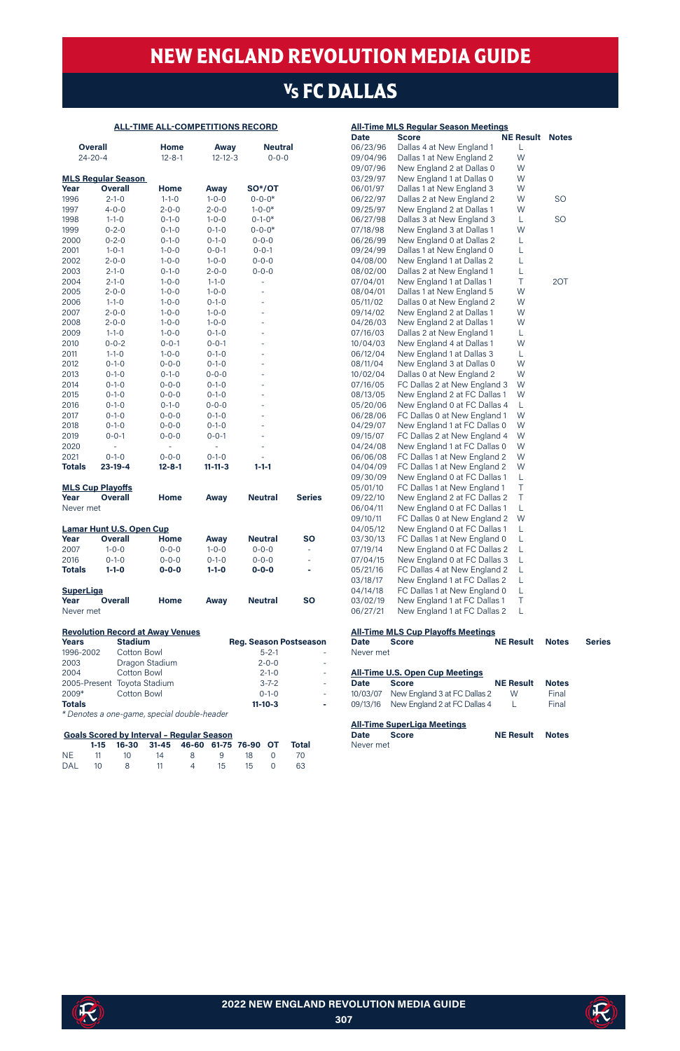# NEW ENGLAND REVOLUTION MEDIA GUIDE

## Vs FC DALLAS

### ALL-TIME ALL-COMPETITIONS RECORD

| Overall | Home | Away | Neutral |
|---|---|---|---|
| 24-20-4 | 12-8-1 | 12-12-3 | 0-0-0 |

### MLS Regular Season

| Year | Overall | Home | Away | SO*/OT |
|---|---|---|---|---|
| 1996 | 2-1-0 | 1-1-0 | 1-0-0 | 0-0-0* |
| 1997 | 4-0-0 | 2-0-0 | 2-0-0 | 1-0-0* |
| 1998 | 1-1-0 | 0-1-0 | 1-0-0 | 0-1-0* |
| 1999 | 0-2-0 | 0-1-0 | 0-1-0 | 0-0-0* |
| 2000 | 0-2-0 | 0-1-0 | 0-1-0 | 0-0-0 |
| 2001 | 1-0-1 | 1-0-0 | 0-0-1 | 0-0-1 |
| 2002 | 2-0-0 | 1-0-0 | 1-0-0 | 0-0-0 |
| 2003 | 2-1-0 | 0-1-0 | 2-0-0 | 0-0-0 |
| 2004 | 2-1-0 | 1-0-0 | 1-1-0 | - |
| 2005 | 2-0-0 | 1-0-0 | 1-0-0 | - |
| 2006 | 1-1-0 | 1-0-0 | 0-1-0 | - |
| 2007 | 2-0-0 | 1-0-0 | 1-0-0 | - |
| 2008 | 2-0-0 | 1-0-0 | 1-0-0 | - |
| 2009 | 1-1-0 | 1-0-0 | 0-1-0 | - |
| 2010 | 0-0-2 | 0-0-1 | 0-0-1 | - |
| 2011 | 1-1-0 | 1-0-0 | 0-1-0 | - |
| 2012 | 0-1-0 | 0-0-0 | 0-1-0 | - |
| 2013 | 0-1-0 | 0-1-0 | 0-0-0 | - |
| 2014 | 0-1-0 | 0-0-0 | 0-1-0 | - |
| 2015 | 0-1-0 | 0-0-0 | 0-1-0 | - |
| 2016 | 0-1-0 | 0-1-0 | 0-0-0 | - |
| 2017 | 0-1-0 | 0-0-0 | 0-1-0 | - |
| 2018 | 0-1-0 | 0-0-0 | 0-1-0 | - |
| 2019 | 0-0-1 | 0-0-0 | 0-0-1 | - |
| 2020 | - | - | - | - |
| 2021 | 0-1-0 | 0-0-0 | 0-1-0 | - |
| **Totals** | **23-19-4** | **12-8-1** | **11-11-3** | **1-1-1** |

### MLS Cup Playoffs

| Year | Overall | Home | Away | Neutral | Series |
|---|---|---|---|---|---|
| Never met | | | | | |

### Lamar Hunt U.S. Open Cup

| Year | Overall | Home | Away | Neutral | SO |
|---|---|---|---|---|---|
| 2007 | 1-0-0 | 0-0-0 | 1-0-0 | 0-0-0 | - |
| 2016 | 0-1-0 | 0-0-0 | 0-1-0 | 0-0-0 | - |
| **Totals** | **1-1-0** | **0-0-0** | **1-1-0** | **0-0-0** | **-** |

### SuperLiga

| Year | Overall | Home | Away | Neutral | SO |
|---|---|---|---|---|---|
| Never met | | | | | |

### Revolution Record at Away Venues

| Years | Stadium | Reg. Season | Postseason |
|---|---|---|---|
| 1996-2002 | Cotton Bowl | 5-2-1 | - |
| 2003 | Dragon Stadium | 2-0-0 | - |
| 2004 | Cotton Bowl | 2-1-0 | - |
| 2005-Present | Toyota Stadium | 3-7-2 | - |
| 2009* | Cotton Bowl | 0-1-0 | - |
| **Totals** | | **11-10-3** | **-** |

*\* Denotes a one-game, special double-header*

### Goals Scored by Interval – Regular Season

| | 1-15 | 16-30 | 31-45 | 46-60 | 61-75 | 76-90 | OT | Total |
|---|---|---|---|---|---|---|---|---|
| NE | 11 | 10 | 14 | 8 | 9 | 18 | 0 | 70 |
| DAL | 10 | 8 | 11 | 4 | 15 | 15 | 0 | 63 |

### All-Time MLS Regular Season Meetings

| Date | Score | NE Result | Notes |
|---|---|---|---|
| 06/23/96 | Dallas 4 at New England 1 | L | |
| 09/04/96 | Dallas 1 at New England 2 | W | |
| 09/07/96 | New England 2 at Dallas 0 | W | |
| 03/29/97 | New England 1 at Dallas 0 | W | |
| 06/01/97 | Dallas 1 at New England 3 | W | |
| 06/22/97 | Dallas 2 at New England 2 | W | SO |
| 09/25/97 | New England 2 at Dallas 1 | W | |
| 06/27/98 | Dallas 3 at New England 3 | L | SO |
| 07/18/98 | New England 3 at Dallas 1 | W | |
| 06/26/99 | New England 0 at Dallas 2 | L | |
| 09/24/99 | Dallas 1 at New England 0 | L | |
| 04/08/00 | New England 1 at Dallas 2 | L | |
| 08/02/00 | Dallas 2 at New England 1 | L | |
| 07/04/01 | New England 1 at Dallas 1 | T | 2OT |
| 08/04/01 | Dallas 1 at New England 5 | W | |
| 05/11/02 | Dallas 0 at New England 2 | W | |
| 09/14/02 | New England 2 at Dallas 1 | W | |
| 04/26/03 | New England 2 at Dallas 1 | W | |
| 07/16/03 | Dallas 2 at New England 1 | L | |
| 10/04/03 | New England 4 at Dallas 1 | W | |
| 06/12/04 | New England 1 at Dallas 3 | L | |
| 08/11/04 | New England 3 at Dallas 0 | W | |
| 10/02/04 | Dallas 0 at New England 2 | W | |
| 07/16/05 | FC Dallas 2 at New England 3 | W | |
| 08/13/05 | New England 2 at FC Dallas 1 | W | |
| 05/20/06 | New England 0 at FC Dallas 4 | L | |
| 06/28/06 | FC Dallas 0 at New England 1 | W | |
| 04/29/07 | New England 1 at FC Dallas 0 | W | |
| 09/15/07 | FC Dallas 2 at New England 4 | W | |
| 04/24/08 | New England 1 at FC Dallas 0 | W | |
| 06/06/08 | FC Dallas 1 at New England 2 | W | |
| 04/04/09 | FC Dallas 1 at New England 2 | W | |
| 09/30/09 | New England 0 at FC Dallas 1 | L | |
| 05/01/10 | FC Dallas 1 at New England 1 | T | |
| 09/22/10 | New England 2 at FC Dallas 2 | T | |
| 06/04/11 | New England 0 at FC Dallas 1 | L | |
| 09/10/11 | FC Dallas 0 at New England 2 | W | |
| 04/05/12 | New England 0 at FC Dallas 1 | L | |
| 03/30/13 | FC Dallas 1 at New England 0 | L | |
| 07/19/14 | New England 0 at FC Dallas 2 | L | |
| 07/04/15 | New England 0 at FC Dallas 3 | L | |
| 05/21/16 | FC Dallas 4 at New England 2 | L | |
| 03/18/17 | New England 1 at FC Dallas 2 | L | |
| 04/14/18 | FC Dallas 1 at New England 0 | L | |
| 03/02/19 | New England 1 at FC Dallas 1 | T | |
| 06/27/21 | New England 1 at FC Dallas 2 | L | |

### All-Time MLS Cup Playoffs Meetings

| Date | Score | NE Result | Notes | Series |
|---|---|---|---|---|
| Never met | | | | |

### All-Time U.S. Open Cup Meetings

| Date | Score | NE Result | Notes |
|---|---|---|---|
| 10/03/07 | New England 3 at FC Dallas 2 | W | Final |
| 09/13/16 | New England 2 at FC Dallas 4 | L | Final |

### All-Time SuperLiga Meetings

| Date | Score | NE Result | Notes |
|---|---|---|---|
| Never met | | | |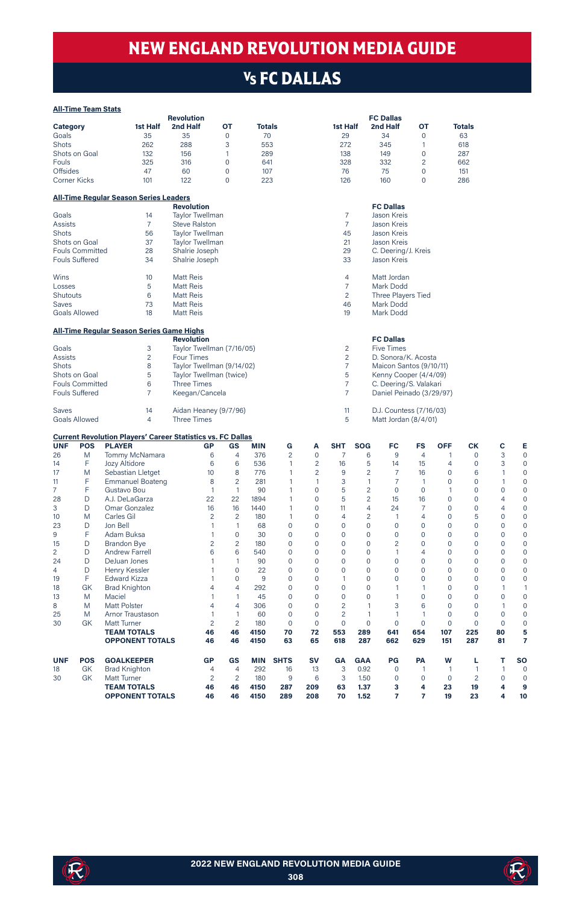# NEW ENGLAND REVOLUTION MEDIA GUIDE

## Vs FC DALLAS

**All-Time Team Stats**

| | Revolution | | | | FC Dallas | | | |
|---|---|---|---|---|---|---|---|---|
| Category | 1st Half | 2nd Half | OT | Totals | 1st Half | 2nd Half | OT | Totals |
| Goals | 35 | 35 | 0 | 70 | 29 | 34 | 0 | 63 |
| Shots | 262 | 288 | 3 | 553 | 272 | 345 | 1 | 618 |
| Shots on Goal | 132 | 156 | 1 | 289 | 138 | 149 | 0 | 287 |
| Fouls | 325 | 316 | 0 | 641 | 328 | 332 | 2 | 662 |
| Offsides | 47 | 60 | 0 | 107 | 76 | 75 | 0 | 151 |
| Corner Kicks | 101 | 122 | 0 | 223 | 126 | 160 | 0 | 286 |

**All-Time Regular Season Series Leaders**

| | | Revolution | | FC Dallas |
|---|---|---|---|---|
| Goals | 14 | Taylor Twellman | 7 | Jason Kreis |
| Assists | 7 | Steve Ralston | 7 | Jason Kreis |
| Shots | 56 | Taylor Twellman | 45 | Jason Kreis |
| Shots on Goal | 37 | Taylor Twellman | 21 | Jason Kreis |
| Fouls Committed | 28 | Shalrie Joseph | 29 | C. Deering/J. Kreis |
| Fouls Suffered | 34 | Shalrie Joseph | 33 | Jason Kreis |
| Wins | 10 | Matt Reis | 4 | Matt Jordan |
| Losses | 5 | Matt Reis | 7 | Mark Dodd |
| Shutouts | 6 | Matt Reis | 2 | Three Players Tied |
| Saves | 73 | Matt Reis | 46 | Mark Dodd |
| Goals Allowed | 18 | Matt Reis | 19 | Mark Dodd |

**All-Time Regular Season Series Game Highs**

| | | Revolution | | FC Dallas |
|---|---|---|---|---|
| Goals | 3 | Taylor Twellman (7/16/05) | 2 | Five Times |
| Assists | 2 | Four Times | 2 | D. Sonora/K. Acosta |
| Shots | 8 | Taylor Twellman (9/14/02) | 7 | Maicon Santos (9/10/11) |
| Shots on Goal | 5 | Taylor Twellman (twice) | 5 | Kenny Cooper (4/4/09) |
| Fouls Committed | 6 | Three Times | 7 | C. Deering/S. Valakari |
| Fouls Suffered | 7 | Keegan/Cancela | 7 | Daniel Peinado (3/29/97) |
| Saves | 14 | Aidan Heaney (9/7/96) | 11 | D.J. Countess (7/16/03) |
| Goals Allowed | 4 | Three Times | 5 | Matt Jordan (8/4/01) |

**Current Revolution Players' Career Statistics vs. FC Dallas**

| UNF | POS | PLAYER | GP | GS | MIN | G | A | SHT | SOG | FC | FS | OFF | CK | C | E |
|---|---|---|---|---|---|---|---|---|---|---|---|---|---|---|---|
| 26 | M | Tommy McNamara | 6 | 4 | 376 | 2 | 0 | 7 | 6 | 9 | 4 | 1 | 0 | 3 | 0 |
| 14 | F | Jozy Altidore | 6 | 6 | 536 | 1 | 2 | 16 | 5 | 14 | 15 | 4 | 0 | 3 | 0 |
| 17 | M | Sebastian Lletget | 10 | 8 | 776 | 1 | 2 | 9 | 2 | 7 | 16 | 0 | 6 | 1 | 0 |
| 11 | F | Emmanuel Boateng | 8 | 2 | 281 | 1 | 1 | 3 | 1 | 7 | 1 | 0 | 0 | 1 | 0 |
| 7 | F | Gustavo Bou | 1 | 1 | 90 | 1 | 0 | 5 | 2 | 0 | 0 | 1 | 0 | 0 | 0 |
| 28 | D | A.J. DeLaGarza | 22 | 22 | 1894 | 1 | 0 | 5 | 2 | 15 | 16 | 0 | 0 | 4 | 0 |
| 3 | D | Omar Gonzalez | 16 | 16 | 1440 | 1 | 0 | 11 | 4 | 24 | 7 | 0 | 0 | 4 | 0 |
| 10 | M | Carles Gil | 2 | 2 | 180 | 1 | 0 | 4 | 2 | 1 | 4 | 0 | 5 | 0 | 0 |
| 23 | D | Jon Bell | 1 | 1 | 68 | 0 | 0 | 0 | 0 | 0 | 0 | 0 | 0 | 0 | 0 |
| 9 | F | Adam Buksa | 1 | 0 | 30 | 0 | 0 | 0 | 0 | 0 | 0 | 0 | 0 | 0 | 0 |
| 15 | D | Brandon Bye | 2 | 2 | 180 | 0 | 0 | 0 | 0 | 2 | 0 | 0 | 0 | 0 | 0 |
| 2 | D | Andrew Farrell | 6 | 6 | 540 | 0 | 0 | 0 | 0 | 1 | 4 | 0 | 0 | 0 | 0 |
| 24 | D | DeJuan Jones | 1 | 1 | 90 | 0 | 0 | 0 | 0 | 0 | 0 | 0 | 0 | 0 | 0 |
| 4 | D | Henry Kessler | 1 | 0 | 22 | 0 | 0 | 0 | 0 | 0 | 0 | 0 | 0 | 0 | 0 |
| 19 | F | Edward Kizza | 1 | 0 | 9 | 0 | 0 | 1 | 0 | 0 | 0 | 0 | 0 | 0 | 0 |
| 18 | GK | Brad Knighton | 4 | 4 | 292 | 0 | 0 | 0 | 0 | 1 | 1 | 0 | 0 | 1 | 1 |
| 13 | M | Maciel | 1 | 1 | 45 | 0 | 0 | 0 | 0 | 1 | 0 | 0 | 0 | 0 | 0 |
| 8 | M | Matt Polster | 4 | 4 | 306 | 0 | 0 | 2 | 1 | 3 | 6 | 0 | 0 | 1 | 0 |
| 25 | M | Arnor Traustason | 1 | 1 | 60 | 0 | 0 | 2 | 1 | 1 | 1 | 0 | 0 | 0 | 0 |
| 30 | GK | Matt Turner | 2 | 2 | 180 | 0 | 0 | 0 | 0 | 0 | 0 | 0 | 0 | 0 | 0 |
| | | **TEAM TOTALS** | **46** | **46** | **4150** | **70** | **72** | **553** | **289** | **641** | **654** | **107** | **225** | **80** | **5** |
| | | **OPPONENT TOTALS** | **46** | **46** | **4150** | **63** | **65** | **618** | **287** | **662** | **629** | **151** | **287** | **81** | **7** |

| UNF | POS | GOALKEEPER | GP | GS | MIN | SHTS | SV | GA | GAA | PG | PA | W | L | T | SO |
|---|---|---|---|---|---|---|---|---|---|---|---|---|---|---|---|
| 18 | GK | Brad Knighton | 4 | 4 | 292 | 16 | 13 | 3 | 0.92 | 0 | 1 | 1 | 1 | 1 | 0 |
| 30 | GK | Matt Turner | 2 | 2 | 180 | 9 | 6 | 3 | 1.50 | 0 | 0 | 0 | 2 | 0 | 0 |
| | | **TEAM TOTALS** | **46** | **46** | **4150** | **287** | **209** | **63** | **1.37** | **3** | **4** | **23** | **19** | **4** | **9** |
| | | **OPPONENT TOTALS** | **46** | **46** | **4150** | **289** | **208** | **70** | **1.52** | **7** | **7** | **19** | **23** | **4** | **10** |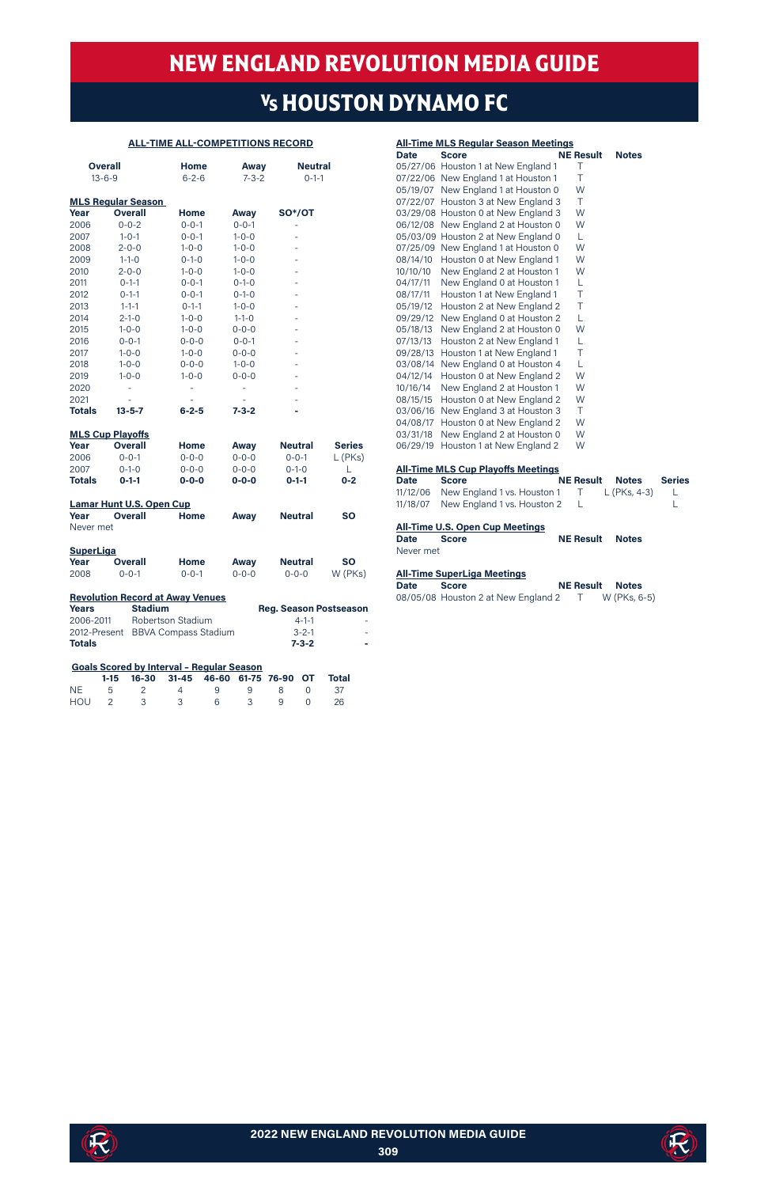# NEW ENGLAND REVOLUTION MEDIA GUIDE

## Vs HOUSTON DYNAMO FC

### ALL-TIME ALL-COMPETITIONS RECORD

| Overall | Home | Away | Neutral |
|---|---|---|---|
| 13-6-9 | 6-2-6 | 7-3-2 | 0-1-1 |

### MLS Regular Season

| Year | Overall | Home | Away | SO*/OT |
|---|---|---|---|---|
| 2006 | 0-0-2 | 0-0-1 | 0-0-1 | - |
| 2007 | 1-0-1 | 0-0-1 | 1-0-0 | - |
| 2008 | 2-0-0 | 1-0-0 | 1-0-0 | - |
| 2009 | 1-1-0 | 0-1-0 | 1-0-0 | - |
| 2010 | 2-0-0 | 1-0-0 | 1-0-0 | - |
| 2011 | 0-1-1 | 0-0-1 | 0-1-0 | - |
| 2012 | 0-1-1 | 0-0-1 | 0-1-0 | - |
| 2013 | 1-1-1 | 0-1-1 | 1-0-0 | - |
| 2014 | 2-1-0 | 1-0-0 | 1-1-0 | - |
| 2015 | 1-0-0 | 1-0-0 | 0-0-0 | - |
| 2016 | 0-0-1 | 0-0-0 | 0-0-1 | - |
| 2017 | 1-0-0 | 1-0-0 | 0-0-0 | - |
| 2018 | 1-0-0 | 0-0-0 | 1-0-0 | - |
| 2019 | 1-0-0 | 1-0-0 | 0-0-0 | - |
| 2020 | - | - | - | - |
| 2021 | - | - | - | - |
| **Totals** | **13-5-7** | **6-2-5** | **7-3-2** | **-** |

### MLS Cup Playoffs

| Year | Overall | Home | Away | Neutral | Series |
|---|---|---|---|---|---|
| 2006 | 0-0-1 | 0-0-0 | 0-0-0 | 0-0-1 | L (PKs) |
| 2007 | 0-1-0 | 0-0-0 | 0-0-0 | 0-1-0 | L |
| **Totals** | **0-1-1** | **0-0-0** | **0-0-0** | **0-1-1** | **0-2** |

### Lamar Hunt U.S. Open Cup

| Year | Overall | Home | Away | Neutral | SO |
|---|---|---|---|---|---|
| Never met | | | | | |

### SuperLiga

| Year | Overall | Home | Away | Neutral | SO |
|---|---|---|---|---|---|
| 2008 | 0-0-1 | 0-0-1 | 0-0-0 | 0-0-0 | W (PKs) |

### Revolution Record at Away Venues

| Years | Stadium | Reg. Season | Postseason |
|---|---|---|---|
| 2006-2011 | Robertson Stadium | 4-1-1 | - |
| 2012-Present | BBVA Compass Stadium | 3-2-1 | - |
| **Totals** | | **7-3-2** | **-** |

### Goals Scored by Interval - Regular Season

| | 1-15 | 16-30 | 31-45 | 46-60 | 61-75 | 76-90 | OT | Total |
|---|---|---|---|---|---|---|---|---|
| NE | 5 | 2 | 4 | 9 | 9 | 8 | 0 | 37 |
| HOU | 2 | 3 | 3 | 6 | 3 | 9 | 0 | 26 |

### All-Time MLS Regular Season Meetings

| Date | Score | NE Result | Notes |
|---|---|---|---|
| 05/27/06 | Houston 1 at New England 1 | T | |
| 07/22/06 | New England 1 at Houston 1 | T | |
| 05/19/07 | New England 1 at Houston 0 | W | |
| 07/22/07 | Houston 3 at New England 3 | T | |
| 03/29/08 | Houston 0 at New England 3 | W | |
| 06/12/08 | New England 2 at Houston 0 | W | |
| 05/03/09 | Houston 2 at New England 0 | L | |
| 07/25/09 | New England 1 at Houston 0 | W | |
| 08/14/10 | Houston 0 at New England 1 | W | |
| 10/10/10 | New England 2 at Houston 1 | W | |
| 04/17/11 | New England 0 at Houston 1 | L | |
| 08/17/11 | Houston 1 at New England 1 | T | |
| 05/19/12 | Houston 2 at New England 2 | T | |
| 09/29/12 | New England 0 at Houston 2 | L | |
| 05/18/13 | New England 2 at Houston 0 | W | |
| 07/13/13 | Houston 2 at New England 1 | L | |
| 09/28/13 | Houston 1 at New England 1 | T | |
| 03/08/14 | New England 0 at Houston 4 | L | |
| 04/12/14 | Houston 0 at New England 2 | W | |
| 10/16/14 | New England 2 at Houston 1 | W | |
| 08/15/15 | Houston 0 at New England 2 | W | |
| 03/06/16 | New England 3 at Houston 3 | T | |
| 04/08/17 | Houston 0 at New England 2 | W | |
| 03/31/18 | New England 2 at Houston 0 | W | |
| 06/29/19 | Houston 1 at New England 2 | W | |

### All-Time MLS Cup Playoffs Meetings

| Date | Score | NE Result | Notes | Series |
|---|---|---|---|---|
| 11/12/06 | New England 1 vs. Houston 1 | T | L (PKs, 4-3) | L |
| 11/18/07 | New England 1 vs. Houston 2 | L | | L |

### All-Time U.S. Open Cup Meetings

| Date | Score | NE Result | Notes |
|---|---|---|---|
| Never met | | | |

### All-Time SuperLiga Meetings

| Date | Score | NE Result | Notes |
|---|---|---|---|
| 08/05/08 | Houston 2 at New England 2 | T | W (PKs, 6-5) |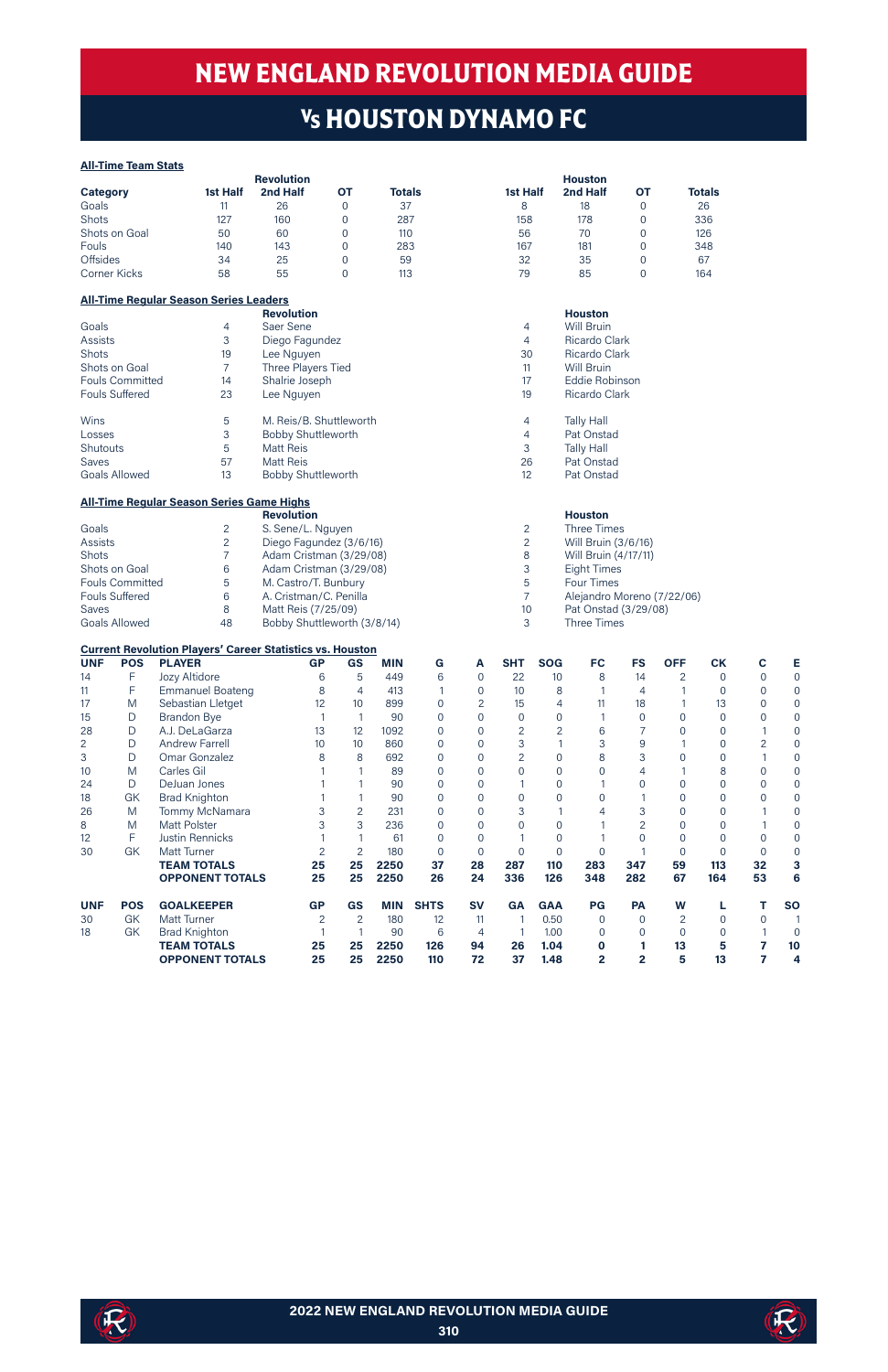# NEW ENGLAND REVOLUTION MEDIA GUIDE

## Vs HOUSTON DYNAMO FC

**All-Time Team Stats**

| Category | Revolution 1st Half | 2nd Half | OT | Totals | Houston 1st Half | 2nd Half | OT | Totals |
|---|---|---|---|---|---|---|---|---|
| Goals | 11 | 26 | 0 | 37 | 8 | 18 | 0 | 26 |
| Shots | 127 | 160 | 0 | 287 | 158 | 178 | 0 | 336 |
| Shots on Goal | 50 | 60 | 0 | 110 | 56 | 70 | 0 | 126 |
| Fouls | 140 | 143 | 0 | 283 | 167 | 181 | 0 | 348 |
| Offsides | 34 | 25 | 0 | 59 | 32 | 35 | 0 | 67 |
| Corner Kicks | 58 | 55 | 0 | 113 | 79 | 85 | 0 | 164 |

**All-Time Regular Season Series Leaders**

| | | Revolution | | Houston |
|---|---|---|---|---|
| Goals | 4 | Saer Sene | 4 | Will Bruin |
| Assists | 3 | Diego Fagundez | 4 | Ricardo Clark |
| Shots | 19 | Lee Nguyen | 30 | Ricardo Clark |
| Shots on Goal | 7 | Three Players Tied | 11 | Will Bruin |
| Fouls Committed | 14 | Shalrie Joseph | 17 | Eddie Robinson |
| Fouls Suffered | 23 | Lee Nguyen | 19 | Ricardo Clark |
| Wins | 5 | M. Reis/B. Shuttleworth | 4 | Tally Hall |
| Losses | 3 | Bobby Shuttleworth | 4 | Pat Onstad |
| Shutouts | 5 | Matt Reis | 3 | Tally Hall |
| Saves | 57 | Matt Reis | 26 | Pat Onstad |
| Goals Allowed | 13 | Bobby Shuttleworth | 12 | Pat Onstad |

**All-Time Regular Season Series Game Highs**

| | | Revolution | | Houston |
|---|---|---|---|---|
| Goals | 2 | S. Sene/L. Nguyen | 2 | Three Times |
| Assists | 2 | Diego Fagundez (3/6/16) | 2 | Will Bruin (3/6/16) |
| Shots | 7 | Adam Cristman (3/29/08) | 8 | Will Bruin (4/17/11) |
| Shots on Goal | 6 | Adam Cristman (3/29/08) | 3 | Eight Times |
| Fouls Committed | 5 | M. Castro/T. Bunbury | 5 | Four Times |
| Fouls Suffered | 6 | A. Cristman/C. Penilla | 7 | Alejandro Moreno (7/22/06) |
| Saves | 8 | Matt Reis (7/25/09) | 10 | Pat Onstad (3/29/08) |
| Goals Allowed | 48 | Bobby Shuttleworth (3/8/14) | 3 | Three Times |

**Current Revolution Players' Career Statistics vs. Houston**

| UNF | POS | PLAYER | GP | GS | MIN | G | A | SHT | SOG | FC | FS | OFF | CK | C | E |
|---|---|---|---|---|---|---|---|---|---|---|---|---|---|---|---|
| 14 | F | Jozy Altidore | 6 | 5 | 449 | 6 | 0 | 22 | 10 | 8 | 14 | 2 | 0 | 0 | 0 |
| 11 | F | Emmanuel Boateng | 8 | 4 | 413 | 1 | 0 | 10 | 8 | 1 | 4 | 1 | 0 | 0 | 0 |
| 17 | M | Sebastian Lletget | 12 | 10 | 899 | 0 | 2 | 15 | 4 | 11 | 18 | 1 | 13 | 0 | 0 |
| 15 | D | Brandon Bye | 1 | 1 | 90 | 0 | 0 | 0 | 0 | 1 | 0 | 0 | 0 | 0 | 0 |
| 28 | D | A.J. DeLaGarza | 13 | 12 | 1092 | 0 | 0 | 2 | 2 | 6 | 7 | 0 | 0 | 1 | 0 |
| 2 | D | Andrew Farrell | 10 | 10 | 860 | 0 | 0 | 3 | 1 | 3 | 9 | 1 | 0 | 2 | 0 |
| 3 | D | Omar Gonzalez | 8 | 8 | 692 | 0 | 0 | 2 | 0 | 8 | 3 | 0 | 0 | 1 | 0 |
| 10 | M | Carles Gil | 1 | 1 | 89 | 0 | 0 | 0 | 0 | 0 | 4 | 1 | 8 | 0 | 0 |
| 24 | D | DeJuan Jones | 1 | 1 | 90 | 0 | 0 | 1 | 0 | 1 | 0 | 0 | 0 | 0 | 0 |
| 18 | GK | Brad Knighton | 1 | 1 | 90 | 0 | 0 | 0 | 0 | 0 | 1 | 0 | 0 | 0 | 0 |
| 26 | M | Tommy McNamara | 3 | 2 | 231 | 0 | 0 | 3 | 1 | 4 | 3 | 0 | 0 | 1 | 0 |
| 8 | M | Matt Polster | 3 | 3 | 236 | 0 | 0 | 0 | 0 | 1 | 2 | 0 | 0 | 1 | 0 |
| 12 | F | Justin Rennicks | 1 | 1 | 61 | 0 | 0 | 1 | 0 | 1 | 0 | 0 | 0 | 0 | 0 |
| 30 | GK | Matt Turner | 2 | 2 | 180 | 0 | 0 | 0 | 0 | 0 | 1 | 0 | 0 | 0 | 0 |
| | | **TEAM TOTALS** | **25** | **25** | **2250** | **37** | **28** | **287** | **110** | **283** | **347** | **59** | **113** | **32** | **3** |
| | | **OPPONENT TOTALS** | **25** | **25** | **2250** | **26** | **24** | **336** | **126** | **348** | **282** | **67** | **164** | **53** | **6** |

| UNF | POS | GOALKEEPER | GP | GS | MIN | SHTS | SV | GA | GAA | PG | PA | W | L | T | SO |
|---|---|---|---|---|---|---|---|---|---|---|---|---|---|---|---|
| 30 | GK | Matt Turner | 2 | 2 | 180 | 12 | 11 | 1 | 0.50 | 0 | 0 | 2 | 0 | 0 | 1 |
| 18 | GK | Brad Knighton | 1 | 1 | 90 | 6 | 4 | 1 | 1.00 | 0 | 0 | 0 | 0 | 1 | 0 |
| | | **TEAM TOTALS** | **25** | **25** | **2250** | **126** | **94** | **26** | **1.04** | **0** | **1** | **13** | **5** | **7** | **10** |
| | | **OPPONENT TOTALS** | **25** | **25** | **2250** | **110** | **72** | **37** | **1.48** | **2** | **2** | **5** | **13** | **7** | **4** |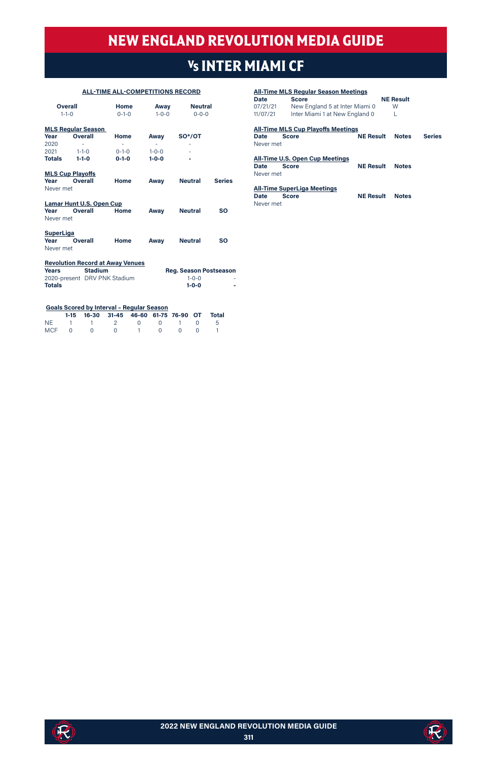# NEW ENGLAND REVOLUTION MEDIA GUIDE

## Vs INTER MIAMI CF

### ALL-TIME ALL-COMPETITIONS RECORD

| Overall | Home | Away | Neutral |
|---|---|---|---|
| 1-1-0 | 0-1-0 | 1-0-0 | 0-0-0 |

**MLS Regular Season**

| Year | Overall | Home | Away | SO*/OT |
|---|---|---|---|---|
| 2020 | - | - | - | - |
| 2021 | 1-1-0 | 0-1-0 | 1-0-0 | - |
| **Totals** | **1-1-0** | **0-1-0** | **1-0-0** | **-** |

**MLS Cup Playoffs**

| Year | Overall | Home | Away | Neutral | Series |
|---|---|---|---|---|---|
| Never met | | | | | |

**Lamar Hunt U.S. Open Cup**

| Year | Overall | Home | Away | Neutral | SO |
|---|---|---|---|---|---|
| Never met | | | | | |

**SuperLiga**

| Year | Overall | Home | Away | Neutral | SO |
|---|---|---|---|---|---|
| Never met | | | | | |

**Revolution Record at Away Venues**

| Years | Stadium | Reg. Season | Postseason |
|---|---|---|---|
| 2020-present | DRV PNK Stadium | 1-0-0 | - |
| **Totals** | | **1-0-0** | **-** |

**Goals Scored by Interval - Regular Season**

| | 1-15 | 16-30 | 31-45 | 46-60 | 61-75 | 76-90 | OT | Total |
|---|---|---|---|---|---|---|---|---|
| NE | 1 | 1 | 2 | 0 | 0 | 1 | 0 | 5 |
| MCF | 0 | 0 | 0 | 1 | 0 | 0 | 0 | 1 |

**All-Time MLS Regular Season Meetings**

| Date | Score | NE Result |
|---|---|---|
| 07/21/21 | New England 5 at Inter Miami 0 | W |
| 11/07/21 | Inter Miami 1 at New England 0 | L |

**All-Time MLS Cup Playoffs Meetings**

| Date | Score | NE Result | Notes | Series |
|---|---|---|---|---|
| Never met | | | | |

**All-Time U.S. Open Cup Meetings**

| Date | Score | NE Result | Notes |
|---|---|---|---|
| Never met | | | |

**All-Time SuperLiga Meetings**

| Date | Score | NE Result | Notes |
|---|---|---|---|
| Never met | | | |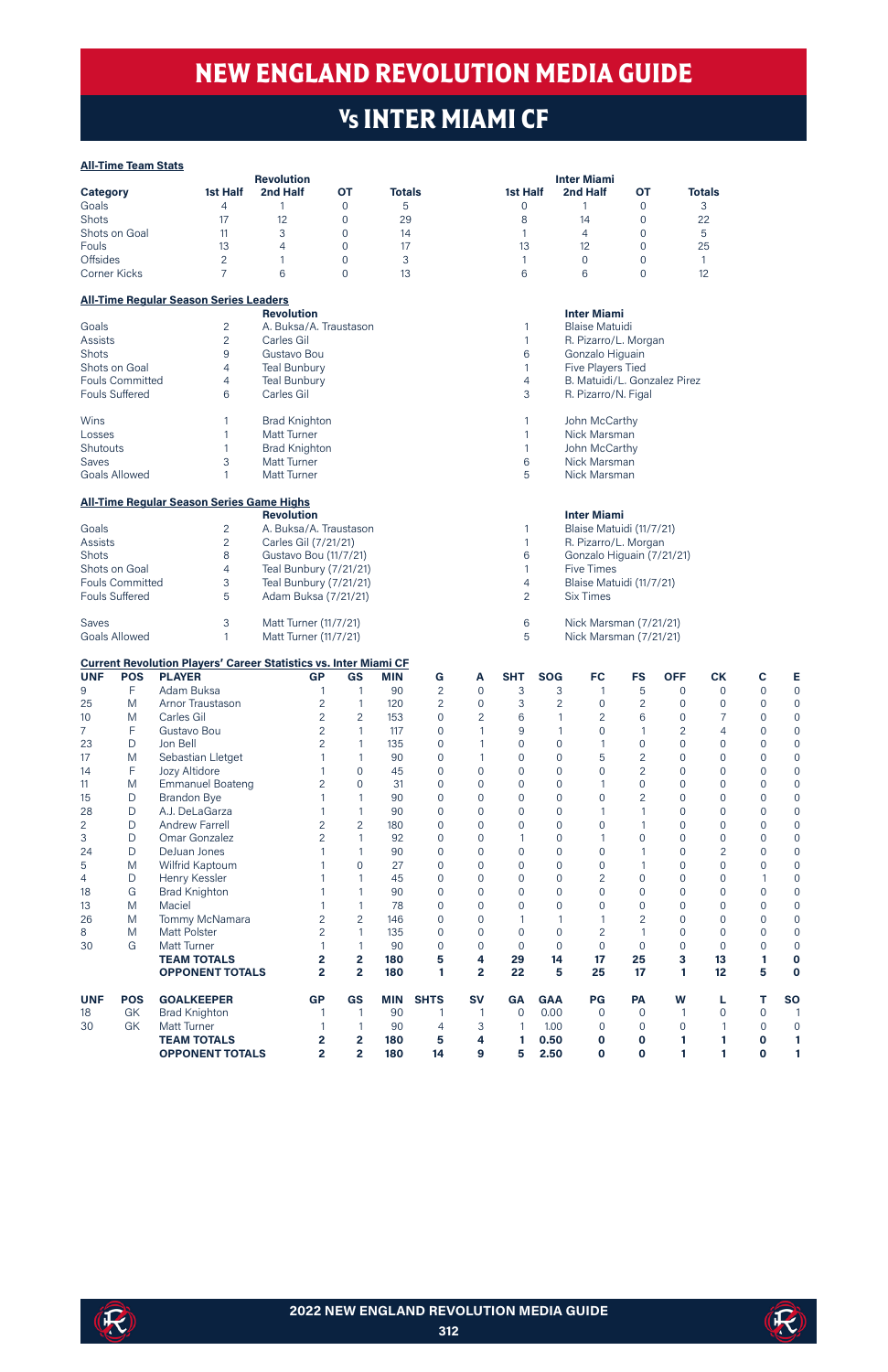# NEW ENGLAND REVOLUTION MEDIA GUIDE

## Vs INTER MIAMI CF

### All-Time Team Stats

| Category | Revolution 1st Half | Revolution 2nd Half | Revolution OT | Revolution Totals | Inter Miami 1st Half | Inter Miami 2nd Half | Inter Miami OT | Inter Miami Totals |
|---|---|---|---|---|---|---|---|---|
| Goals | 4 | 1 | 0 | 5 | 0 | 1 | 0 | 3 |
| Shots | 17 | 12 | 0 | 29 | 8 | 14 | 0 | 22 |
| Shots on Goal | 11 | 3 | 0 | 14 | 1 | 4 | 0 | 5 |
| Fouls | 13 | 4 | 0 | 17 | 13 | 12 | 0 | 25 |
| Offsides | 2 | 1 | 0 | 3 | 1 | 0 | 0 | 1 |
| Corner Kicks | 7 | 6 | 0 | 13 | 6 | 6 | 0 | 12 |

### All-Time Regular Season Series Leaders

| | | Revolution | | Inter Miami |
|---|---|---|---|---|
| Goals | 2 | A. Buksa/A. Traustason | 1 | Blaise Matuidi |
| Assists | 2 | Carles Gil | 1 | R. Pizarro/L. Morgan |
| Shots | 9 | Gustavo Bou | 6 | Gonzalo Higuain |
| Shots on Goal | 4 | Teal Bunbury | 1 | Five Players Tied |
| Fouls Committed | 4 | Teal Bunbury | 4 | B. Matuidi/L. Gonzalez Pirez |
| Fouls Suffered | 6 | Carles Gil | 3 | R. Pizarro/N. Figal |
| | | | | |
| Wins | 1 | Brad Knighton | 1 | John McCarthy |
| Losses | 1 | Matt Turner | 1 | Nick Marsman |
| Shutouts | 1 | Brad Knighton | 1 | John McCarthy |
| Saves | 3 | Matt Turner | 6 | Nick Marsman |
| Goals Allowed | 1 | Matt Turner | 5 | Nick Marsman |

### All-Time Regular Season Series Game Highs

| | | Revolution | | Inter Miami |
|---|---|---|---|---|
| Goals | 2 | A. Buksa/A. Traustason | 1 | Blaise Matuidi (11/7/21) |
| Assists | 2 | Carles Gil (7/21/21) | 1 | R. Pizarro/L. Morgan |
| Shots | 8 | Gustavo Bou (11/7/21) | 6 | Gonzalo Higuain (7/21/21) |
| Shots on Goal | 4 | Teal Bunbury (7/21/21) | 1 | Five Times |
| Fouls Committed | 3 | Teal Bunbury (7/21/21) | 4 | Blaise Matuidi (11/7/21) |
| Fouls Suffered | 5 | Adam Buksa (7/21/21) | 2 | Six Times |
| | | | | |
| Saves | 3 | Matt Turner (11/7/21) | 6 | Nick Marsman (7/21/21) |
| Goals Allowed | 1 | Matt Turner (11/7/21) | 5 | Nick Marsman (7/21/21) |

### Current Revolution Players' Career Statistics vs. Inter Miami CF

| UNF | POS | PLAYER | GP | GS | MIN | G | A | SHT | SOG | FC | FS | OFF | CK | C | E |
|---|---|---|---|---|---|---|---|---|---|---|---|---|---|---|---|
| 9 | F | Adam Buksa | 1 | 1 | 90 | 2 | 0 | 3 | 3 | 1 | 5 | 0 | 0 | 0 | 0 |
| 25 | M | Arnor Traustason | 2 | 1 | 120 | 2 | 0 | 3 | 2 | 0 | 2 | 0 | 0 | 0 | 0 |
| 10 | M | Carles Gil | 2 | 2 | 153 | 0 | 2 | 6 | 1 | 2 | 6 | 0 | 7 | 0 | 0 |
| 7 | F | Gustavo Bou | 2 | 1 | 117 | 0 | 1 | 9 | 1 | 0 | 1 | 2 | 4 | 0 | 0 |
| 23 | D | Jon Bell | 2 | 1 | 135 | 0 | 1 | 0 | 0 | 1 | 0 | 0 | 0 | 0 | 0 |
| 17 | M | Sebastian Lletget | 1 | 1 | 90 | 0 | 1 | 0 | 0 | 5 | 2 | 0 | 0 | 0 | 0 |
| 14 | F | Jozy Altidore | 1 | 0 | 45 | 0 | 0 | 0 | 0 | 0 | 2 | 0 | 0 | 0 | 0 |
| 11 | M | Emmanuel Boateng | 2 | 0 | 31 | 0 | 0 | 0 | 0 | 1 | 0 | 0 | 0 | 0 | 0 |
| 15 | D | Brandon Bye | 1 | 1 | 90 | 0 | 0 | 0 | 0 | 0 | 2 | 0 | 0 | 0 | 0 |
| 28 | D | A.J. DeLaGarza | 1 | 1 | 90 | 0 | 0 | 0 | 0 | 1 | 1 | 0 | 0 | 0 | 0 |
| 2 | D | Andrew Farrell | 2 | 2 | 180 | 0 | 0 | 0 | 0 | 0 | 1 | 0 | 0 | 0 | 0 |
| 3 | D | Omar Gonzalez | 2 | 1 | 92 | 0 | 0 | 1 | 0 | 1 | 0 | 0 | 0 | 0 | 0 |
| 24 | D | DeJuan Jones | 1 | 1 | 90 | 0 | 0 | 0 | 0 | 0 | 1 | 0 | 2 | 0 | 0 |
| 5 | M | Wilfrid Kaptoum | 1 | 0 | 27 | 0 | 0 | 0 | 0 | 0 | 1 | 0 | 0 | 0 | 0 |
| 4 | D | Henry Kessler | 1 | 1 | 45 | 0 | 0 | 0 | 0 | 2 | 0 | 0 | 0 | 1 | 0 |
| 18 | G | Brad Knighton | 1 | 1 | 90 | 0 | 0 | 0 | 0 | 0 | 0 | 0 | 0 | 0 | 0 |
| 13 | M | Maciel | 1 | 1 | 78 | 0 | 0 | 0 | 0 | 0 | 0 | 0 | 0 | 0 | 0 |
| 26 | M | Tommy McNamara | 2 | 2 | 146 | 0 | 0 | 1 | 1 | 1 | 2 | 0 | 0 | 0 | 0 |
| 8 | M | Matt Polster | 2 | 1 | 135 | 0 | 0 | 0 | 0 | 2 | 1 | 0 | 0 | 0 | 0 |
| 30 | G | Matt Turner | 1 | 1 | 90 | 0 | 0 | 0 | 0 | 0 | 0 | 0 | 0 | 0 | 0 |
| | | **TEAM TOTALS** | **2** | **2** | **180** | **5** | **4** | **29** | **14** | **17** | **25** | **3** | **13** | **1** | **0** |
| | | **OPPONENT TOTALS** | **2** | **2** | **180** | **1** | **2** | **22** | **5** | **25** | **17** | **1** | **12** | **5** | **0** |

| UNF | POS | GOALKEEPER | GP | GS | MIN | SHTS | SV | GA | GAA | PG | PA | W | L | T | SO |
|---|---|---|---|---|---|---|---|---|---|---|---|---|---|---|---|
| 18 | GK | Brad Knighton | 1 | 1 | 90 | 1 | 1 | 0 | 0.00 | 0 | 0 | 1 | 0 | 0 | 1 |
| 30 | GK | Matt Turner | 1 | 1 | 90 | 4 | 3 | 1 | 1.00 | 0 | 0 | 0 | 1 | 0 | 0 |
| | | **TEAM TOTALS** | **2** | **2** | **180** | **5** | **4** | **1** | **0.50** | **0** | **0** | **1** | **1** | **0** | **1** |
| | | **OPPONENT TOTALS** | **2** | **2** | **180** | **14** | **9** | **5** | **2.50** | **0** | **0** | **1** | **1** | **0** | **1** |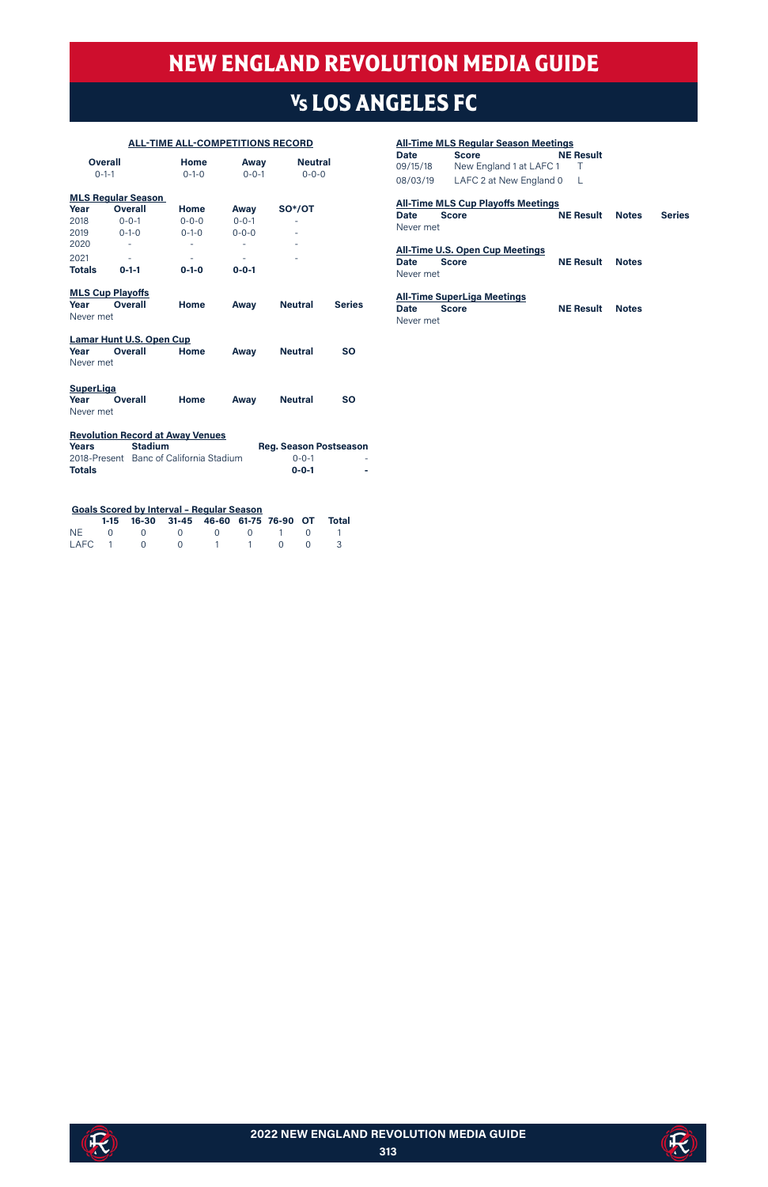# NEW ENGLAND REVOLUTION MEDIA GUIDE

## Vs LOS ANGELES FC

### ALL-TIME ALL-COMPETITIONS RECORD

| Overall | Home | Away | Neutral |
|---|---|---|---|
| 0-1-1 | 0-1-0 | 0-0-1 | 0-0-0 |

### MLS Regular Season

| Year | Overall | Home | Away | SO*/OT |
|---|---|---|---|---|
| 2018 | 0-0-1 | 0-0-0 | 0-0-1 | - |
| 2019 | 0-1-0 | 0-1-0 | 0-0-0 | - |
| 2020 | - | - | - | - |
| 2021 | - | - | - | - |
| **Totals** | **0-1-1** | **0-1-0** | **0-0-1** | |

### MLS Cup Playoffs

| Year | Overall | Home | Away | Neutral | Series |
|---|---|---|---|---|---|
| Never met | | | | | |

### Lamar Hunt U.S. Open Cup

| Year | Overall | Home | Away | Neutral | SO |
|---|---|---|---|---|---|
| Never met | | | | | |

### SuperLiga

| Year | Overall | Home | Away | Neutral | SO |
|---|---|---|---|---|---|
| Never met | | | | | |

### Revolution Record at Away Venues

| Years | Stadium | Reg. Season | Postseason |
|---|---|---|---|
| 2018-Present | Banc of California Stadium | 0-0-1 | - |
| **Totals** | | **0-0-1** | **-** |

### Goals Scored by Interval - Regular Season

| | 1-15 | 16-30 | 31-45 | 46-60 | 61-75 | 76-90 | OT | Total |
|---|---|---|---|---|---|---|---|---|
| NE | 0 | 0 | 0 | 0 | 0 | 1 | 0 | 1 |
| LAFC | 1 | 0 | 0 | 1 | 1 | 0 | 0 | 3 |

### All-Time MLS Regular Season Meetings

| Date | Score | NE Result |
|---|---|---|
| 09/15/18 | New England 1 at LAFC 1 | T |
| 08/03/19 | LAFC 2 at New England 0 | L |

### All-Time MLS Cup Playoffs Meetings

| Date | Score | NE Result | Notes | Series |
|---|---|---|---|---|
| Never met | | | | |

### All-Time U.S. Open Cup Meetings

| Date | Score | NE Result | Notes |
|---|---|---|---|
| Never met | | | |

### All-Time SuperLiga Meetings

| Date | Score | NE Result | Notes |
|---|---|---|---|
| Never met | | | |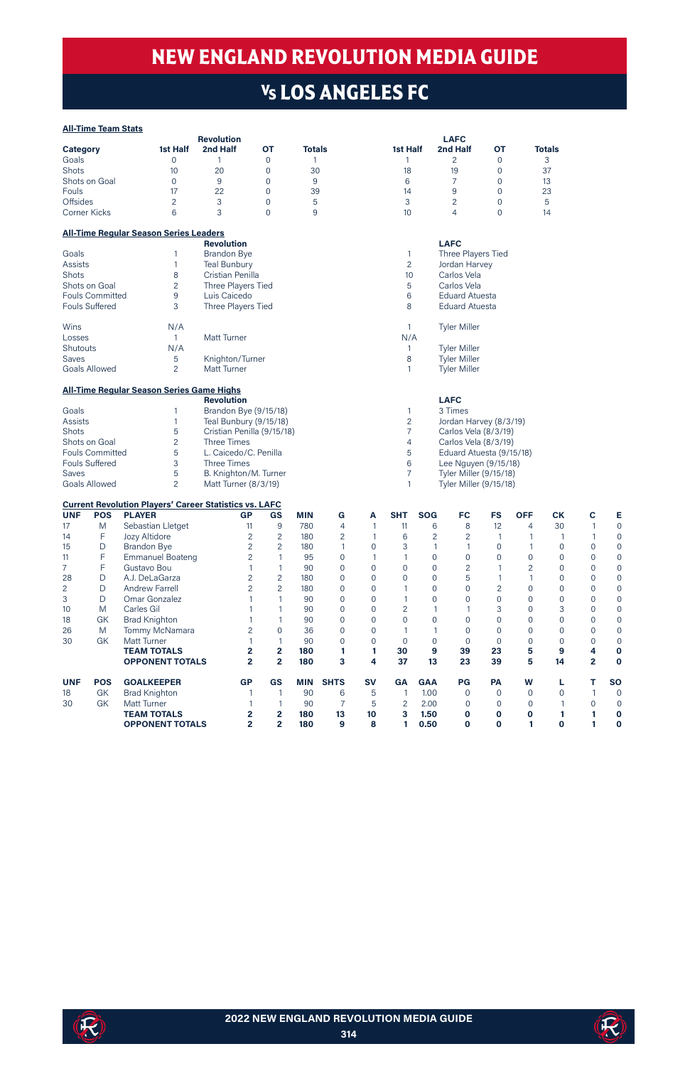# NEW ENGLAND REVOLUTION MEDIA GUIDE

## Vs LOS ANGELES FC

**All-Time Team Stats**

| Category | Revolution 1st Half | Revolution 2nd Half | Revolution OT | Revolution Totals | LAFC 1st Half | LAFC 2nd Half | LAFC OT | LAFC Totals |
|---|---|---|---|---|---|---|---|---|
| Goals | 0 | 1 | 0 | 1 | 1 | 2 | 0 | 3 |
| Shots | 10 | 20 | 0 | 30 | 18 | 19 | 0 | 37 |
| Shots on Goal | 0 | 9 | 0 | 9 | 6 | 7 | 0 | 13 |
| Fouls | 17 | 22 | 0 | 39 | 14 | 9 | 0 | 23 |
| Offsides | 2 | 3 | 0 | 5 | 3 | 2 | 0 | 5 |
| Corner Kicks | 6 | 3 | 0 | 9 | 10 | 4 | 0 | 14 |

**All-Time Regular Season Series Leaders**

| | | Revolution | | LAFC |
|---|---|---|---|---|
| Goals | 1 | Brandon Bye | 1 | Three Players Tied |
| Assists | 1 | Teal Bunbury | 2 | Jordan Harvey |
| Shots | 8 | Cristian Penilla | 10 | Carlos Vela |
| Shots on Goal | 2 | Three Players Tied | 5 | Carlos Vela |
| Fouls Committed | 9 | Luis Caicedo | 6 | Eduard Atuesta |
| Fouls Suffered | 3 | Three Players Tied | 8 | Eduard Atuesta |
| | | | | |
| Wins | N/A | | 1 | Tyler Miller |
| Losses | 1 | Matt Turner | N/A | |
| Shutouts | N/A | | 1 | Tyler Miller |
| Saves | 5 | Knighton/Turner | 8 | Tyler Miller |
| Goals Allowed | 2 | Matt Turner | 1 | Tyler Miller |

**All-Time Regular Season Series Game Highs**

| | | Revolution | | LAFC |
|---|---|---|---|---|
| Goals | 1 | Brandon Bye (9/15/18) | 1 | 3 Times |
| Assists | 1 | Teal Bunbury (9/15/18) | 2 | Jordan Harvey (8/3/19) |
| Shots | 5 | Cristian Penilla (9/15/18) | 7 | Carlos Vela (8/3/19) |
| Shots on Goal | 2 | Three Times | 4 | Carlos Vela (8/3/19) |
| Fouls Committed | 5 | L. Caicedo/C. Penilla | 5 | Eduard Atuesta (9/15/18) |
| Fouls Suffered | 3 | Three Times | 6 | Lee Nguyen (9/15/18) |
| Saves | 5 | B. Knighton/M. Turner | 7 | Tyler Miller (9/15/18) |
| Goals Allowed | 2 | Matt Turner (8/3/19) | 1 | Tyler Miller (9/15/18) |

**Current Revolution Players' Career Statistics vs. LAFC**

| UNF | POS | PLAYER | GP | GS | MIN | G | A | SHT | SOG | FC | FS | OFF | CK | C | E |
|---|---|---|---|---|---|---|---|---|---|---|---|---|---|---|---|
| 17 | M | Sebastian Lletget | 11 | 9 | 780 | 4 | 1 | 11 | 6 | 8 | 12 | 4 | 30 | 1 | 0 |
| 14 | F | Jozy Altidore | 2 | 2 | 180 | 2 | 1 | 6 | 2 | 2 | 1 | 1 | 1 | 1 | 0 |
| 15 | D | Brandon Bye | 2 | 2 | 180 | 1 | 0 | 3 | 1 | 1 | 0 | 1 | 0 | 0 | 0 |
| 11 | F | Emmanuel Boateng | 2 | 1 | 95 | 0 | 1 | 1 | 0 | 0 | 0 | 0 | 0 | 0 | 0 |
| 7 | F | Gustavo Bou | 1 | 1 | 90 | 0 | 0 | 0 | 0 | 2 | 1 | 2 | 0 | 0 | 0 |
| 28 | D | A.J. DeLaGarza | 2 | 2 | 180 | 0 | 0 | 0 | 0 | 5 | 1 | 1 | 0 | 0 | 0 |
| 2 | D | Andrew Farrell | 2 | 2 | 180 | 0 | 0 | 1 | 0 | 0 | 2 | 0 | 0 | 0 | 0 |
| 3 | D | Omar Gonzalez | 1 | 1 | 90 | 0 | 0 | 1 | 0 | 0 | 0 | 0 | 0 | 0 | 0 |
| 10 | M | Carles Gil | 1 | 1 | 90 | 0 | 0 | 2 | 1 | 1 | 3 | 0 | 3 | 0 | 0 |
| 18 | GK | Brad Knighton | 1 | 1 | 90 | 0 | 0 | 0 | 0 | 0 | 0 | 0 | 0 | 0 | 0 |
| 26 | M | Tommy McNamara | 2 | 0 | 36 | 0 | 0 | 1 | 1 | 0 | 0 | 0 | 0 | 0 | 0 |
| 30 | GK | Matt Turner | 1 | 1 | 90 | 0 | 0 | 0 | 0 | 0 | 0 | 0 | 0 | 0 | 0 |
| | | **TEAM TOTALS** | **2** | **2** | **180** | **1** | **1** | **30** | **9** | **39** | **23** | **5** | **9** | **4** | **0** |
| | | **OPPONENT TOTALS** | **2** | **2** | **180** | **3** | **4** | **37** | **13** | **23** | **39** | **5** | **14** | **2** | **0** |

| UNF | POS | GOALKEEPER | GP | GS | MIN | SHTS | SV | GA | GAA | PG | PA | W | L | T | SO |
|---|---|---|---|---|---|---|---|---|---|---|---|---|---|---|---|
| 18 | GK | Brad Knighton | 1 | 1 | 90 | 6 | 5 | 1 | 1.00 | 0 | 0 | 0 | 0 | 1 | 0 |
| 30 | GK | Matt Turner | 1 | 1 | 90 | 7 | 5 | 2 | 2.00 | 0 | 0 | 0 | 1 | 0 | 0 |
| | | **TEAM TOTALS** | **2** | **2** | **180** | **13** | **10** | **3** | **1.50** | **0** | **0** | **0** | **1** | **1** | **0** |
| | | **OPPONENT TOTALS** | **2** | **2** | **180** | **9** | **8** | **1** | **0.50** | **0** | **0** | **1** | **0** | **1** | **0** |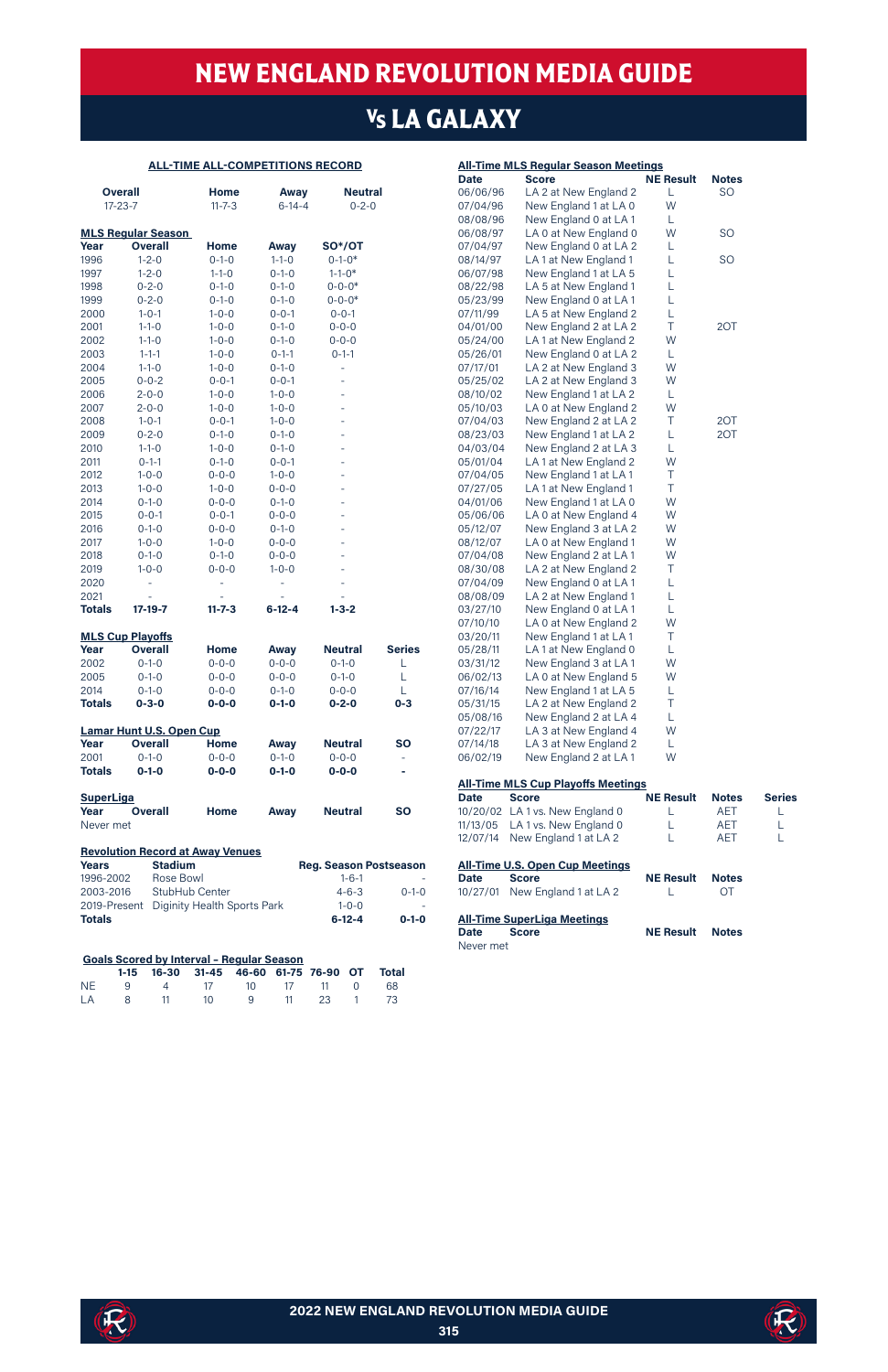# NEW ENGLAND REVOLUTION MEDIA GUIDE

## Vs LA GALAXY

### ALL-TIME ALL-COMPETITIONS RECORD

| Overall | Home | Away | Neutral |
|---|---|---|---|
| 17-23-7 | 11-7-3 | 6-14-4 | 0-2-0 |

### MLS Regular Season

| Year | Overall | Home | Away | SO*/OT |
|---|---|---|---|---|
| 1996 | 1-2-0 | 0-1-0 | 1-1-0 | 0-1-0* |
| 1997 | 1-2-0 | 1-1-0 | 0-1-0 | 1-1-0* |
| 1998 | 0-2-0 | 0-1-0 | 0-1-0 | 0-0-0* |
| 1999 | 0-2-0 | 0-1-0 | 0-1-0 | 0-0-0* |
| 2000 | 1-0-1 | 1-0-0 | 0-0-1 | 0-0-1 |
| 2001 | 1-1-0 | 1-0-0 | 0-1-0 | 0-0-0 |
| 2002 | 1-1-0 | 1-0-0 | 0-1-0 | 0-0-0 |
| 2003 | 1-1-1 | 1-0-0 | 0-1-1 | 0-1-1 |
| 2004 | 1-1-0 | 1-0-0 | 0-1-0 | - |
| 2005 | 0-0-2 | 0-0-1 | 0-0-1 | - |
| 2006 | 2-0-0 | 1-0-0 | 1-0-0 | - |
| 2007 | 2-0-0 | 1-0-0 | 1-0-0 | - |
| 2008 | 1-0-1 | 0-0-1 | 1-0-0 | - |
| 2009 | 0-2-0 | 0-1-0 | 0-1-0 | - |
| 2010 | 1-1-0 | 1-0-0 | 0-1-0 | - |
| 2011 | 0-1-1 | 0-1-0 | 0-0-1 | - |
| 2012 | 1-0-0 | 0-0-0 | 1-0-0 | - |
| 2013 | 1-0-0 | 1-0-0 | 0-0-0 | - |
| 2014 | 0-1-0 | 0-0-0 | 0-1-0 | - |
| 2015 | 0-0-1 | 0-0-1 | 0-0-0 | - |
| 2016 | 0-1-0 | 0-0-0 | 0-1-0 | - |
| 2017 | 1-0-0 | 1-0-0 | 0-0-0 | - |
| 2018 | 0-1-0 | 0-1-0 | 0-0-0 | - |
| 2019 | 1-0-0 | 0-0-0 | 1-0-0 | - |
| 2020 | - | - | - | - |
| 2021 | - | - | - | - |
| **Totals** | **17-19-7** | **11-7-3** | **6-12-4** | **1-3-2** |

### MLS Cup Playoffs

| Year | Overall | Home | Away | Neutral | Series |
|---|---|---|---|---|---|
| 2002 | 0-1-0 | 0-0-0 | 0-0-0 | 0-1-0 | L |
| 2005 | 0-1-0 | 0-0-0 | 0-0-0 | 0-1-0 | L |
| 2014 | 0-1-0 | 0-0-0 | 0-1-0 | 0-0-0 | L |
| **Totals** | **0-3-0** | **0-0-0** | **0-1-0** | **0-2-0** | **0-3** |

### Lamar Hunt U.S. Open Cup

| Year | Overall | Home | Away | Neutral | SO |
|---|---|---|---|---|---|
| 2001 | 0-1-0 | 0-0-0 | 0-1-0 | 0-0-0 | - |
| **Totals** | **0-1-0** | **0-0-0** | **0-1-0** | **0-0-0** | **-** |

### SuperLiga

| Year | Overall | Home | Away | Neutral | SO |
|---|---|---|---|---|---|
| Never met | | | | | |

### Revolution Record at Away Venues

| Years | Stadium | Reg. Season | Postseason |
|---|---|---|---|
| 1996-2002 | Rose Bowl | 1-6-1 | - |
| 2003-2016 | StubHub Center | 4-6-3 | 0-1-0 |
| 2019-Present | Diginity Health Sports Park | 1-0-0 | - |
| **Totals** | | **6-12-4** | **0-1-0** |

### Goals Scored by Interval - Regular Season

| | 1-15 | 16-30 | 31-45 | 46-60 | 61-75 | 76-90 | OT | Total |
|---|---|---|---|---|---|---|---|---|
| NE | 9 | 4 | 17 | 10 | 17 | 11 | 0 | 68 |
| LA | 8 | 11 | 10 | 9 | 11 | 23 | 1 | 73 |

### All-Time MLS Regular Season Meetings

| Date | Score | NE Result | Notes |
|---|---|---|---|
| 06/06/96 | LA 2 at New England 2 | L | SO |
| 07/04/96 | New England 1 at LA 0 | W | |
| 08/08/96 | New England 0 at LA 1 | L | |
| 06/08/97 | LA 0 at New England 0 | W | SO |
| 07/04/97 | New England 0 at LA 2 | L | |
| 08/14/97 | LA 1 at New England 1 | L | SO |
| 06/07/98 | New England 1 at LA 5 | L | |
| 08/22/98 | LA 5 at New England 1 | L | |
| 05/23/99 | New England 0 at LA 1 | L | |
| 07/11/99 | LA 5 at New England 2 | L | |
| 04/01/00 | New England 2 at LA 2 | T | 2OT |
| 05/24/00 | LA 1 at New England 2 | W | |
| 05/26/01 | New England 0 at LA 2 | L | |
| 07/17/01 | LA 2 at New England 3 | W | |
| 05/25/02 | LA 2 at New England 3 | W | |
| 08/10/02 | New England 1 at LA 2 | L | |
| 05/10/03 | LA 0 at New England 2 | W | |
| 07/04/03 | New England 2 at LA 2 | T | 2OT |
| 08/23/03 | New England 1 at LA 2 | L | 2OT |
| 04/03/04 | New England 2 at LA 3 | L | |
| 05/01/04 | LA 1 at New England 2 | W | |
| 07/04/05 | New England 1 at LA 1 | T | |
| 07/27/05 | LA 1 at New England 1 | T | |
| 04/01/06 | New England 1 at LA 0 | W | |
| 05/06/06 | LA 0 at New England 4 | W | |
| 05/12/07 | New England 3 at LA 2 | W | |
| 08/12/07 | LA 0 at New England 1 | W | |
| 07/04/08 | New England 2 at LA 1 | W | |
| 08/30/08 | LA 2 at New England 2 | T | |
| 07/04/09 | New England 0 at LA 1 | L | |
| 08/08/09 | LA 2 at New England 1 | L | |
| 03/27/10 | New England 0 at LA 1 | L | |
| 07/10/10 | LA 0 at New England 2 | W | |
| 03/20/11 | New England 1 at LA 1 | T | |
| 05/28/11 | LA 1 at New England 0 | L | |
| 03/31/12 | New England 3 at LA 1 | W | |
| 06/02/13 | LA 0 at New England 5 | W | |
| 07/16/14 | New England 1 at LA 5 | L | |
| 05/31/15 | LA 2 at New England 2 | T | |
| 05/08/16 | New England 2 at LA 4 | L | |
| 07/22/17 | LA 3 at New England 4 | W | |
| 07/14/18 | LA 3 at New England 2 | L | |
| 06/02/19 | New England 2 at LA 1 | W | |

### All-Time MLS Cup Playoffs Meetings

| Date | Score | NE Result | Notes | Series |
|---|---|---|---|---|
| 10/20/02 | LA 1 vs. New England 0 | L | AET | L |
| 11/13/05 | LA 1 vs. New England 0 | L | AET | L |
| 12/07/14 | New England 1 at LA 2 | L | AET | L |

### All-Time U.S. Open Cup Meetings

| Date | Score | NE Result | Notes |
|---|---|---|---|
| 10/27/01 | New England 1 at LA 2 | L | OT |

### All-Time SuperLiga Meetings

| Date | Score | NE Result | Notes |
|---|---|---|---|
| Never met | | | |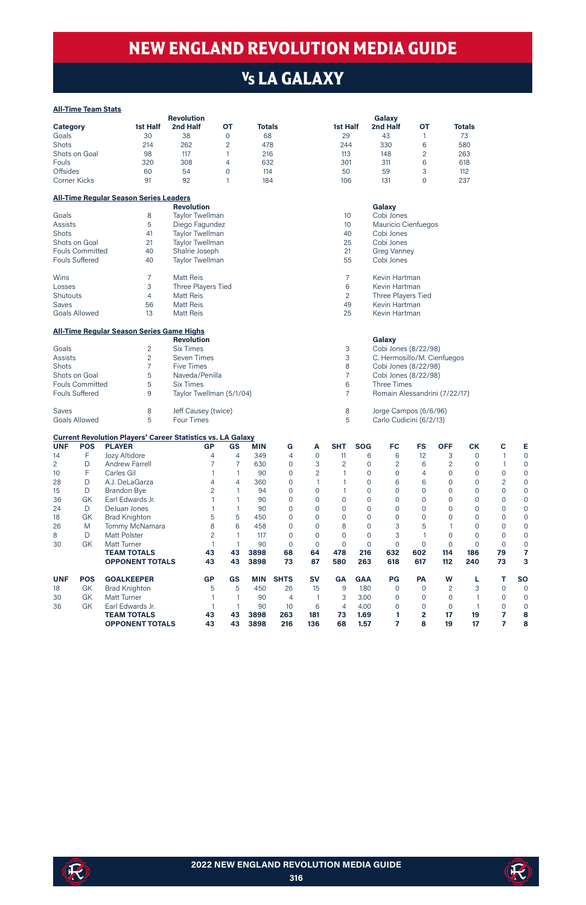# NEW ENGLAND REVOLUTION MEDIA GUIDE

## Vs LA GALAXY

**All-Time Team Stats**

| Category | Revolution 1st Half | Revolution 2nd Half | Revolution OT | Revolution Totals | Galaxy 1st Half | Galaxy 2nd Half | Galaxy OT | Galaxy Totals |
|---|---|---|---|---|---|---|---|---|
| Goals | 30 | 38 | 0 | 68 | 29 | 43 | 1 | 73 |
| Shots | 214 | 262 | 2 | 478 | 244 | 330 | 6 | 580 |
| Shots on Goal | 98 | 117 | 1 | 216 | 113 | 148 | 2 | 263 |
| Fouls | 320 | 308 | 4 | 632 | 301 | 311 | 6 | 618 |
| Offsides | 60 | 54 | 0 | 114 | 50 | 59 | 3 | 112 |
| Corner Kicks | 91 | 92 | 1 | 184 | 106 | 131 | 0 | 237 |

**All-Time Regular Season Series Leaders**

| Category | | Revolution | | Galaxy |
|---|---|---|---|---|
| Goals | 8 | Taylor Twellman | 10 | Cobi Jones |
| Assists | 5 | Diego Fagundez | 10 | Mauricio Cienfuegos |
| Shots | 41 | Taylor Twellman | 40 | Cobi Jones |
| Shots on Goal | 21 | Taylor Twellman | 25 | Cobi Jones |
| Fouls Committed | 40 | Shalrie Joseph | 21 | Greg Vanney |
| Fouls Suffered | 40 | Taylor Twellman | 55 | Cobi Jones |
| Wins | 7 | Matt Reis | 7 | Kevin Hartman |
| Losses | 3 | Three Players Tied | 6 | Kevin Hartman |
| Shutouts | 4 | Matt Reis | 2 | Three Players Tied |
| Saves | 56 | Matt Reis | 49 | Kevin Hartman |
| Goals Allowed | 13 | Matt Reis | 25 | Kevin Hartman |

**All-Time Regular Season Series Game Highs**

| Category | | Revolution | | Galaxy |
|---|---|---|---|---|
| Goals | 2 | Six Times | 3 | Cobi Jones (8/22/98) |
| Assists | 2 | Seven Times | 3 | C. Hermosillo/M. Cienfuegos |
| Shots | 7 | Five Times | 8 | Cobi Jones (8/22/98) |
| Shots on Goal | 5 | Naveda/Penilla | 7 | Cobi Jones (8/22/98) |
| Fouls Committed | 5 | Six Times | 6 | Three Times |
| Fouls Suffered | 9 | Taylor Twellman (5/1/04) | 7 | Romain Alessandrini (7/22/17) |
| Saves | 8 | Jeff Causey (twice) | 8 | Jorge Campos (6/6/96) |
| Goals Allowed | 5 | Four Times | 5 | Carlo Cudicini (6/2/13) |

**Current Revolution Players' Career Statistics vs. LA Galaxy**

| UNF | POS | PLAYER | GP | GS | MIN | G | A | SHT | SOG | FC | FS | OFF | CK | C | E |
|---|---|---|---|---|---|---|---|---|---|---|---|---|---|---|---|
| 14 | F | Jozy Altidore | 4 | 4 | 349 | 4 | 0 | 11 | 6 | 6 | 12 | 3 | 0 | 1 | 0 |
| 2 | D | Andrew Farrell | 7 | 7 | 630 | 0 | 3 | 2 | 0 | 2 | 6 | 2 | 0 | 1 | 0 |
| 10 | F | Carles Gil | 1 | 1 | 90 | 0 | 2 | 1 | 0 | 0 | 4 | 0 | 0 | 0 | 0 |
| 28 | D | A.J. DeLaGarza | 4 | 4 | 360 | 0 | 1 | 1 | 0 | 6 | 6 | 0 | 0 | 2 | 0 |
| 15 | D | Brandon Bye | 2 | 1 | 94 | 0 | 0 | 1 | 0 | 0 | 0 | 0 | 0 | 0 | 0 |
| 36 | GK | Earl Edwards Jr. | 1 | 1 | 90 | 0 | 0 | 0 | 0 | 0 | 0 | 0 | 0 | 0 | 0 |
| 24 | D | DeJuan Jones | 1 | 1 | 90 | 0 | 0 | 0 | 0 | 0 | 0 | 0 | 0 | 0 | 0 |
| 18 | GK | Brad Knighton | 5 | 5 | 450 | 0 | 0 | 0 | 0 | 0 | 0 | 0 | 0 | 0 | 0 |
| 26 | M | Tommy McNamara | 8 | 6 | 458 | 0 | 0 | 8 | 0 | 3 | 5 | 1 | 0 | 0 | 0 |
| 8 | D | Matt Polster | 2 | 1 | 117 | 0 | 0 | 0 | 0 | 3 | 1 | 0 | 0 | 0 | 0 |
| 30 | GK | Matt Turner | 1 | 1 | 90 | 0 | 0 | 0 | 0 | 0 | 0 | 0 | 0 | 0 | 0 |
| | | **TEAM TOTALS** | **43** | **43** | **3898** | **68** | **64** | **478** | **216** | **632** | **602** | **114** | **186** | **79** | **7** |
| | | **OPPONENT TOTALS** | **43** | **43** | **3898** | **73** | **87** | **580** | **263** | **618** | **617** | **112** | **240** | **73** | **3** |

| UNF | POS | GOALKEEPER | GP | GS | MIN | SHTS | SV | GA | GAA | PG | PA | W | L | T | SO |
|---|---|---|---|---|---|---|---|---|---|---|---|---|---|---|---|
| 18 | GK | Brad Knighton | 5 | 5 | 450 | 26 | 15 | 9 | 1.80 | 0 | 0 | 2 | 3 | 0 | 0 |
| 30 | GK | Matt Turner | 1 | 1 | 90 | 4 | 1 | 3 | 3.00 | 0 | 0 | 0 | 1 | 0 | 0 |
| 36 | GK | Earl Edwards Jr. | 1 | 1 | 90 | 10 | 6 | 4 | 4.00 | 0 | 0 | 0 | 1 | 0 | 0 |
| | | **TEAM TOTALS** | **43** | **43** | **3898** | **263** | **181** | **73** | **1.69** | **1** | **2** | **17** | **19** | **7** | **8** |
| | | **OPPONENT TOTALS** | **43** | **43** | **3898** | **216** | **136** | **68** | **1.57** | **7** | **8** | **19** | **17** | **7** | **8** |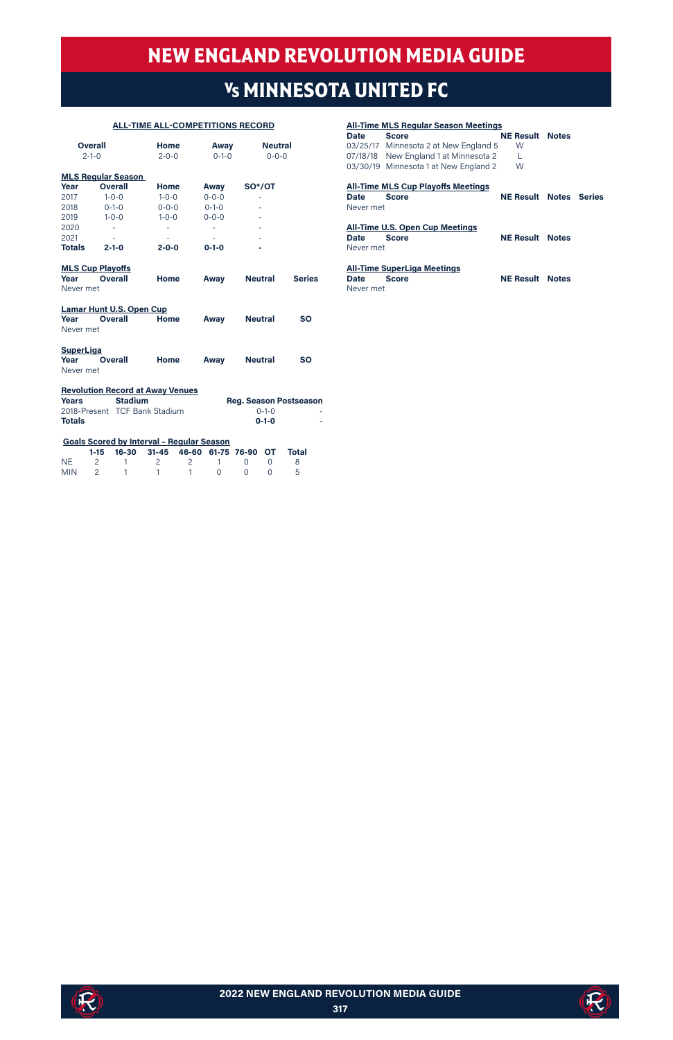# NEW ENGLAND REVOLUTION MEDIA GUIDE

## Vs MINNESOTA UNITED FC

### ALL-TIME ALL-COMPETITIONS RECORD

| Overall | Home | Away | Neutral |
|---|---|---|---|
| 2-1-0 | 2-0-0 | 0-1-0 | 0-0-0 |

### MLS Regular Season

| Year | Overall | Home | Away | SO*/OT |
|---|---|---|---|---|
| 2017 | 1-0-0 | 1-0-0 | 0-0-0 | - |
| 2018 | 0-1-0 | 0-0-0 | 0-1-0 | - |
| 2019 | 1-0-0 | 1-0-0 | 0-0-0 | - |
| 2020 | - | - | - | - |
| 2021 | - | - | - | - |
| **Totals** | **2-1-0** | **2-0-0** | **0-1-0** | **-** |

### MLS Cup Playoffs

| Year | Overall | Home | Away | Neutral | Series |
|---|---|---|---|---|---|
| Never met | | | | | |

### Lamar Hunt U.S. Open Cup

| Year | Overall | Home | Away | Neutral | SO |
|---|---|---|---|---|---|
| Never met | | | | | |

### SuperLiga

| Year | Overall | Home | Away | Neutral | SO |
|---|---|---|---|---|---|
| Never met | | | | | |

### Revolution Record at Away Venues

| Years | Stadium | Reg. Season | Postseason |
|---|---|---|---|
| 2018-Present | TCF Bank Stadium | 0-1-0 | - |
| **Totals** | | **0-1-0** | - |

### Goals Scored by Interval - Regular Season

| | 1-15 | 16-30 | 31-45 | 46-60 | 61-75 | 76-90 | OT | Total |
|---|---|---|---|---|---|---|---|---|
| NE | 2 | 1 | 2 | 2 | 1 | 0 | 0 | 8 |
| MIN | 2 | 1 | 1 | 1 | 0 | 0 | 0 | 5 |

### All-Time MLS Regular Season Meetings

| Date | Score | NE Result | Notes |
|---|---|---|---|
| 03/25/17 | Minnesota 2 at New England 5 | W | |
| 07/18/18 | New England 1 at Minnesota 2 | L | |
| 03/30/19 | Minnesota 1 at New England 2 | W | |

### All-Time MLS Cup Playoffs Meetings

| Date | Score | NE Result | Notes | Series |
|---|---|---|---|---|
| Never met | | | | |

### All-Time U.S. Open Cup Meetings

| Date | Score | NE Result | Notes |
|---|---|---|---|
| Never met | | | |

### All-Time SuperLiga Meetings

| Date | Score | NE Result | Notes |
|---|---|---|---|
| Never met | | | |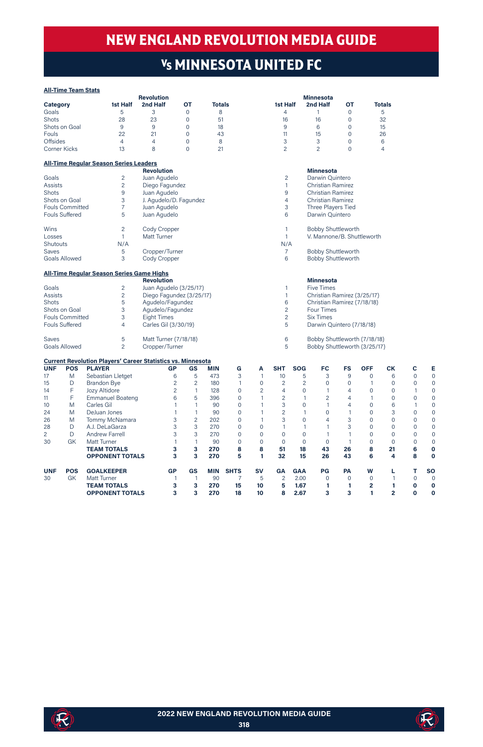# NEW ENGLAND REVOLUTION MEDIA GUIDE

## Vs MINNESOTA UNITED FC

**All-Time Team Stats**

| Category | Revolution 1st Half | Revolution 2nd Half | Revolution OT | Revolution Totals | Minnesota 1st Half | Minnesota 2nd Half | Minnesota OT | Minnesota Totals |
|---|---|---|---|---|---|---|---|---|
| Goals | 5 | 3 | 0 | 8 | 4 | 1 | 0 | 5 |
| Shots | 28 | 23 | 0 | 51 | 16 | 16 | 0 | 32 |
| Shots on Goal | 9 | 9 | 0 | 18 | 9 | 6 | 0 | 15 |
| Fouls | 22 | 21 | 0 | 43 | 11 | 15 | 0 | 26 |
| Offsides | 4 | 4 | 0 | 8 | 3 | 3 | 0 | 6 |
| Corner Kicks | 13 | 8 | 0 | 21 | 2 | 2 | 0 | 4 |

**All-Time Regular Season Series Leaders**

| | | Revolution | | Minnesota |
|---|---|---|---|---|
| Goals | 2 | Juan Agudelo | 2 | Darwin Quintero |
| Assists | 2 | Diego Fagundez | 1 | Christian Ramirez |
| Shots | 9 | Juan Agudelo | 9 | Christian Ramirez |
| Shots on Goal | 3 | J. Agudelo/D. Fagundez | 4 | Christian Ramirez |
| Fouls Committed | 7 | Juan Agudelo | 3 | Three Players Tied |
| Fouls Suffered | 5 | Juan Agudelo | 6 | Darwin Quintero |
| | | | | |
| Wins | 2 | Cody Cropper | 1 | Bobby Shuttleworth |
| Losses | 1 | Matt Turner | 1 | V. Mannone/B. Shuttleworth |
| Shutouts | N/A | | N/A | |
| Saves | 5 | Cropper/Turner | 7 | Bobby Shuttleworth |
| Goals Allowed | 3 | Cody Cropper | 6 | Bobby Shuttleworth |

**All-Time Regular Season Series Game Highs**

| | | Revolution | | Minnesota |
|---|---|---|---|---|
| Goals | 2 | Juan Agudelo (3/25/17) | 1 | Five Times |
| Assists | 2 | Diego Fagundez (3/25/17) | 1 | Christian Ramirez (3/25/17) |
| Shots | 5 | Agudelo/Fagundez | 6 | Christian Ramirez (7/18/18) |
| Shots on Goal | 3 | Agudelo/Fagundez | 2 | Four Times |
| Fouls Committed | 3 | Eight Times | 2 | Six Times |
| Fouls Suffered | 4 | Carles Gil (3/30/19) | 5 | Darwin Quintero (7/18/18) |
| | | | | |
| Saves | 5 | Matt Turner (7/18/18) | 6 | Bobby Shuttleworth (7/18/18) |
| Goals Allowed | 2 | Cropper/Turner | 5 | Bobby Shuttleworth (3/25/17) |

**Current Revolution Players' Career Statistics vs. Minnesota**

| UNF | POS | PLAYER | GP | GS | MIN | G | A | SHT | SOG | FC | FS | OFF | CK | C | E |
|---|---|---|---|---|---|---|---|---|---|---|---|---|---|---|---|
| 17 | M | Sebastian Lletget | 6 | 5 | 473 | 3 | 1 | 10 | 5 | 3 | 9 | 0 | 6 | 0 | 0 |
| 15 | D | Brandon Bye | 2 | 2 | 180 | 1 | 0 | 2 | 2 | 0 | 0 | 1 | 0 | 0 | 0 |
| 14 | F | Jozy Altidore | 2 | 1 | 128 | 0 | 2 | 4 | 0 | 1 | 4 | 0 | 0 | 1 | 0 |
| 11 | F | Emmanuel Boateng | 6 | 5 | 396 | 0 | 1 | 2 | 1 | 2 | 4 | 1 | 0 | 0 | 0 |
| 10 | M | Carles Gil | 1 | 1 | 90 | 0 | 1 | 3 | 0 | 1 | 4 | 0 | 6 | 1 | 0 |
| 24 | M | DeJuan Jones | 1 | 1 | 90 | 0 | 1 | 2 | 1 | 0 | 1 | 0 | 3 | 0 | 0 |
| 26 | M | Tommy McNamara | 3 | 2 | 202 | 0 | 1 | 3 | 0 | 4 | 3 | 0 | 0 | 0 | 0 |
| 28 | D | A.J. DeLaGarza | 3 | 3 | 270 | 0 | 0 | 1 | 1 | 1 | 3 | 0 | 0 | 0 | 0 |
| 2 | D | Andrew Farrell | 3 | 3 | 270 | 0 | 0 | 0 | 0 | 1 | 1 | 0 | 0 | 0 | 0 |
| 30 | GK | Matt Turner | 1 | 1 | 90 | 0 | 0 | 0 | 0 | 0 | 1 | 0 | 0 | 0 | 0 |
| | | **TEAM TOTALS** | **3** | **3** | **270** | **8** | **8** | **51** | **18** | **43** | **26** | **8** | **21** | **6** | **0** |
| | | **OPPONENT TOTALS** | **3** | **3** | **270** | **5** | **1** | **32** | **15** | **26** | **43** | **6** | **4** | **8** | **0** |

| UNF | POS | GOALKEEPER | GP | GS | MIN | SHTS | SV | GA | GAA | PG | PA | W | L | T | SO |
|---|---|---|---|---|---|---|---|---|---|---|---|---|---|---|---|
| 30 | GK | Matt Turner | 1 | 1 | 90 | 7 | 5 | 2 | 2.00 | 0 | 0 | 0 | 1 | 0 | 0 |
| | | **TEAM TOTALS** | **3** | **3** | **270** | **15** | **10** | **5** | **1.67** | **1** | **1** | **2** | **1** | **0** | **0** |
| | | **OPPONENT TOTALS** | **3** | **3** | **270** | **18** | **10** | **8** | **2.67** | **3** | **3** | **1** | **2** | **0** | **0** |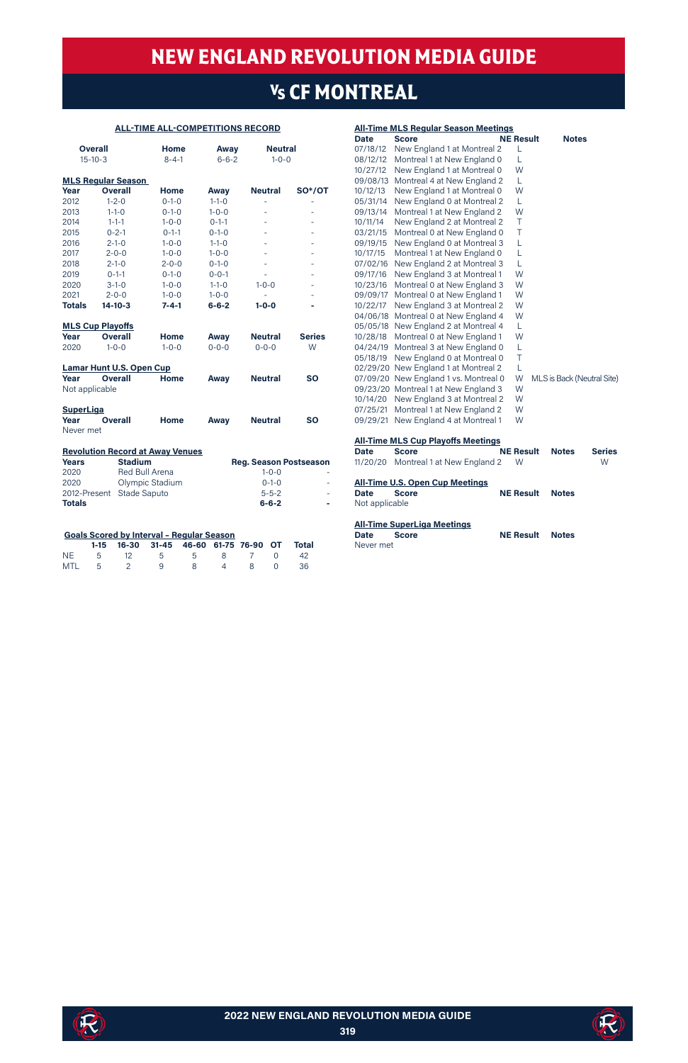# NEW ENGLAND REVOLUTION MEDIA GUIDE

## Vs CF MONTREAL

### ALL-TIME ALL-COMPETITIONS RECORD

| Overall | Home | Away | Neutral |
|---|---|---|---|
| 15-10-3 | 8-4-1 | 6-6-2 | 1-0-0 |

**MLS Regular Season**

| Year | Overall | Home | Away | Neutral | SO*/OT |
|---|---|---|---|---|---|
| 2012 | 1-2-0 | 0-1-0 | 1-1-0 | - | - |
| 2013 | 1-1-0 | 0-1-0 | 1-0-0 | - | - |
| 2014 | 1-1-1 | 1-0-0 | 0-1-1 | - | - |
| 2015 | 0-2-1 | 0-1-1 | 0-1-0 | - | - |
| 2016 | 2-1-0 | 1-0-0 | 1-1-0 | - | - |
| 2017 | 2-0-0 | 1-0-0 | 1-0-0 | - | - |
| 2018 | 2-1-0 | 2-0-0 | 0-1-0 | - | - |
| 2019 | 0-1-1 | 0-1-0 | 0-0-1 | - | - |
| 2020 | 3-1-0 | 1-0-0 | 1-1-0 | 1-0-0 | - |
| 2021 | 2-0-0 | 1-0-0 | 1-0-0 | - | - |
| **Totals** | **14-10-3** | **7-4-1** | **6-6-2** | **1-0-0** | **-** |

**MLS Cup Playoffs**

| Year | Overall | Home | Away | Neutral | Series |
|---|---|---|---|---|---|
| 2020 | 1-0-0 | 1-0-0 | 0-0-0 | 0-0-0 | W |

**Lamar Hunt U.S. Open Cup**

| Year | Overall | Home | Away | Neutral | SO |
|---|---|---|---|---|---|
| Not applicable | | | | | |

**SuperLiga**

| Year | Overall | Home | Away | Neutral | SO |
|---|---|---|---|---|---|
| Never met | | | | | |

**Revolution Record at Away Venues**

| Years | Stadium | Reg. Season | Postseason |
|---|---|---|---|
| 2020 | Red Bull Arena | 1-0-0 | - |
| 2020 | Olympic Stadium | 0-1-0 | - |
| 2012-Present | Stade Saputo | 5-5-2 | - |
| **Totals** | | **6-6-2** | **-** |

**Goals Scored by Interval – Regular Season**

| | 1-15 | 16-30 | 31-45 | 46-60 | 61-75 | 76-90 | OT | Total |
|---|---|---|---|---|---|---|---|---|
| NE | 5 | 12 | 5 | 5 | 8 | 7 | 0 | 42 |
| MTL | 5 | 2 | 9 | 8 | 4 | 8 | 0 | 36 |

**All-Time MLS Regular Season Meetings**

| Date | Score | NE Result | Notes |
|---|---|---|---|
| 07/18/12 | New England 1 at Montreal 2 | L | |
| 08/12/12 | Montreal 1 at New England 0 | L | |
| 10/27/12 | New England 1 at Montreal 0 | W | |
| 09/08/13 | Montreal 4 at New England 2 | L | |
| 10/12/13 | New England 1 at Montreal 0 | W | |
| 05/31/14 | New England 0 at Montreal 2 | L | |
| 09/13/14 | Montreal 1 at New England 2 | W | |
| 10/11/14 | New England 2 at Montreal 2 | T | |
| 03/21/15 | Montreal 0 at New England 0 | T | |
| 09/19/15 | New England 0 at Montreal 3 | L | |
| 10/17/15 | Montreal 1 at New England 0 | L | |
| 07/02/16 | New England 2 at Montreal 3 | L | |
| 09/17/16 | New England 3 at Montreal 1 | W | |
| 10/23/16 | Montreal 0 at New England 3 | W | |
| 09/09/17 | Montreal 0 at New England 1 | W | |
| 10/22/17 | New England 3 at Montreal 2 | W | |
| 04/06/18 | Montreal 0 at New England 4 | W | |
| 05/05/18 | New England 2 at Montreal 4 | L | |
| 10/28/18 | Montreal 0 at New England 1 | W | |
| 04/24/19 | Montreal 3 at New England 0 | L | |
| 05/18/19 | New England 0 at Montreal 0 | T | |
| 02/29/20 | New England 1 at Montreal 2 | L | |
| 07/09/20 | New England 1 vs. Montreal 0 | W | MLS is Back (Neutral Site) |
| 09/23/20 | Montreal 1 at New England 3 | W | |
| 10/14/20 | New England 3 at Montreal 2 | W | |
| 07/25/21 | Montreal 1 at New England 2 | W | |
| 09/29/21 | New England 4 at Montreal 1 | W | |

**All-Time MLS Cup Playoffs Meetings**

| Date | Score | NE Result | Notes | Series |
|---|---|---|---|---|
| 11/20/20 | Montreal 1 at New England 2 | W | | W |

**All-Time U.S. Open Cup Meetings**

| Date | Score | NE Result | Notes |
|---|---|---|---|
| Not applicable | | | |

**All-Time SuperLiga Meetings**

| Date | Score | NE Result | Notes |
|---|---|---|---|
| Never met | | | |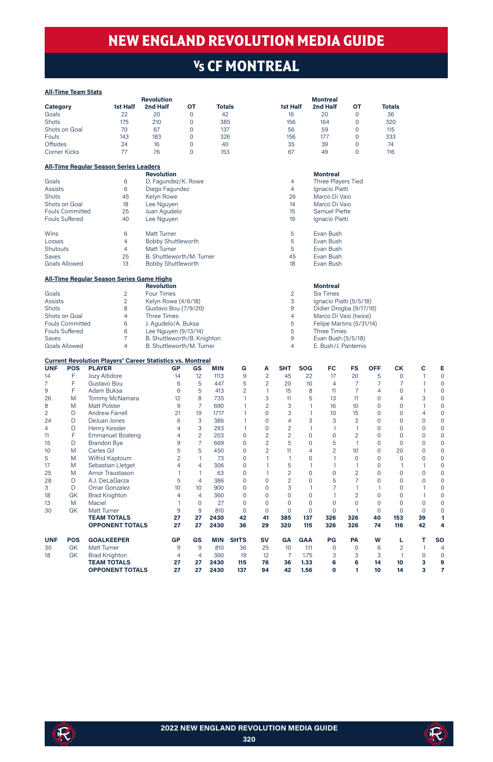# NEW ENGLAND REVOLUTION MEDIA GUIDE

## Vs CF MONTREAL

### All-Time Team Stats

| | Revolution | | | | Montreal | | | |
|---|---|---|---|---|---|---|---|---|
| Category | 1st Half | 2nd Half | OT | Totals | 1st Half | 2nd Half | OT | Totals |
| Goals | 22 | 20 | 0 | 42 | 16 | 20 | 0 | 36 |
| Shots | 175 | 210 | 0 | 385 | 156 | 164 | 0 | 320 |
| Shots on Goal | 70 | 67 | 0 | 137 | 56 | 59 | 0 | 115 |
| Fouls | 143 | 183 | 0 | 326 | 156 | 177 | 0 | 333 |
| Offsides | 24 | 16 | 0 | 40 | 35 | 39 | 0 | 74 |
| Corner Kicks | 77 | 76 | 0 | 153 | 67 | 49 | 0 | 116 |

### All-Time Regular Season Series Leaders

| | | Revolution | | Montreal |
|---|---|---|---|---|
| Goals | 6 | D. Fagundez/K. Rowe | 4 | Three Players Tied |
| Assists | 6 | Diego Fagundez | 4 | Ignacio Piatti |
| Shots | 45 | Kelyn Rowe | 26 | Marco Di Vaio |
| Shots on Goal | 18 | Lee Nguyen | 14 | Marco Di Vaio |
| Fouls Committed | 25 | Juan Agudelo | 15 | Samuel Piette |
| Fouls Suffered | 40 | Lee Nguyen | 19 | Ignacio Piatti |
| Wins | 6 | Matt Turner | 5 | Evan Bush |
| Losses | 4 | Bobby Shuttleworth | 5 | Evan Bush |
| Shutouts | 4 | Matt Turner | 5 | Evan Bush |
| Saves | 25 | B. Shuttleworth/M. Turner | 45 | Evan Bush |
| Goals Allowed | 13 | Bobby Shuttleworth | 18 | Evan Bush |

### All-Time Regular Season Series Game Highs

| | | Revolution | | Montreal |
|---|---|---|---|---|
| Goals | 2 | Four Times | 2 | Six Times |
| Assists | 2 | Kelyn Rowe (4/6/18) | 3 | Ignacio Piatti (5/5/18) |
| Shots | 8 | Gustavo Bou (7/9/20) | 9 | Didier Drogba (9/17/16) |
| Shots on Goal | 4 | Three Times | 4 | Marco Di Vaio (twice) |
| Fouls Committed | 6 | J. Agudelo/A. Buksa | 5 | Felipe Martins (5/31/14) |
| Fouls Suffered | 6 | Lee Nguyen (9/13/14) | 5 | Three Times |
| Saves | 7 | B. Shuttleworth/B. Knighton | 9 | Evan Bush (5/5/18) |
| Goals Allowed | 4 | B. Shuttleworth/M. Turner | 4 | E. Bush/J. Pantemis |

### Current Revolution Players' Career Statistics vs. Montreal

| UNF | POS | PLAYER | GP | GS | MIN | G | A | SHT | SOG | FC | FS | OFF | CK | C | E |
|---|---|---|---|---|---|---|---|---|---|---|---|---|---|---|---|
| 14 | F | Jozy Altidore | 14 | 12 | 1113 | 9 | 2 | 45 | 22 | 17 | 20 | 5 | 0 | 1 | 0 |
| 7 | F | Gustavo Bou | 6 | 5 | 447 | 5 | 2 | 20 | 10 | 4 | 7 | 7 | 7 | 1 | 0 |
| 9 | F | Adam Buksa | 6 | 5 | 413 | 2 | 1 | 15 | 8 | 11 | 7 | 4 | 0 | 1 | 0 |
| 26 | M | Tommy McNamara | 12 | 8 | 735 | 1 | 3 | 11 | 5 | 13 | 11 | 0 | 4 | 3 | 0 |
| 8 | M | Matt Polster | 9 | 7 | 690 | 1 | 2 | 3 | 1 | 16 | 10 | 0 | 0 | 1 | 0 |
| 2 | D | Andrew Farrell | 21 | 19 | 1717 | 1 | 0 | 3 | 1 | 10 | 15 | 0 | 0 | 4 | 0 |
| 24 | D | DeJuan Jones | 6 | 3 | 386 | 1 | 0 | 4 | 3 | 3 | 2 | 0 | 0 | 0 | 0 |
| 4 | D | Henry Kessler | 4 | 3 | 293 | 1 | 0 | 2 | 1 | 1 | 1 | 0 | 0 | 0 | 0 |
| 11 | F | Emmanuel Boateng | 4 | 2 | 203 | 0 | 2 | 2 | 0 | 0 | 2 | 0 | 0 | 0 | 0 |
| 15 | D | Brandon Bye | 9 | 7 | 669 | 0 | 2 | 5 | 0 | 5 | 1 | 0 | 0 | 0 | 0 |
| 10 | M | Carles Gil | 5 | 5 | 450 | 0 | 2 | 11 | 4 | 2 | 10 | 0 | 20 | 0 | 0 |
| 5 | M | Wilfrid Kaptoum | 2 | 1 | 73 | 0 | 1 | 1 | 0 | 1 | 0 | 0 | 0 | 0 | 0 |
| 17 | M | Sebastian Lletget | 4 | 4 | 306 | 0 | 1 | 5 | 1 | 1 | 1 | 0 | 1 | 1 | 0 |
| 25 | M | Arnor Traustason | 1 | 1 | 63 | 0 | 1 | 2 | 0 | 0 | 2 | 0 | 0 | 0 | 0 |
| 28 | D | A.J. DeLaGarza | 5 | 4 | 386 | 0 | 0 | 2 | 0 | 5 | 7 | 0 | 0 | 0 | 0 |
| 3 | D | Omar Gonzalez | 10 | 10 | 900 | 0 | 0 | 3 | 1 | 7 | 1 | 1 | 0 | 1 | 0 |
| 18 | GK | Brad Knighton | 4 | 4 | 360 | 0 | 0 | 0 | 0 | 1 | 2 | 0 | 0 | 1 | 0 |
| 13 | M | Maciel | 1 | 0 | 27 | 0 | 0 | 0 | 0 | 0 | 0 | 0 | 0 | 0 | 0 |
| 30 | GK | Matt Turner | 9 | 9 | 810 | 0 | 0 | 0 | 0 | 0 | 1 | 0 | 0 | 0 | 0 |
| | | **TEAM TOTALS** | **27** | **27** | **2430** | **42** | **41** | **385** | **137** | **326** | **326** | **40** | **153** | **39** | **1** |
| | | **OPPONENT TOTALS** | **27** | **27** | **2430** | **36** | **29** | **320** | **115** | **326** | **326** | **74** | **116** | **42** | **4** |

| UNF | POS | GOALKEEPER | GP | GS | MIN | SHTS | SV | GA | GAA | PG | PA | W | L | T | SO |
|---|---|---|---|---|---|---|---|---|---|---|---|---|---|---|---|
| 30 | GK | Matt Turner | 9 | 9 | 810 | 36 | 25 | 10 | 1.11 | 0 | 0 | 6 | 2 | 1 | 4 |
| 18 | GK | Brad Knighton | 4 | 4 | 360 | 19 | 12 | 7 | 1.75 | 3 | 3 | 3 | 1 | 0 | 0 |
| | | **TEAM TOTALS** | **27** | **27** | **2430** | **115** | **76** | **36** | **1.33** | **6** | **6** | **14** | **10** | **3** | **9** |
| | | **OPPONENT TOTALS** | **27** | **27** | **2430** | **137** | **94** | **42** | **1.56** | **0** | **1** | **10** | **14** | **3** | **7** |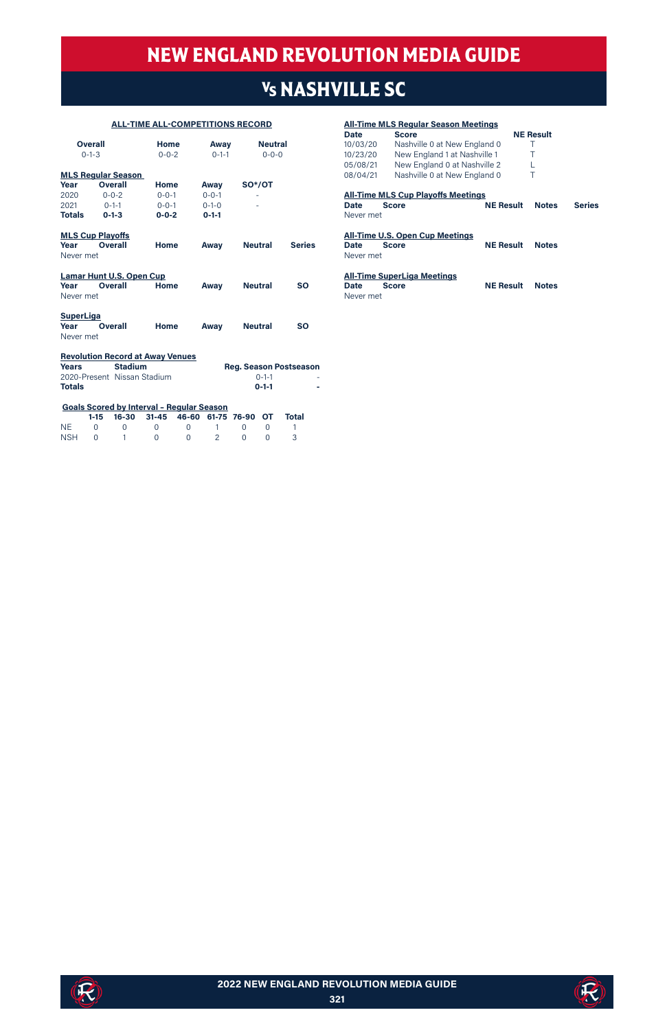# NEW ENGLAND REVOLUTION MEDIA GUIDE

## Vs NASHVILLE SC

### ALL-TIME ALL-COMPETITIONS RECORD

| Overall | Home | Away | Neutral |
|---|---|---|---|
| 0-1-3 | 0-0-2 | 0-1-1 | 0-0-0 |

**MLS Regular Season**

| Year | Overall | Home | Away | SO*/OT |
|---|---|---|---|---|
| 2020 | 0-0-2 | 0-0-1 | 0-0-1 | - |
| 2021 | 0-1-1 | 0-0-1 | 0-1-0 | - |
| **Totals** | **0-1-3** | **0-0-2** | **0-1-1** | |

**MLS Cup Playoffs**

| Year | Overall | Home | Away | Neutral | Series |
|---|---|---|---|---|---|
| Never met | | | | | |

**Lamar Hunt U.S. Open Cup**

| Year | Overall | Home | Away | Neutral | SO |
|---|---|---|---|---|---|
| Never met | | | | | |

**SuperLiga**

| Year | Overall | Home | Away | Neutral | SO |
|---|---|---|---|---|---|
| Never met | | | | | |

**Revolution Record at Away Venues**

| Years | Stadium | Reg. Season | Postseason |
|---|---|---|---|
| 2020-Present | Nissan Stadium | 0-1-1 | - |
| **Totals** | | **0-1-1** | **-** |

**Goals Scored by Interval – Regular Season**

| | 1-15 | 16-30 | 31-45 | 46-60 | 61-75 | 76-90 | OT | Total |
|---|---|---|---|---|---|---|---|---|
| NE | 0 | 0 | 0 | 0 | 1 | 0 | 0 | 1 |
| NSH | 0 | 1 | 0 | 0 | 2 | 0 | 0 | 3 |

**All-Time MLS Regular Season Meetings**

| Date | Score | NE Result |
|---|---|---|
| 10/03/20 | Nashville 0 at New England 0 | T |
| 10/23/20 | New England 1 at Nashville 1 | T |
| 05/08/21 | New England 0 at Nashville 2 | L |
| 08/04/21 | Nashville 0 at New England 0 | T |

**All-Time MLS Cup Playoffs Meetings**

| Date | Score | NE Result | Notes | Series |
|---|---|---|---|---|
| Never met | | | | |

**All-Time U.S. Open Cup Meetings**

| Date | Score | NE Result | Notes |
|---|---|---|---|
| Never met | | | |

**All-Time SuperLiga Meetings**

| Date | Score | NE Result | Notes |
|---|---|---|---|
| Never met | | | |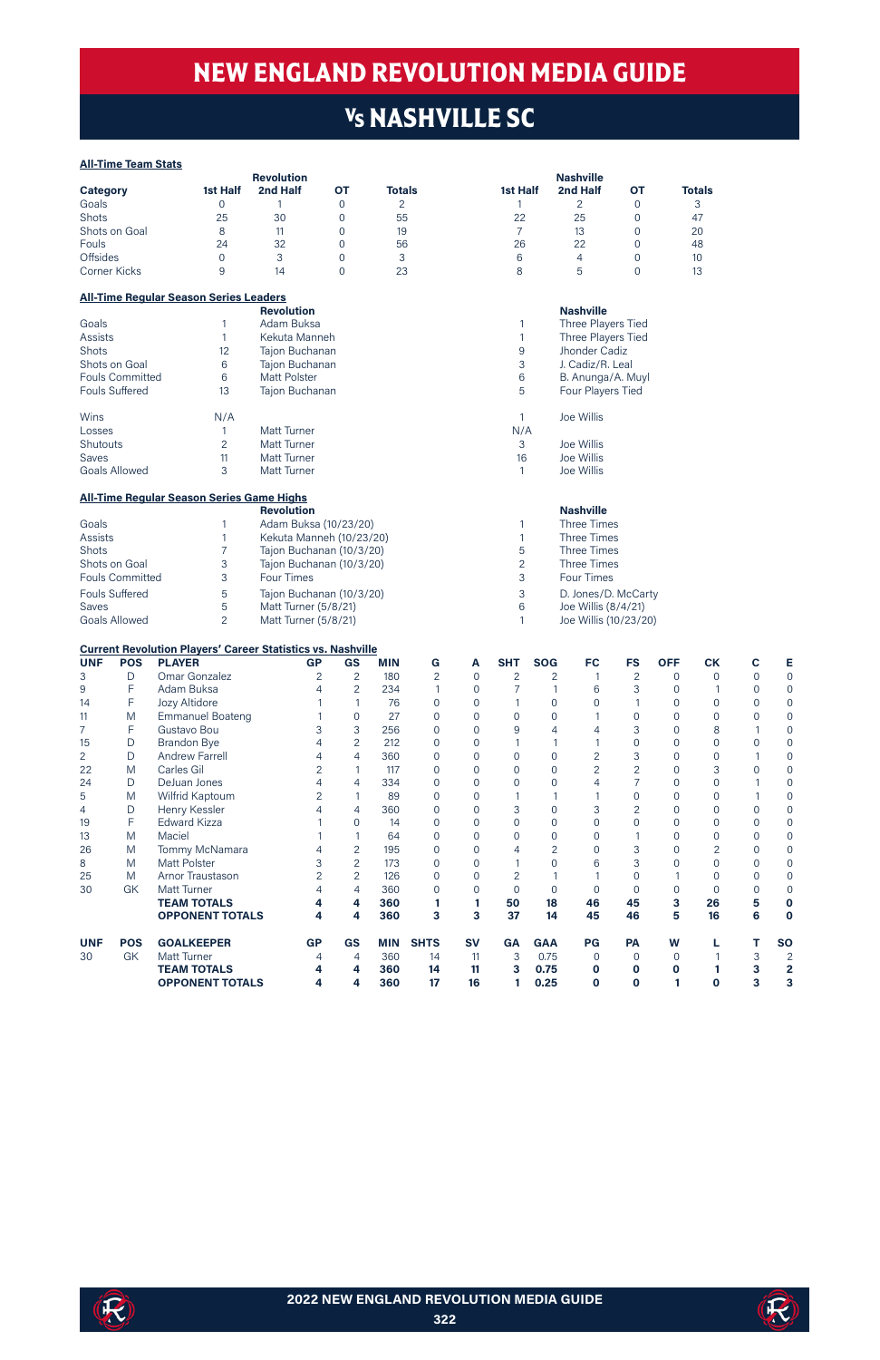# NEW ENGLAND REVOLUTION MEDIA GUIDE

## Vs NASHVILLE SC

**All-Time Team Stats**

| Category | Revolution 1st Half | Revolution 2nd Half | Revolution OT | Revolution Totals | Nashville 1st Half | Nashville 2nd Half | Nashville OT | Nashville Totals |
|---|---|---|---|---|---|---|---|---|
| Goals | 0 | 1 | 0 | 2 | 1 | 2 | 0 | 3 |
| Shots | 25 | 30 | 0 | 55 | 22 | 25 | 0 | 47 |
| Shots on Goal | 8 | 11 | 0 | 19 | 7 | 13 | 0 | 20 |
| Fouls | 24 | 32 | 0 | 56 | 26 | 22 | 0 | 48 |
| Offsides | 0 | 3 | 0 | 3 | 6 | 4 | 0 | 10 |
| Corner Kicks | 9 | 14 | 0 | 23 | 8 | 5 | 0 | 13 |

**All-Time Regular Season Series Leaders**

| | | Revolution | | Nashville |
|---|---|---|---|---|
| Goals | 1 | Adam Buksa | 1 | Three Players Tied |
| Assists | 1 | Kekuta Manneh | 1 | Three Players Tied |
| Shots | 12 | Tajon Buchanan | 9 | Jhonder Cadiz |
| Shots on Goal | 6 | Tajon Buchanan | 3 | J. Cadiz/R. Leal |
| Fouls Committed | 6 | Matt Polster | 6 | B. Anunga/A. Muyl |
| Fouls Suffered | 13 | Tajon Buchanan | 5 | Four Players Tied |
| Wins | N/A | | 1 | Joe Willis |
| Losses | 1 | Matt Turner | N/A | |
| Shutouts | 2 | Matt Turner | 3 | Joe Willis |
| Saves | 11 | Matt Turner | 16 | Joe Willis |
| Goals Allowed | 3 | Matt Turner | 1 | Joe Willis |

**All-Time Regular Season Series Game Highs**

| | | Revolution | | Nashville |
|---|---|---|---|---|
| Goals | 1 | Adam Buksa (10/23/20) | 1 | Three Times |
| Assists | 1 | Kekuta Manneh (10/23/20) | 1 | Three Times |
| Shots | 7 | Tajon Buchanan (10/3/20) | 5 | Three Times |
| Shots on Goal | 3 | Tajon Buchanan (10/3/20) | 2 | Three Times |
| Fouls Committed | 3 | Four Times | 3 | Four Times |
| Fouls Suffered | 5 | Tajon Buchanan (10/3/20) | 3 | D. Jones/D. McCarty |
| Saves | 5 | Matt Turner (5/8/21) | 6 | Joe Willis (8/4/21) |
| Goals Allowed | 2 | Matt Turner (5/8/21) | 1 | Joe Willis (10/23/20) |

**Current Revolution Players' Career Statistics vs. Nashville**

| UNF | POS | PLAYER | GP | GS | MIN | G | A | SHT | SOG | FC | FS | OFF | CK | C | E |
|---|---|---|---|---|---|---|---|---|---|---|---|---|---|---|---|
| 3 | D | Omar Gonzalez | 2 | 2 | 180 | 2 | 0 | 2 | 2 | 1 | 2 | 0 | 0 | 0 | 0 |
| 9 | F | Adam Buksa | 4 | 2 | 234 | 1 | 0 | 7 | 1 | 6 | 3 | 0 | 1 | 0 | 0 |
| 14 | F | Jozy Altidore | 1 | 1 | 76 | 0 | 0 | 1 | 0 | 0 | 1 | 0 | 0 | 0 | 0 |
| 11 | M | Emmanuel Boateng | 1 | 0 | 27 | 0 | 0 | 0 | 0 | 1 | 0 | 0 | 0 | 0 | 0 |
| 7 | F | Gustavo Bou | 3 | 3 | 256 | 0 | 0 | 9 | 4 | 4 | 3 | 0 | 8 | 1 | 0 |
| 15 | D | Brandon Bye | 4 | 2 | 212 | 0 | 0 | 1 | 1 | 1 | 0 | 0 | 0 | 0 | 0 |
| 2 | D | Andrew Farrell | 4 | 4 | 360 | 0 | 0 | 0 | 0 | 2 | 3 | 0 | 0 | 1 | 0 |
| 22 | M | Carles Gil | 2 | 1 | 117 | 0 | 0 | 0 | 0 | 2 | 2 | 0 | 3 | 0 | 0 |
| 24 | D | DeJuan Jones | 4 | 4 | 334 | 0 | 0 | 0 | 0 | 4 | 7 | 0 | 0 | 1 | 0 |
| 5 | M | Wilfrid Kaptoum | 2 | 1 | 89 | 0 | 0 | 1 | 1 | 1 | 0 | 0 | 0 | 1 | 0 |
| 4 | D | Henry Kessler | 4 | 4 | 360 | 0 | 0 | 3 | 0 | 3 | 2 | 0 | 0 | 0 | 0 |
| 19 | F | Edward Kizza | 1 | 0 | 14 | 0 | 0 | 0 | 0 | 0 | 0 | 0 | 0 | 0 | 0 |
| 13 | M | Maciel | 1 | 1 | 64 | 0 | 0 | 0 | 0 | 0 | 1 | 0 | 0 | 0 | 0 |
| 26 | M | Tommy McNamara | 4 | 2 | 195 | 0 | 0 | 4 | 2 | 0 | 3 | 0 | 2 | 0 | 0 |
| 8 | M | Matt Polster | 3 | 2 | 173 | 0 | 0 | 1 | 0 | 6 | 3 | 0 | 0 | 0 | 0 |
| 25 | M | Arnor Traustason | 2 | 2 | 126 | 0 | 0 | 2 | 1 | 1 | 0 | 1 | 0 | 0 | 0 |
| 30 | GK | Matt Turner | 4 | 4 | 360 | 0 | 0 | 0 | 0 | 0 | 0 | 0 | 0 | 0 | 0 |
| | | **TEAM TOTALS** | **4** | **4** | **360** | **1** | **1** | **50** | **18** | **46** | **45** | **3** | **26** | **5** | **0** |
| | | **OPPONENT TOTALS** | **4** | **4** | **360** | **3** | **3** | **37** | **14** | **45** | **46** | **5** | **16** | **6** | **0** |

| UNF | POS | GOALKEEPER | GP | GS | MIN | SHTS | SV | GA | GAA | PG | PA | W | L | T | SO |
|---|---|---|---|---|---|---|---|---|---|---|---|---|---|---|---|
| 30 | GK | Matt Turner | 4 | 4 | 360 | 14 | 11 | 3 | 0.75 | 0 | 0 | 0 | 1 | 3 | 2 |
| | | **TEAM TOTALS** | **4** | **4** | **360** | **14** | **11** | **3** | **0.75** | **0** | **0** | **0** | **1** | **3** | **2** |
| | | **OPPONENT TOTALS** | **4** | **4** | **360** | **17** | **16** | **1** | **0.25** | **0** | **0** | **1** | **0** | **3** | **3** |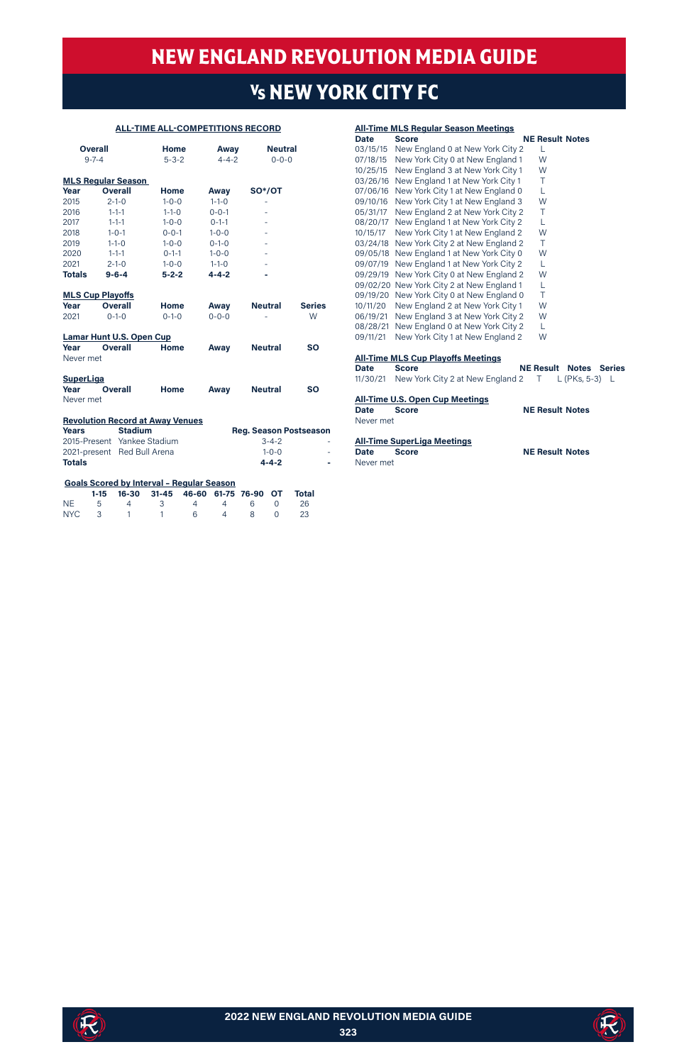# NEW ENGLAND REVOLUTION MEDIA GUIDE

## Vs NEW YORK CITY FC

### ALL-TIME ALL-COMPETITIONS RECORD

| Overall | Home | Away | Neutral |
|---|---|---|---|
| 9-7-4 | 5-3-2 | 4-4-2 | 0-0-0 |

**MLS Regular Season**

| Year | Overall | Home | Away | SO*/OT |
|---|---|---|---|---|
| 2015 | 2-1-0 | 1-0-0 | 1-1-0 | - |
| 2016 | 1-1-1 | 1-1-0 | 0-0-1 | - |
| 2017 | 1-1-1 | 1-0-0 | 0-1-1 | - |
| 2018 | 1-0-1 | 0-0-1 | 1-0-0 | - |
| 2019 | 1-1-0 | 1-0-0 | 0-1-0 | - |
| 2020 | 1-1-1 | 0-1-1 | 1-0-0 | - |
| 2021 | 2-1-0 | 1-0-0 | 1-1-0 | - |
| **Totals** | **9-6-4** | **5-2-2** | **4-4-2** | **-** |

**MLS Cup Playoffs**

| Year | Overall | Home | Away | Neutral | Series |
|---|---|---|---|---|---|
| 2021 | 0-1-0 | 0-1-0 | 0-0-0 | - | W |

**Lamar Hunt U.S. Open Cup**

| Year | Overall | Home | Away | Neutral | SO |
|---|---|---|---|---|---|
| Never met | | | | | |

**SuperLiga**

| Year | Overall | Home | Away | Neutral | SO |
|---|---|---|---|---|---|
| Never met | | | | | |

**Revolution Record at Away Venues**

| Years | Stadium | Reg. Season | Postseason |
|---|---|---|---|
| 2015-Present | Yankee Stadium | 3-4-2 | - |
| 2021-present | Red Bull Arena | 1-0-0 | - |
| **Totals** | | **4-4-2** | **-** |

**Goals Scored by Interval - Regular Season**

| | 1-15 | 16-30 | 31-45 | 46-60 | 61-75 | 76-90 | OT | Total |
|---|---|---|---|---|---|---|---|---|
| NE | 5 | 4 | 3 | 4 | 4 | 6 | 0 | 26 |
| NYC | 3 | 1 | 1 | 6 | 4 | 8 | 0 | 23 |

**All-Time MLS Regular Season Meetings**

| Date | Score | NE Result | Notes |
|---|---|---|---|
| 03/15/15 | New England 0 at New York City 2 | L | |
| 07/18/15 | New York City 0 at New England 1 | W | |
| 10/25/15 | New England 3 at New York City 1 | W | |
| 03/26/16 | New England 1 at New York City 1 | T | |
| 07/06/16 | New York City 1 at New England 0 | L | |
| 09/10/16 | New York City 1 at New England 3 | W | |
| 05/31/17 | New England 2 at New York City 2 | T | |
| 08/20/17 | New England 1 at New York City 2 | L | |
| 10/15/17 | New York City 1 at New England 2 | W | |
| 03/24/18 | New York City 2 at New England 2 | T | |
| 09/05/18 | New England 1 at New York City 0 | W | |
| 09/07/19 | New England 1 at New York City 2 | L | |
| 09/29/19 | New York City 0 at New England 2 | W | |
| 09/02/20 | New York City 2 at New England 1 | L | |
| 09/19/20 | New York City 0 at New England 0 | T | |
| 10/11/20 | New England 2 at New York City 1 | W | |
| 06/19/21 | New England 3 at New York City 2 | W | |
| 08/28/21 | New England 0 at New York City 2 | L | |
| 09/11/21 | New York City 1 at New England 2 | W | |

**All-Time MLS Cup Playoffs Meetings**

| Date | Score | NE Result | Notes | Series |
|---|---|---|---|---|
| 11/30/21 | New York City 2 at New England 2 | T | L (PKs, 5-3) | L |

**All-Time U.S. Open Cup Meetings**

| Date | Score | NE Result | Notes |
|---|---|---|---|
| Never met | | | |

**All-Time SuperLiga Meetings**

| Date | Score | NE Result | Notes |
|---|---|---|---|
| Never met | | | |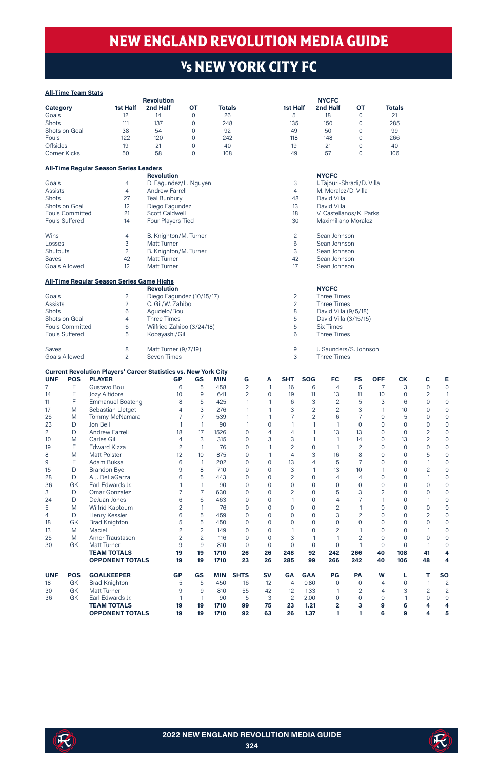# NEW ENGLAND REVOLUTION MEDIA GUIDE

## Vs NEW YORK CITY FC

### All-Time Team Stats

| Category | Revolution 1st Half | 2nd Half | OT | Totals | NYCFC 1st Half | 2nd Half | OT | Totals |
|---|---|---|---|---|---|---|---|---|
| Goals | 12 | 14 | 0 | 26 | 5 | 18 | 0 | 21 |
| Shots | 111 | 137 | 0 | 248 | 135 | 150 | 0 | 285 |
| Shots on Goal | 38 | 54 | 0 | 92 | 49 | 50 | 0 | 99 |
| Fouls | 122 | 120 | 0 | 242 | 118 | 148 | 0 | 266 |
| Offsides | 19 | 21 | 0 | 40 | 19 | 21 | 0 | 40 |
| Corner Kicks | 50 | 58 | 0 | 108 | 49 | 57 | 0 | 106 |

### All-Time Regular Season Series Leaders

| | | Revolution | | NYCFC |
|---|---|---|---|---|
| Goals | 4 | D. Fagundez/L. Nguyen | 3 | I. Tajouri-Shradi/D. Villa |
| Assists | 4 | Andrew Farrell | 4 | M. Moralez/D. Villa |
| Shots | 27 | Teal Bunbury | 48 | David Villa |
| Shots on Goal | 12 | Diego Fagundez | 13 | David Villa |
| Fouls Committed | 21 | Scott Caldwell | 18 | V. Castellanos/K. Parks |
| Fouls Suffered | 14 | Four Players Tied | 30 | Maximiliano Moralez |
| Wins | 4 | B. Knighton/M. Turner | 2 | Sean Johnson |
| Losses | 3 | Matt Turner | 6 | Sean Johnson |
| Shutouts | 2 | B. Knighton/M. Turner | 3 | Sean Johnson |
| Saves | 42 | Matt Turner | 42 | Sean Johnson |
| Goals Allowed | 12 | Matt Turner | 17 | Sean Johnson |

### All-Time Regular Season Series Game Highs

| | | Revolution | | NYCFC |
|---|---|---|---|---|
| Goals | 2 | Diego Fagundez (10/15/17) | 2 | Three Times |
| Assists | 2 | C. Gil/W. Zahibo | 2 | Three Times |
| Shots | 6 | Agudelo/Bou | 8 | David Villa (9/5/18) |
| Shots on Goal | 4 | Three Times | 5 | David Villa (3/15/15) |
| Fouls Committed | 6 | Wilfried Zahibo (3/24/18) | 5 | Six Times |
| Fouls Suffered | 5 | Kobayashi/Gil | 6 | Three Times |
| Saves | 8 | Matt Turner (9/7/19) | 9 | J. Saunders/S. Johnson |
| Goals Allowed | 2 | Seven Times | 3 | Three Times |

### Current Revolution Players' Career Statistics vs. New York City

| UNF | POS | PLAYER | GP | GS | MIN | G | A | SHT | SOG | FC | FS | OFF | CK | C | E |
|---|---|---|---|---|---|---|---|---|---|---|---|---|---|---|---|
| 7 | F | Gustavo Bou | 6 | 5 | 458 | 2 | 1 | 16 | 6 | 4 | 5 | 7 | 3 | 0 | 0 |
| 14 | F | Jozy Altidore | 10 | 9 | 641 | 2 | 0 | 19 | 11 | 13 | 11 | 10 | 0 | 2 | 1 |
| 11 | F | Emmanuel Boateng | 8 | 5 | 425 | 1 | 1 | 6 | 3 | 2 | 5 | 3 | 6 | 0 | 0 |
| 17 | M | Sebastian Lletget | 4 | 3 | 276 | 1 | 1 | 3 | 2 | 2 | 3 | 1 | 10 | 0 | 0 |
| 26 | M | Tommy McNamara | 7 | 7 | 539 | 1 | 1 | 7 | 2 | 6 | 7 | 0 | 5 | 0 | 0 |
| 23 | D | Jon Bell | 1 | 1 | 90 | 1 | 0 | 1 | 1 | 1 | 0 | 0 | 0 | 0 | 0 |
| 2 | D | Andrew Farrell | 18 | 17 | 1526 | 0 | 4 | 4 | 1 | 13 | 13 | 0 | 0 | 2 | 0 |
| 10 | M | Carles Gil | 4 | 3 | 315 | 0 | 3 | 3 | 1 | 1 | 14 | 0 | 13 | 2 | 0 |
| 19 | F | Edward Kizza | 2 | 1 | 76 | 0 | 1 | 2 | 0 | 1 | 2 | 0 | 0 | 0 | 0 |
| 8 | M | Matt Polster | 12 | 10 | 875 | 0 | 1 | 4 | 3 | 16 | 8 | 0 | 0 | 5 | 0 |
| 9 | F | Adam Buksa | 6 | 1 | 202 | 0 | 0 | 13 | 4 | 5 | 7 | 0 | 0 | 1 | 0 |
| 15 | D | Brandon Bye | 9 | 8 | 710 | 0 | 0 | 3 | 1 | 13 | 10 | 1 | 0 | 2 | 0 |
| 28 | D | A.J. DeLaGarza | 6 | 5 | 443 | 0 | 0 | 2 | 0 | 4 | 4 | 0 | 0 | 1 | 0 |
| 36 | GK | Earl Edwards Jr. | 1 | 1 | 90 | 0 | 0 | 0 | 0 | 0 | 0 | 0 | 0 | 0 | 0 |
| 3 | D | Omar Gonzalez | 7 | 7 | 630 | 0 | 0 | 2 | 0 | 5 | 3 | 2 | 0 | 0 | 0 |
| 24 | D | DeJuan Jones | 6 | 6 | 463 | 0 | 0 | 1 | 0 | 4 | 7 | 1 | 0 | 1 | 0 |
| 5 | M | Wilfrid Kaptoum | 2 | 1 | 76 | 0 | 0 | 0 | 0 | 2 | 1 | 0 | 0 | 0 | 0 |
| 4 | D | Henry Kessler | 6 | 5 | 459 | 0 | 0 | 0 | 0 | 3 | 2 | 0 | 0 | 2 | 0 |
| 18 | GK | Brad Knighton | 5 | 5 | 450 | 0 | 0 | 0 | 0 | 0 | 0 | 0 | 0 | 0 | 0 |
| 13 | M | Maciel | 2 | 2 | 149 | 0 | 0 | 1 | 0 | 2 | 1 | 0 | 0 | 1 | 0 |
| 25 | M | Arnor Traustason | 2 | 2 | 116 | 0 | 0 | 3 | 1 | 1 | 2 | 0 | 0 | 0 | 0 |
| 30 | GK | Matt Turner | 9 | 9 | 810 | 0 | 0 | 0 | 0 | 0 | 1 | 0 | 0 | 1 | 0 |
| | | **TEAM TOTALS** | **19** | **19** | **1710** | **26** | **26** | **248** | **92** | **242** | **266** | **40** | **108** | **41** | **4** |
| | | **OPPONENT TOTALS** | **19** | **19** | **1710** | **23** | **26** | **285** | **99** | **266** | **242** | **40** | **106** | **48** | **4** |

| UNF | POS | GOALKEEPER | GP | GS | MIN | SHTS | SV | GA | GAA | PG | PA | W | L | T | SO |
|---|---|---|---|---|---|---|---|---|---|---|---|---|---|---|---|
| 18 | GK | Brad Knighton | 5 | 5 | 450 | 16 | 12 | 4 | 0.80 | 0 | 0 | 4 | 0 | 1 | 2 |
| 30 | GK | Matt Turner | 9 | 9 | 810 | 55 | 42 | 12 | 1.33 | 1 | 2 | 4 | 3 | 2 | 2 |
| 36 | GK | Earl Edwards Jr. | 1 | 1 | 90 | 5 | 3 | 2 | 2.00 | 0 | 0 | 0 | 1 | 0 | 0 |
| | | **TEAM TOTALS** | **19** | **19** | **1710** | **99** | **75** | **23** | **1.21** | **2** | **3** | **9** | **6** | **4** | **4** |
| | | **OPPONENT TOTALS** | **19** | **19** | **1710** | **92** | **63** | **26** | **1.37** | **1** | **1** | **6** | **9** | **4** | **5** |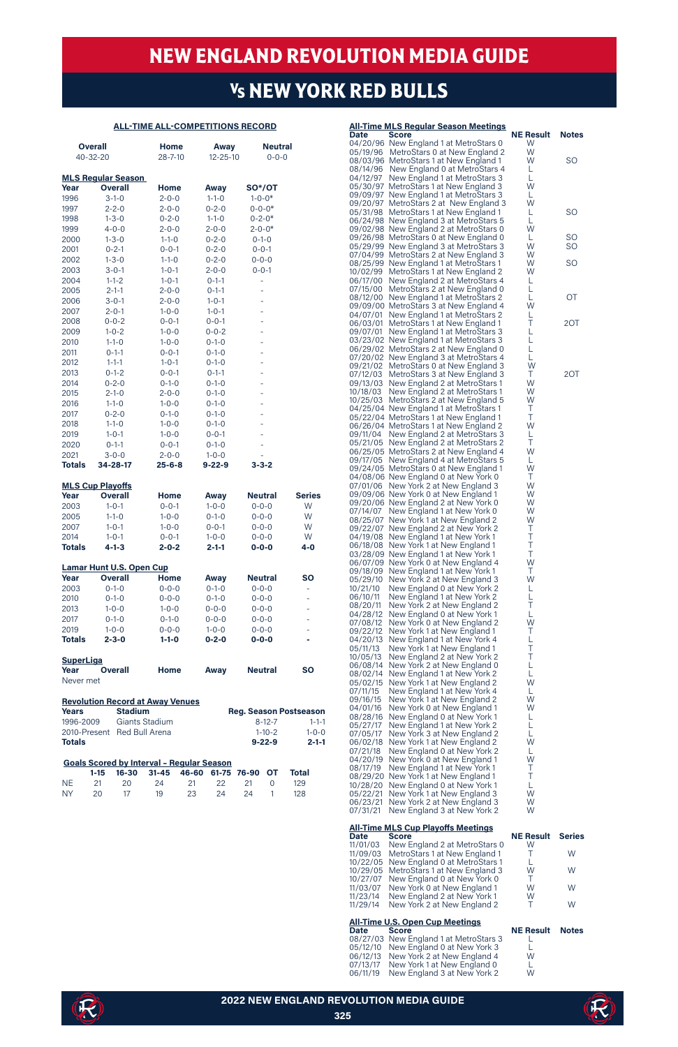# NEW ENGLAND REVOLUTION MEDIA GUIDE

## Vs NEW YORK RED BULLS

### ALL-TIME ALL-COMPETITIONS RECORD

| Overall | Home | Away | Neutral |
|---|---|---|---|
| 40-32-20 | 28-7-10 | 12-25-10 | 0-0-0 |

### MLS Regular Season

| Year | Overall | Home | Away | SO*/OT |
|---|---|---|---|---|
| 1996 | 3-1-0 | 2-0-0 | 1-1-0 | 1-0-0* |
| 1997 | 2-2-0 | 2-0-0 | 0-2-0 | 0-0-0* |
| 1998 | 1-3-0 | 0-2-0 | 1-1-0 | 0-2-0* |
| 1999 | 4-0-0 | 2-0-0 | 2-0-0 | 2-0-0* |
| 2000 | 1-3-0 | 1-1-0 | 0-2-0 | 0-1-0 |
| 2001 | 0-2-1 | 0-0-1 | 0-2-0 | 0-0-1 |
| 2002 | 1-3-0 | 1-1-0 | 0-2-0 | 0-0-0 |
| 2003 | 3-0-1 | 1-0-1 | 2-0-0 | 0-0-1 |
| 2004 | 1-1-2 | 1-0-1 | 0-1-1 | - |
| 2005 | 2-1-1 | 2-0-0 | 0-1-1 | - |
| 2006 | 3-0-1 | 2-0-0 | 1-0-1 | - |
| 2007 | 2-0-1 | 1-0-0 | 1-0-1 | - |
| 2008 | 0-0-2 | 0-0-1 | 0-0-1 | - |
| 2009 | 1-0-2 | 1-0-0 | 0-0-2 | - |
| 2010 | 1-1-0 | 1-0-0 | 0-1-0 | - |
| 2011 | 0-1-1 | 0-0-1 | 0-1-0 | - |
| 2012 | 1-1-1 | 1-0-1 | 0-1-0 | - |
| 2013 | 0-1-2 | 0-0-1 | 0-1-1 | - |
| 2014 | 0-2-0 | 0-1-0 | 0-1-0 | - |
| 2015 | 2-1-0 | 2-0-0 | 0-1-0 | - |
| 2016 | 1-1-0 | 1-0-0 | 0-1-0 | - |
| 2017 | 0-2-0 | 0-1-0 | 0-1-0 | - |
| 2018 | 1-1-0 | 1-0-0 | 0-1-0 | - |
| 2019 | 1-0-1 | 1-0-0 | 0-0-1 | - |
| 2020 | 0-1-1 | 0-0-1 | 0-1-0 | - |
| 2021 | 3-0-0 | 2-0-0 | 1-0-0 | - |
| **Totals** | **34-28-17** | **25-6-8** | **9-22-9** | **3-3-2** |

### MLS Cup Playoffs

| Year | Overall | Home | Away | Neutral | Series |
|---|---|---|---|---|---|
| 2003 | 1-0-1 | 0-0-1 | 1-0-0 | 0-0-0 | W |
| 2005 | 1-1-0 | 1-0-0 | 0-1-0 | 0-0-0 | W |
| 2007 | 1-0-1 | 1-0-0 | 0-0-1 | 0-0-0 | W |
| 2014 | 1-0-1 | 0-0-1 | 1-0-0 | 0-0-0 | W |
| **Totals** | **4-1-3** | **2-0-2** | **2-1-1** | **0-0-0** | **4-0** |

### Lamar Hunt U.S. Open Cup

| Year | Overall | Home | Away | Neutral | SO |
|---|---|---|---|---|---|
| 2003 | 0-1-0 | 0-0-0 | 0-1-0 | 0-0-0 | - |
| 2010 | 0-1-0 | 0-0-0 | 0-1-0 | 0-0-0 | - |
| 2013 | 1-0-0 | 1-0-0 | 0-0-0 | 0-0-0 | - |
| 2017 | 0-1-0 | 0-1-0 | 0-0-0 | 0-0-0 | - |
| 2019 | 1-0-0 | 0-0-0 | 1-0-0 | 0-0-0 | - |
| **Totals** | **2-3-0** | **1-1-0** | **0-2-0** | **0-0-0** | **-** |

### SuperLiga

| Year | Overall | Home | Away | Neutral | SO |
|---|---|---|---|---|---|
| Never met | | | | | |

### Revolution Record at Away Venues

| Years | Stadium | Reg. Season | Postseason |
|---|---|---|---|
| 1996-2009 | Giants Stadium | 8-12-7 | 1-1-1 |
| 2010-Present | Red Bull Arena | 1-10-2 | 1-0-0 |
| **Totals** | | **9-22-9** | **2-1-1** |

### Goals Scored by Interval - Regular Season

| | 1-15 | 16-30 | 31-45 | 46-60 | 61-75 | 76-90 | OT | Total |
|---|---|---|---|---|---|---|---|---|
| NE | 21 | 20 | 24 | 21 | 22 | 21 | 0 | 129 |
| NY | 20 | 17 | 19 | 23 | 24 | 24 | 1 | 128 |

### All-Time MLS Regular Season Meetings

| Date | Score | NE Result | Notes |
|---|---|---|---|
| 04/20/96 | New England 1 at MetroStars 0 | W | |
| 05/19/96 | MetroStars 0 at New England 2 | W | |
| 08/03/96 | MetroStars 1 at New England 1 | W | SO |
| 08/14/96 | New England 0 at MetroStars 4 | L | |
| 04/12/97 | New England 1 at MetroStars 3 | L | |
| 05/30/97 | MetroStars 1 at New England 3 | W | |
| 09/09/97 | New England 1 at MetroStars 3 | L | |
| 09/20/97 | MetroStars 2 at New England 3 | W | |
| 05/31/98 | MetroStars 1 at New England 1 | L | SO |
| 06/24/98 | New England 3 at MetroStars 5 | L | |
| 09/02/98 | New England 2 at MetroStars 0 | W | |
| 09/26/98 | MetroStars 0 at New England 0 | L | SO |
| 05/29/99 | New England 3 at MetroStars 3 | W | SO |
| 07/04/99 | MetroStars 2 at New England 3 | W | |
| 08/25/99 | New England 1 at MetroStars 1 | W | SO |
| 10/02/99 | MetroStars 1 at New England 2 | W | |
| 06/17/00 | New England 2 at MetroStars 4 | L | |
| 07/15/00 | MetroStars 2 at New England 0 | L | |
| 08/12/00 | New England 1 at MetroStars 2 | L | OT |
| 09/09/00 | MetroStars 3 at New England 4 | W | |
| 04/07/01 | New England 1 at MetroStars 2 | L | |
| 06/03/01 | MetroStars 1 at New England 1 | T | 2OT |
| 09/07/01 | New England 1 at MetroStars 3 | L | |
| 03/23/02 | New England 1 at MetroStars 3 | L | |
| 06/29/02 | MetroStars 2 at New England 0 | L | |
| 07/20/02 | New England 3 at MetroStars 4 | L | |
| 09/21/02 | MetroStars 0 at New England 3 | W | |
| 07/12/03 | MetroStars 3 at New England 3 | T | 2OT |
| 09/13/03 | New England 2 at MetroStars 1 | W | |
| 10/18/03 | New England 2 at MetroStars 1 | W | |
| 10/25/03 | MetroStars 2 at New England 5 | W | |
| 04/25/04 | New England 1 at MetroStars 1 | T | |
| 05/22/04 | MetroStars 1 at New England 1 | T | |
| 06/26/04 | MetroStars 1 at New England 2 | W | |
| 09/11/04 | New England 2 at MetroStars 3 | L | |
| 05/21/05 | New England 2 at MetroStars 2 | T | |
| 06/25/05 | MetroStars 2 at New England 4 | W | |
| 09/17/05 | New England 4 at MetroStars 5 | L | |
| 09/24/05 | MetroStars 0 at New England 1 | W | |
| 04/08/06 | New England 0 at New York 0 | T | |
| 07/01/06 | New York 2 at New England 3 | W | |
| 09/09/06 | New York 0 at New England 1 | W | |
| 09/20/06 | New England 2 at New York 0 | W | |
| 07/14/07 | New England 1 at New York 0 | W | |
| 08/25/07 | New York 1 at New England 2 | W | |
| 09/22/07 | New England 2 at New York 2 | T | |
| 04/19/08 | New England 1 at New York 1 | T | |
| 06/18/08 | New York 1 at New England 1 | T | |
| 03/28/09 | New England 1 at New York 1 | T | |
| 06/07/09 | New York 0 at New England 4 | W | |
| 09/18/09 | New England 1 at New York 1 | T | |
| 05/29/10 | New York 2 at New England 3 | W | |
| 10/21/10 | New England 0 at New York 2 | L | |
| 06/10/11 | New England 1 at New York 2 | L | |
| 08/20/11 | New York 2 at New England 2 | T | |
| 04/28/12 | New England 0 at New York 1 | L | |
| 07/08/12 | New York 0 at New England 2 | W | |
| 09/22/12 | New York 1 at New England 1 | T | |
| 04/20/13 | New England 1 at New York 4 | L | |
| 05/11/13 | New York 1 at New England 1 | T | |
| 10/05/13 | New England 2 at New York 2 | T | |
| 06/08/14 | New York 2 at New England 0 | L | |
| 08/02/14 | New England 1 at New York 2 | L | |
| 05/02/15 | New York 1 at New England 2 | W | |
| 07/11/15 | New England 1 at New York 4 | L | |
| 09/16/15 | New York 1 at New England 2 | W | |
| 04/01/16 | New York 0 at New England 1 | W | |
| 08/28/16 | New England 0 at New York 1 | L | |
| 05/27/17 | New England 1 at New York 2 | L | |
| 07/05/17 | New York 3 at New England 2 | L | |
| 06/02/18 | New York 1 at New England 2 | W | |
| 07/21/18 | New England 0 at New York 2 | L | |
| 04/20/19 | New York 0 at New England 1 | W | |
| 08/17/19 | New England 1 at New York 1 | T | |
| 08/29/20 | New York 1 at New England 1 | T | |
| 10/28/20 | New England 0 at New York 1 | L | |
| 05/22/21 | New York 1 at New England 3 | W | |
| 06/23/21 | New York 2 at New England 3 | W | |
| 07/31/21 | New England 3 at New York 2 | W | |

### All-Time MLS Cup Playoffs Meetings

| Date | Score | NE Result | Series |
|---|---|---|---|
| 11/01/03 | New England 2 at MetroStars 0 | W | |
| 11/09/03 | MetroStars 1 at New England 1 | T | W |
| 10/22/05 | New England 0 at MetroStars 1 | L | |
| 10/29/05 | MetroStars 1 at New England 3 | W | W |
| 10/27/07 | New England 0 at New York 0 | T | |
| 11/03/07 | New York 0 at New England 1 | W | W |
| 11/23/14 | New England 2 at New York 1 | W | |
| 11/29/14 | New York 2 at New England 2 | T | W |

### All-Time U.S. Open Cup Meetings

| Date | Score | NE Result | Notes |
|---|---|---|---|
| 08/27/03 | New England 1 at MetroStars 3 | L | |
| 05/12/10 | New England 0 at New York 3 | L | |
| 06/12/13 | New York 2 at New England 4 | W | |
| 07/13/17 | New York 1 at New England 0 | L | |
| 06/11/19 | New England 3 at New York 2 | W | |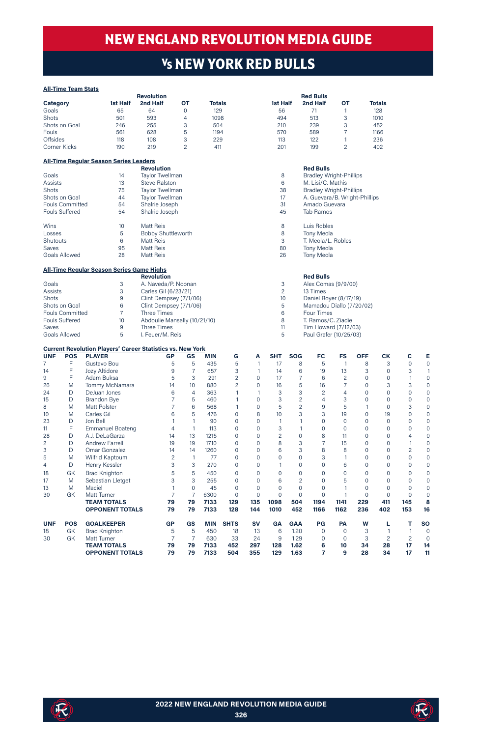# NEW ENGLAND REVOLUTION MEDIA GUIDE

## Vs NEW YORK RED BULLS

### All-Time Team Stats

| Category | Revolution 1st Half | Revolution 2nd Half | Revolution OT | Revolution Totals | Red Bulls 1st Half | Red Bulls 2nd Half | Red Bulls OT | Red Bulls Totals |
|---|---|---|---|---|---|---|---|---|
| Goals | 65 | 64 | 0 | 129 | 56 | 71 | 1 | 128 |
| Shots | 501 | 593 | 4 | 1098 | 494 | 513 | 3 | 1010 |
| Shots on Goal | 246 | 255 | 3 | 504 | 210 | 239 | 3 | 452 |
| Fouls | 561 | 628 | 5 | 1194 | 570 | 589 | 7 | 1166 |
| Offsides | 118 | 108 | 3 | 229 | 113 | 122 | 1 | 236 |
| Corner Kicks | 190 | 219 | 2 | 411 | 201 | 199 | 2 | 402 |

### All-Time Regular Season Series Leaders

| Category | | Revolution | | Red Bulls |
|---|---|---|---|---|
| Goals | 14 | Taylor Twellman | 8 | Bradley Wright-Phillips |
| Assists | 13 | Steve Ralston | 6 | M. Lisi/C. Mathis |
| Shots | 75 | Taylor Twellman | 38 | Bradley Wright-Phillips |
| Shots on Goal | 44 | Taylor Twellman | 17 | A. Guevara/B. Wright-Phillips |
| Fouls Committed | 54 | Shalrie Joseph | 31 | Amado Guevara |
| Fouls Suffered | 54 | Shalrie Joseph | 45 | Tab Ramos |
| Wins | 10 | Matt Reis | 8 | Luis Robles |
| Losses | 5 | Bobby Shuttleworth | 8 | Tony Meola |
| Shutouts | 6 | Matt Reis | 3 | T. Meola/L. Robles |
| Saves | 95 | Matt Reis | 80 | Tony Meola |
| Goals Allowed | 28 | Matt Reis | 26 | Tony Meola |

### All-Time Regular Season Series Game Highs

| Category | | Revolution | | Red Bulls |
|---|---|---|---|---|
| Goals | 3 | A. Naveda/P. Noonan | 3 | Alex Comas (9/9/00) |
| Assists | 3 | Carles Gil (6/23/21) | 2 | 13 Times |
| Shots | 9 | Clint Dempsey (7/1/06) | 10 | Daniel Royer (8/17/19) |
| Shots on Goal | 6 | Clint Dempsey (7/1/06) | 5 | Mamadou Diallo (7/20/02) |
| Fouls Committed | 7 | Three Times | 6 | Four Times |
| Fouls Suffered | 10 | Abdoulie Mansally (10/21/10) | 8 | T. Ramos/C. Ziadie |
| Saves | 9 | Three Times | 11 | Tim Howard (7/12/03) |
| Goals Allowed | 5 | I. Feuer/M. Reis | 5 | Paul Grafer (10/25/03) |

### Current Revolution Players' Career Statistics vs. New York

| UNF | POS | PLAYER | GP | GS | MIN | G | A | SHT | SOG | FC | FS | OFF | CK | C | E |
|---|---|---|---|---|---|---|---|---|---|---|---|---|---|---|---|
| 7 | F | Gustavo Bou | 5 | 5 | 435 | 5 | 1 | 17 | 8 | 5 | 1 | 8 | 3 | 0 | 0 |
| 14 | F | Jozy Altidore | 9 | 7 | 657 | 3 | 1 | 14 | 6 | 19 | 13 | 3 | 0 | 3 | 1 |
| 9 | F | Adam Buksa | 5 | 3 | 291 | 2 | 0 | 17 | 7 | 6 | 2 | 0 | 0 | 1 | 0 |
| 26 | M | Tommy McNamara | 14 | 10 | 880 | 2 | 0 | 16 | 5 | 16 | 7 | 0 | 3 | 3 | 0 |
| 24 | D | DeJuan Jones | 6 | 4 | 363 | 1 | 1 | 3 | 3 | 2 | 4 | 0 | 0 | 0 | 0 |
| 15 | D | Brandon Bye | 7 | 5 | 460 | 1 | 0 | 3 | 2 | 4 | 3 | 0 | 0 | 0 | 0 |
| 8 | M | Matt Polster | 7 | 6 | 568 | 1 | 0 | 5 | 2 | 9 | 5 | 1 | 0 | 3 | 0 |
| 10 | M | Carles Gil | 6 | 5 | 476 | 0 | 8 | 10 | 3 | 3 | 19 | 0 | 19 | 0 | 0 |
| 23 | D | Jon Bell | 1 | 1 | 90 | 0 | 0 | 1 | 1 | 0 | 0 | 0 | 0 | 0 | 0 |
| 11 | F | Emmanuel Boateng | 4 | 1 | 113 | 0 | 0 | 3 | 1 | 0 | 0 | 0 | 0 | 0 | 0 |
| 28 | D | A.J. DeLaGarza | 14 | 13 | 1215 | 0 | 0 | 2 | 0 | 8 | 11 | 0 | 0 | 4 | 0 |
| 2 | D | Andrew Farrell | 19 | 19 | 1710 | 0 | 0 | 8 | 3 | 7 | 15 | 0 | 0 | 1 | 0 |
| 3 | D | Omar Gonzalez | 14 | 14 | 1260 | 0 | 0 | 6 | 3 | 8 | 8 | 0 | 0 | 2 | 0 |
| 5 | M | Wilfrid Kaptoum | 2 | 1 | 77 | 0 | 0 | 0 | 0 | 3 | 1 | 0 | 0 | 0 | 0 |
| 4 | D | Henry Kessler | 3 | 3 | 270 | 0 | 0 | 1 | 0 | 0 | 6 | 0 | 0 | 0 | 0 |
| 18 | GK | Brad Knighton | 5 | 5 | 450 | 0 | 0 | 0 | 0 | 0 | 0 | 0 | 0 | 0 | 0 |
| 17 | M | Sebastian Lletget | 3 | 3 | 255 | 0 | 0 | 6 | 2 | 0 | 5 | 0 | 0 | 0 | 0 |
| 13 | M | Maciel | 1 | 0 | 45 | 0 | 0 | 0 | 0 | 0 | 1 | 0 | 0 | 0 | 0 |
| 30 | GK | Matt Turner | 7 | 7 | 6300 | 0 | 0 | 0 | 0 | 0 | 1 | 0 | 0 | 0 | 0 |
| | | **TEAM TOTALS** | **79** | **79** | **7133** | **129** | **135** | **1098** | **504** | **1194** | **1141** | **229** | **411** | **145** | **8** |
| | | **OPPONENT TOTALS** | **79** | **79** | **7133** | **128** | **144** | **1010** | **452** | **1166** | **1162** | **236** | **402** | **153** | **16** |

| UNF | POS | GOALKEEPER | GP | GS | MIN | SHTS | SV | GA | GAA | PG | PA | W | L | T | SO |
|---|---|---|---|---|---|---|---|---|---|---|---|---|---|---|---|
| 18 | GK | Brad Knighton | 5 | 5 | 450 | 18 | 13 | 6 | 1.20 | 0 | 0 | 3 | 1 | 1 | 0 |
| 30 | GK | Matt Turner | 7 | 7 | 630 | 33 | 24 | 9 | 1.29 | 0 | 0 | 3 | 2 | 2 | 0 |
| | | **TEAM TOTALS** | **79** | **79** | **7133** | **452** | **297** | **128** | **1.62** | **6** | **10** | **34** | **28** | **17** | **14** |
| | | **OPPONENT TOTALS** | **79** | **79** | **7133** | **504** | **355** | **129** | **1.63** | **7** | **9** | **28** | **34** | **17** | **11** |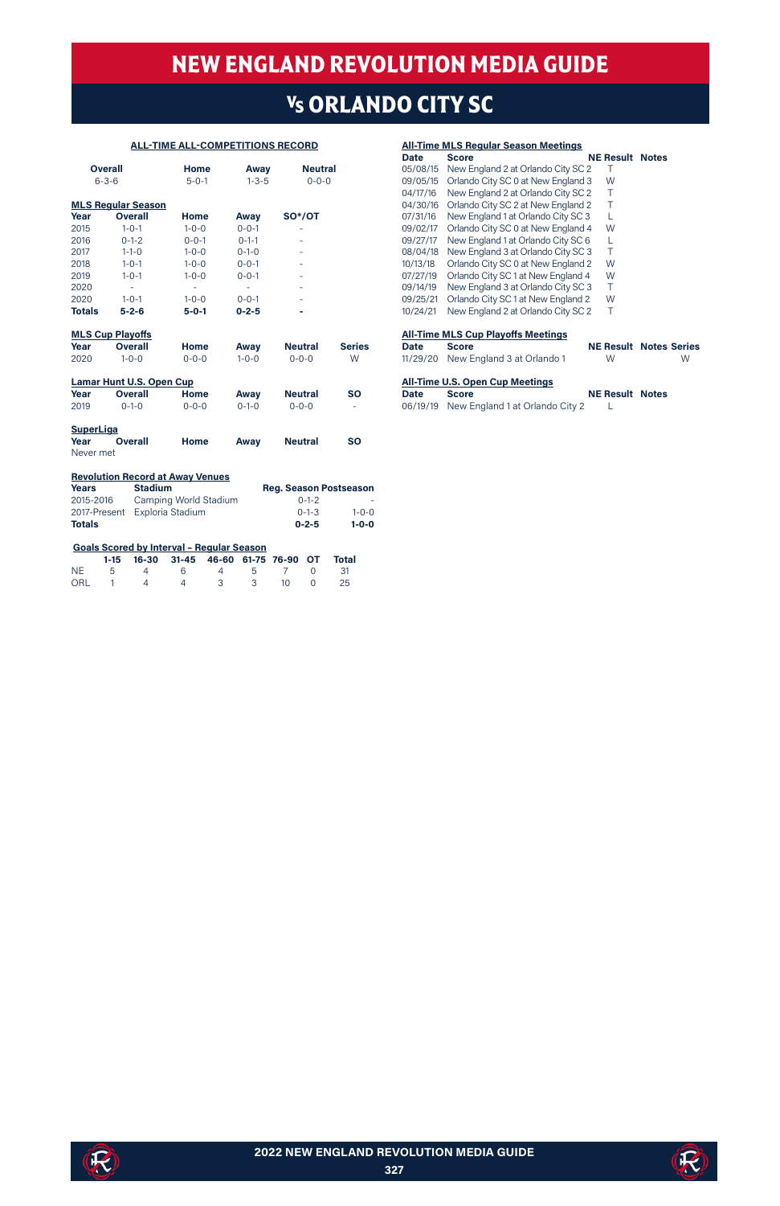# NEW ENGLAND REVOLUTION MEDIA GUIDE

## Vs ORLANDO CITY SC

### ALL-TIME ALL-COMPETITIONS RECORD

| Overall | Home | Away | Neutral |
|---|---|---|---|
| 6-3-6 | 5-0-1 | 1-3-5 | 0-0-0 |

### MLS Regular Season

| Year | Overall | Home | Away | SO*/OT |
|---|---|---|---|---|
| 2015 | 1-0-1 | 1-0-0 | 0-0-1 | - |
| 2016 | 0-1-2 | 0-0-1 | 0-1-1 | - |
| 2017 | 1-1-0 | 1-0-0 | 0-1-0 | - |
| 2018 | 1-0-1 | 1-0-0 | 0-0-1 | - |
| 2019 | 1-0-1 | 1-0-0 | 0-0-1 | - |
| 2020 | - | - | - | - |
| 2020 | 1-0-1 | 1-0-0 | 0-0-1 | - |
| **Totals** | **5-2-6** | **5-0-1** | **0-2-5** | **-** |

### MLS Cup Playoffs

| Year | Overall | Home | Away | Neutral | Series |
|---|---|---|---|---|---|
| 2020 | 1-0-0 | 0-0-0 | 1-0-0 | 0-0-0 | W |

### Lamar Hunt U.S. Open Cup

| Year | Overall | Home | Away | Neutral | SO |
|---|---|---|---|---|---|
| 2019 | 0-1-0 | 0-0-0 | 0-1-0 | 0-0-0 | - |

### SuperLiga

| Year | Overall | Home | Away | Neutral | SO |
|---|---|---|---|---|---|
| Never met | | | | | |

### Revolution Record at Away Venues

| Years | Stadium | Reg. Season | Postseason |
|---|---|---|---|
| 2015-2016 | Camping World Stadium | 0-1-2 | - |
| 2017-Present | Exploria Stadium | 0-1-3 | 1-0-0 |
| **Totals** | | **0-2-5** | **1-0-0** |

### Goals Scored by Interval - Regular Season

| | 1-15 | 16-30 | 31-45 | 46-60 | 61-75 | 76-90 | OT | Total |
|---|---|---|---|---|---|---|---|---|
| NE | 5 | 4 | 6 | 4 | 5 | 7 | 0 | 31 |
| ORL | 1 | 4 | 4 | 3 | 3 | 10 | 0 | 25 |

### All-Time MLS Regular Season Meetings

| Date | Score | NE Result | Notes |
|---|---|---|---|
| 05/08/15 | New England 2 at Orlando City SC 2 | T | |
| 09/05/15 | Orlando City SC 0 at New England 3 | W | |
| 04/17/16 | New England 2 at Orlando City SC 2 | T | |
| 04/30/16 | Orlando City SC 2 at New England 2 | T | |
| 07/31/16 | New England 1 at Orlando City SC 3 | L | |
| 09/02/17 | Orlando City SC 0 at New England 4 | W | |
| 09/27/17 | New England 1 at Orlando City SC 6 | L | |
| 08/04/18 | New England 3 at Orlando City SC 3 | T | |
| 10/13/18 | Orlando City SC 0 at New England 2 | W | |
| 07/27/19 | Orlando City SC 1 at New England 4 | W | |
| 09/14/19 | New England 3 at Orlando City SC 3 | T | |
| 09/25/21 | Orlando City SC 1 at New England 2 | W | |
| 10/24/21 | New England 2 at Orlando City SC 2 | T | |

### All-Time MLS Cup Playoffs Meetings

| Date | Score | NE Result | Notes | Series |
|---|---|---|---|---|
| 11/29/20 | New England 3 at Orlando 1 | W | | W |

### All-Time U.S. Open Cup Meetings

| Date | Score | NE Result | Notes |
|---|---|---|---|
| 06/19/19 | New England 1 at Orlando City 2 | L | |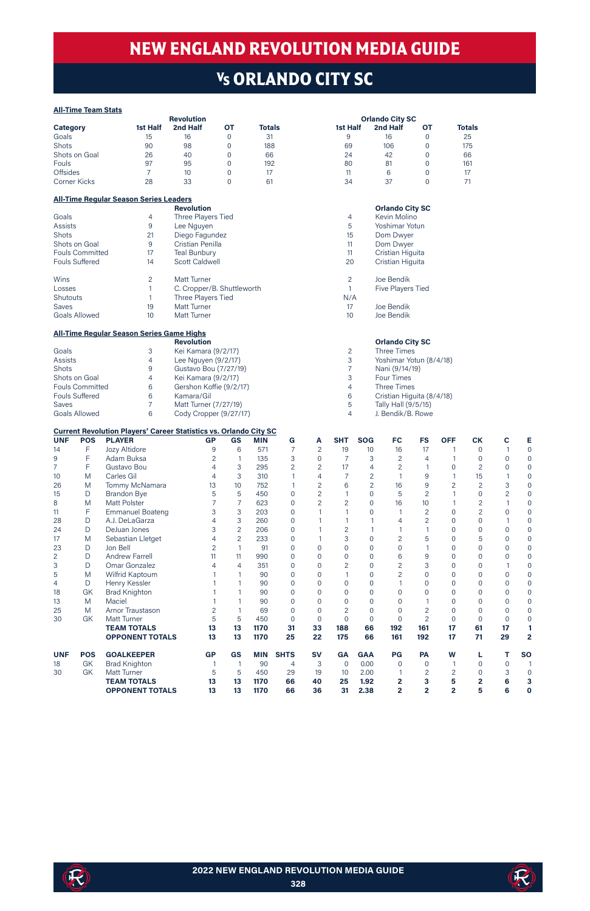# NEW ENGLAND REVOLUTION MEDIA GUIDE

## Vs ORLANDO CITY SC

### All-Time Team Stats

| Category | Revolution 1st Half | Revolution 2nd Half | Revolution OT | Revolution Totals | Orlando City SC 1st Half | Orlando City SC 2nd Half | Orlando City SC OT | Orlando City SC Totals |
|---|---|---|---|---|---|---|---|---|
| Goals | 15 | 16 | 0 | 31 | 9 | 16 | 0 | 25 |
| Shots | 90 | 98 | 0 | 188 | 69 | 106 | 0 | 175 |
| Shots on Goal | 26 | 40 | 0 | 66 | 24 | 42 | 0 | 66 |
| Fouls | 97 | 95 | 0 | 192 | 80 | 81 | 0 | 161 |
| Offsides | 7 | 10 | 0 | 17 | 11 | 6 | 0 | 17 |
| Corner Kicks | 28 | 33 | 0 | 61 | 34 | 37 | 0 | 71 |

### All-Time Regular Season Series Leaders

| Category | | Revolution | | Orlando City SC |
|---|---|---|---|---|
| Goals | 4 | Three Players Tied | 4 | Kevin Molino |
| Assists | 9 | Lee Nguyen | 5 | Yoshimar Yotun |
| Shots | 21 | Diego Fagundez | 15 | Dom Dwyer |
| Shots on Goal | 9 | Cristian Penilla | 11 | Dom Dwyer |
| Fouls Committed | 17 | Teal Bunbury | 11 | Cristian Higuita |
| Fouls Suffered | 14 | Scott Caldwell | 20 | Cristian Higuita |
| Wins | 2 | Matt Turner | 2 | Joe Bendik |
| Losses | 1 | C. Cropper/B. Shuttleworth | 1 | Five Players Tied |
| Shutouts | 1 | Three Players Tied | N/A | |
| Saves | 19 | Matt Turner | 17 | Joe Bendik |
| Goals Allowed | 10 | Matt Turner | 10 | Joe Bendik |

### All-Time Regular Season Series Game Highs

| Category | | Revolution | | Orlando City SC |
|---|---|---|---|---|
| Goals | 3 | Kei Kamara (9/2/17) | 2 | Three Times |
| Assists | 4 | Lee Nguyen (9/2/17) | 3 | Yoshimar Yotun (8/4/18) |
| Shots | 9 | Gustavo Bou (7/27/19) | 7 | Nani (9/14/19) |
| Shots on Goal | 4 | Kei Kamara (9/2/17) | 3 | Four Times |
| Fouls Committed | 6 | Gershon Koffie (9/2/17) | 4 | Three Times |
| Fouls Suffered | 6 | Kamara/Gil | 6 | Cristian Higuita (8/4/18) |
| Saves | 7 | Matt Turner (7/27/19) | 5 | Tally Hall (9/5/15) |
| Goals Allowed | 6 | Cody Cropper (9/27/17) | 4 | J. Bendik/B. Rowe |

### Current Revolution Players' Career Statistics vs. Orlando City SC

| UNF | POS | PLAYER | GP | GS | MIN | G | A | SHT | SOG | FC | FS | OFF | CK | C | E |
|---|---|---|---|---|---|---|---|---|---|---|---|---|---|---|---|
| 14 | F | Jozy Altidore | 9 | 6 | 571 | 7 | 2 | 19 | 10 | 16 | 17 | 1 | 0 | 1 | 0 |
| 9 | F | Adam Buksa | 2 | 1 | 135 | 3 | 0 | 7 | 3 | 2 | 4 | 1 | 0 | 0 | 0 |
| 7 | F | Gustavo Bou | 4 | 3 | 295 | 2 | 2 | 17 | 4 | 2 | 1 | 0 | 2 | 0 | 0 |
| 10 | M | Carles Gil | 4 | 3 | 310 | 1 | 4 | 7 | 2 | 1 | 9 | 1 | 15 | 1 | 0 |
| 26 | M | Tommy McNamara | 13 | 10 | 752 | 1 | 2 | 6 | 2 | 16 | 9 | 2 | 2 | 3 | 0 |
| 15 | D | Brandon Bye | 5 | 5 | 450 | 0 | 2 | 1 | 0 | 5 | 2 | 1 | 0 | 2 | 0 |
| 8 | M | Matt Polster | 7 | 7 | 623 | 0 | 2 | 2 | 0 | 16 | 10 | 1 | 2 | 1 | 0 |
| 11 | F | Emmanuel Boateng | 3 | 3 | 203 | 0 | 1 | 1 | 0 | 1 | 2 | 0 | 2 | 0 | 0 |
| 28 | D | A.J. DeLaGarza | 4 | 3 | 260 | 0 | 1 | 1 | 1 | 4 | 2 | 0 | 0 | 1 | 0 |
| 24 | D | DeJuan Jones | 3 | 2 | 206 | 0 | 1 | 2 | 1 | 1 | 1 | 0 | 0 | 0 | 0 |
| 17 | M | Sebastian Lletget | 4 | 2 | 233 | 0 | 1 | 3 | 0 | 2 | 5 | 0 | 5 | 0 | 0 |
| 23 | D | Jon Bell | 2 | 1 | 91 | 0 | 0 | 0 | 0 | 0 | 1 | 0 | 0 | 0 | 0 |
| 2 | D | Andrew Farrell | 11 | 11 | 990 | 0 | 0 | 0 | 0 | 6 | 9 | 0 | 0 | 0 | 0 |
| 3 | D | Omar Gonzalez | 4 | 4 | 351 | 0 | 0 | 2 | 0 | 2 | 3 | 0 | 0 | 1 | 0 |
| 5 | M | Wilfrid Kaptoum | 1 | 1 | 90 | 0 | 0 | 1 | 0 | 2 | 0 | 0 | 0 | 0 | 0 |
| 4 | D | Henry Kessler | 1 | 1 | 90 | 0 | 0 | 0 | 0 | 1 | 0 | 0 | 0 | 0 | 0 |
| 18 | GK | Brad Knighton | 1 | 1 | 90 | 0 | 0 | 0 | 0 | 0 | 0 | 0 | 0 | 0 | 0 |
| 13 | M | Maciel | 1 | 1 | 90 | 0 | 0 | 0 | 0 | 0 | 1 | 0 | 0 | 0 | 0 |
| 25 | M | Arnor Traustason | 2 | 1 | 69 | 0 | 0 | 2 | 0 | 0 | 2 | 0 | 0 | 0 | 0 |
| 30 | GK | Matt Turner | 5 | 5 | 450 | 0 | 0 | 0 | 0 | 0 | 2 | 0 | 0 | 0 | 0 |
| | | **TEAM TOTALS** | **13** | **13** | **1170** | **31** | **33** | **188** | **66** | **192** | **161** | **17** | **61** | **17** | **1** |
| | | **OPPONENT TOTALS** | **13** | **13** | **1170** | **25** | **22** | **175** | **66** | **161** | **192** | **17** | **71** | **29** | **2** |

| UNF | POS | GOALKEEPER | GP | GS | MIN | SHTS | SV | GA | GAA | PG | PA | W | L | T | SO |
|---|---|---|---|---|---|---|---|---|---|---|---|---|---|---|---|
| 18 | GK | Brad Knighton | 1 | 1 | 90 | 4 | 3 | 0 | 0.00 | 0 | 0 | 1 | 0 | 0 | 1 |
| 30 | GK | Matt Turner | 5 | 5 | 450 | 29 | 19 | 10 | 2.00 | 1 | 2 | 2 | 0 | 3 | 0 |
| | | **TEAM TOTALS** | **13** | **13** | **1170** | **66** | **40** | **25** | **1.92** | **2** | **3** | **5** | **2** | **6** | **3** |
| | | **OPPONENT TOTALS** | **13** | **13** | **1170** | **66** | **36** | **31** | **2.38** | **2** | **2** | **2** | **5** | **6** | **0** |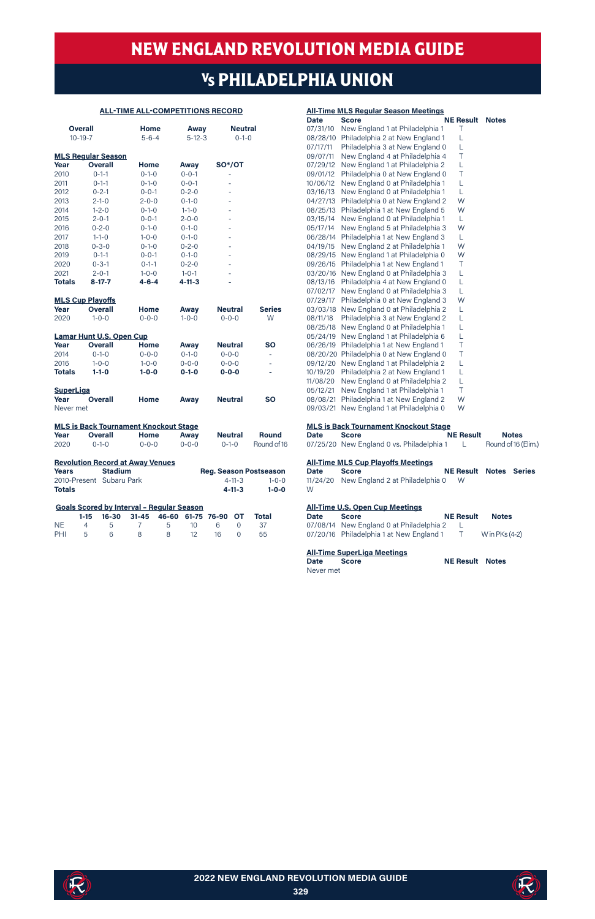# NEW ENGLAND REVOLUTION MEDIA GUIDE

## Vs PHILADELPHIA UNION

### ALL-TIME ALL-COMPETITIONS RECORD

| Overall | Home | Away | Neutral |
|---|---|---|---|
| 10-19-7 | 5-6-4 | 5-12-3 | 0-1-0 |

### MLS Regular Season

| Year | Overall | Home | Away | SO*/OT |
|---|---|---|---|---|
| 2010 | 0-1-1 | 0-1-0 | 0-0-1 | - |
| 2011 | 0-1-1 | 0-1-0 | 0-0-1 | - |
| 2012 | 0-2-1 | 0-0-1 | 0-2-0 | - |
| 2013 | 2-1-0 | 2-0-0 | 0-1-0 | - |
| 2014 | 1-2-0 | 0-1-0 | 1-1-0 | - |
| 2015 | 2-0-1 | 0-0-1 | 2-0-0 | - |
| 2016 | 0-2-0 | 0-1-0 | 0-1-0 | - |
| 2017 | 1-1-0 | 1-0-0 | 0-1-0 | - |
| 2018 | 0-3-0 | 0-1-0 | 0-2-0 | - |
| 2019 | 0-1-1 | 0-0-1 | 0-1-0 | - |
| 2020 | 0-3-1 | 0-1-1 | 0-2-0 | - |
| 2021 | 2-0-1 | 1-0-0 | 1-0-1 | - |
| **Totals** | **8-17-7** | **4-6-4** | **4-11-3** | **-** |

### MLS Cup Playoffs

| Year | Overall | Home | Away | Neutral | Series |
|---|---|---|---|---|---|
| 2020 | 1-0-0 | 0-0-0 | 1-0-0 | 0-0-0 | W |

### Lamar Hunt U.S. Open Cup

| Year | Overall | Home | Away | Neutral | SO |
|---|---|---|---|---|---|
| 2014 | 0-1-0 | 0-0-0 | 0-1-0 | 0-0-0 | - |
| 2016 | 1-0-0 | 1-0-0 | 0-0-0 | 0-0-0 | - |
| **Totals** | **1-1-0** | **1-0-0** | **0-1-0** | **0-0-0** | **-** |

### SuperLiga

| Year | Overall | Home | Away | Neutral | SO |
|---|---|---|---|---|---|
| Never met | | | | | |

### MLS is Back Tournament Knockout Stage

| Year | Overall | Home | Away | Neutral | Round |
|---|---|---|---|---|---|
| 2020 | 0-1-0 | 0-0-0 | 0-0-0 | 0-1-0 | Round of 16 |

### Revolution Record at Away Venues

| Years | Stadium | Reg. Season | Postseason |
|---|---|---|---|
| 2010-Present | Subaru Park | 4-11-3 | 1-0-0 |
| **Totals** | | **4-11-3** | **1-0-0** |

### Goals Scored by Interval – Regular Season

| | 1-15 | 16-30 | 31-45 | 46-60 | 61-75 | 76-90 | OT | Total |
|---|---|---|---|---|---|---|---|---|
| NE | 4 | 5 | 7 | 5 | 10 | 6 | 0 | 37 |
| PHI | 5 | 6 | 8 | 8 | 12 | 16 | 0 | 55 |

### All-Time MLS Regular Season Meetings

| Date | Score | NE Result | Notes |
|---|---|---|---|
| 07/31/10 | New England 1 at Philadelphia 1 | T | |
| 08/28/10 | Philadelphia 2 at New England 1 | L | |
| 07/17/11 | Philadelphia 3 at New England 0 | L | |
| 09/07/11 | New England 4 at Philadelphia 4 | T | |
| 07/29/12 | New England 1 at Philadelphia 2 | L | |
| 09/01/12 | Philadelphia 0 at New England 0 | T | |
| 10/06/12 | New England 0 at Philadelphia 1 | L | |
| 03/16/13 | New England 0 at Philadelphia 1 | L | |
| 04/27/13 | Philadelphia 0 at New England 2 | W | |
| 08/25/13 | Philadelphia 1 at New England 5 | W | |
| 03/15/14 | New England 0 at Philadelphia 1 | L | |
| 05/17/14 | New England 5 at Philadelphia 3 | W | |
| 06/28/14 | Philadelphia 1 at New England 3 | L | |
| 04/19/15 | New England 2 at Philadelphia 1 | W | |
| 08/29/15 | New England 1 at Philadelphia 0 | W | |
| 09/26/15 | Philadelphia 1 at New England 1 | T | |
| 03/20/16 | New England 0 at Philadelphia 3 | L | |
| 08/13/16 | Philadelphia 4 at New England 0 | L | |
| 07/02/17 | New England 0 at Philadelphia 3 | L | |
| 07/29/17 | Philadelphia 0 at New England 3 | W | |
| 03/03/18 | New England 0 at Philadelphia 2 | L | |
| 08/11/18 | Philadelphia 3 at New England 2 | L | |
| 08/25/18 | New England 0 at Philadelphia 1 | L | |
| 05/24/19 | New England 1 at Philadelphia 6 | L | |
| 06/26/19 | Philadelphia 1 at New England 1 | T | |
| 08/20/20 | Philadelphia 0 at New England 0 | T | |
| 09/12/20 | New England 1 at Philadelphia 2 | L | |
| 10/19/20 | Philadelphia 2 at New England 1 | L | |
| 11/08/20 | New England 0 at Philadelphia 2 | L | |
| 05/12/21 | New England 1 at Philadelphia 1 | T | |
| 08/08/21 | Philadelphia 1 at New England 2 | W | |
| 09/03/21 | New England 1 at Philadelphia 0 | W | |

### MLS is Back Tournament Knockout Stage

| Date | Score | NE Result | Notes |
|---|---|---|---|
| 07/25/20 | New England 0 vs. Philadelphia 1 | L | Round of 16 (Elim.) |

### All-Time MLS Cup Playoffs Meetings

| Date | Score | NE Result | Notes | Series |
|---|---|---|---|---|
| 11/24/20 | New England 2 at Philadelphia 0 | W | | W |

### All-Time U.S. Open Cup Meetings

| Date | Score | NE Result | Notes |
|---|---|---|---|
| 07/08/14 | New England 0 at Philadelphia 2 | L | |
| 07/20/16 | Philadelphia 1 at New England 1 | T | W in PKs (4-2) |

### All-Time SuperLiga Meetings

| Date | Score | NE Result | Notes |
|---|---|---|---|
| Never met | | | |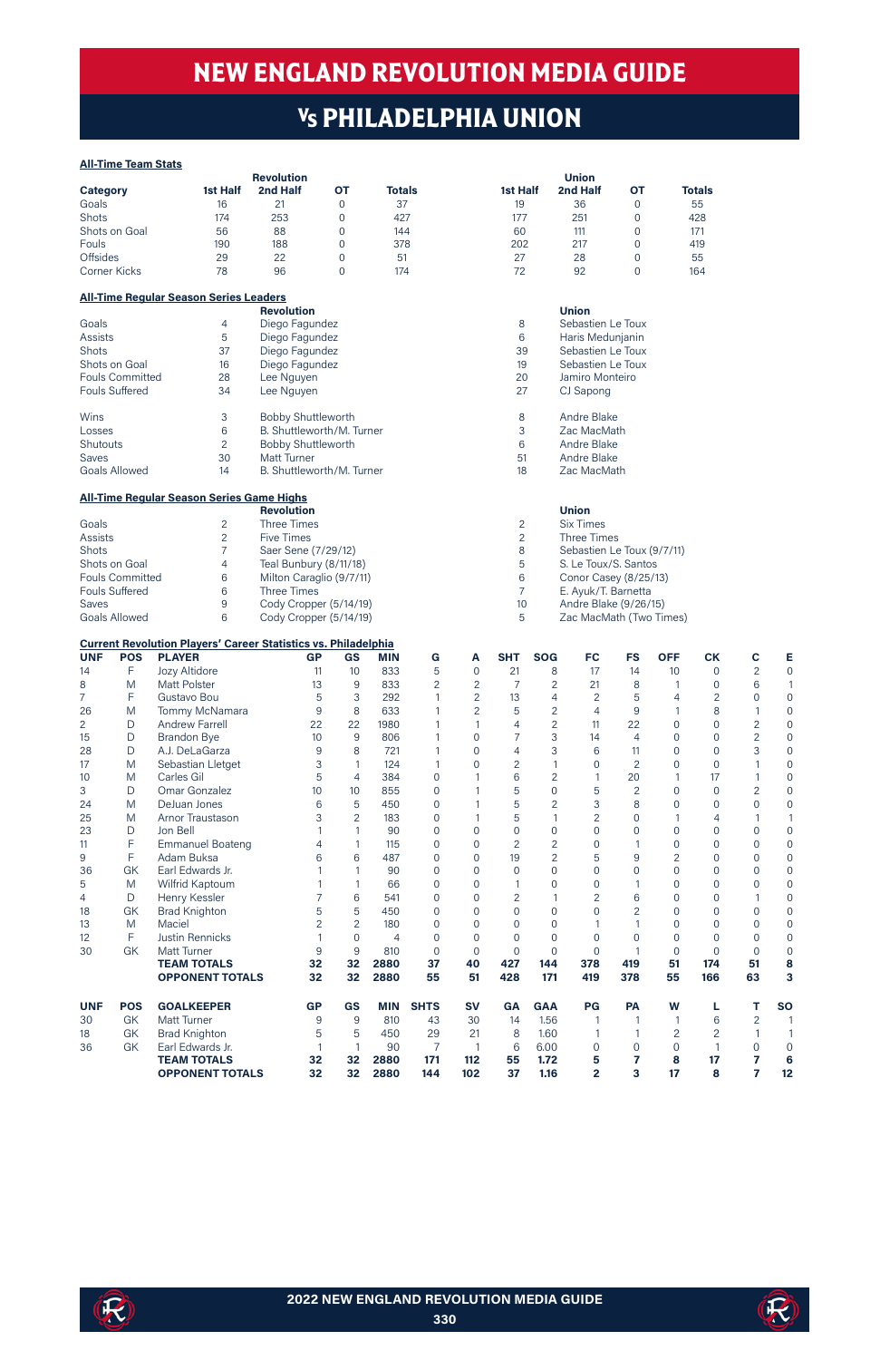# NEW ENGLAND REVOLUTION MEDIA GUIDE

## Vs PHILADELPHIA UNION

### All-Time Team Stats

| Category | Revolution 1st Half | Revolution 2nd Half | Revolution OT | Revolution Totals | Union 1st Half | Union 2nd Half | Union OT | Union Totals |
|---|---|---|---|---|---|---|---|---|
| Goals | 16 | 21 | 0 | 37 | 19 | 36 | 0 | 55 |
| Shots | 174 | 253 | 0 | 427 | 177 | 251 | 0 | 428 |
| Shots on Goal | 56 | 88 | 0 | 144 | 60 | 111 | 0 | 171 |
| Fouls | 190 | 188 | 0 | 378 | 202 | 217 | 0 | 419 |
| Offsides | 29 | 22 | 0 | 51 | 27 | 28 | 0 | 55 |
| Corner Kicks | 78 | 96 | 0 | 174 | 72 | 92 | 0 | 164 |

### All-Time Regular Season Series Leaders

| | | Revolution | | Union |
|---|---|---|---|---|
| Goals | 4 | Diego Fagundez | 8 | Sebastien Le Toux |
| Assists | 5 | Diego Fagundez | 6 | Haris Medunjanin |
| Shots | 37 | Diego Fagundez | 39 | Sebastien Le Toux |
| Shots on Goal | 16 | Diego Fagundez | 19 | Sebastien Le Toux |
| Fouls Committed | 28 | Lee Nguyen | 20 | Jamiro Monteiro |
| Fouls Suffered | 34 | Lee Nguyen | 27 | CJ Sapong |
| Wins | 3 | Bobby Shuttleworth | 8 | Andre Blake |
| Losses | 6 | B. Shuttleworth/M. Turner | 3 | Zac MacMath |
| Shutouts | 2 | Bobby Shuttleworth | 6 | Andre Blake |
| Saves | 30 | Matt Turner | 51 | Andre Blake |
| Goals Allowed | 14 | B. Shuttleworth/M. Turner | 18 | Zac MacMath |

### All-Time Regular Season Series Game Highs

| | | Revolution | | Union |
|---|---|---|---|---|
| Goals | 2 | Three Times | 2 | Six Times |
| Assists | 2 | Five Times | 2 | Three Times |
| Shots | 7 | Saer Sene (7/29/12) | 8 | Sebastien Le Toux (9/7/11) |
| Shots on Goal | 4 | Teal Bunbury (8/11/18) | 5 | S. Le Toux/S. Santos |
| Fouls Committed | 6 | Milton Caraglio (9/7/11) | 6 | Conor Casey (8/25/13) |
| Fouls Suffered | 6 | Three Times | 7 | E. Ayuk/T. Barnetta |
| Saves | 9 | Cody Cropper (5/14/19) | 10 | Andre Blake (9/26/15) |
| Goals Allowed | 6 | Cody Cropper (5/14/19) | 5 | Zac MacMath (Two Times) |

### Current Revolution Players' Career Statistics vs. Philadelphia

| UNF | POS | PLAYER | GP | GS | MIN | G | A | SHT | SOG | FC | FS | OFF | CK | C | E |
|---|---|---|---|---|---|---|---|---|---|---|---|---|---|---|---|
| 14 | F | Jozy Altidore | 11 | 10 | 833 | 5 | 0 | 21 | 8 | 17 | 14 | 10 | 0 | 2 | 0 |
| 8 | M | Matt Polster | 13 | 9 | 833 | 2 | 2 | 7 | 2 | 21 | 8 | 1 | 0 | 6 | 1 |
| 7 | F | Gustavo Bou | 5 | 3 | 292 | 1 | 2 | 13 | 4 | 2 | 5 | 4 | 2 | 0 | 0 |
| 26 | M | Tommy McNamara | 9 | 8 | 633 | 1 | 2 | 5 | 2 | 4 | 9 | 1 | 8 | 1 | 0 |
| 2 | D | Andrew Farrell | 22 | 22 | 1980 | 1 | 1 | 4 | 2 | 11 | 22 | 0 | 0 | 2 | 0 |
| 15 | D | Brandon Bye | 10 | 9 | 806 | 1 | 0 | 7 | 3 | 14 | 4 | 0 | 0 | 2 | 0 |
| 28 | D | A.J. DeLaGarza | 9 | 8 | 721 | 1 | 0 | 4 | 3 | 6 | 11 | 0 | 0 | 3 | 0 |
| 17 | M | Sebastian Lletget | 3 | 1 | 124 | 1 | 0 | 2 | 1 | 0 | 2 | 0 | 0 | 1 | 0 |
| 10 | M | Carles Gil | 5 | 4 | 384 | 0 | 1 | 6 | 2 | 1 | 20 | 1 | 17 | 1 | 0 |
| 3 | D | Omar Gonzalez | 10 | 10 | 855 | 0 | 1 | 5 | 0 | 5 | 2 | 0 | 0 | 2 | 0 |
| 24 | M | DeJuan Jones | 6 | 5 | 450 | 0 | 1 | 5 | 2 | 3 | 8 | 0 | 0 | 0 | 0 |
| 25 | M | Arnor Traustason | 3 | 2 | 183 | 0 | 1 | 5 | 1 | 2 | 0 | 1 | 4 | 1 | 1 |
| 23 | D | Jon Bell | 1 | 1 | 90 | 0 | 0 | 0 | 0 | 0 | 0 | 0 | 0 | 0 | 0 |
| 11 | F | Emmanuel Boateng | 4 | 1 | 115 | 0 | 0 | 2 | 2 | 0 | 1 | 0 | 0 | 0 | 0 |
| 9 | F | Adam Buksa | 6 | 6 | 487 | 0 | 0 | 19 | 2 | 5 | 9 | 2 | 0 | 0 | 0 |
| 36 | GK | Earl Edwards Jr. | 1 | 1 | 90 | 0 | 0 | 0 | 0 | 0 | 0 | 0 | 0 | 0 | 0 |
| 5 | M | Wilfrid Kaptoum | 1 | 1 | 66 | 0 | 0 | 1 | 0 | 0 | 1 | 0 | 0 | 0 | 0 |
| 4 | D | Henry Kessler | 7 | 6 | 541 | 0 | 0 | 2 | 1 | 2 | 6 | 0 | 0 | 1 | 0 |
| 18 | GK | Brad Knighton | 5 | 5 | 450 | 0 | 0 | 0 | 0 | 0 | 2 | 0 | 0 | 0 | 0 |
| 13 | M | Maciel | 2 | 2 | 180 | 0 | 0 | 0 | 0 | 1 | 1 | 0 | 0 | 0 | 0 |
| 12 | F | Justin Rennicks | 1 | 0 | 4 | 0 | 0 | 0 | 0 | 0 | 0 | 0 | 0 | 0 | 0 |
| 30 | GK | Matt Turner | 9 | 9 | 810 | 0 | 0 | 0 | 0 | 0 | 1 | 0 | 0 | 0 | 0 |
| | | **TEAM TOTALS** | **32** | **32** | **2880** | **37** | **40** | **427** | **144** | **378** | **419** | **51** | **174** | **51** | **8** |
| | | **OPPONENT TOTALS** | **32** | **32** | **2880** | **55** | **51** | **428** | **171** | **419** | **378** | **55** | **166** | **63** | **3** |

| UNF | POS | GOALKEEPER | GP | GS | MIN | SHTS | SV | GA | GAA | PG | PA | W | L | T | SO |
|---|---|---|---|---|---|---|---|---|---|---|---|---|---|---|---|
| 30 | GK | Matt Turner | 9 | 9 | 810 | 43 | 30 | 14 | 1.56 | 1 | 1 | 1 | 6 | 2 | 1 |
| 18 | GK | Brad Knighton | 5 | 5 | 450 | 29 | 21 | 8 | 1.60 | 1 | 1 | 2 | 2 | 1 | 1 |
| 36 | GK | Earl Edwards Jr. | 1 | 1 | 90 | 7 | 1 | 6 | 6.00 | 0 | 0 | 0 | 1 | 0 | 0 |
| | | **TEAM TOTALS** | **32** | **32** | **2880** | **171** | **112** | **55** | **1.72** | **5** | **7** | **8** | **17** | **7** | **6** |
| | | **OPPONENT TOTALS** | **32** | **32** | **2880** | **144** | **102** | **37** | **1.16** | **2** | **3** | **17** | **8** | **7** | **12** |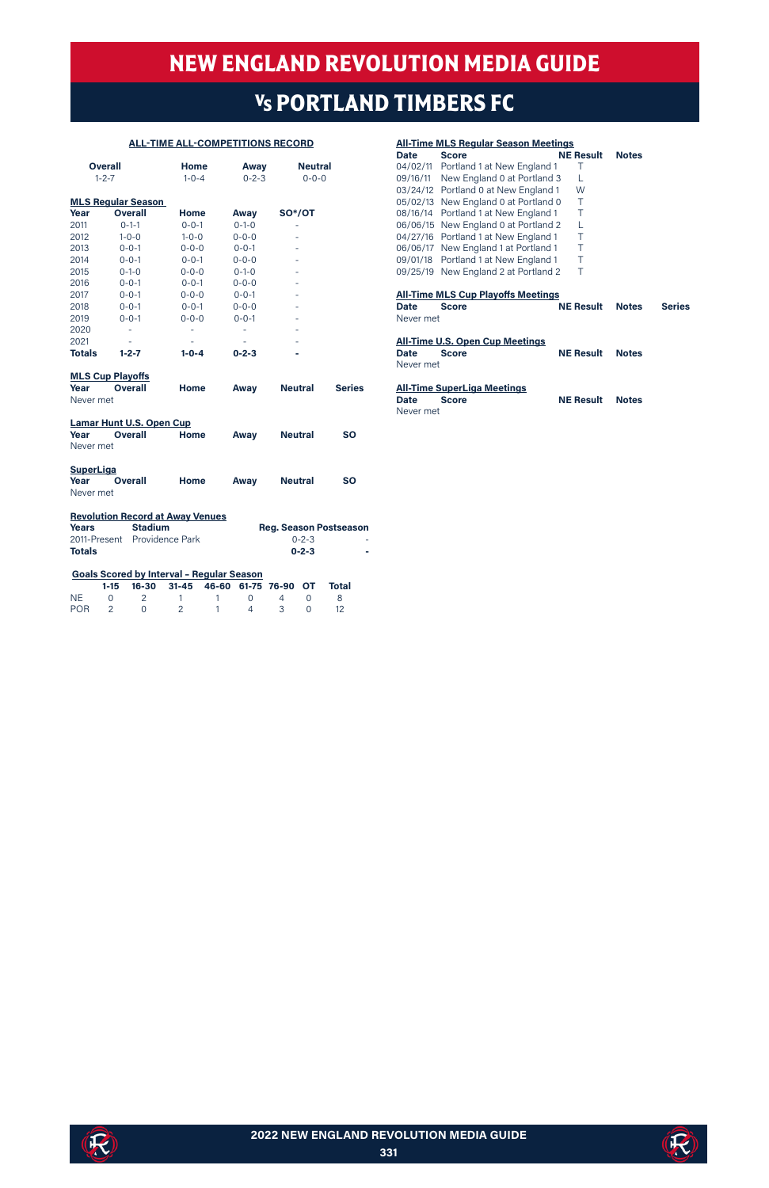# NEW ENGLAND REVOLUTION MEDIA GUIDE

## Vs PORTLAND TIMBERS FC

### ALL-TIME ALL-COMPETITIONS RECORD

| Overall | Home | Away | Neutral |
|---|---|---|---|
| 1-2-7 | 1-0-4 | 0-2-3 | 0-0-0 |

### MLS Regular Season

| Year | Overall | Home | Away | SO*/OT |
|---|---|---|---|---|
| 2011 | 0-1-1 | 0-0-1 | 0-1-0 | - |
| 2012 | 1-0-0 | 1-0-0 | 0-0-0 | - |
| 2013 | 0-0-1 | 0-0-0 | 0-0-1 | - |
| 2014 | 0-0-1 | 0-0-1 | 0-0-0 | - |
| 2015 | 0-1-0 | 0-0-0 | 0-1-0 | - |
| 2016 | 0-0-1 | 0-0-1 | 0-0-0 | - |
| 2017 | 0-0-1 | 0-0-0 | 0-0-1 | - |
| 2018 | 0-0-1 | 0-0-1 | 0-0-0 | - |
| 2019 | 0-0-1 | 0-0-0 | 0-0-1 | - |
| 2020 | - | - | - | - |
| 2021 | - | - | - | - |
| **Totals** | **1-2-7** | **1-0-4** | **0-2-3** | **-** |

### MLS Cup Playoffs

| Year | Overall | Home | Away | Neutral | Series |
|---|---|---|---|---|---|
| Never met | | | | | |

### Lamar Hunt U.S. Open Cup

| Year | Overall | Home | Away | Neutral | SO |
|---|---|---|---|---|---|
| Never met | | | | | |

### SuperLiga

| Year | Overall | Home | Away | Neutral | SO |
|---|---|---|---|---|---|
| Never met | | | | | |

### Revolution Record at Away Venues

| Years | Stadium | Reg. Season | Postseason |
|---|---|---|---|
| 2011-Present | Providence Park | 0-2-3 | - |
| **Totals** | | **0-2-3** | **-** |

### Goals Scored by Interval - Regular Season

| | 1-15 | 16-30 | 31-45 | 46-60 | 61-75 | 76-90 | OT | Total |
|---|---|---|---|---|---|---|---|---|
| NE | 0 | 2 | 1 | 1 | 0 | 4 | 0 | 8 |
| POR | 2 | 0 | 2 | 1 | 4 | 3 | 0 | 12 |

### All-Time MLS Regular Season Meetings

| Date | Score | NE Result | Notes |
|---|---|---|---|
| 04/02/11 | Portland 1 at New England 1 | T | |
| 09/16/11 | New England 0 at Portland 3 | L | |
| 03/24/12 | Portland 0 at New England 1 | W | |
| 05/02/13 | New England 0 at Portland 0 | T | |
| 08/16/14 | Portland 1 at New England 1 | T | |
| 06/06/15 | New England 0 at Portland 2 | L | |
| 04/27/16 | Portland 1 at New England 1 | T | |
| 06/06/17 | New England 1 at Portland 1 | T | |
| 09/01/18 | Portland 1 at New England 1 | T | |
| 09/25/19 | New England 2 at Portland 2 | T | |

### All-Time MLS Cup Playoffs Meetings

| Date | Score | NE Result | Notes | Series |
|---|---|---|---|---|
| Never met | | | | |

### All-Time U.S. Open Cup Meetings

| Date | Score | NE Result | Notes |
|---|---|---|---|
| Never met | | | |

### All-Time SuperLiga Meetings

| Date | Score | NE Result | Notes |
|---|---|---|---|
| Never met | | | |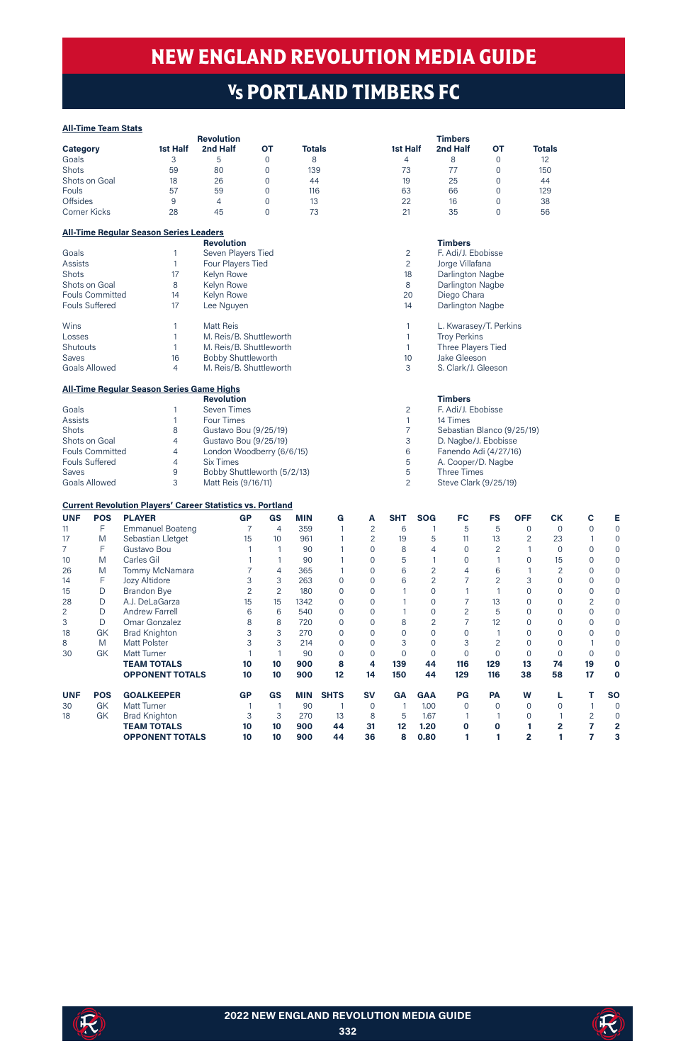# NEW ENGLAND REVOLUTION MEDIA GUIDE

## Vs PORTLAND TIMBERS FC

**All-Time Team Stats**

| Category | Revolution 1st Half | Revolution 2nd Half | Revolution OT | Revolution Totals | Timbers 1st Half | Timbers 2nd Half | Timbers OT | Timbers Totals |
|---|---|---|---|---|---|---|---|---|
| Goals | 3 | 5 | 0 | 8 | 4 | 8 | 0 | 12 |
| Shots | 59 | 80 | 0 | 139 | 73 | 77 | 0 | 150 |
| Shots on Goal | 18 | 26 | 0 | 44 | 19 | 25 | 0 | 44 |
| Fouls | 57 | 59 | 0 | 116 | 63 | 66 | 0 | 129 |
| Offsides | 9 | 4 | 0 | 13 | 22 | 16 | 0 | 38 |
| Corner Kicks | 28 | 45 | 0 | 73 | 21 | 35 | 0 | 56 |

**All-Time Regular Season Series Leaders**

| | | Revolution | | Timbers |
|---|---|---|---|---|
| Goals | 1 | Seven Players Tied | 2 | F. Adi/J. Ebobisse |
| Assists | 1 | Four Players Tied | 2 | Jorge Villafana |
| Shots | 17 | Kelyn Rowe | 18 | Darlington Nagbe |
| Shots on Goal | 8 | Kelyn Rowe | 8 | Darlington Nagbe |
| Fouls Committed | 14 | Kelyn Rowe | 20 | Diego Chara |
| Fouls Suffered | 17 | Lee Nguyen | 14 | Darlington Nagbe |
| Wins | 1 | Matt Reis | 1 | L. Kwarasey/T. Perkins |
| Losses | 1 | M. Reis/B. Shuttleworth | 1 | Troy Perkins |
| Shutouts | 1 | M. Reis/B. Shuttleworth | 1 | Three Players Tied |
| Saves | 16 | Bobby Shuttleworth | 10 | Jake Gleeson |
| Goals Allowed | 4 | M. Reis/B. Shuttleworth | 3 | S. Clark/J. Gleeson |

**All-Time Regular Season Series Game Highs**

| | | Revolution | | Timbers |
|---|---|---|---|---|
| Goals | 1 | Seven Times | 2 | F. Adi/J. Ebobisse |
| Assists | 1 | Four Times | 1 | 14 Times |
| Shots | 8 | Gustavo Bou (9/25/19) | 7 | Sebastian Blanco (9/25/19) |
| Shots on Goal | 4 | Gustavo Bou (9/25/19) | 3 | D. Nagbe/J. Ebobisse |
| Fouls Committed | 4 | London Woodberry (6/6/15) | 6 | Fanendo Adi (4/27/16) |
| Fouls Suffered | 4 | Six Times | 5 | A. Cooper/D. Nagbe |
| Saves | 9 | Bobby Shuttleworth (5/2/13) | 5 | Three Times |
| Goals Allowed | 3 | Matt Reis (9/16/11) | 2 | Steve Clark (9/25/19) |

**Current Revolution Players' Career Statistics vs. Portland**

| UNF | POS | PLAYER | GP | GS | MIN | G | A | SHT | SOG | FC | FS | OFF | CK | C | E |
|---|---|---|---|---|---|---|---|---|---|---|---|---|---|---|---|
| 11 | F | Emmanuel Boateng | 7 | 4 | 359 | 1 | 2 | 6 | 1 | 5 | 5 | 0 | 0 | 0 | 0 |
| 17 | M | Sebastian Lletget | 15 | 10 | 961 | 1 | 2 | 19 | 5 | 11 | 13 | 2 | 23 | 1 | 0 |
| 7 | F | Gustavo Bou | 1 | 1 | 90 | 1 | 0 | 8 | 4 | 0 | 2 | 1 | 0 | 0 | 0 |
| 10 | M | Carles Gil | 1 | 1 | 90 | 1 | 0 | 5 | 1 | 0 | 1 | 0 | 15 | 0 | 0 |
| 26 | M | Tommy McNamara | 7 | 4 | 365 | 1 | 0 | 6 | 2 | 4 | 6 | 1 | 2 | 0 | 0 |
| 14 | F | Jozy Altidore | 3 | 3 | 263 | 0 | 0 | 6 | 2 | 7 | 2 | 3 | 0 | 0 | 0 |
| 15 | D | Brandon Bye | 2 | 2 | 180 | 0 | 0 | 1 | 0 | 1 | 1 | 0 | 0 | 0 | 0 |
| 28 | D | A.J. DeLaGarza | 15 | 15 | 1342 | 0 | 0 | 1 | 0 | 7 | 13 | 0 | 0 | 2 | 0 |
| 2 | D | Andrew Farrell | 6 | 6 | 540 | 0 | 0 | 1 | 0 | 2 | 5 | 0 | 0 | 0 | 0 |
| 3 | D | Omar Gonzalez | 8 | 8 | 720 | 0 | 0 | 8 | 2 | 7 | 12 | 0 | 0 | 0 | 0 |
| 18 | GK | Brad Knighton | 3 | 3 | 270 | 0 | 0 | 0 | 0 | 0 | 1 | 0 | 0 | 0 | 0 |
| 8 | M | Matt Polster | 3 | 3 | 214 | 0 | 0 | 3 | 0 | 3 | 2 | 0 | 0 | 1 | 0 |
| 30 | GK | Matt Turner | 1 | 1 | 90 | 0 | 0 | 0 | 0 | 0 | 0 | 0 | 0 | 0 | 0 |
| | | **TEAM TOTALS** | **10** | **10** | **900** | **8** | **4** | **139** | **44** | **116** | **129** | **13** | **74** | **19** | **0** |
| | | **OPPONENT TOTALS** | **10** | **10** | **900** | **12** | **14** | **150** | **44** | **129** | **116** | **38** | **58** | **17** | **0** |

| UNF | POS | GOALKEEPER | GP | GS | MIN | SHTS | SV | GA | GAA | PG | PA | W | L | T | SO |
|---|---|---|---|---|---|---|---|---|---|---|---|---|---|---|---|
| 30 | GK | Matt Turner | 1 | 1 | 90 | 1 | 0 | 1 | 1.00 | 0 | 0 | 0 | 0 | 1 | 0 |
| 18 | GK | Brad Knighton | 3 | 3 | 270 | 13 | 8 | 5 | 1.67 | 1 | 1 | 0 | 1 | 2 | 0 |
| | | **TEAM TOTALS** | **10** | **10** | **900** | **44** | **31** | **12** | **1.20** | **0** | **0** | **1** | **2** | **7** | **2** |
| | | **OPPONENT TOTALS** | **10** | **10** | **900** | **44** | **36** | **8** | **0.80** | **1** | **1** | **2** | **1** | **7** | **3** |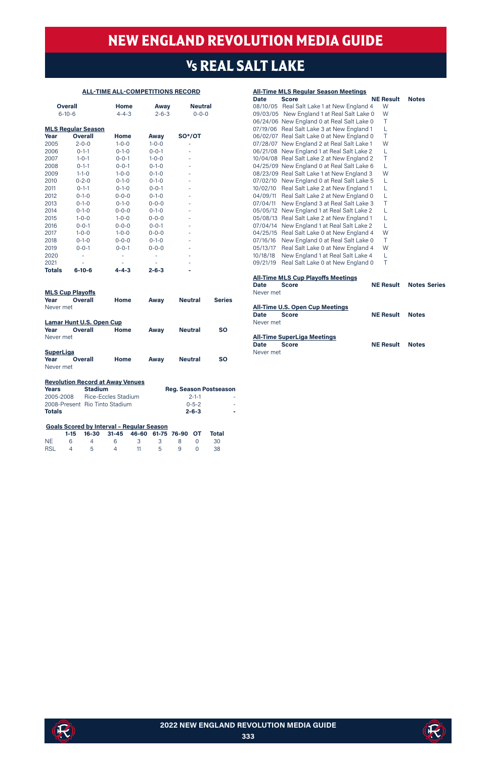# NEW ENGLAND REVOLUTION MEDIA GUIDE

## Vs REAL SALT LAKE

### ALL-TIME ALL-COMPETITIONS RECORD

| Overall | Home | Away | Neutral |
|---|---|---|---|
| 6-10-6 | 4-4-3 | 2-6-3 | 0-0-0 |

### MLS Regular Season

| Year | Overall | Home | Away | SO*/OT |
|---|---|---|---|---|
| 2005 | 2-0-0 | 1-0-0 | 1-0-0 | - |
| 2006 | 0-1-1 | 0-1-0 | 0-0-1 | - |
| 2007 | 1-0-1 | 0-0-1 | 1-0-0 | - |
| 2008 | 0-1-1 | 0-0-1 | 0-1-0 | - |
| 2009 | 1-1-0 | 1-0-0 | 0-1-0 | - |
| 2010 | 0-2-0 | 0-1-0 | 0-1-0 | - |
| 2011 | 0-1-1 | 0-1-0 | 0-0-1 | - |
| 2012 | 0-1-0 | 0-0-0 | 0-1-0 | - |
| 2013 | 0-1-0 | 0-1-0 | 0-0-0 | - |
| 2014 | 0-1-0 | 0-0-0 | 0-1-0 | - |
| 2015 | 1-0-0 | 1-0-0 | 0-0-0 | - |
| 2016 | 0-0-1 | 0-0-0 | 0-0-1 | - |
| 2017 | 1-0-0 | 1-0-0 | 0-0-0 | - |
| 2018 | 0-1-0 | 0-0-0 | 0-1-0 | - |
| 2019 | 0-0-1 | 0-0-1 | 0-0-0 | - |
| 2020 | - | - | - | - |
| 2021 | - | - | - | - |
| **Totals** | **6-10-6** | **4-4-3** | **2-6-3** | **-** |

### MLS Cup Playoffs

| Year | Overall | Home | Away | Neutral | Series |
|---|---|---|---|---|---|
| Never met | | | | | |

### Lamar Hunt U.S. Open Cup

| Year | Overall | Home | Away | Neutral | SO |
|---|---|---|---|---|---|
| Never met | | | | | |

### SuperLiga

| Year | Overall | Home | Away | Neutral | SO |
|---|---|---|---|---|---|
| Never met | | | | | |

### Revolution Record at Away Venues

| Years | Stadium | Reg. Season | Postseason |
|---|---|---|---|
| 2005-2008 | Rice-Eccles Stadium | 2-1-1 | - |
| 2008-Present | Rio Tinto Stadium | 0-5-2 | - |
| **Totals** | | **2-6-3** | **-** |

### Goals Scored by Interval - Regular Season

| | 1-15 | 16-30 | 31-45 | 46-60 | 61-75 | 76-90 | OT | Total |
|---|---|---|---|---|---|---|---|---|
| NE | 6 | 4 | 6 | 3 | 3 | 8 | 0 | 30 |
| RSL | 4 | 5 | 4 | 11 | 5 | 9 | 0 | 38 |

### All-Time MLS Regular Season Meetings

| Date | Score | NE Result | Notes |
|---|---|---|---|
| 08/10/05 | Real Salt Lake 1 at New England 4 | W | |
| 09/03/05 | New England 1 at Real Salt Lake 0 | W | |
| 06/24/06 | New England 0 at Real Salt Lake 0 | T | |
| 07/19/06 | Real Salt Lake 3 at New England 1 | L | |
| 06/02/07 | Real Salt Lake 0 at New England 0 | T | |
| 07/28/07 | New England 2 at Real Salt Lake 1 | W | |
| 06/21/08 | New England 1 at Real Salt Lake 2 | L | |
| 10/04/08 | Real Salt Lake 2 at New England 2 | T | |
| 04/25/09 | New England 0 at Real Salt Lake 6 | L | |
| 08/23/09 | Real Salt Lake 1 at New England 3 | W | |
| 07/02/10 | New England 0 at Real Salt Lake 5 | L | |
| 10/02/10 | Real Salt Lake 2 at New England 1 | L | |
| 04/09/11 | Real Salt Lake 2 at New England 0 | L | |
| 07/04/11 | New England 3 at Real Salt Lake 3 | T | |
| 05/05/12 | New England 1 at Real Salt Lake 2 | L | |
| 05/08/13 | Real Salt Lake 2 at New England 1 | L | |
| 07/04/14 | New England 1 at Real Salt Lake 2 | L | |
| 04/25/15 | Real Salt Lake 0 at New England 4 | W | |
| 07/16/16 | New England 0 at Real Salt Lake 0 | T | |
| 05/13/17 | Real Salt Lake 0 at New England 4 | W | |
| 10/18/18 | New England 1 at Real Salt Lake 4 | L | |
| 09/21/19 | Real Salt Lake 0 at New England 0 | T | |

### All-Time MLS Cup Playoffs Meetings

| Date | Score | NE Result | Notes | Series |
|---|---|---|---|---|
| Never met | | | | |

### All-Time U.S. Open Cup Meetings

| Date | Score | NE Result | Notes |
|---|---|---|---|
| Never met | | | |

### All-Time SuperLiga Meetings

| Date | Score | NE Result | Notes |
|---|---|---|---|
| Never met | | | |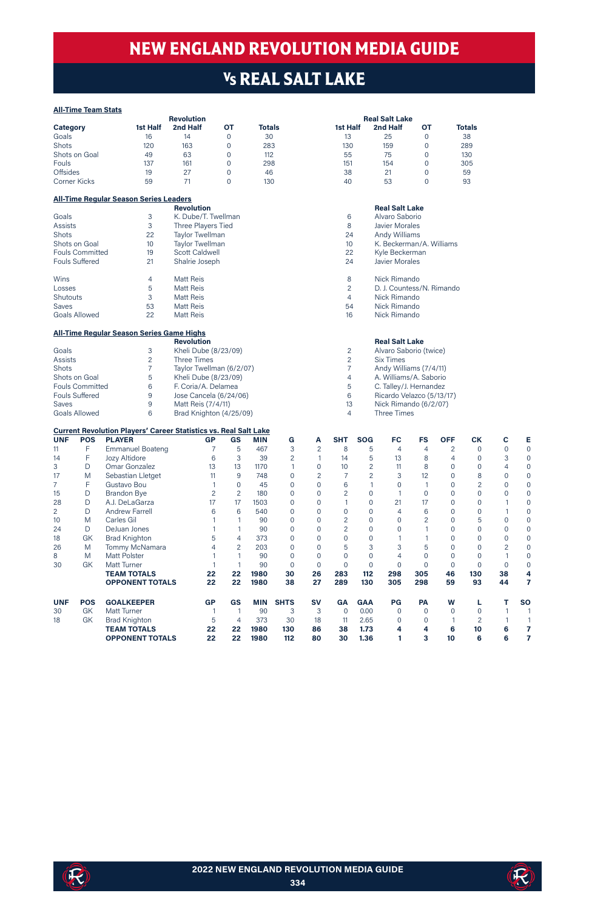# NEW ENGLAND REVOLUTION MEDIA GUIDE

## Vs REAL SALT LAKE

**All-Time Team Stats**

| Category | Revolution 1st Half | Revolution 2nd Half | Revolution OT | Revolution Totals | Real Salt Lake 1st Half | Real Salt Lake 2nd Half | Real Salt Lake OT | Real Salt Lake Totals |
|---|---|---|---|---|---|---|---|---|
| Goals | 16 | 14 | 0 | 30 | 13 | 25 | 0 | 38 |
| Shots | 120 | 163 | 0 | 283 | 130 | 159 | 0 | 289 |
| Shots on Goal | 49 | 63 | 0 | 112 | 55 | 75 | 0 | 130 |
| Fouls | 137 | 161 | 0 | 298 | 151 | 154 | 0 | 305 |
| Offsides | 19 | 27 | 0 | 46 | 38 | 21 | 0 | 59 |
| Corner Kicks | 59 | 71 | 0 | 130 | 40 | 53 | 0 | 93 |

**All-Time Regular Season Series Leaders**

| | | Revolution | | Real Salt Lake |
|---|---|---|---|---|
| Goals | 3 | K. Dube/T. Twellman | 6 | Alvaro Saborio |
| Assists | 3 | Three Players Tied | 8 | Javier Morales |
| Shots | 22 | Taylor Twellman | 24 | Andy Williams |
| Shots on Goal | 10 | Taylor Twellman | 10 | K. Beckerman/A. Williams |
| Fouls Committed | 19 | Scott Caldwell | 22 | Kyle Beckerman |
| Fouls Suffered | 21 | Shalrie Joseph | 24 | Javier Morales |
| Wins | 4 | Matt Reis | 8 | Nick Rimando |
| Losses | 5 | Matt Reis | 2 | D. J. Countess/N. Rimando |
| Shutouts | 3 | Matt Reis | 4 | Nick Rimando |
| Saves | 53 | Matt Reis | 54 | Nick Rimando |
| Goals Allowed | 22 | Matt Reis | 16 | Nick Rimando |

**All-Time Regular Season Series Game Highs**

| | | Revolution | | Real Salt Lake |
|---|---|---|---|---|
| Goals | 3 | Kheli Dube (8/23/09) | 2 | Alvaro Saborio (twice) |
| Assists | 2 | Three Times | 2 | Six Times |
| Shots | 7 | Taylor Twellman (6/2/07) | 7 | Andy Williams (7/4/11) |
| Shots on Goal | 5 | Kheli Dube (8/23/09) | 4 | A. Williams/A. Saborio |
| Fouls Committed | 6 | F. Coria/A. Delamea | 5 | C. Talley/J. Hernandez |
| Fouls Suffered | 9 | Jose Cancela (6/24/06) | 6 | Ricardo Velazco (5/13/17) |
| Saves | 9 | Matt Reis (7/4/11) | 13 | Nick Rimando (6/2/07) |
| Goals Allowed | 6 | Brad Knighton (4/25/09) | 4 | Three Times |

**Current Revolution Players' Career Statistics vs. Real Salt Lake**

| UNF | POS | PLAYER | GP | GS | MIN | G | A | SHT | SOG | FC | FS | OFF | CK | C | E |
|---|---|---|---|---|---|---|---|---|---|---|---|---|---|---|---|
| 11 | F | Emmanuel Boateng | 7 | 5 | 467 | 3 | 2 | 8 | 5 | 4 | 4 | 2 | 0 | 0 | 0 |
| 14 | F | Jozy Altidore | 6 | 3 | 39 | 2 | 1 | 14 | 5 | 13 | 8 | 4 | 0 | 3 | 0 |
| 3 | D | Omar Gonzalez | 13 | 13 | 1170 | 1 | 0 | 10 | 2 | 11 | 8 | 0 | 0 | 4 | 0 |
| 17 | M | Sebastian Lletget | 11 | 9 | 748 | 0 | 2 | 7 | 2 | 3 | 12 | 0 | 8 | 0 | 0 |
| 7 | F | Gustavo Bou | 1 | 0 | 45 | 0 | 0 | 6 | 1 | 0 | 1 | 0 | 2 | 0 | 0 |
| 15 | D | Brandon Bye | 2 | 2 | 180 | 0 | 0 | 2 | 0 | 1 | 0 | 0 | 0 | 0 | 0 |
| 28 | D | A.J. DeLaGarza | 17 | 17 | 1503 | 0 | 0 | 1 | 0 | 21 | 17 | 0 | 0 | 1 | 0 |
| 2 | D | Andrew Farrell | 6 | 6 | 540 | 0 | 0 | 0 | 0 | 4 | 6 | 0 | 0 | 1 | 0 |
| 10 | M | Carles Gil | 1 | 1 | 90 | 0 | 0 | 2 | 0 | 0 | 2 | 0 | 5 | 0 | 0 |
| 24 | D | DeJuan Jones | 1 | 1 | 90 | 0 | 0 | 2 | 0 | 0 | 1 | 0 | 0 | 0 | 0 |
| 18 | GK | Brad Knighton | 5 | 4 | 373 | 0 | 0 | 0 | 0 | 1 | 1 | 0 | 0 | 0 | 0 |
| 26 | M | Tommy McNamara | 4 | 2 | 203 | 0 | 0 | 5 | 3 | 3 | 5 | 0 | 0 | 2 | 0 |
| 8 | M | Matt Polster | 1 | 1 | 90 | 0 | 0 | 0 | 0 | 4 | 0 | 0 | 0 | 1 | 0 |
| 30 | GK | Matt Turner | 1 | 1 | 90 | 0 | 0 | 0 | 0 | 0 | 0 | 0 | 0 | 0 | 0 |
| | | **TEAM TOTALS** | **22** | **22** | **1980** | **30** | **26** | **283** | **112** | **298** | **305** | **46** | **130** | **38** | **4** |
| | | **OPPONENT TOTALS** | **22** | **22** | **1980** | **38** | **27** | **289** | **130** | **305** | **298** | **59** | **93** | **44** | **7** |

| UNF | POS | GOALKEEPER | GP | GS | MIN | SHTS | SV | GA | GAA | PG | PA | W | L | T | SO |
|---|---|---|---|---|---|---|---|---|---|---|---|---|---|---|---|
| 30 | GK | Matt Turner | 1 | 1 | 90 | 3 | 3 | 0 | 0.00 | 0 | 0 | 0 | 0 | 1 | 1 |
| 18 | GK | Brad Knighton | 5 | 4 | 373 | 30 | 18 | 11 | 2.65 | 0 | 0 | 1 | 2 | 1 | 1 |
| | | **TEAM TOTALS** | **22** | **22** | **1980** | **130** | **86** | **38** | **1.73** | **4** | **4** | **6** | **10** | **6** | **7** |
| | | **OPPONENT TOTALS** | **22** | **22** | **1980** | **112** | **80** | **30** | **1.36** | **1** | **3** | **10** | **6** | **6** | **7** |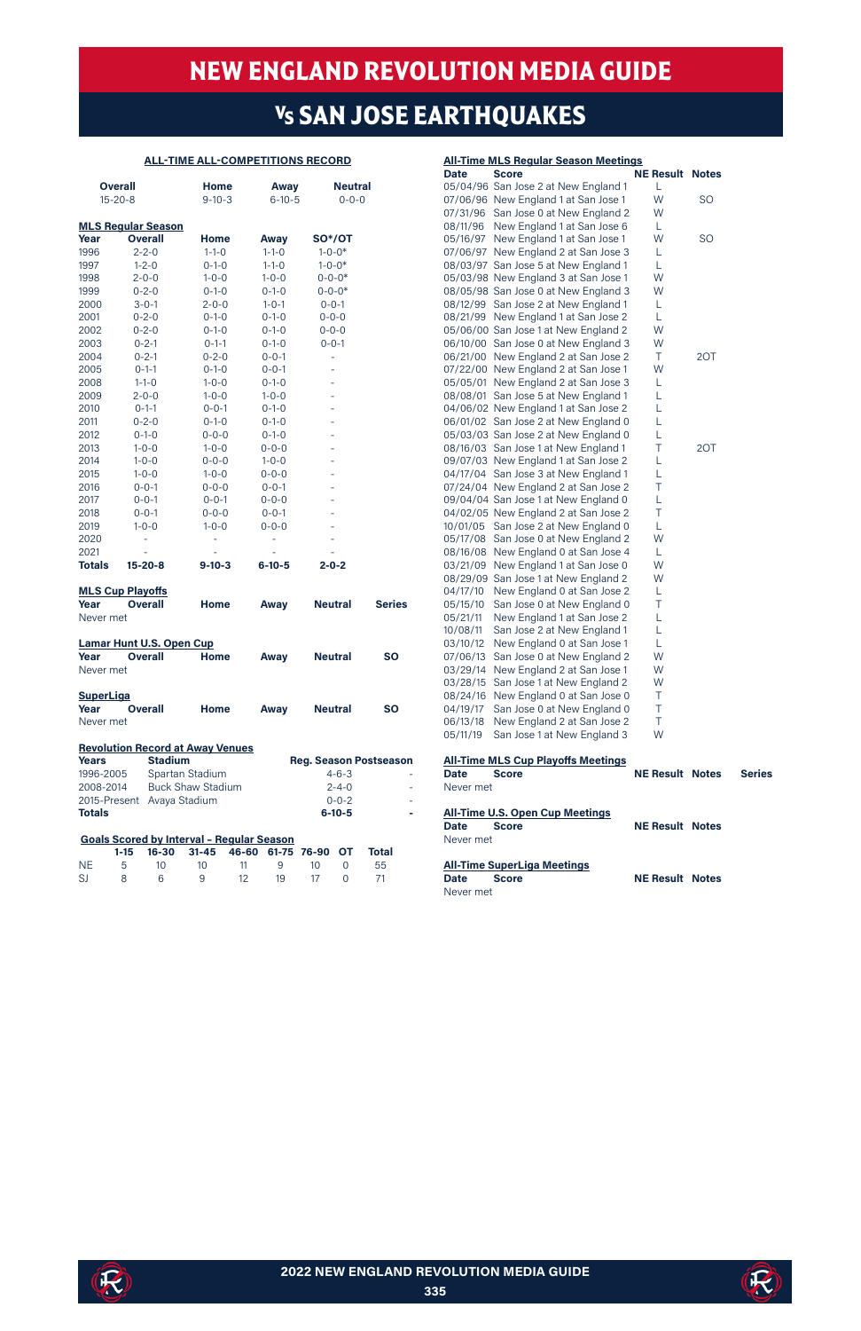# NEW ENGLAND REVOLUTION MEDIA GUIDE

## Vs SAN JOSE EARTHQUAKES

### ALL-TIME ALL-COMPETITIONS RECORD

| Overall | Home | Away | Neutral |
|---|---|---|---|
| 15-20-8 | 9-10-3 | 6-10-5 | 0-0-0 |

### MLS Regular Season

| Year | Overall | Home | Away | SO*/OT |
|---|---|---|---|---|
| 1996 | 2-2-0 | 1-1-0 | 1-1-0 | 1-0-0* |
| 1997 | 1-2-0 | 0-1-0 | 1-1-0 | 1-0-0* |
| 1998 | 2-0-0 | 1-0-0 | 1-0-0 | 0-0-0* |
| 1999 | 0-2-0 | 0-1-0 | 0-1-0 | 0-0-0* |
| 2000 | 3-0-1 | 2-0-0 | 1-0-1 | 0-0-1 |
| 2001 | 0-2-0 | 0-1-0 | 0-1-0 | 0-0-0 |
| 2002 | 0-2-0 | 0-1-0 | 0-1-0 | 0-0-0 |
| 2003 | 0-2-1 | 0-1-1 | 0-1-0 | 0-0-1 |
| 2004 | 0-2-1 | 0-2-0 | 0-0-1 | - |
| 2005 | 0-1-1 | 0-1-0 | 0-0-1 | - |
| 2008 | 1-1-0 | 1-0-0 | 0-1-0 | - |
| 2009 | 2-0-0 | 1-0-0 | 1-0-0 | - |
| 2010 | 0-1-1 | 0-0-1 | 0-1-0 | - |
| 2011 | 0-2-0 | 0-1-0 | 0-1-0 | - |
| 2012 | 0-1-0 | 0-0-0 | 0-1-0 | - |
| 2013 | 1-0-0 | 1-0-0 | 0-0-0 | - |
| 2014 | 1-0-0 | 0-0-0 | 1-0-0 | - |
| 2015 | 1-0-0 | 1-0-0 | 0-0-0 | - |
| 2016 | 0-0-1 | 0-0-0 | 0-0-1 | - |
| 2017 | 0-0-1 | 0-0-1 | 0-0-0 | - |
| 2018 | 0-0-1 | 0-0-0 | 0-0-1 | - |
| 2019 | 1-0-0 | 1-0-0 | 0-0-0 | - |
| 2020 | - | - | - | - |
| 2021 | - | - | - | - |
| **Totals** | **15-20-8** | **9-10-3** | **6-10-5** | **2-0-2** |

### MLS Cup Playoffs

| Year | Overall | Home | Away | Neutral | Series |
|---|---|---|---|---|---|
| Never met | | | | | |

### Lamar Hunt U.S. Open Cup

| Year | Overall | Home | Away | Neutral | SO |
|---|---|---|---|---|---|
| Never met | | | | | |

### SuperLiga

| Year | Overall | Home | Away | Neutral | SO |
|---|---|---|---|---|---|
| Never met | | | | | |

### Revolution Record at Away Venues

| Years | Stadium | Reg. Season | Postseason |
|---|---|---|---|
| 1996-2005 | Spartan Stadium | 4-6-3 | - |
| 2008-2014 | Buck Shaw Stadium | 2-4-0 | - |
| 2015-Present | Avaya Stadium | 0-0-2 | - |
| **Totals** | | **6-10-5** | **-** |

### Goals Scored by Interval - Regular Season

| | 1-15 | 16-30 | 31-45 | 46-60 | 61-75 | 76-90 | OT | Total |
|---|---|---|---|---|---|---|---|---|
| NE | 5 | 10 | 10 | 11 | 9 | 10 | 0 | 55 |
| SJ | 8 | 6 | 9 | 12 | 19 | 17 | 0 | 71 |

### All-Time MLS Regular Season Meetings

| Date | Score | NE Result | Notes |
|---|---|---|---|
| 05/04/96 | San Jose 2 at New England 1 | L | |
| 07/06/96 | New England 1 at San Jose 1 | W | SO |
| 07/31/96 | San Jose 0 at New England 2 | W | |
| 08/11/96 | New England 1 at San Jose 6 | L | |
| 05/16/97 | New England 1 at San Jose 1 | W | SO |
| 07/06/97 | New England 2 at San Jose 3 | L | |
| 08/03/97 | San Jose 5 at New England 1 | L | |
| 05/03/98 | New England 3 at San Jose 1 | W | |
| 08/05/98 | San Jose 0 at New England 3 | W | |
| 08/12/99 | San Jose 2 at New England 1 | L | |
| 08/21/99 | New England 1 at San Jose 2 | L | |
| 05/06/00 | San Jose 1 at New England 2 | W | |
| 06/10/00 | San Jose 0 at New England 3 | W | |
| 06/21/00 | New England 2 at San Jose 2 | T | 2OT |
| 07/22/00 | New England 2 at San Jose 1 | W | |
| 05/05/01 | New England 2 at San Jose 3 | L | |
| 08/08/01 | San Jose 5 at New England 1 | L | |
| 04/06/02 | New England 1 at San Jose 2 | L | |
| 06/01/02 | San Jose 2 at New England 0 | L | |
| 05/03/03 | San Jose 2 at New England 0 | L | |
| 08/16/03 | San Jose 1 at New England 1 | T | 2OT |
| 09/07/03 | New England 1 at San Jose 2 | L | |
| 04/17/04 | San Jose 3 at New England 1 | L | |
| 07/24/04 | New England 2 at San Jose 2 | T | |
| 09/04/04 | San Jose 1 at New England 0 | L | |
| 04/02/05 | New England 2 at San Jose 2 | T | |
| 10/01/05 | San Jose 2 at New England 0 | L | |
| 05/17/08 | San Jose 0 at New England 2 | W | |
| 08/16/08 | New England 0 at San Jose 4 | L | |
| 03/21/09 | New England 1 at San Jose 0 | W | |
| 08/29/09 | San Jose 1 at New England 2 | W | |
| 04/17/10 | New England 0 at San Jose 2 | L | |
| 05/15/10 | San Jose 0 at New England 0 | T | |
| 05/21/11 | New England 1 at San Jose 2 | L | |
| 10/08/11 | San Jose 2 at New England 1 | L | |
| 03/10/12 | New England 0 at San Jose 1 | L | |
| 07/06/13 | San Jose 0 at New England 2 | W | |
| 03/29/14 | New England 2 at San Jose 1 | W | |
| 03/28/15 | San Jose 1 at New England 2 | W | |
| 08/24/16 | New England 0 at San Jose 0 | T | |
| 04/19/17 | San Jose 0 at New England 0 | T | |
| 06/13/18 | New England 2 at San Jose 2 | T | |
| 05/11/19 | San Jose 1 at New England 3 | W | |

### All-Time MLS Cup Playoffs Meetings

| Date | Score | NE Result | Notes | Series |
|---|---|---|---|---|
| Never met | | | | |

### All-Time U.S. Open Cup Meetings

| Date | Score | NE Result | Notes |
|---|---|---|---|
| Never met | | | |

### All-Time SuperLiga Meetings

| Date | Score | NE Result | Notes |
|---|---|---|---|
| Never met | | | |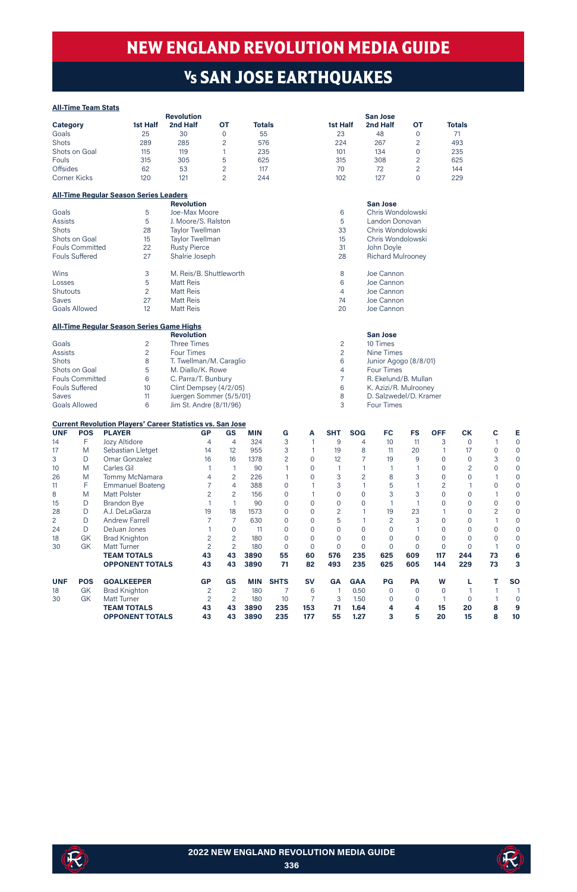# NEW ENGLAND REVOLUTION MEDIA GUIDE

## Vs SAN JOSE EARTHQUAKES

**All-Time Team Stats**

| Category | Revolution 1st Half | Revolution 2nd Half | Revolution OT | Revolution Totals | San Jose 1st Half | San Jose 2nd Half | San Jose OT | San Jose Totals |
|---|---|---|---|---|---|---|---|---|
| Goals | 25 | 30 | 0 | 55 | 23 | 48 | 0 | 71 |
| Shots | 289 | 285 | 2 | 576 | 224 | 267 | 2 | 493 |
| Shots on Goal | 115 | 119 | 1 | 235 | 101 | 134 | 0 | 235 |
| Fouls | 315 | 305 | 5 | 625 | 315 | 308 | 2 | 625 |
| Offsides | 62 | 53 | 2 | 117 | 70 | 72 | 2 | 144 |
| Corner Kicks | 120 | 121 | 2 | 244 | 102 | 127 | 0 | 229 |

**All-Time Regular Season Series Leaders**

| | | Revolution | | San Jose |
|---|---|---|---|---|
| Goals | 5 | Joe-Max Moore | 6 | Chris Wondolowski |
| Assists | 5 | J. Moore/S. Ralston | 5 | Landon Donovan |
| Shots | 28 | Taylor Twellman | 33 | Chris Wondolowski |
| Shots on Goal | 15 | Taylor Twellman | 15 | Chris Wondolowski |
| Fouls Committed | 22 | Rusty Pierce | 31 | John Doyle |
| Fouls Suffered | 27 | Shalrie Joseph | 28 | Richard Mulrooney |
| Wins | 3 | M. Reis/B. Shuttleworth | 8 | Joe Cannon |
| Losses | 5 | Matt Reis | 6 | Joe Cannon |
| Shutouts | 2 | Matt Reis | 4 | Joe Cannon |
| Saves | 27 | Matt Reis | 74 | Joe Cannon |
| Goals Allowed | 12 | Matt Reis | 20 | Joe Cannon |

**All-Time Regular Season Series Game Highs**

| | | Revolution | | San Jose |
|---|---|---|---|---|
| Goals | 2 | Three Times | 2 | 10 Times |
| Assists | 2 | Four Times | 2 | Nine Times |
| Shots | 8 | T. Twellman/M. Caraglio | 6 | Junior Agogo (8/8/01) |
| Shots on Goal | 5 | M. Diallo/K. Rowe | 4 | Four Times |
| Fouls Committed | 6 | C. Parra/T. Bunbury | 7 | R. Ekelund/B. Mullan |
| Fouls Suffered | 10 | Clint Dempsey (4/2/05) | 6 | K. Azizi/R. Mulrooney |
| Saves | 11 | Juergen Sommer (5/5/01) | 8 | D. Salzwedel/D. Kramer |
| Goals Allowed | 6 | Jim St. Andre (8/11/96) | 3 | Four Times |

**Current Revolution Players' Career Statistics vs. San Jose**

| UNF | POS | PLAYER | GP | GS | MIN | G | A | SHT | SOG | FC | FS | OFF | CK | C | E |
|---|---|---|---|---|---|---|---|---|---|---|---|---|---|---|---|
| 14 | F | Jozy Altidore | 4 | 4 | 324 | 3 | 1 | 9 | 4 | 10 | 11 | 3 | 0 | 1 | 0 |
| 17 | M | Sebastian Lletget | 14 | 12 | 955 | 3 | 1 | 19 | 8 | 11 | 20 | 1 | 17 | 0 | 0 |
| 3 | D | Omar Gonzalez | 16 | 16 | 1378 | 2 | 0 | 12 | 7 | 19 | 9 | 0 | 0 | 3 | 0 |
| 10 | M | Carles Gil | 1 | 1 | 90 | 1 | 0 | 1 | 1 | 1 | 1 | 0 | 2 | 0 | 0 |
| 26 | M | Tommy McNamara | 4 | 2 | 226 | 1 | 0 | 3 | 2 | 8 | 3 | 0 | 0 | 1 | 0 |
| 11 | F | Emmanuel Boateng | 7 | 4 | 388 | 0 | 1 | 3 | 1 | 5 | 1 | 2 | 1 | 0 | 0 |
| 8 | M | Matt Polster | 2 | 2 | 156 | 0 | 1 | 0 | 0 | 3 | 3 | 0 | 0 | 1 | 0 |
| 15 | D | Brandon Bye | 1 | 1 | 90 | 0 | 0 | 0 | 0 | 1 | 1 | 0 | 0 | 0 | 0 |
| 28 | D | A.J. DeLaGarza | 19 | 18 | 1573 | 0 | 0 | 2 | 1 | 19 | 23 | 1 | 0 | 2 | 0 |
| 2 | D | Andrew Farrell | 7 | 7 | 630 | 0 | 0 | 5 | 1 | 2 | 3 | 0 | 0 | 1 | 0 |
| 24 | D | DeJuan Jones | 1 | 0 | 11 | 0 | 0 | 0 | 0 | 0 | 1 | 0 | 0 | 0 | 0 |
| 18 | GK | Brad Knighton | 2 | 2 | 180 | 0 | 0 | 0 | 0 | 0 | 0 | 0 | 0 | 0 | 0 |
| 30 | GK | Matt Turner | 2 | 2 | 180 | 0 | 0 | 0 | 0 | 0 | 0 | 0 | 0 | 1 | 0 |
| | | **TEAM TOTALS** | **43** | **43** | **3890** | **55** | **60** | **576** | **235** | **625** | **609** | **117** | **244** | **73** | **6** |
| | | **OPPONENT TOTALS** | **43** | **43** | **3890** | **71** | **82** | **493** | **235** | **625** | **605** | **144** | **229** | **73** | **3** |

| UNF | POS | GOALKEEPER | GP | GS | MIN | SHTS | SV | GA | GAA | PG | PA | W | L | T | SO |
|---|---|---|---|---|---|---|---|---|---|---|---|---|---|---|---|
| 18 | GK | Brad Knighton | 2 | 2 | 180 | 7 | 6 | 1 | 0.50 | 0 | 0 | 0 | 1 | 1 | 1 |
| 30 | GK | Matt Turner | 2 | 2 | 180 | 10 | 7 | 3 | 1.50 | 0 | 0 | 1 | 0 | 1 | 0 |
| | | **TEAM TOTALS** | **43** | **43** | **3890** | **235** | **153** | **71** | **1.64** | **4** | **4** | **15** | **20** | **8** | **9** |
| | | **OPPONENT TOTALS** | **43** | **43** | **3890** | **235** | **177** | **55** | **1.27** | **3** | **5** | **20** | **15** | **8** | **10** |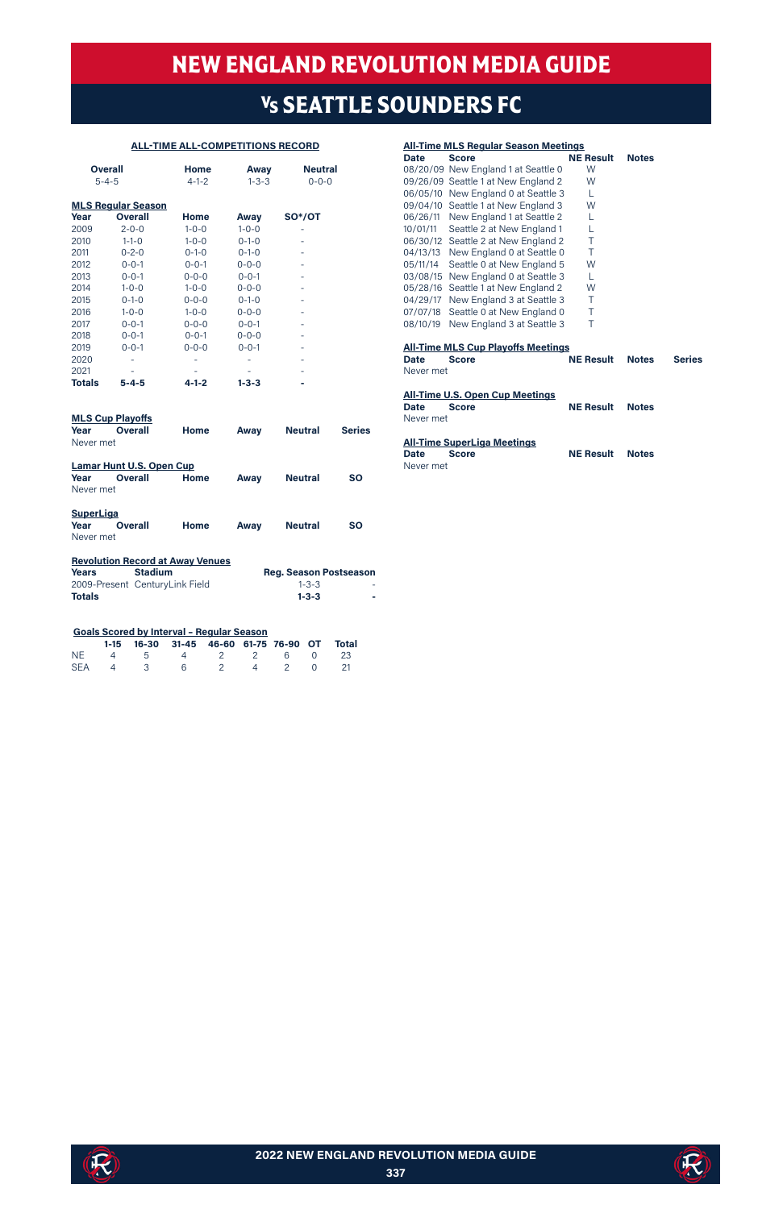# NEW ENGLAND REVOLUTION MEDIA GUIDE

## Vs SEATTLE SOUNDERS FC

### ALL-TIME ALL-COMPETITIONS RECORD

| Overall | Home | Away | Neutral |
|---|---|---|---|
| 5-4-5 | 4-1-2 | 1-3-3 | 0-0-0 |

### MLS Regular Season

| Year | Overall | Home | Away | SO*/OT |
|---|---|---|---|---|
| 2009 | 2-0-0 | 1-0-0 | 1-0-0 | - |
| 2010 | 1-1-0 | 1-0-0 | 0-1-0 | - |
| 2011 | 0-2-0 | 0-1-0 | 0-1-0 | - |
| 2012 | 0-0-1 | 0-0-1 | 0-0-0 | - |
| 2013 | 0-0-1 | 0-0-0 | 0-0-1 | - |
| 2014 | 1-0-0 | 1-0-0 | 0-0-0 | - |
| 2015 | 0-1-0 | 0-0-0 | 0-1-0 | - |
| 2016 | 1-0-0 | 1-0-0 | 0-0-0 | - |
| 2017 | 0-0-1 | 0-0-0 | 0-0-1 | - |
| 2018 | 0-0-1 | 0-0-1 | 0-0-0 | - |
| 2019 | 0-0-1 | 0-0-0 | 0-0-1 | - |
| 2020 | - | - | - | - |
| 2021 | - | - | - | - |
| **Totals** | **5-4-5** | **4-1-2** | **1-3-3** | **-** |

### MLS Cup Playoffs

| Year | Overall | Home | Away | Neutral | Series |
|---|---|---|---|---|---|
| Never met | | | | | |

### Lamar Hunt U.S. Open Cup

| Year | Overall | Home | Away | Neutral | SO |
|---|---|---|---|---|---|
| Never met | | | | | |

### SuperLiga

| Year | Overall | Home | Away | Neutral | SO |
|---|---|---|---|---|---|
| Never met | | | | | |

### Revolution Record at Away Venues

| Years | Stadium | Reg. Season | Postseason |
|---|---|---|---|
| 2009-Present | CenturyLink Field | 1-3-3 | - |
| **Totals** | | **1-3-3** | **-** |

### Goals Scored by Interval – Regular Season

| | 1-15 | 16-30 | 31-45 | 46-60 | 61-75 | 76-90 | OT | Total |
|---|---|---|---|---|---|---|---|---|
| NE | 4 | 5 | 4 | 2 | 2 | 6 | 0 | 23 |
| SEA | 4 | 3 | 6 | 2 | 4 | 2 | 0 | 21 |

### All-Time MLS Regular Season Meetings

| Date | Score | NE Result | Notes |
|---|---|---|---|
| 08/20/09 | New England 1 at Seattle 0 | W | |
| 09/26/09 | Seattle 1 at New England 2 | W | |
| 06/05/10 | New England 0 at Seattle 3 | L | |
| 09/04/10 | Seattle 1 at New England 3 | W | |
| 06/26/11 | New England 1 at Seattle 2 | L | |
| 10/01/11 | Seattle 2 at New England 1 | L | |
| 06/30/12 | Seattle 2 at New England 2 | T | |
| 04/13/13 | New England 0 at Seattle 0 | T | |
| 05/11/14 | Seattle 0 at New England 5 | W | |
| 03/08/15 | New England 0 at Seattle 3 | L | |
| 05/28/16 | Seattle 1 at New England 2 | W | |
| 04/29/17 | New England 3 at Seattle 3 | T | |
| 07/07/18 | Seattle 0 at New England 0 | T | |
| 08/10/19 | New England 3 at Seattle 3 | T | |

### All-Time MLS Cup Playoffs Meetings

| Date | Score | NE Result | Notes | Series |
|---|---|---|---|---|
| Never met | | | | |

### All-Time U.S. Open Cup Meetings

| Date | Score | NE Result | Notes |
|---|---|---|---|
| Never met | | | |

### All-Time SuperLiga Meetings

| Date | Score | NE Result | Notes |
|---|---|---|---|
| Never met | | | |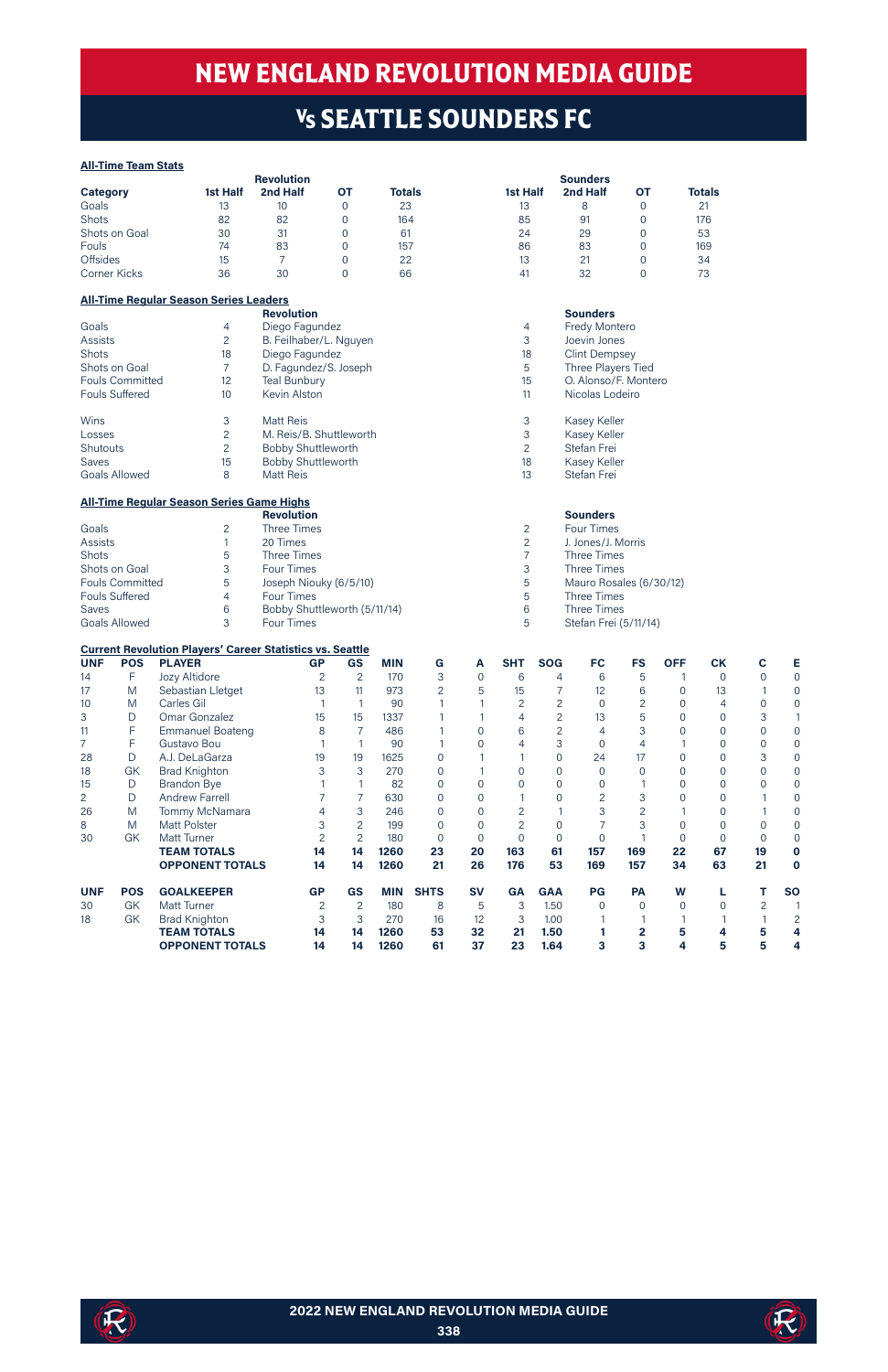# NEW ENGLAND REVOLUTION MEDIA GUIDE

## Vs SEATTLE SOUNDERS FC

### All-Time Team Stats

| Category | Revolution 1st Half | Revolution 2nd Half | Revolution OT | Revolution Totals | Sounders 1st Half | Sounders 2nd Half | Sounders OT | Sounders Totals |
|---|---|---|---|---|---|---|---|---|
| Goals | 13 | 10 | 0 | 23 | 13 | 8 | 0 | 21 |
| Shots | 82 | 82 | 0 | 164 | 85 | 91 | 0 | 176 |
| Shots on Goal | 30 | 31 | 0 | 61 | 24 | 29 | 0 | 53 |
| Fouls | 74 | 83 | 0 | 157 | 86 | 83 | 0 | 169 |
| Offsides | 15 | 7 | 0 | 22 | 13 | 21 | 0 | 34 |
| Corner Kicks | 36 | 30 | 0 | 66 | 41 | 32 | 0 | 73 |

### All-Time Regular Season Series Leaders

| | | Revolution | | Sounders |
|---|---|---|---|---|
| Goals | 4 | Diego Fagundez | 4 | Fredy Montero |
| Assists | 2 | B. Feilhaber/L. Nguyen | 3 | Joevin Jones |
| Shots | 18 | Diego Fagundez | 18 | Clint Dempsey |
| Shots on Goal | 7 | D. Fagundez/S. Joseph | 5 | Three Players Tied |
| Fouls Committed | 12 | Teal Bunbury | 15 | O. Alonso/F. Montero |
| Fouls Suffered | 10 | Kevin Alston | 11 | Nicolas Lodeiro |
| Wins | 3 | Matt Reis | 3 | Kasey Keller |
| Losses | 2 | M. Reis/B. Shuttleworth | 3 | Kasey Keller |
| Shutouts | 2 | Bobby Shuttleworth | 2 | Stefan Frei |
| Saves | 15 | Bobby Shuttleworth | 18 | Kasey Keller |
| Goals Allowed | 8 | Matt Reis | 13 | Stefan Frei |

### All-Time Regular Season Series Game Highs

| | | Revolution | | Sounders |
|---|---|---|---|---|
| Goals | 2 | Three Times | 2 | Four Times |
| Assists | 1 | 20 Times | 2 | J. Jones/J. Morris |
| Shots | 5 | Three Times | 7 | Three Times |
| Shots on Goal | 3 | Four Times | 3 | Three Times |
| Fouls Committed | 5 | Joseph Niouky (6/5/10) | 5 | Mauro Rosales (6/30/12) |
| Fouls Suffered | 4 | Four Times | 5 | Three Times |
| Saves | 6 | Bobby Shuttleworth (5/11/14) | 6 | Three Times |
| Goals Allowed | 3 | Four Times | 5 | Stefan Frei (5/11/14) |

### Current Revolution Players' Career Statistics vs. Seattle

| UNF | POS | PLAYER | GP | GS | MIN | G | A | SHT | SOG | FC | FS | OFF | CK | C | E |
|---|---|---|---|---|---|---|---|---|---|---|---|---|---|---|---|
| 14 | F | Jozy Altidore | 2 | 2 | 170 | 3 | 0 | 6 | 4 | 6 | 5 | 1 | 0 | 0 | 0 |
| 17 | M | Sebastian Lletget | 13 | 11 | 973 | 2 | 5 | 15 | 7 | 12 | 6 | 0 | 13 | 1 | 0 |
| 10 | M | Carles Gil | 1 | 1 | 90 | 1 | 1 | 2 | 2 | 0 | 2 | 0 | 4 | 0 | 0 |
| 3 | D | Omar Gonzalez | 15 | 15 | 1337 | 1 | 1 | 4 | 2 | 13 | 5 | 0 | 0 | 3 | 1 |
| 11 | F | Emmanuel Boateng | 8 | 7 | 486 | 1 | 0 | 6 | 2 | 4 | 3 | 0 | 0 | 0 | 0 |
| 7 | F | Gustavo Bou | 1 | 1 | 90 | 1 | 0 | 4 | 3 | 0 | 4 | 1 | 0 | 0 | 0 |
| 28 | D | A.J. DeLaGarza | 19 | 19 | 1625 | 0 | 1 | 1 | 0 | 24 | 17 | 0 | 0 | 3 | 0 |
| 18 | GK | Brad Knighton | 3 | 3 | 270 | 0 | 0 | 0 | 0 | 0 | 0 | 0 | 0 | 0 | 0 |
| 15 | D | Brandon Bye | 1 | 1 | 82 | 0 | 0 | 0 | 0 | 0 | 1 | 0 | 0 | 0 | 0 |
| 2 | D | Andrew Farrell | 7 | 7 | 630 | 0 | 0 | 1 | 0 | 2 | 3 | 0 | 0 | 1 | 0 |
| 26 | M | Tommy McNamara | 4 | 3 | 246 | 0 | 0 | 2 | 1 | 3 | 2 | 1 | 0 | 1 | 0 |
| 8 | M | Matt Polster | 3 | 2 | 199 | 0 | 0 | 2 | 0 | 7 | 3 | 0 | 0 | 0 | 0 |
| 30 | GK | Matt Turner | 2 | 2 | 180 | 0 | 0 | 0 | 0 | 0 | 1 | 0 | 0 | 0 | 0 |
| | | **TEAM TOTALS** | **14** | **14** | **1260** | **23** | **20** | **163** | **61** | **157** | **169** | **22** | **67** | **19** | **0** |
| | | **OPPONENT TOTALS** | **14** | **14** | **1260** | **21** | **26** | **176** | **53** | **169** | **157** | **34** | **63** | **21** | **0** |

| UNF | POS | GOALKEEPER | GP | GS | MIN | SHTS | SV | GA | GAA | PG | PA | W | L | T | SO |
|---|---|---|---|---|---|---|---|---|---|---|---|---|---|---|---|
| 30 | GK | Matt Turner | 2 | 2 | 180 | 8 | 5 | 3 | 1.50 | 0 | 0 | 0 | 0 | 2 | 1 |
| 18 | GK | Brad Knighton | 3 | 3 | 270 | 16 | 12 | 3 | 1.00 | 1 | 1 | 1 | 1 | 1 | 2 |
| | | **TEAM TOTALS** | **14** | **14** | **1260** | **53** | **32** | **21** | **1.50** | **1** | **2** | **5** | **4** | **5** | **4** |
| | | **OPPONENT TOTALS** | **14** | **14** | **1260** | **61** | **37** | **23** | **1.64** | **3** | **3** | **4** | **5** | **5** | **4** |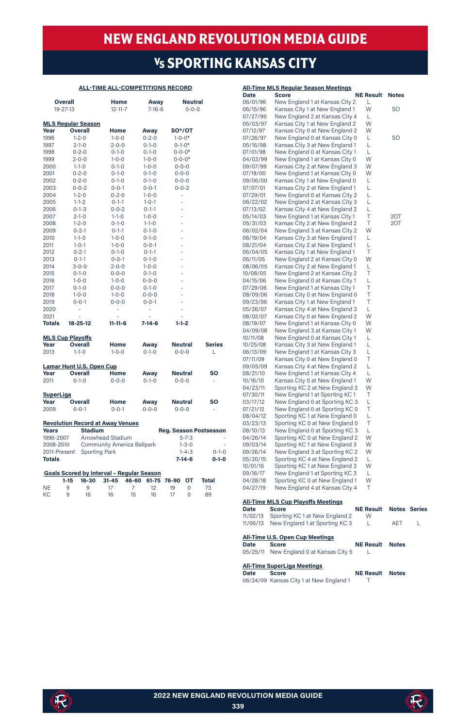# NEW ENGLAND REVOLUTION MEDIA GUIDE

## VS SPORTING KANSAS CITY

### ALL-TIME ALL-COMPETITIONS RECORD

| Overall | Home | Away | Neutral |
|---|---|---|---|
| 19-27-13 | 12-11-7 | 7-16-6 | 0-0-0 |

### MLS Regular Season

| Year | Overall | Home | Away | SO*/OT |
|---|---|---|---|---|
| 1996 | 1-2-0 | 1-0-0 | 0-2-0 | 1-0-0* |
| 1997 | 2-1-0 | 2-0-0 | 0-1-0 | 0-1-0* |
| 1998 | 0-2-0 | 0-1-0 | 0-1-0 | 0-0-0* |
| 1999 | 2-0-0 | 1-0-0 | 1-0-0 | 0-0-0* |
| 2000 | 1-1-0 | 0-1-0 | 1-0-0 | 0-0-0 |
| 2001 | 0-2-0 | 0-1-0 | 0-1-0 | 0-0-0 |
| 2002 | 0-2-0 | 0-1-0 | 0-1-0 | 0-0-0 |
| 2003 | 0-0-2 | 0-0-1 | 0-0-1 | 0-0-2 |
| 2004 | 1-2-0 | 0-2-0 | 1-0-0 | - |
| 2005 | 1-1-2 | 0-1-1 | 1-0-1 | - |
| 2006 | 0-1-3 | 0-0-2 | 0-1-1 | - |
| 2007 | 2-1-0 | 1-1-0 | 1-0-0 | - |
| 2008 | 1-2-0 | 0-1-0 | 1-1-0 | - |
| 2009 | 0-2-1 | 0-1-1 | 0-1-0 | - |
| 2010 | 1-1-0 | 1-0-0 | 0-1-0 | - |
| 2011 | 1-0-1 | 1-0-0 | 0-0-1 | - |
| 2012 | 0-2-1 | 0-1-0 | 0-1-1 | - |
| 2013 | 0-1-1 | 0-0-1 | 0-1-0 | - |
| 2014 | 3-0-0 | 2-0-0 | 1-0-0 | - |
| 2015 | 0-1-0 | 0-0-0 | 0-1-0 | - |
| 2016 | 1-0-0 | 1-0-0 | 0-0-0 | - |
| 2017 | 0-1-0 | 0-0-0 | 0-1-0 | - |
| 2018 | 1-0-0 | 1-0-0 | 0-0-0 | - |
| 2019 | 0-0-1 | 0-0-0 | 0-0-1 | - |
| 2020 | - | - | - | - |
| 2021 | - | - | - | - |
| **Totals** | **18-25-12** | **11-11-6** | **7-14-6** | **1-1-2** |

### MLS Cup Playoffs

| Year | Overall | Home | Away | Neutral | Series |
|---|---|---|---|---|---|
| 2013 | 1-1-0 | 1-0-0 | 0-1-0 | 0-0-0 | L |

### Lamar Hunt U.S. Open Cup

| Year | Overall | Home | Away | Neutral | SO |
|---|---|---|---|---|---|
| 2011 | 0-1-0 | 0-0-0 | 0-1-0 | 0-0-0 | - |

### SuperLiga

| Year | Overall | Home | Away | Neutral | SO |
|---|---|---|---|---|---|
| 2009 | 0-0-1 | 0-0-1 | 0-0-0 | 0-0-0 | - |

### Revolution Record at Away Venues

| Years | Stadium | Reg. Season | Postseason |
|---|---|---|---|
| 1996-2007 | Arrowhead Stadium | 5-7-3 | - |
| 2008-2010 | Community America Ballpark | 1-3-0 | - |
| 2011-Present | Sporting Park | 1-4-3 | 0-1-0 |
| **Totals** | | **7-14-6** | **0-1-0** |

### Goals Scored by Interval - Regular Season

| | 1-15 | 16-30 | 31-45 | 46-60 | 61-75 | 76-90 | OT | Total |
|---|---|---|---|---|---|---|---|---|
| NE | 9 | 9 | 17 | 7 | 12 | 19 | 0 | 73 |
| KC | 9 | 16 | 16 | 15 | 16 | 17 | 0 | 89 |

### All-Time MLS Regular Season Meetings

| Date | Score | NE Result | Notes |
|---|---|---|---|
| 06/01/96 | New England 1 at Kansas City 2 | L | |
| 06/15/96 | Kansas City 1 at New England 1 | W | SO |
| 07/27/96 | New England 2 at Kansas City 4 | L | |
| 05/03/97 | Kansas City 1 at New England 2 | W | |
| 07/12/97 | Kansas City 0 at New England 2 | W | |
| 07/26/97 | New England 0 at Kansas City 0 | L | SO |
| 05/16/98 | Kansas City 3 at New England 1 | L | |
| 07/01/98 | New England 0 at Kansas City 1 | L | |
| 04/03/99 | New England 1 at Kansas City 0 | W | |
| 09/07/99 | Kansas City 2 at New England 3 | W | |
| 07/19/00 | New England 1 at Kansas City 0 | W | |
| 09/06/00 | Kansas City 1 at New England 0 | L | |
| 07/07/01 | Kansas City 2 at New England 1 | L | |
| 07/29/01 | New England 0 at Kansas City 2 | L | |
| 06/22/02 | New England 2 at Kansas City 3 | L | |
| 07/13/02 | Kansas City 4 at New England 2 | L | |
| 05/14/03 | New England 1 at Kansas City 1 | T | 2OT |
| 05/31/03 | Kansas City 2 at New England 2 | T | 2OT |
| 06/02/04 | New England 3 at Kansas City 2 | W | |
| 06/19/04 | Kansas City 3 at New England 1 | L | |
| 08/21/04 | Kansas City 2 at New England 1 | L | |
| 06/04/05 | Kansas City 1 at New England 1 | T | |
| 06/11/05 | New England 2 at Kansas City 0 | W | |
| 08/06/05 | Kansas City 2 at New England 1 | L | |
| 10/08/05 | New England 2 at Kansas City 2 | T | |
| 04/15/06 | New England 0 at Kansas City 1 | L | |
| 07/29/06 | New England 1 at Kansas City 1 | T | |
| 08/09/06 | Kansas City 0 at New England 0 | T | |
| 09/23/06 | Kansas City 1 at New England 1 | T | |
| 05/26/07 | Kansas City 4 at New England 3 | L | |
| 08/02/07 | Kansas City 0 at New England 2 | W | |
| 08/19/07 | New England 1 at Kansas City 0 | W | |
| 04/09/08 | New England 3 at Kansas City 1 | W | |
| 10/11/08 | New England 0 at Kansas City 1 | L | |
| 10/25/08 | Kansas City 3 at New England 1 | L | |
| 06/13/09 | New England 1 at Kansas City 3 | L | |
| 07/11/09 | Kansas City 0 at New England 0 | T | |
| 09/05/09 | Kansas City 4 at New England 2 | L | |
| 08/21/10 | New England 1 at Kansas City 4 | L | |
| 10/16/10 | Kansas City 0 at New England 1 | W | |
| 04/23/11 | Sporting KC 2 at New England 3 | W | |
| 07/30/11 | New England 1 at Sporting KC 1 | T | |
| 03/17/12 | New England 0 at Sporting KC 3 | L | |
| 07/21/12 | New England 0 at Sporting KC 0 | T | |
| 08/04/12 | Sporting KC 1 at New England 0 | L | |
| 03/23/13 | Sporting KC 0 at New England 0 | T | |
| 08/10/13 | New England 0 at Sporting KC 3 | L | |
| 04/26/14 | Sporting KC 0 at New England 2 | W | |
| 09/03/14 | Sporting KC 1 at New England 3 | W | |
| 09/26/14 | New England 3 at Sporting KC 2 | W | |
| 05/20/15 | Sporting KC 4 at New England 2 | L | |
| 10/01/16 | Sporting KC 1 at New England 3 | W | |
| 09/16/17 | New England 1 at Sporting KC 3 | L | |
| 04/28/18 | Sporting KC 0 at New England 1 | W | |
| 04/27/19 | New England 4 at Kansas City 4 | T | |

### All-Time MLS Cup Playoffs Meetings

| Date | Score | NE Result | Notes | Series |
|---|---|---|---|---|
| 11/02/13 | Sporting KC 1 at New England 2 | W | | |
| 11/06/13 | New England 1 at Sporting KC 3 | L | AET | L |

### All-Time U.S. Open Cup Meetings

| Date | Score | NE Result | Notes |
|---|---|---|---|
| 05/25/11 | New England 0 at Kansas City 5 | L | |

### All-Time SuperLiga Meetings

| Date | Score | NE Result | Notes |
|---|---|---|---|
| 06/24/09 | Kansas City 1 at New England 1 | T | |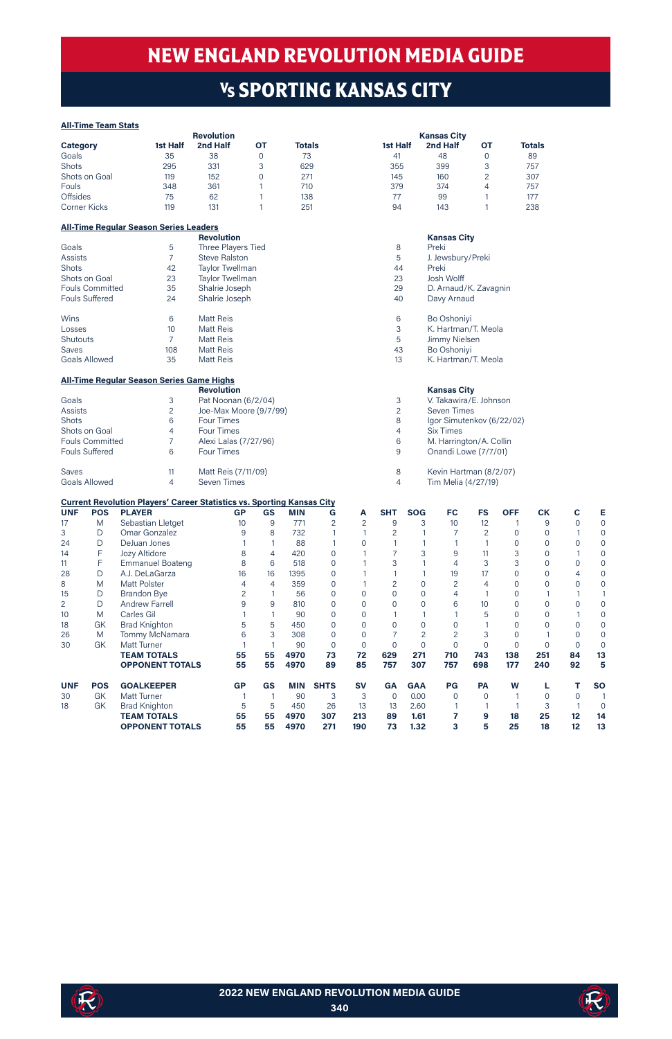# NEW ENGLAND REVOLUTION MEDIA GUIDE

## Vs SPORTING KANSAS CITY

**All-Time Team Stats**

| Category | Revolution 1st Half | 2nd Half | OT | Totals | Kansas City 1st Half | 2nd Half | OT | Totals |
|---|---|---|---|---|---|---|---|---|
| Goals | 35 | 38 | 0 | 73 | 41 | 48 | 0 | 89 |
| Shots | 295 | 331 | 3 | 629 | 355 | 399 | 3 | 757 |
| Shots on Goal | 119 | 152 | 0 | 271 | 145 | 160 | 2 | 307 |
| Fouls | 348 | 361 | 1 | 710 | 379 | 374 | 4 | 757 |
| Offsides | 75 | 62 | 1 | 138 | 77 | 99 | 1 | 177 |
| Corner Kicks | 119 | 131 | 1 | 251 | 94 | 143 | 1 | 238 |

**All-Time Regular Season Series Leaders**

| | | Revolution | | Kansas City |
|---|---|---|---|---|
| Goals | 5 | Three Players Tied | 8 | Preki |
| Assists | 7 | Steve Ralston | 5 | J. Jewsbury/Preki |
| Shots | 42 | Taylor Twellman | 44 | Preki |
| Shots on Goal | 23 | Taylor Twellman | 23 | Josh Wolff |
| Fouls Committed | 35 | Shalrie Joseph | 29 | D. Arnaud/K. Zavagnin |
| Fouls Suffered | 24 | Shalrie Joseph | 40 | Davy Arnaud |
| Wins | 6 | Matt Reis | 6 | Bo Oshoniyi |
| Losses | 10 | Matt Reis | 3 | K. Hartman/T. Meola |
| Shutouts | 7 | Matt Reis | 5 | Jimmy Nielsen |
| Saves | 108 | Matt Reis | 43 | Bo Oshoniyi |
| Goals Allowed | 35 | Matt Reis | 13 | K. Hartman/T. Meola |

**All-Time Regular Season Series Game Highs**

| | | Revolution | | Kansas City |
|---|---|---|---|---|
| Goals | 3 | Pat Noonan (6/2/04) | 3 | V. Takawira/E. Johnson |
| Assists | 2 | Joe-Max Moore (9/7/99) | 2 | Seven Times |
| Shots | 6 | Four Times | 8 | Igor Simutenkov (6/22/02) |
| Shots on Goal | 4 | Four Times | 4 | Six Times |
| Fouls Committed | 7 | Alexi Lalas (7/27/96) | 6 | M. Harrington/A. Collin |
| Fouls Suffered | 6 | Four Times | 9 | Onandi Lowe (7/7/01) |
| Saves | 11 | Matt Reis (7/11/09) | 8 | Kevin Hartman (8/2/07) |
| Goals Allowed | 4 | Seven Times | 4 | Tim Melia (4/27/19) |

**Current Revolution Players' Career Statistics vs. Sporting Kansas City**

| UNF | POS | PLAYER | GP | GS | MIN | G | A | SHT | SOG | FC | FS | OFF | CK | C | E |
|---|---|---|---|---|---|---|---|---|---|---|---|---|---|---|---|
| 17 | M | Sebastian Lletget | 10 | 9 | 771 | 2 | 2 | 9 | 3 | 10 | 12 | 1 | 9 | 0 | 0 |
| 3 | D | Omar Gonzalez | 9 | 8 | 732 | 1 | 1 | 2 | 1 | 7 | 2 | 0 | 0 | 1 | 0 |
| 24 | D | DeJuan Jones | 1 | 1 | 88 | 1 | 0 | 1 | 1 | 1 | 1 | 0 | 0 | 0 | 0 |
| 14 | F | Jozy Altidore | 8 | 4 | 420 | 0 | 1 | 7 | 3 | 9 | 11 | 3 | 0 | 1 | 0 |
| 11 | F | Emmanuel Boateng | 8 | 6 | 518 | 0 | 1 | 3 | 1 | 4 | 3 | 3 | 0 | 0 | 0 |
| 28 | D | A.J. DeLaGarza | 16 | 16 | 1395 | 0 | 1 | 1 | 1 | 19 | 17 | 0 | 0 | 4 | 0 |
| 8 | M | Matt Polster | 4 | 4 | 359 | 0 | 1 | 2 | 0 | 2 | 4 | 0 | 0 | 0 | 0 |
| 15 | D | Brandon Bye | 2 | 1 | 56 | 0 | 0 | 0 | 0 | 4 | 1 | 0 | 1 | 1 | 1 |
| 2 | D | Andrew Farrell | 9 | 9 | 810 | 0 | 0 | 0 | 0 | 6 | 10 | 0 | 0 | 0 | 0 |
| 10 | M | Carles Gil | 1 | 1 | 90 | 0 | 0 | 1 | 1 | 1 | 5 | 0 | 0 | 1 | 0 |
| 18 | GK | Brad Knighton | 5 | 5 | 450 | 0 | 0 | 0 | 0 | 0 | 1 | 0 | 0 | 0 | 0 |
| 26 | M | Tommy McNamara | 6 | 3 | 308 | 0 | 0 | 7 | 2 | 2 | 3 | 0 | 1 | 0 | 0 |
| 30 | GK | Matt Turner | 1 | 1 | 90 | 0 | 0 | 0 | 0 | 0 | 0 | 0 | 0 | 0 | 0 |
| | | **TEAM TOTALS** | **55** | **55** | **4970** | **73** | **72** | **629** | **271** | **710** | **743** | **138** | **251** | **84** | **13** |
| | | **OPPONENT TOTALS** | **55** | **55** | **4970** | **89** | **85** | **757** | **307** | **757** | **698** | **177** | **240** | **92** | **5** |

| UNF | POS | GOALKEEPER | GP | GS | MIN | SHTS | SV | GA | GAA | PG | PA | W | L | T | SO |
|---|---|---|---|---|---|---|---|---|---|---|---|---|---|---|---|
| 30 | GK | Matt Turner | 1 | 1 | 90 | 3 | 3 | 0 | 0.00 | 0 | 0 | 1 | 0 | 0 | 1 |
| 18 | GK | Brad Knighton | 5 | 5 | 450 | 26 | 13 | 13 | 2.60 | 1 | 1 | 1 | 3 | 1 | 0 |
| | | **TEAM TOTALS** | **55** | **55** | **4970** | **307** | **213** | **89** | **1.61** | **7** | **9** | **18** | **25** | **12** | **14** |
| | | **OPPONENT TOTALS** | **55** | **55** | **4970** | **271** | **190** | **73** | **1.32** | **3** | **5** | **25** | **18** | **12** | **13** |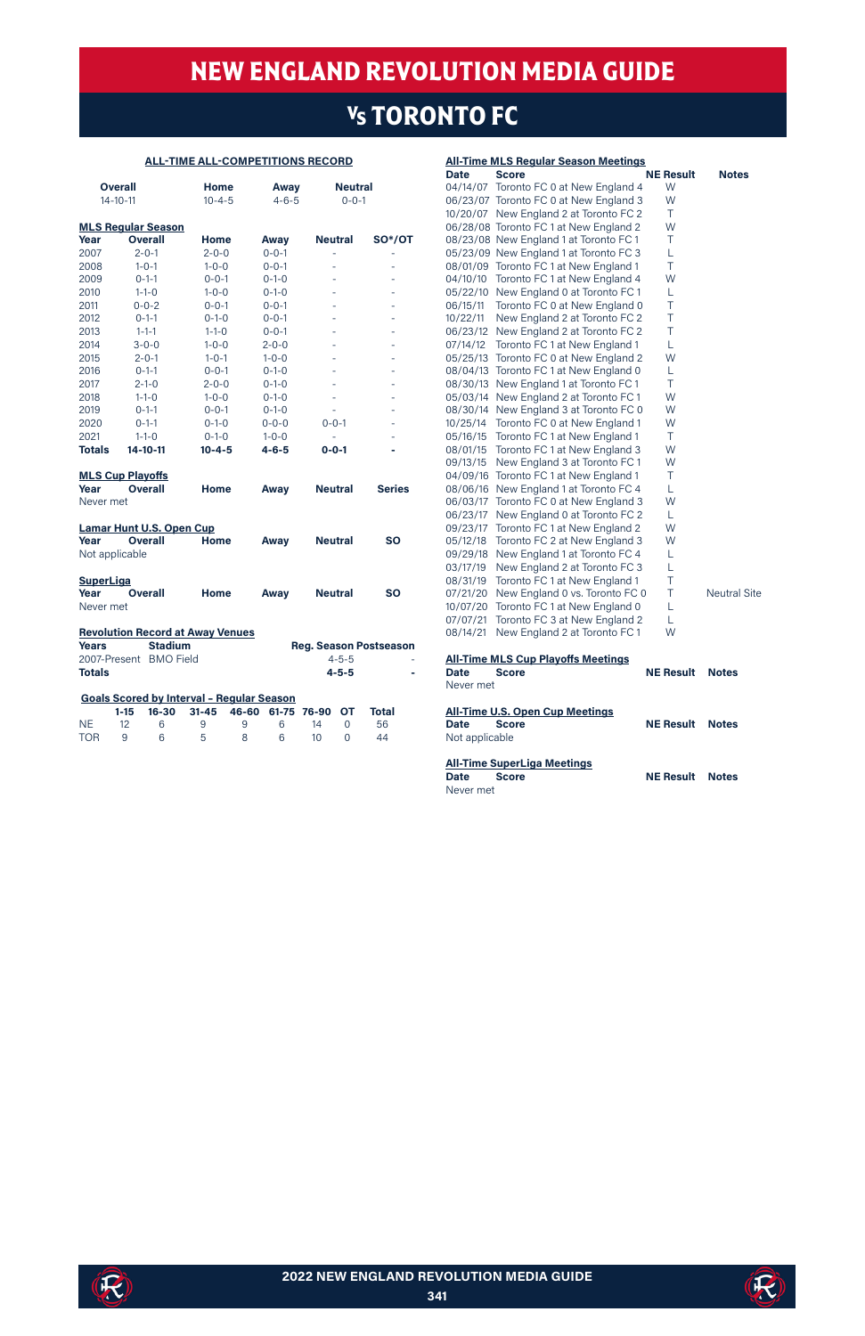# NEW ENGLAND REVOLUTION MEDIA GUIDE

## Vs TORONTO FC

### ALL-TIME ALL-COMPETITIONS RECORD

| Overall | Home | Away | Neutral |
|---|---|---|---|
| 14-10-11 | 10-4-5 | 4-6-5 | 0-0-1 |

**MLS Regular Season**

| Year | Overall | Home | Away | Neutral | SO*/OT |
|---|---|---|---|---|---|
| 2007 | 2-0-1 | 2-0-0 | 0-0-1 | - | - |
| 2008 | 1-0-1 | 1-0-0 | 0-0-1 | - | - |
| 2009 | 0-1-1 | 0-0-1 | 0-1-0 | - | - |
| 2010 | 1-1-0 | 1-0-0 | 0-1-0 | - | - |
| 2011 | 0-0-2 | 0-0-1 | 0-0-1 | - | - |
| 2012 | 0-1-1 | 0-1-0 | 0-0-1 | - | - |
| 2013 | 1-1-1 | 1-1-0 | 0-0-1 | - | - |
| 2014 | 3-0-0 | 1-0-0 | 2-0-0 | - | - |
| 2015 | 2-0-1 | 1-0-1 | 1-0-0 | - | - |
| 2016 | 0-1-1 | 0-0-1 | 0-1-0 | - | - |
| 2017 | 2-1-0 | 2-0-0 | 0-1-0 | - | - |
| 2018 | 1-1-0 | 1-0-0 | 0-1-0 | - | - |
| 2019 | 0-1-1 | 0-0-1 | 0-1-0 | - | - |
| 2020 | 0-1-1 | 0-1-0 | 0-0-0 | 0-0-1 | - |
| 2021 | 1-1-0 | 0-1-0 | 1-0-0 | - | - |
| **Totals** | **14-10-11** | **10-4-5** | **4-6-5** | **0-0-1** | **-** |

**MLS Cup Playoffs**

| Year | Overall | Home | Away | Neutral | Series |
|---|---|---|---|---|---|
| Never met | | | | | |

**Lamar Hunt U.S. Open Cup**

| Year | Overall | Home | Away | Neutral | SO |
|---|---|---|---|---|---|
| Not applicable | | | | | |

**SuperLiga**

| Year | Overall | Home | Away | Neutral | SO |
|---|---|---|---|---|---|
| Never met | | | | | |

**Revolution Record at Away Venues**

| Years | Stadium | Reg. Season | Postseason |
|---|---|---|---|
| 2007-Present | BMO Field | 4-5-5 | - |
| **Totals** | | **4-5-5** | **-** |

**Goals Scored by Interval – Regular Season**

| | 1-15 | 16-30 | 31-45 | 46-60 | 61-75 | 76-90 | OT | Total |
|---|---|---|---|---|---|---|---|---|
| NE | 12 | 6 | 9 | 9 | 6 | 14 | 0 | 56 |
| TOR | 9 | 6 | 5 | 8 | 6 | 10 | 0 | 44 |

**All-Time MLS Regular Season Meetings**

| Date | Score | NE Result | Notes |
|---|---|---|---|
| 04/14/07 | Toronto FC 0 at New England 4 | W | |
| 06/23/07 | Toronto FC 0 at New England 3 | W | |
| 10/20/07 | New England 2 at Toronto FC 2 | T | |
| 06/28/08 | Toronto FC 1 at New England 2 | W | |
| 08/23/08 | New England 1 at Toronto FC 1 | T | |
| 05/23/09 | New England 1 at Toronto FC 3 | L | |
| 08/01/09 | Toronto FC 1 at New England 1 | T | |
| 04/10/10 | Toronto FC 1 at New England 4 | W | |
| 05/22/10 | New England 0 at Toronto FC 1 | L | |
| 06/15/11 | Toronto FC 0 at New England 0 | T | |
| 10/22/11 | New England 2 at Toronto FC 2 | T | |
| 06/23/12 | New England 2 at Toronto FC 2 | T | |
| 07/14/12 | Toronto FC 1 at New England 1 | L | |
| 05/25/13 | Toronto FC 0 at New England 2 | W | |
| 08/04/13 | Toronto FC 1 at New England 0 | L | |
| 08/30/13 | New England 1 at Toronto FC 1 | T | |
| 05/03/14 | New England 2 at Toronto FC 1 | W | |
| 08/30/14 | New England 3 at Toronto FC 0 | W | |
| 10/25/14 | Toronto FC 0 at New England 1 | W | |
| 05/16/15 | Toronto FC 1 at New England 1 | T | |
| 08/01/15 | Toronto FC 1 at New England 3 | W | |
| 09/13/15 | New England 3 at Toronto FC 1 | W | |
| 04/09/16 | Toronto FC 1 at New England 1 | T | |
| 08/06/16 | New England 1 at Toronto FC 4 | L | |
| 06/03/17 | Toronto FC 0 at New England 3 | W | |
| 06/23/17 | New England 0 at Toronto FC 2 | L | |
| 09/23/17 | Toronto FC 1 at New England 2 | W | |
| 05/12/18 | Toronto FC 2 at New England 3 | W | |
| 09/29/18 | New England 1 at Toronto FC 4 | L | |
| 03/17/19 | New England 2 at Toronto FC 3 | L | |
| 08/31/19 | Toronto FC 1 at New England 1 | T | |
| 07/21/20 | New England 0 vs. Toronto FC 0 | T | Neutral Site |
| 10/07/20 | Toronto FC 1 at New England 0 | L | |
| 07/07/21 | Toronto FC 3 at New England 2 | L | |
| 08/14/21 | New England 2 at Toronto FC 1 | W | |

**All-Time MLS Cup Playoffs Meetings**

| Date | Score | NE Result | Notes |
|---|---|---|---|
| Never met | | | |

**All-Time U.S. Open Cup Meetings**

| Date | Score | NE Result | Notes |
|---|---|---|---|
| Not applicable | | | |

**All-Time SuperLiga Meetings**

| Date | Score | NE Result | Notes |
|---|---|---|---|
| Never met | | | |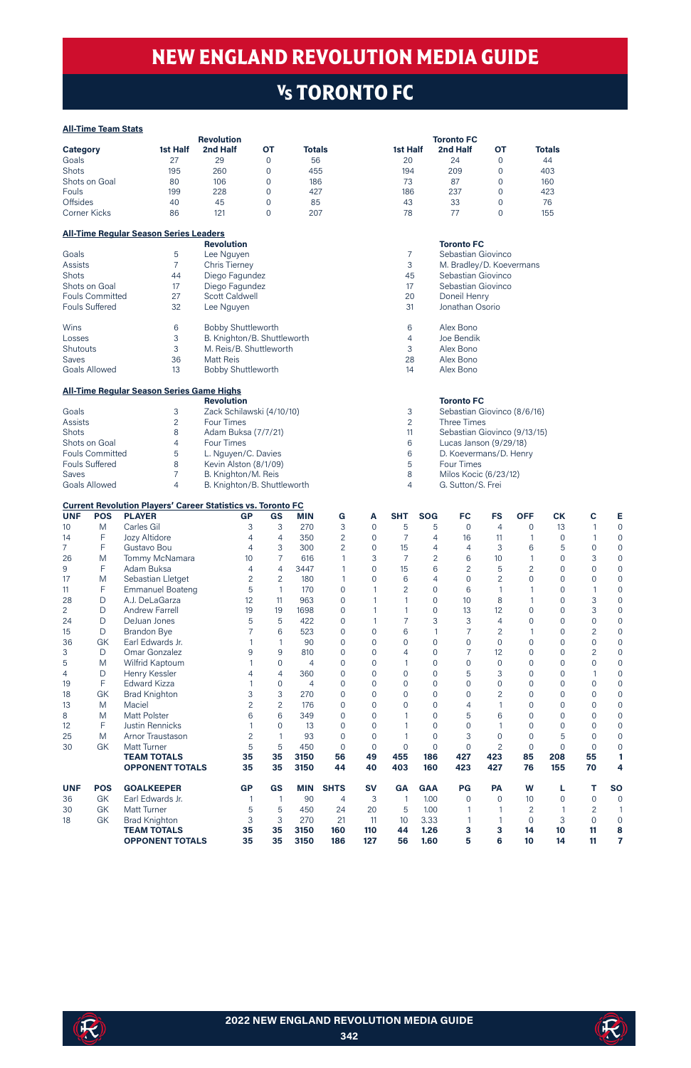# NEW ENGLAND REVOLUTION MEDIA GUIDE

## Vs TORONTO FC

### All-Time Team Stats

| Category | Revolution 1st Half | Revolution 2nd Half | Revolution OT | Revolution Totals | Toronto FC 1st Half | Toronto FC 2nd Half | Toronto FC OT | Toronto FC Totals |
|---|---|---|---|---|---|---|---|---|
| Goals | 27 | 29 | 0 | 56 | 20 | 24 | 0 | 44 |
| Shots | 195 | 260 | 0 | 455 | 194 | 209 | 0 | 403 |
| Shots on Goal | 80 | 106 | 0 | 186 | 73 | 87 | 0 | 160 |
| Fouls | 199 | 228 | 0 | 427 | 186 | 237 | 0 | 423 |
| Offsides | 40 | 45 | 0 | 85 | 43 | 33 | 0 | 76 |
| Corner Kicks | 86 | 121 | 0 | 207 | 78 | 77 | 0 | 155 |

### All-Time Regular Season Series Leaders

| | | Revolution | | Toronto FC |
|---|---|---|---|---|
| Goals | 5 | Lee Nguyen | 7 | Sebastian Giovinco |
| Assists | 7 | Chris Tierney | 3 | M. Bradley/D. Koevermans |
| Shots | 44 | Diego Fagundez | 45 | Sebastian Giovinco |
| Shots on Goal | 17 | Diego Fagundez | 17 | Sebastian Giovinco |
| Fouls Committed | 27 | Scott Caldwell | 20 | Doneil Henry |
| Fouls Suffered | 32 | Lee Nguyen | 31 | Jonathan Osorio |
| Wins | 6 | Bobby Shuttleworth | 6 | Alex Bono |
| Losses | 3 | B. Knighton/B. Shuttleworth | 4 | Joe Bendik |
| Shutouts | 3 | M. Reis/B. Shuttleworth | 3 | Alex Bono |
| Saves | 36 | Matt Reis | 28 | Alex Bono |
| Goals Allowed | 13 | Bobby Shuttleworth | 14 | Alex Bono |

### All-Time Regular Season Series Game Highs

| | | Revolution | | Toronto FC |
|---|---|---|---|---|
| Goals | 3 | Zack Schilawski (4/10/10) | 3 | Sebastian Giovinco (8/6/16) |
| Assists | 2 | Four Times | 2 | Three Times |
| Shots | 8 | Adam Buksa (7/7/21) | 11 | Sebastian Giovinco (9/13/15) |
| Shots on Goal | 4 | Four Times | 6 | Lucas Janson (9/29/18) |
| Fouls Committed | 5 | L. Nguyen/C. Davies | 6 | D. Koevermans/D. Henry |
| Fouls Suffered | 8 | Kevin Alston (8/1/09) | 5 | Four Times |
| Saves | 7 | B. Knighton/M. Reis | 8 | Milos Kocic (6/23/12) |
| Goals Allowed | 4 | B. Knighton/B. Shuttleworth | 4 | G. Sutton/S. Frei |

### Current Revolution Players' Career Statistics vs. Toronto FC

| UNF | POS | PLAYER | GP | GS | MIN | G | A | SHT | SOG | FC | FS | OFF | CK | C | E |
|---|---|---|---|---|---|---|---|---|---|---|---|---|---|---|---|
| 10 | M | Carles Gil | 3 | 3 | 270 | 3 | 0 | 5 | 5 | 0 | 4 | 0 | 13 | 1 | 0 |
| 14 | F | Jozy Altidore | 4 | 4 | 350 | 2 | 0 | 7 | 4 | 16 | 11 | 1 | 0 | 1 | 0 |
| 7 | F | Gustavo Bou | 4 | 3 | 300 | 2 | 0 | 15 | 4 | 4 | 3 | 6 | 5 | 0 | 0 |
| 26 | M | Tommy McNamara | 10 | 7 | 616 | 1 | 3 | 7 | 2 | 6 | 10 | 1 | 0 | 3 | 0 |
| 9 | F | Adam Buksa | 4 | 4 | 3447 | 1 | 0 | 15 | 6 | 2 | 5 | 2 | 0 | 0 | 0 |
| 17 | M | Sebastian Lletget | 2 | 2 | 180 | 1 | 0 | 6 | 4 | 0 | 2 | 0 | 0 | 0 | 0 |
| 11 | F | Emmanuel Boateng | 5 | 1 | 170 | 0 | 1 | 2 | 0 | 6 | 1 | 1 | 0 | 1 | 0 |
| 28 | D | A.J. DeLaGarza | 12 | 11 | 963 | 0 | 1 | 1 | 0 | 10 | 8 | 1 | 0 | 3 | 0 |
| 2 | D | Andrew Farrell | 19 | 19 | 1698 | 0 | 1 | 1 | 0 | 13 | 12 | 0 | 0 | 3 | 0 |
| 24 | D | DeJuan Jones | 5 | 5 | 422 | 0 | 1 | 7 | 3 | 3 | 4 | 0 | 0 | 0 | 0 |
| 15 | D | Brandon Bye | 7 | 6 | 523 | 0 | 0 | 6 | 1 | 7 | 2 | 1 | 0 | 2 | 0 |
| 36 | GK | Earl Edwards Jr. | 1 | 1 | 90 | 0 | 0 | 0 | 0 | 0 | 0 | 0 | 0 | 0 | 0 |
| 3 | D | Omar Gonzalez | 9 | 9 | 810 | 0 | 0 | 4 | 0 | 7 | 12 | 0 | 0 | 2 | 0 |
| 5 | M | Wilfrid Kaptoum | 1 | 0 | 4 | 0 | 0 | 1 | 0 | 0 | 0 | 0 | 0 | 0 | 0 |
| 4 | D | Henry Kessler | 4 | 4 | 360 | 0 | 0 | 0 | 0 | 5 | 3 | 0 | 0 | 1 | 0 |
| 19 | F | Edward Kizza | 1 | 0 | 4 | 0 | 0 | 0 | 0 | 0 | 0 | 0 | 0 | 0 | 0 |
| 18 | GK | Brad Knighton | 3 | 3 | 270 | 0 | 0 | 0 | 0 | 0 | 2 | 0 | 0 | 0 | 0 |
| 13 | M | Maciel | 2 | 2 | 176 | 0 | 0 | 0 | 0 | 4 | 1 | 0 | 0 | 0 | 0 |
| 8 | M | Matt Polster | 6 | 6 | 349 | 0 | 0 | 1 | 0 | 5 | 6 | 0 | 0 | 0 | 0 |
| 12 | F | Justin Rennicks | 1 | 0 | 13 | 0 | 0 | 1 | 0 | 0 | 1 | 0 | 0 | 0 | 0 |
| 25 | M | Arnor Traustason | 2 | 1 | 93 | 0 | 0 | 1 | 0 | 3 | 0 | 0 | 5 | 0 | 0 |
| 30 | GK | Matt Turner | 5 | 5 | 450 | 0 | 0 | 0 | 0 | 0 | 2 | 0 | 0 | 0 | 0 |
| | | **TEAM TOTALS** | **35** | **35** | **3150** | **56** | **49** | **455** | **186** | **427** | **423** | **85** | **208** | **55** | **1** |
| | | **OPPONENT TOTALS** | **35** | **35** | **3150** | **44** | **40** | **403** | **160** | **423** | **427** | **76** | **155** | **70** | **4** |

| UNF | POS | GOALKEEPER | GP | GS | MIN | SHTS | SV | GA | GAA | PG | PA | W | L | T | SO |
|---|---|---|---|---|---|---|---|---|---|---|---|---|---|---|---|
| 36 | GK | Earl Edwards Jr. | 1 | 1 | 90 | 4 | 3 | 1 | 1.00 | 0 | 0 | 10 | 0 | 0 | 0 |
| 30 | GK | Matt Turner | 5 | 5 | 450 | 24 | 20 | 5 | 1.00 | 1 | 1 | 2 | 1 | 2 | 1 |
| 18 | GK | Brad Knighton | 3 | 3 | 270 | 21 | 11 | 10 | 3.33 | 1 | 1 | 0 | 3 | 0 | 0 |
| | | **TEAM TOTALS** | **35** | **35** | **3150** | **160** | **110** | **44** | **1.26** | **3** | **3** | **14** | **10** | **11** | **8** |
| | | **OPPONENT TOTALS** | **35** | **35** | **3150** | **186** | **127** | **56** | **1.60** | **5** | **6** | **10** | **14** | **11** | **7** |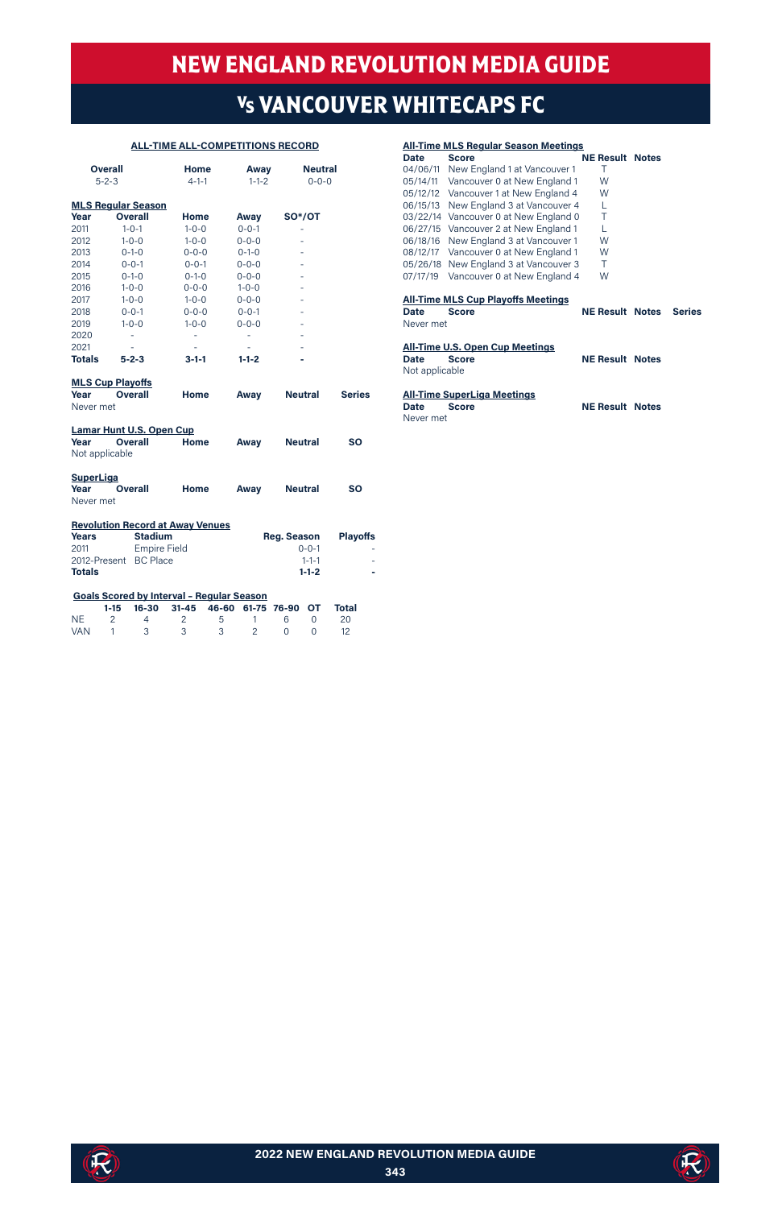# NEW ENGLAND REVOLUTION MEDIA GUIDE

## Vs VANCOUVER WHITECAPS FC

### ALL-TIME ALL-COMPETITIONS RECORD

| Overall | Home | Away | Neutral |
|---|---|---|---|
| 5-2-3 | 4-1-1 | 1-1-2 | 0-0-0 |

### MLS Regular Season

| Year | Overall | Home | Away | SO*/OT |
|---|---|---|---|---|
| 2011 | 1-0-1 | 1-0-0 | 0-0-1 | - |
| 2012 | 1-0-0 | 1-0-0 | 0-0-0 | - |
| 2013 | 0-1-0 | 0-0-0 | 0-1-0 | - |
| 2014 | 0-0-1 | 0-0-1 | 0-0-0 | - |
| 2015 | 0-1-0 | 0-1-0 | 0-0-0 | - |
| 2016 | 1-0-0 | 0-0-0 | 1-0-0 | - |
| 2017 | 1-0-0 | 1-0-0 | 0-0-0 | - |
| 2018 | 0-0-1 | 0-0-0 | 0-0-1 | - |
| 2019 | 1-0-0 | 1-0-0 | 0-0-0 | - |
| 2020 | - | - | - | - |
| 2021 | - | - | - | - |
| **Totals** | **5-2-3** | **3-1-1** | **1-1-2** | **-** |

### MLS Cup Playoffs

| Year | Overall | Home | Away | Neutral | Series |
|---|---|---|---|---|---|

Never met

### Lamar Hunt U.S. Open Cup

| Year | Overall | Home | Away | Neutral | SO |
|---|---|---|---|---|---|

Not applicable

### SuperLiga

| Year | Overall | Home | Away | Neutral | SO |
|---|---|---|---|---|---|

Never met

### Revolution Record at Away Venues

| Years | Stadium | Reg. Season | Playoffs |
|---|---|---|---|
| 2011 | Empire Field | 0-0-1 | - |
| 2012-Present | BC Place | 1-1-1 | - |
| **Totals** | | **1-1-2** | **-** |

### Goals Scored by Interval - Regular Season

| | 1-15 | 16-30 | 31-45 | 46-60 | 61-75 | 76-90 | OT | Total |
|---|---|---|---|---|---|---|---|---|
| NE | 2 | 4 | 2 | 5 | 1 | 6 | 0 | 20 |
| VAN | 1 | 3 | 3 | 3 | 2 | 0 | 0 | 12 |

### All-Time MLS Regular Season Meetings

| Date | Score | NE Result | Notes |
|---|---|---|---|
| 04/06/11 | New England 1 at Vancouver 1 | T | |
| 05/14/11 | Vancouver 0 at New England 1 | W | |
| 05/12/12 | Vancouver 1 at New England 4 | W | |
| 06/15/13 | New England 3 at Vancouver 4 | L | |
| 03/22/14 | Vancouver 0 at New England 0 | T | |
| 06/27/15 | Vancouver 2 at New England 1 | L | |
| 06/18/16 | New England 3 at Vancouver 1 | W | |
| 08/12/17 | Vancouver 0 at New England 1 | W | |
| 05/26/18 | New England 3 at Vancouver 3 | T | |
| 07/17/19 | Vancouver 0 at New England 4 | W | |

### All-Time MLS Cup Playoffs Meetings

| Date | Score | NE Result | Notes | Series |
|---|---|---|---|---|

Never met

### All-Time U.S. Open Cup Meetings

| Date | Score | NE Result | Notes |
|---|---|---|---|

Not applicable

### All-Time SuperLiga Meetings

| Date | Score | NE Result | Notes |
|---|---|---|---|

Never met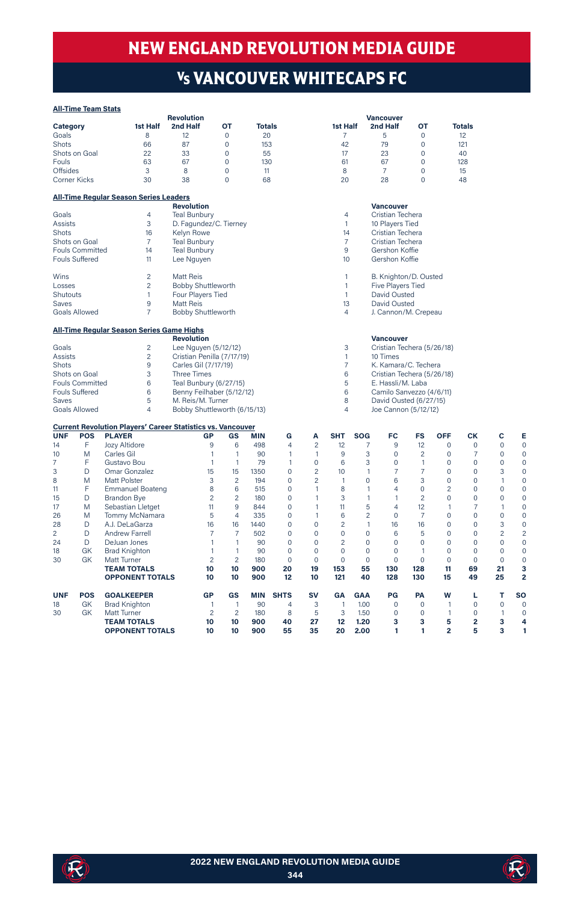# NEW ENGLAND REVOLUTION MEDIA GUIDE

## Vs VANCOUVER WHITECAPS FC

**All-Time Team Stats**

| Category | Revolution 1st Half | Revolution 2nd Half | Revolution OT | Revolution Totals | Vancouver 1st Half | Vancouver 2nd Half | Vancouver OT | Vancouver Totals |
|---|---|---|---|---|---|---|---|---|
| Goals | 8 | 12 | 0 | 20 | 7 | 5 | 0 | 12 |
| Shots | 66 | 87 | 0 | 153 | 42 | 79 | 0 | 121 |
| Shots on Goal | 22 | 33 | 0 | 55 | 17 | 23 | 0 | 40 |
| Fouls | 63 | 67 | 0 | 130 | 61 | 67 | 0 | 128 |
| Offsides | 3 | 8 | 0 | 11 | 8 | 7 | 0 | 15 |
| Corner Kicks | 30 | 38 | 0 | 68 | 20 | 28 | 0 | 48 |

**All-Time Regular Season Series Leaders**

| | | Revolution | | Vancouver |
|---|---|---|---|---|
| Goals | 4 | Teal Bunbury | 4 | Cristian Techera |
| Assists | 3 | D. Fagundez/C. Tierney | 1 | 10 Players Tied |
| Shots | 16 | Kelyn Rowe | 14 | Cristian Techera |
| Shots on Goal | 7 | Teal Bunbury | 7 | Cristian Techera |
| Fouls Committed | 14 | Teal Bunbury | 9 | Gershon Koffie |
| Fouls Suffered | 11 | Lee Nguyen | 10 | Gershon Koffie |
| Wins | 2 | Matt Reis | 1 | B. Knighton/D. Ousted |
| Losses | 2 | Bobby Shuttleworth | 1 | Five Players Tied |
| Shutouts | 1 | Four Players Tied | 1 | David Ousted |
| Saves | 9 | Matt Reis | 13 | David Ousted |
| Goals Allowed | 7 | Bobby Shuttleworth | 4 | J. Cannon/M. Crepeau |

**All-Time Regular Season Series Game Highs**

| | | Revolution | | Vancouver |
|---|---|---|---|---|
| Goals | 2 | Lee Nguyen (5/12/12) | 3 | Cristian Techera (5/26/18) |
| Assists | 2 | Cristian Penilla (7/17/19) | 1 | 10 Times |
| Shots | 9 | Carles Gil (7/17/19) | 7 | K. Kamara/C. Techera |
| Shots on Goal | 3 | Three Times | 6 | Cristian Techera (5/26/18) |
| Fouls Committed | 6 | Teal Bunbury (6/27/15) | 5 | E. Hassli/M. Laba |
| Fouls Suffered | 6 | Benny Feilhaber (5/12/12) | 6 | Camilo Sanvezzo (4/6/11) |
| Saves | 5 | M. Reis/M. Turner | 8 | David Ousted (6/27/15) |
| Goals Allowed | 4 | Bobby Shuttleworth (6/15/13) | 4 | Joe Cannon (5/12/12) |

**Current Revolution Players' Career Statistics vs. Vancouver**

| UNF | POS | PLAYER | GP | GS | MIN | G | A | SHT | SOG | FC | FS | OFF | CK | C | E |
|---|---|---|---|---|---|---|---|---|---|---|---|---|---|---|---|
| 14 | F | Jozy Altidore | 9 | 6 | 498 | 4 | 2 | 12 | 7 | 9 | 12 | 0 | 0 | 0 | 0 |
| 10 | M | Carles Gil | 1 | 1 | 90 | 1 | 1 | 9 | 3 | 0 | 2 | 0 | 7 | 0 | 0 |
| 7 | F | Gustavo Bou | 1 | 1 | 79 | 1 | 0 | 6 | 3 | 0 | 1 | 0 | 0 | 0 | 0 |
| 3 | D | Omar Gonzalez | 15 | 15 | 1350 | 0 | 2 | 10 | 1 | 7 | 7 | 0 | 0 | 3 | 0 |
| 8 | M | Matt Polster | 3 | 2 | 194 | 0 | 2 | 1 | 0 | 6 | 3 | 0 | 0 | 1 | 0 |
| 11 | F | Emmanuel Boateng | 8 | 6 | 515 | 0 | 1 | 8 | 1 | 4 | 0 | 2 | 0 | 0 | 0 |
| 15 | D | Brandon Bye | 2 | 2 | 180 | 0 | 1 | 3 | 1 | 1 | 2 | 0 | 0 | 0 | 0 |
| 17 | M | Sebastian Lletget | 11 | 9 | 844 | 0 | 1 | 11 | 5 | 4 | 12 | 1 | 7 | 1 | 0 |
| 26 | M | Tommy McNamara | 5 | 4 | 335 | 0 | 1 | 6 | 2 | 0 | 7 | 0 | 0 | 0 | 0 |
| 28 | D | A.J. DeLaGarza | 16 | 16 | 1440 | 0 | 0 | 2 | 1 | 16 | 16 | 0 | 0 | 3 | 0 |
| 2 | D | Andrew Farrell | 7 | 7 | 502 | 0 | 0 | 0 | 0 | 6 | 5 | 0 | 0 | 2 | 2 |
| 24 | D | DeJuan Jones | 1 | 1 | 90 | 0 | 0 | 2 | 0 | 0 | 0 | 0 | 0 | 0 | 0 |
| 18 | GK | Brad Knighton | 1 | 1 | 90 | 0 | 0 | 0 | 0 | 0 | 1 | 0 | 0 | 0 | 0 |
| 30 | GK | Matt Turner | 2 | 2 | 180 | 0 | 0 | 0 | 0 | 0 | 0 | 0 | 0 | 0 | 0 |
| | | **TEAM TOTALS** | **10** | **10** | **900** | **20** | **19** | **153** | **55** | **130** | **128** | **11** | **69** | **21** | **3** |
| | | **OPPONENT TOTALS** | **10** | **10** | **900** | **12** | **10** | **121** | **40** | **128** | **130** | **15** | **49** | **25** | **2** |

| UNF | POS | GOALKEEPER | GP | GS | MIN | SHTS | SV | GA | GAA | PG | PA | W | L | T | SO |
|---|---|---|---|---|---|---|---|---|---|---|---|---|---|---|---|
| 18 | GK | Brad Knighton | 1 | 1 | 90 | 4 | 3 | 1 | 1.00 | 0 | 0 | 1 | 0 | 0 | 0 |
| 30 | GK | Matt Turner | 2 | 2 | 180 | 8 | 5 | 3 | 1.50 | 0 | 0 | 1 | 0 | 1 | 0 |
| | | **TEAM TOTALS** | **10** | **10** | **900** | **40** | **27** | **12** | **1.20** | **3** | **3** | **5** | **2** | **3** | **4** |
| | | **OPPONENT TOTALS** | **10** | **10** | **900** | **55** | **35** | **20** | **2.00** | **1** | **1** | **2** | **5** | **3** | **1** |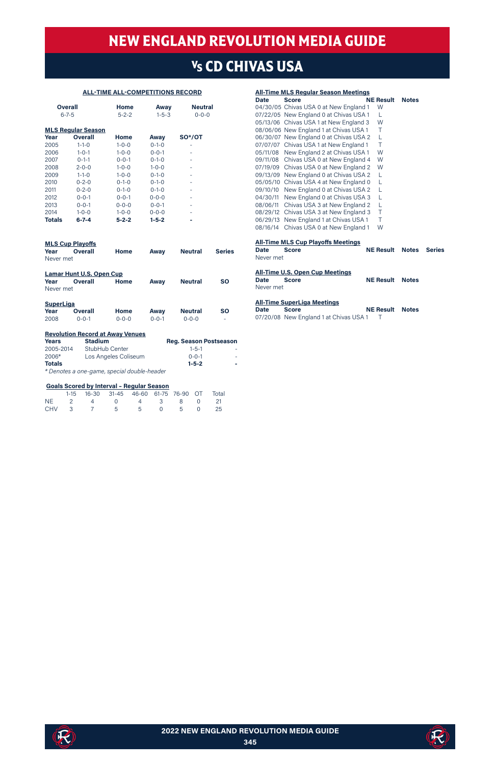# NEW ENGLAND REVOLUTION MEDIA GUIDE

## Vs CD CHIVAS USA

### ALL-TIME ALL-COMPETITIONS RECORD

| Overall | Home | Away | Neutral |
|---|---|---|---|
| 6-7-5 | 5-2-2 | 1-5-3 | 0-0-0 |

### MLS Regular Season

| Year | Overall | Home | Away | SO*/OT |
|---|---|---|---|---|
| 2005 | 1-1-0 | 1-0-0 | 0-1-0 | - |
| 2006 | 1-0-1 | 1-0-0 | 0-0-1 | - |
| 2007 | 0-1-1 | 0-0-1 | 0-1-0 | - |
| 2008 | 2-0-0 | 1-0-0 | 1-0-0 | - |
| 2009 | 1-1-0 | 1-0-0 | 0-1-0 | - |
| 2010 | 0-2-0 | 0-1-0 | 0-1-0 | - |
| 2011 | 0-2-0 | 0-1-0 | 0-1-0 | - |
| 2012 | 0-0-1 | 0-0-1 | 0-0-0 | - |
| 2013 | 0-0-1 | 0-0-0 | 0-0-1 | - |
| 2014 | 1-0-0 | 1-0-0 | 0-0-0 | - |
| **Totals** | **6-7-4** | **5-2-2** | **1-5-2** | **-** |

### MLS Cup Playoffs

| Year | Overall | Home | Away | Neutral | Series |
|---|---|---|---|---|---|
| Never met | | | | | |

### Lamar Hunt U.S. Open Cup

| Year | Overall | Home | Away | Neutral | SO |
|---|---|---|---|---|---|
| Never met | | | | | |

### SuperLiga

| Year | Overall | Home | Away | Neutral | SO |
|---|---|---|---|---|---|
| 2008 | 0-0-1 | 0-0-0 | 0-0-1 | 0-0-0 | - |

### Revolution Record at Away Venues

| Years | Stadium | Reg. Season | Postseason |
|---|---|---|---|
| 2005-2014 | StubHub Center | 1-5-1 | - |
| 2006* | Los Angeles Coliseum | 0-0-1 | - |
| **Totals** | | **1-5-2** | **-** |

*\* Denotes a one-game, special double-header*

### Goals Scored by Interval - Regular Season

| | 1-15 | 16-30 | 31-45 | 46-60 | 61-75 | 76-90 | OT | Total |
|---|---|---|---|---|---|---|---|---|
| NE | 2 | 4 | 0 | 4 | 3 | 8 | 0 | 21 |
| CHV | 3 | 7 | 5 | 5 | 0 | 5 | 0 | 25 |

### All-Time MLS Regular Season Meetings

| Date | Score | NE Result | Notes |
|---|---|---|---|
| 04/30/05 | Chivas USA 0 at New England 1 | W | |
| 07/22/05 | New England 0 at Chivas USA 1 | L | |
| 05/13/06 | Chivas USA 1 at New England 3 | W | |
| 08/06/06 | New England 1 at Chivas USA 1 | T | |
| 06/30/07 | New England 0 at Chivas USA 2 | L | |
| 07/07/07 | Chivas USA 1 at New England 1 | T | |
| 05/11/08 | New England 2 at Chivas USA 1 | W | |
| 09/11/08 | Chivas USA 0 at New England 4 | W | |
| 07/19/09 | Chivas USA 0 at New England 2 | W | |
| 09/13/09 | New England 0 at Chivas USA 2 | L | |
| 05/05/10 | Chivas USA 4 at New England 0 | L | |
| 09/10/10 | New England 0 at Chivas USA 2 | L | |
| 04/30/11 | New England 0 at Chivas USA 3 | L | |
| 08/06/11 | Chivas USA 3 at New England 2 | L | |
| 08/29/12 | Chivas USA 3 at New England 3 | T | |
| 06/29/13 | New England 1 at Chivas USA 1 | T | |
| 08/16/14 | Chivas USA 0 at New England 1 | W | |

### All-Time MLS Cup Playoffs Meetings

| Date | Score | NE Result | Notes | Series |
|---|---|---|---|---|
| Never met | | | | |

### All-Time U.S. Open Cup Meetings

| Date | Score | NE Result | Notes |
|---|---|---|---|
| Never met | | | |

### All-Time SuperLiga Meetings

| Date | Score | NE Result | Notes |
|---|---|---|---|
| 07/20/08 | New England 1 at Chivas USA 1 | T | |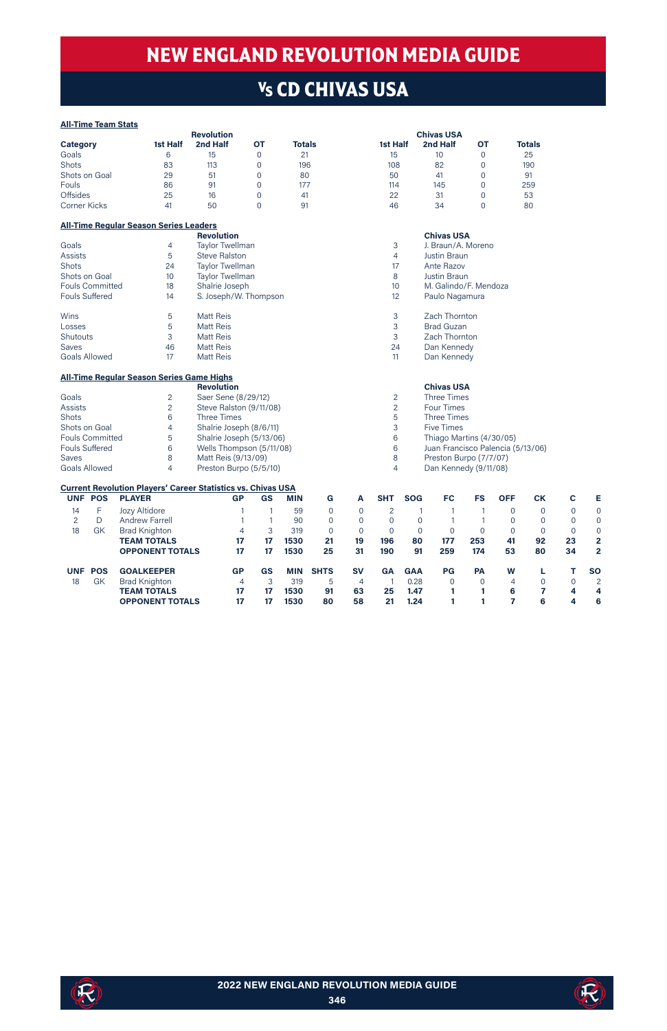# NEW ENGLAND REVOLUTION MEDIA GUIDE

## Vs CD CHIVAS USA

**All-Time Team Stats**

| Category | Revolution 1st Half | Revolution 2nd Half | Revolution OT | Revolution Totals | Chivas USA 1st Half | Chivas USA 2nd Half | Chivas USA OT | Chivas USA Totals |
|---|---|---|---|---|---|---|---|---|
| Goals | 6 | 15 | 0 | 21 | 15 | 10 | 0 | 25 |
| Shots | 83 | 113 | 0 | 196 | 108 | 82 | 0 | 190 |
| Shots on Goal | 29 | 51 | 0 | 80 | 50 | 41 | 0 | 91 |
| Fouls | 86 | 91 | 0 | 177 | 114 | 145 | 0 | 259 |
| Offsides | 25 | 16 | 0 | 41 | 22 | 31 | 0 | 53 |
| Corner Kicks | 41 | 50 | 0 | 91 | 46 | 34 | 0 | 80 |

**All-Time Regular Season Series Leaders**

| | | Revolution | | Chivas USA |
|---|---|---|---|---|
| Goals | 4 | Taylor Twellman | 3 | J. Braun/A. Moreno |
| Assists | 5 | Steve Ralston | 4 | Justin Braun |
| Shots | 24 | Taylor Twellman | 17 | Ante Razov |
| Shots on Goal | 10 | Taylor Twellman | 8 | Justin Braun |
| Fouls Committed | 18 | Shalrie Joseph | 10 | M. Galindo/F. Mendoza |
| Fouls Suffered | 14 | S. Joseph/W. Thompson | 12 | Paulo Nagamura |
| Wins | 5 | Matt Reis | 3 | Zach Thornton |
| Losses | 5 | Matt Reis | 3 | Brad Guzan |
| Shutouts | 3 | Matt Reis | 3 | Zach Thornton |
| Saves | 46 | Matt Reis | 24 | Dan Kennedy |
| Goals Allowed | 17 | Matt Reis | 11 | Dan Kennedy |

**All-Time Regular Season Series Game Highs**

| | | Revolution | | Chivas USA |
|---|---|---|---|---|
| Goals | 2 | Saer Sene (8/29/12) | 2 | Three Times |
| Assists | 2 | Steve Ralston (9/11/08) | 2 | Four Times |
| Shots | 6 | Three Times | 5 | Three Times |
| Shots on Goal | 4 | Shalrie Joseph (8/6/11) | 3 | Five Times |
| Fouls Committed | 5 | Shalrie Joseph (5/13/06) | 6 | Thiago Martins (4/30/05) |
| Fouls Suffered | 6 | Wells Thompson (5/11/08) | 6 | Juan Francisco Palencia (5/13/06) |
| Saves | 8 | Matt Reis (9/13/09) | 8 | Preston Burpo (7/7/07) |
| Goals Allowed | 4 | Preston Burpo (5/5/10) | 4 | Dan Kennedy (9/11/08) |

**Current Revolution Players' Career Statistics vs. Chivas USA**

| UNF | POS | PLAYER | GP | GS | MIN | G | A | SHT | SOG | FC | FS | OFF | CK | C | E |
|---|---|---|---|---|---|---|---|---|---|---|---|---|---|---|---|
| 14 | F | Jozy Altidore | 1 | 1 | 59 | 0 | 0 | 2 | 1 | 1 | 1 | 0 | 0 | 0 | 0 |
| 2 | D | Andrew Farrell | 1 | 1 | 90 | 0 | 0 | 0 | 0 | 1 | 1 | 0 | 0 | 0 | 0 |
| 18 | GK | Brad Knighton | 4 | 3 | 319 | 0 | 0 | 0 | 0 | 0 | 0 | 0 | 0 | 0 | 0 |
| | | **TEAM TOTALS** | **17** | **17** | **1530** | **21** | **19** | **196** | **80** | **177** | **253** | **41** | **92** | **23** | **2** |
| | | **OPPONENT TOTALS** | **17** | **17** | **1530** | **25** | **31** | **190** | **91** | **259** | **174** | **53** | **80** | **34** | **2** |

| UNF | POS | GOALKEEPER | GP | GS | MIN | SHTS | SV | GA | GAA | PG | PA | W | L | T | SO |
|---|---|---|---|---|---|---|---|---|---|---|---|---|---|---|---|
| 18 | GK | Brad Knighton | 4 | 3 | 319 | 5 | 4 | 1 | 0.28 | 0 | 0 | 4 | 0 | 0 | 2 |
| | | **TEAM TOTALS** | **17** | **17** | **1530** | **91** | **63** | **25** | **1.47** | **1** | **1** | **6** | **7** | **4** | **4** |
| | | **OPPONENT TOTALS** | **17** | **17** | **1530** | **80** | **58** | **21** | **1.24** | **1** | **1** | **7** | **6** | **4** | **6** |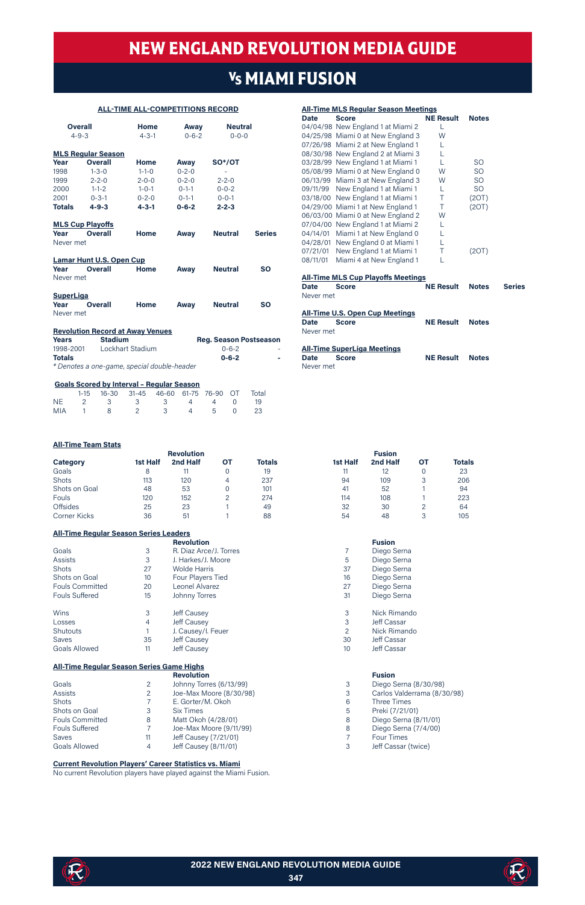# NEW ENGLAND REVOLUTION MEDIA GUIDE

## Vs MIAMI FUSION

### ALL-TIME ALL-COMPETITIONS RECORD

| Overall | Home | Away | Neutral |
|---|---|---|---|
| 4-9-3 | 4-3-1 | 0-6-2 | 0-0-0 |

**MLS Regular Season**

| Year | Overall | Home | Away | SO*/OT |
|---|---|---|---|---|
| 1998 | 1-3-0 | 1-1-0 | 0-2-0 | - |
| 1999 | 2-2-0 | 2-0-0 | 0-2-0 | 2-2-0 |
| 2000 | 1-1-2 | 1-0-1 | 0-1-1 | 0-0-2 |
| 2001 | 0-3-1 | 0-2-0 | 0-1-1 | 0-0-1 |
| **Totals** | **4-9-3** | **4-3-1** | **0-6-2** | **2-2-3** |

**MLS Cup Playoffs**

| Year | Overall | Home | Away | Neutral | Series |
|---|---|---|---|---|---|
| Never met | | | | | |

**Lamar Hunt U.S. Open Cup**

| Year | Overall | Home | Away | Neutral | SO |
|---|---|---|---|---|---|
| Never met | | | | | |

**SuperLiga**

| Year | Overall | Home | Away | Neutral | SO |
|---|---|---|---|---|---|
| Never met | | | | | |

**Revolution Record at Away Venues**

| Years | Stadium | Reg. Season | Postseason |
|---|---|---|---|
| 1998-2001 | Lockhart Stadium | 0-6-2 | - |
| **Totals** | | **0-6-2** | **-** |

*\* Denotes a one-game, special double-header*

**Goals Scored by Interval - Regular Season**

| | 1-15 | 16-30 | 31-45 | 46-60 | 61-75 | 76-90 | OT | Total |
|---|---|---|---|---|---|---|---|---|
| NE | 2 | 3 | 3 | 3 | 4 | 4 | 0 | 19 |
| MIA | 1 | 8 | 2 | 3 | 4 | 5 | 0 | 23 |

**All-Time MLS Regular Season Meetings**

| Date | Score | NE Result | Notes |
|---|---|---|---|
| 04/04/98 | New England 1 at Miami 2 | L | |
| 04/25/98 | Miami 0 at New England 3 | W | |
| 07/26/98 | Miami 2 at New England 1 | L | |
| 08/30/98 | New England 2 at Miami 3 | L | |
| 03/28/99 | New England 1 at Miami 1 | L | SO |
| 05/08/99 | Miami 0 at New England 0 | W | SO |
| 06/13/99 | Miami 3 at New England 3 | W | SO |
| 09/11/99 | New England 1 at Miami 1 | L | SO |
| 03/18/00 | New England 1 at Miami 1 | T | (2OT) |
| 04/29/00 | Miami 1 at New England 1 | T | (2OT) |
| 06/03/00 | Miami 0 at New England 2 | W | |
| 07/04/00 | New England 1 at Miami 2 | L | |
| 04/14/01 | Miami 1 at New England 0 | L | |
| 04/28/01 | New England 0 at Miami 1 | L | |
| 07/21/01 | New England 1 at Miami 1 | T | (2OT) |
| 08/11/01 | Miami 4 at New England 1 | L | |

**All-Time MLS Cup Playoffs Meetings**

| Date | Score | NE Result | Notes | Series |
|---|---|---|---|---|
| Never met | | | | |

**All-Time U.S. Open Cup Meetings**

| Date | Score | NE Result | Notes |
|---|---|---|---|
| Never met | | | |

**All-Time SuperLiga Meetings**

| Date | Score | NE Result | Notes |
|---|---|---|---|
| Never met | | | |

**All-Time Team Stats**

| | Revolution | | | | Fusion | | | |
|---|---|---|---|---|---|---|---|---|
| Category | 1st Half | 2nd Half | OT | Totals | 1st Half | 2nd Half | OT | Totals |
| Goals | 8 | 11 | 0 | 19 | 11 | 12 | 0 | 23 |
| Shots | 113 | 120 | 4 | 237 | 94 | 109 | 3 | 206 |
| Shots on Goal | 48 | 53 | 0 | 101 | 41 | 52 | 1 | 94 |
| Fouls | 120 | 152 | 2 | 274 | 114 | 108 | 1 | 223 |
| Offsides | 25 | 23 | 1 | 49 | 32 | 30 | 2 | 64 |
| Corner Kicks | 36 | 51 | 1 | 88 | 54 | 48 | 3 | 105 |

**All-Time Regular Season Series Leaders**

| | | Revolution | | Fusion |
|---|---|---|---|---|
| Goals | 3 | R. Diaz Arce/J. Torres | 7 | Diego Serna |
| Assists | 3 | J. Harkes/J. Moore | 5 | Diego Serna |
| Shots | 27 | Wolde Harris | 37 | Diego Serna |
| Shots on Goal | 10 | Four Players Tied | 16 | Diego Serna |
| Fouls Committed | 20 | Leonel Alvarez | 27 | Diego Serna |
| Fouls Suffered | 15 | Johnny Torres | 31 | Diego Serna |
| Wins | 3 | Jeff Causey | 3 | Nick Rimando |
| Losses | 4 | Jeff Causey | 3 | Jeff Cassar |
| Shutouts | 1 | J. Causey/I. Feuer | 2 | Nick Rimando |
| Saves | 35 | Jeff Causey | 30 | Jeff Cassar |
| Goals Allowed | 11 | Jeff Causey | 10 | Jeff Cassar |

**All-Time Regular Season Series Game Highs**

| | | Revolution | | Fusion |
|---|---|---|---|---|
| Goals | 2 | Johnny Torres (6/13/99) | 3 | Diego Serna (8/30/98) |
| Assists | 2 | Joe-Max Moore (8/30/98) | 3 | Carlos Valderrama (8/30/98) |
| Shots | 7 | E. Gorter/M. Okoh | 6 | Three Times |
| Shots on Goal | 3 | Six Times | 5 | Preki (7/21/01) |
| Fouls Committed | 8 | Matt Okoh (4/28/01) | 8 | Diego Serna (8/11/01) |
| Fouls Suffered | 7 | Joe-Max Moore (9/11/99) | 8 | Diego Serna (7/4/00) |
| Saves | 11 | Jeff Causey (7/21/01) | 7 | Four Times |
| Goals Allowed | 4 | Jeff Causey (8/11/01) | 3 | Jeff Cassar (twice) |

**Current Revolution Players' Career Statistics vs. Miami**

No current Revolution players have played against the Miami Fusion.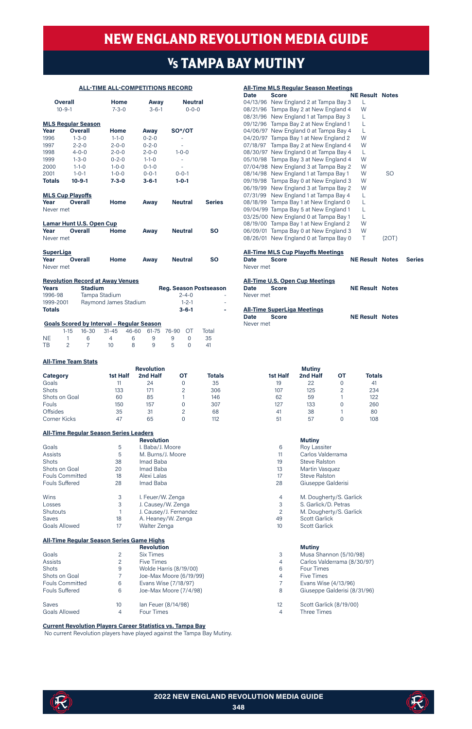# NEW ENGLAND REVOLUTION MEDIA GUIDE

## Vs TAMPA BAY MUTINY

### ALL-TIME ALL-COMPETITIONS RECORD

| Overall | Home | Away | Neutral |
|---|---|---|---|
| 10-9-1 | 7-3-0 | 3-6-1 | 0-0-0 |

### MLS Regular Season

| Year | Overall | Home | Away | SO*/OT |
|---|---|---|---|---|
| 1996 | 1-3-0 | 1-1-0 | 0-2-0 | - |
| 1997 | 2-2-0 | 2-0-0 | 0-2-0 | - |
| 1998 | 4-0-0 | 2-0-0 | 2-0-0 | 1-0-0 |
| 1999 | 1-3-0 | 0-2-0 | 1-1-0 | - |
| 2000 | 1-1-0 | 1-0-0 | 0-1-0 | - |
| 2001 | 1-0-1 | 1-0-0 | 0-0-1 | 0-0-1 |
| **Totals** | **10-9-1** | **7-3-0** | **3-6-1** | **1-0-1** |

### MLS Cup Playoffs

| Year | Overall | Home | Away | Neutral | Series |
|---|---|---|---|---|---|
| Never met | | | | | |

### Lamar Hunt U.S. Open Cup

| Year | Overall | Home | Away | Neutral | SO |
|---|---|---|---|---|---|
| Never met | | | | | |

### SuperLiga

| Year | Overall | Home | Away | Neutral | SO |
|---|---|---|---|---|---|
| Never met | | | | | |

### Revolution Record at Away Venues

| Years | Stadium | Reg. Season | Postseason |
|---|---|---|---|
| 1996-98 | Tampa Stadium | 2-4-0 | - |
| 1999-2001 | Raymond James Stadium | 1-2-1 | - |
| **Totals** | | **3-6-1** | **-** |

### Goals Scored by Interval - Regular Season

| | 1-15 | 16-30 | 31-45 | 46-60 | 61-75 | 76-90 | OT | Total |
|---|---|---|---|---|---|---|---|---|
| NE | 1 | 6 | 4 | 6 | 9 | 9 | 0 | 35 |
| TB | 2 | 7 | 10 | 8 | 9 | 5 | 0 | 41 |

### All-Time MLS Regular Season Meetings

| Date | Score | NE Result | Notes |
|---|---|---|---|
| 04/13/96 | New England 2 at Tampa Bay 3 | L | |
| 08/21/96 | Tampa Bay 2 at New England 4 | W | |
| 08/31/96 | New England 1 at Tampa Bay 3 | L | |
| 09/12/96 | Tampa Bay 2 at New England 1 | L | |
| 04/06/97 | New England 0 at Tampa Bay 4 | L | |
| 04/20/97 | Tampa Bay 1 at New England 2 | W | |
| 07/18/97 | Tampa Bay 2 at New England 4 | W | |
| 08/30/97 | New England 0 at Tampa Bay 4 | L | |
| 05/10/98 | Tampa Bay 3 at New England 4 | W | |
| 07/04/98 | New England 3 at Tampa Bay 2 | W | |
| 08/14/98 | New England 1 at Tampa Bay 1 | W | SO |
| 09/19/98 | Tampa Bay 0 at New England 3 | W | |
| 06/19/99 | New England 3 at Tampa Bay 2 | W | |
| 07/31/99 | New England 1 at Tampa Bay 4 | L | |
| 08/18/99 | Tampa Bay 1 at New England 0 | L | |
| 09/04/99 | Tampa Bay 5 at New England 1 | L | |
| 03/25/00 | New England 0 at Tampa Bay 1 | L | |
| 08/19/00 | Tampa Bay 1 at New England 2 | W | |
| 06/09/01 | Tampa Bay 0 at New England 3 | W | |
| 08/26/01 | New England 0 at Tampa Bay 0 | T | (2OT) |

### All-Time MLS Cup Playoffs Meetings

| Date | Score | NE Result | Notes | Series |
|---|---|---|---|---|
| Never met | | | | |

### All-Time U.S. Open Cup Meetings

| Date | Score | NE Result | Notes |
|---|---|---|---|
| Never met | | | |

### All-Time SuperLiga Meetings

| Date | Score | NE Result | Notes |
|---|---|---|---|
| Never met | | | |

### All-Time Team Stats

| Category | Revolution 1st Half | Revolution 2nd Half | Revolution OT | Revolution Totals | Mutiny 1st Half | Mutiny 2nd Half | Mutiny OT | Mutiny Totals |
|---|---|---|---|---|---|---|---|---|
| Goals | 11 | 24 | 0 | 35 | 19 | 22 | 0 | 41 |
| Shots | 133 | 171 | 2 | 306 | 107 | 125 | 2 | 234 |
| Shots on Goal | 60 | 85 | 1 | 146 | 62 | 59 | 1 | 122 |
| Fouls | 150 | 157 | 0 | 307 | 127 | 133 | 0 | 260 |
| Offsides | 35 | 31 | 2 | 68 | 41 | 38 | 1 | 80 |
| Corner Kicks | 47 | 65 | 0 | 112 | 51 | 57 | 0 | 108 |

### All-Time Regular Season Series Leaders

| Category | | Revolution | | Mutiny |
|---|---|---|---|---|
| Goals | 5 | I. Baba/J. Moore | 6 | Roy Lassiter |
| Assists | 5 | M. Burns/J. Moore | 11 | Carlos Valderrama |
| Shots | 38 | Imad Baba | 19 | Steve Ralston |
| Shots on Goal | 20 | Imad Baba | 13 | Martin Vasquez |
| Fouls Committed | 18 | Alexi Lalas | 17 | Steve Ralston |
| Fouls Suffered | 28 | Imad Baba | 28 | Giuseppe Galderisi |
| Wins | 3 | I. Feuer/W. Zenga | 4 | M. Dougherty/S. Garlick |
| Losses | 3 | J. Causey/W. Zenga | 3 | S. Garlick/D. Petras |
| Shutouts | 1 | J. Causey/J. Fernandez | 2 | M. Dougherty/S. Garlick |
| Saves | 18 | A. Heaney/W. Zenga | 49 | Scott Garlick |
| Goals Allowed | 17 | Walter Zenga | 10 | Scott Garlick |

### All-Time Regular Season Series Game Highs

| Category | | Revolution | | Mutiny |
|---|---|---|---|---|
| Goals | 2 | Six Times | 3 | Musa Shannon (5/10/98) |
| Assists | 2 | Five Times | 4 | Carlos Valderrama (8/30/97) |
| Shots | 9 | Wolde Harris (8/19/00) | 6 | Four Times |
| Shots on Goal | 7 | Joe-Max Moore (6/19/99) | 4 | Five Times |
| Fouls Committed | 6 | Evans Wise (7/18/97) | 7 | Evans Wise (4/13/96) |
| Fouls Suffered | 6 | Joe-Max Moore (7/4/98) | 8 | Giuseppe Galderisi (8/31/96) |
| Saves | 10 | Ian Feuer (8/14/98) | 12 | Scott Garlick (8/19/00) |
| Goals Allowed | 4 | Four Times | 4 | Three Times |

### Current Revolution Players Career Statistics vs. Tampa Bay

No current Revolution players have played against the Tampa Bay Mutiny.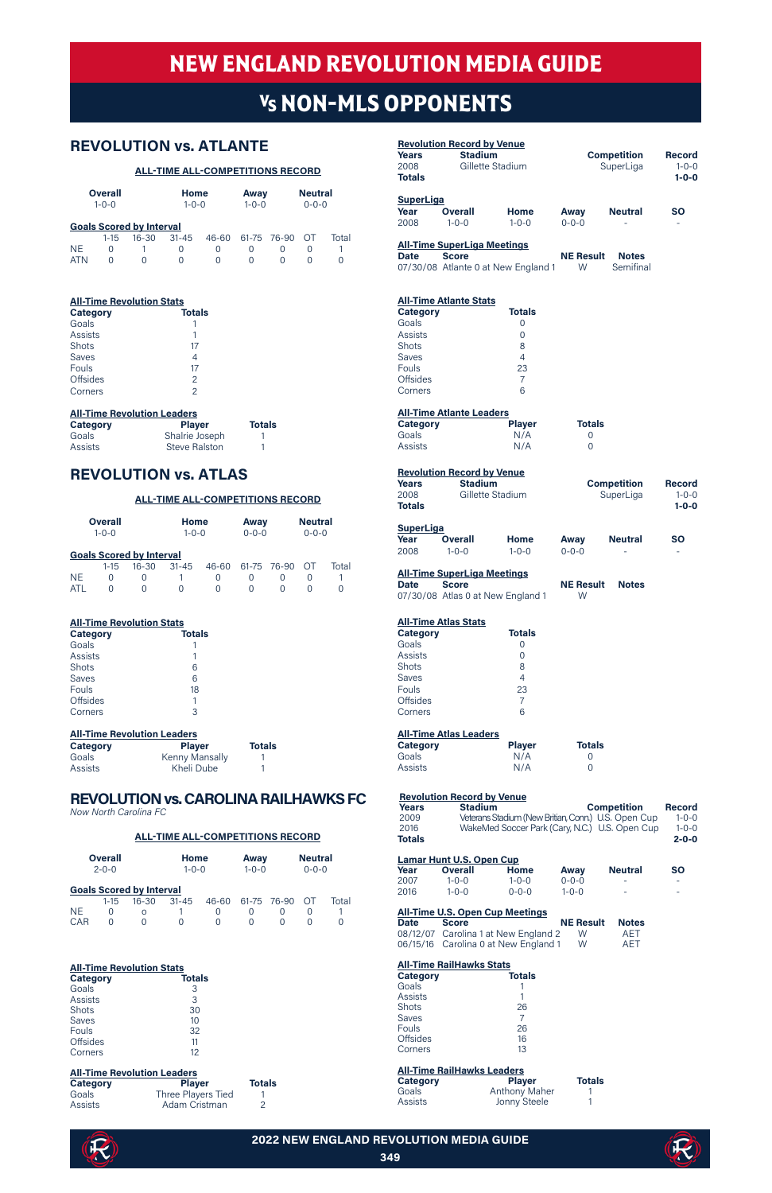# NEW ENGLAND REVOLUTION MEDIA GUIDE

## Vs NON-MLS OPPONENTS

## REVOLUTION vs. ATLANTE

**ALL-TIME ALL-COMPETITIONS RECORD**

| Overall | Home | Away | Neutral |
|---|---|---|---|
| 1-0-0 | 1-0-0 | 1-0-0 | 0-0-0 |

**Goals Scored by Interval**

| | 1-15 | 16-30 | 31-45 | 46-60 | 61-75 | 76-90 | OT | Total |
|---|---|---|---|---|---|---|---|---|
| NE | 0 | 1 | 0 | 0 | 0 | 0 | 0 | 1 |
| ATN | 0 | 0 | 0 | 0 | 0 | 0 | 0 | 0 |

**All-Time Revolution Stats**

| Category | Totals |
|---|---|
| Goals | 1 |
| Assists | 1 |
| Shots | 17 |
| Saves | 4 |
| Fouls | 17 |
| Offsides | 2 |
| Corners | 2 |

**All-Time Revolution Leaders**

| Category | Player | Totals |
|---|---|---|
| Goals | Shalrie Joseph | 1 |
| Assists | Steve Ralston | 1 |

**Revolution Record by Venue**

| Years | Stadium | Competition | Record |
|---|---|---|---|
| 2008 | Gillette Stadium | SuperLiga | 1-0-0 |
| Totals | | | 1-0-0 |

**SuperLiga**

| Year | Overall | Home | Away | Neutral | SO |
|---|---|---|---|---|---|
| 2008 | 1-0-0 | 1-0-0 | 0-0-0 | - | - |

**All-Time SuperLiga Meetings**

| Date | Score | NE Result | Notes |
|---|---|---|---|
| 07/30/08 | Atlante 0 at New England 1 | W | Semifinal |

**All-Time Atlante Stats**

| Category | Totals |
|---|---|
| Goals | 0 |
| Assists | 0 |
| Shots | 8 |
| Saves | 4 |
| Fouls | 23 |
| Offsides | 7 |
| Corners | 6 |

**All-Time Atlante Leaders**

| Category | Player | Totals |
|---|---|---|
| Goals | N/A | 0 |
| Assists | N/A | 0 |

## REVOLUTION vs. ATLAS

**ALL-TIME ALL-COMPETITIONS RECORD**

| Overall | Home | Away | Neutral |
|---|---|---|---|
| 1-0-0 | 1-0-0 | 0-0-0 | 0-0-0 |

**Goals Scored by Interval**

| | 1-15 | 16-30 | 31-45 | 46-60 | 61-75 | 76-90 | OT | Total |
|---|---|---|---|---|---|---|---|---|
| NE | 0 | 0 | 1 | 0 | 0 | 0 | 0 | 1 |
| ATL | 0 | 0 | 0 | 0 | 0 | 0 | 0 | 0 |

**All-Time Revolution Stats**

| Category | Totals |
|---|---|
| Goals | 1 |
| Assists | 1 |
| Shots | 6 |
| Saves | 6 |
| Fouls | 18 |
| Offsides | 1 |
| Corners | 3 |

**All-Time Revolution Leaders**

| Category | Player | Totals |
|---|---|---|
| Goals | Kenny Mansally | 1 |
| Assists | Kheli Dube | 1 |

**Revolution Record by Venue**

| Years | Stadium | Competition | Record |
|---|---|---|---|
| 2008 | Gillette Stadium | SuperLiga | 1-0-0 |
| Totals | | | 1-0-0 |

**SuperLiga**

| Year | Overall | Home | Away | Neutral | SO |
|---|---|---|---|---|---|
| 2008 | 1-0-0 | 1-0-0 | 0-0-0 | - | - |

**All-Time SuperLiga Meetings**

| Date | Score | NE Result | Notes |
|---|---|---|---|
| 07/30/08 | Atlas 0 at New England 1 | W | |

**All-Time Atlas Stats**

| Category | Totals |
|---|---|
| Goals | 0 |
| Assists | 0 |
| Shots | 8 |
| Saves | 4 |
| Fouls | 23 |
| Offsides | 7 |
| Corners | 6 |

**All-Time Atlas Leaders**

| Category | Player | Totals |
|---|---|---|
| Goals | N/A | 0 |
| Assists | N/A | 0 |

## REVOLUTION vs. CAROLINA RAILHAWKS FC

*Now North Carolina FC*

**ALL-TIME ALL-COMPETITIONS RECORD**

| Overall | Home | Away | Neutral |
|---|---|---|---|
| 2-0-0 | 1-0-0 | 1-0-0 | 0-0-0 |

**Goals Scored by Interval**

| | 1-15 | 16-30 | 31-45 | 46-60 | 61-75 | 76-90 | OT | Total |
|---|---|---|---|---|---|---|---|---|
| NE | 0 | o | 1 | 0 | 0 | 0 | 0 | 1 |
| CAR | 0 | 0 | 0 | 0 | 0 | 0 | 0 | 0 |

**All-Time Revolution Stats**

| Category | Totals |
|---|---|
| Goals | 3 |
| Assists | 3 |
| Shots | 30 |
| Saves | 10 |
| Fouls | 32 |
| Offsides | 11 |
| Corners | 12 |

**All-Time Revolution Leaders**

| Category | Player | Totals |
|---|---|---|
| Goals | Three Players Tied | 1 |
| Assists | Adam Cristman | 2 |

**Revolution Record by Venue**

| Years | Stadium | Competition | Record |
|---|---|---|---|
| 2009 | Veterans Stadium (New Britian, Conn.) | U.S. Open Cup | 1-0-0 |
| 2016 | WakeMed Soccer Park (Cary, N.C.) | U.S. Open Cup | 1-0-0 |
| Totals | | | 2-0-0 |

**Lamar Hunt U.S. Open Cup**

| Year | Overall | Home | Away | Neutral | SO |
|---|---|---|---|---|---|
| 2007 | 1-0-0 | 1-0-0 | 0-0-0 | - | - |
| 2016 | 1-0-0 | 0-0-0 | 1-0-0 | - | - |

**All-Time U.S. Open Cup Meetings**

| Date | Score | NE Result | Notes |
|---|---|---|---|
| 08/12/07 | Carolina 1 at New England 2 | W | AET |
| 06/15/16 | Carolina 0 at New England 1 | W | AET |

**All-Time RailHawks Stats**

| Category | Totals |
|---|---|
| Goals | 1 |
| Assists | 1 |
| Shots | 26 |
| Saves | 7 |
| Fouls | 26 |
| Offsides | 16 |
| Corners | 13 |

**All-Time RailHawks Leaders**

| Category | Player | Totals |
|---|---|---|
| Goals | Anthony Maher | 1 |
| Assists | Jonny Steele | 1 |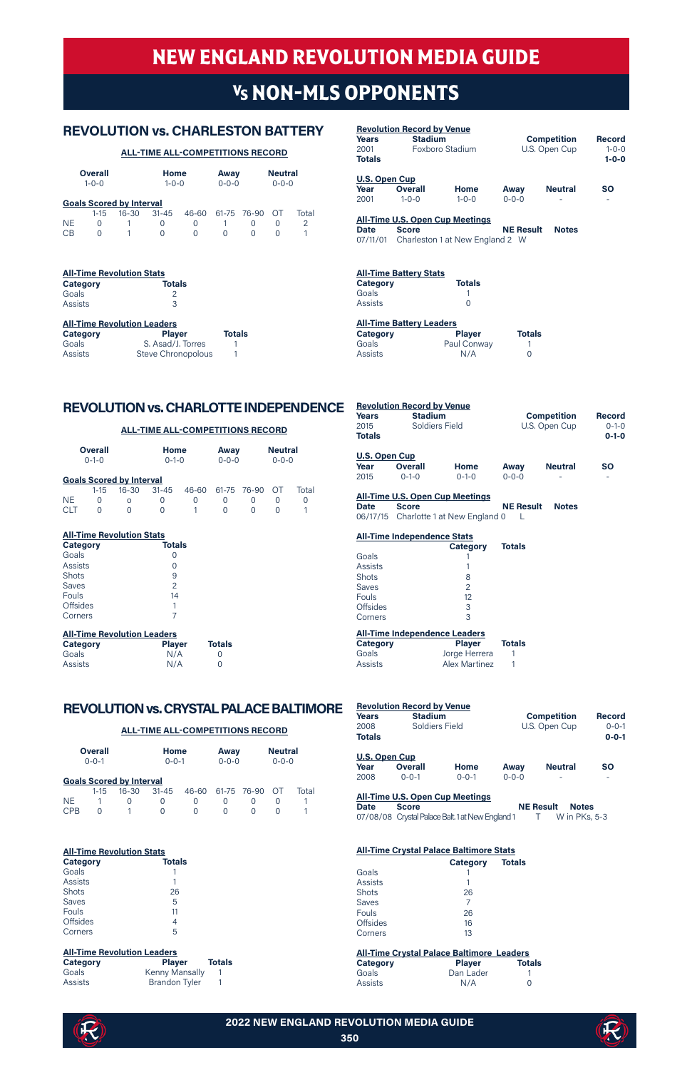# NEW ENGLAND REVOLUTION MEDIA GUIDE

## Vs NON-MLS OPPONENTS

## REVOLUTION vs. CHARLESTON BATTERY

**ALL-TIME ALL-COMPETITIONS RECORD**

| Overall | Home | Away | Neutral |
|---|---|---|---|
| 1-0-0 | 1-0-0 | 0-0-0 | 0-0-0 |

**Goals Scored by Interval**

| | 1-15 | 16-30 | 31-45 | 46-60 | 61-75 | 76-90 | OT | Total |
|---|---|---|---|---|---|---|---|---|
| NE | 0 | 1 | 0 | 0 | 1 | 0 | 0 | 2 |
| CB | 0 | 1 | 0 | 0 | 0 | 0 | 0 | 1 |

**All-Time Revolution Stats**

| Category | Totals |
|---|---|
| Goals | 2 |
| Assists | 3 |

**All-Time Revolution Leaders**

| Category | Player | Totals |
|---|---|---|
| Goals | S. Asad/J. Torres | 1 |
| Assists | Steve Chronopolous | 1 |

**Revolution Record by Venue**

| Years | Stadium | Competition | Record |
|---|---|---|---|
| 2001 | Foxboro Stadium | U.S. Open Cup | 1-0-0 |
| **Totals** | | | **1-0-0** |

**U.S. Open Cup**

| Year | Overall | Home | Away | Neutral | SO |
|---|---|---|---|---|---|
| 2001 | 1-0-0 | 1-0-0 | 0-0-0 | - | - |

**All-Time U.S. Open Cup Meetings**

| Date | Score | NE Result | Notes |
|---|---|---|---|
| 07/11/01 | Charleston 1 at New England 2 | W | |

**All-Time Battery Stats**

| Category | Totals |
|---|---|
| Goals | 1 |
| Assists | 0 |

**All-Time Battery Leaders**

| Category | Player | Totals |
|---|---|---|
| Goals | Paul Conway | 1 |
| Assists | N/A | 0 |

## REVOLUTION vs. CHARLOTTE INDEPENDENCE

**ALL-TIME ALL-COMPETITIONS RECORD**

| Overall | Home | Away | Neutral |
|---|---|---|---|
| 0-1-0 | 0-1-0 | 0-0-0 | 0-0-0 |

**Goals Scored by Interval**

| | 1-15 | 16-30 | 31-45 | 46-60 | 61-75 | 76-90 | OT | Total |
|---|---|---|---|---|---|---|---|---|
| NE | 0 | o | 0 | 0 | 0 | 0 | 0 | 0 |
| CLT | 0 | 0 | 0 | 1 | 0 | 0 | 0 | 1 |

**All-Time Revolution Stats**

| Category | Totals |
|---|---|
| Goals | 0 |
| Assists | 0 |
| Shots | 9 |
| Saves | 2 |
| Fouls | 14 |
| Offsides | 1 |
| Corners | 7 |

**All-Time Revolution Leaders**

| Category | Player | Totals |
|---|---|---|
| Goals | N/A | 0 |
| Assists | N/A | 0 |

**Revolution Record by Venue**

| Years | Stadium | Competition | Record |
|---|---|---|---|
| 2015 | Soldiers Field | U.S. Open Cup | 0-1-0 |
| **Totals** | | | **0-1-0** |

**U.S. Open Cup**

| Year | Overall | Home | Away | Neutral | SO |
|---|---|---|---|---|---|
| 2015 | 0-1-0 | 0-1-0 | 0-0-0 | - | - |

**All-Time U.S. Open Cup Meetings**

| Date | Score | NE Result | Notes |
|---|---|---|---|
| 06/17/15 | Charlotte 1 at New England 0 | L | |

**All-Time Independence Stats**

| | Category | Totals |
|---|---|---|
| Goals | 1 | |
| Assists | 1 | |
| Shots | 8 | |
| Saves | 2 | |
| Fouls | 12 | |
| Offsides | 3 | |
| Corners | 3 | |

**All-Time Independence Leaders**

| Category | Player | Totals |
|---|---|---|
| Goals | Jorge Herrera | 1 |
| Assists | Alex Martinez | 1 |

## REVOLUTION vs. CRYSTAL PALACE BALTIMORE

**ALL-TIME ALL-COMPETITIONS RECORD**

| Overall | Home | Away | Neutral |
|---|---|---|---|
| 0-0-1 | 0-0-1 | 0-0-0 | 0-0-0 |

**Goals Scored by Interval**

| | 1-15 | 16-30 | 31-45 | 46-60 | 61-75 | 76-90 | OT | Total |
|---|---|---|---|---|---|---|---|---|
| NE | 1 | 0 | 0 | 0 | 0 | 0 | 0 | 1 |
| CPB | 0 | 1 | 0 | 0 | 0 | 0 | 0 | 1 |

**All-Time Revolution Stats**

| Category | Totals |
|---|---|
| Goals | 1 |
| Assists | 1 |
| Shots | 26 |
| Saves | 5 |
| Fouls | 11 |
| Offsides | 4 |
| Corners | 5 |

**All-Time Revolution Leaders**

| Category | Player | Totals |
|---|---|---|
| Goals | Kenny Mansally | 1 |
| Assists | Brandon Tyler | 1 |

**Revolution Record by Venue**

| Years | Stadium | Competition | Record |
|---|---|---|---|
| 2008 | Soldiers Field | U.S. Open Cup | 0-0-1 |
| **Totals** | | | **0-0-1** |

**U.S. Open Cup**

| Year | Overall | Home | Away | Neutral | SO |
|---|---|---|---|---|---|
| 2008 | 0-0-1 | 0-0-1 | 0-0-0 | - | - |

**All-Time U.S. Open Cup Meetings**

| Date | Score | NE Result | Notes |
|---|---|---|---|
| 07/08/08 | Crystal Palace Balt. 1 at New England 1 | T | W in PKs, 5-3 |

**All-Time Crystal Palace Baltimore Stats**

| | Category | Totals |
|---|---|---|
| Goals | 1 | |
| Assists | 1 | |
| Shots | 26 | |
| Saves | 7 | |
| Fouls | 26 | |
| Offsides | 16 | |
| Corners | 13 | |

**All-Time Crystal Palace Baltimore Leaders**

| Category | Player | Totals |
|---|---|---|
| Goals | Dan Lader | 1 |
| Assists | N/A | 0 |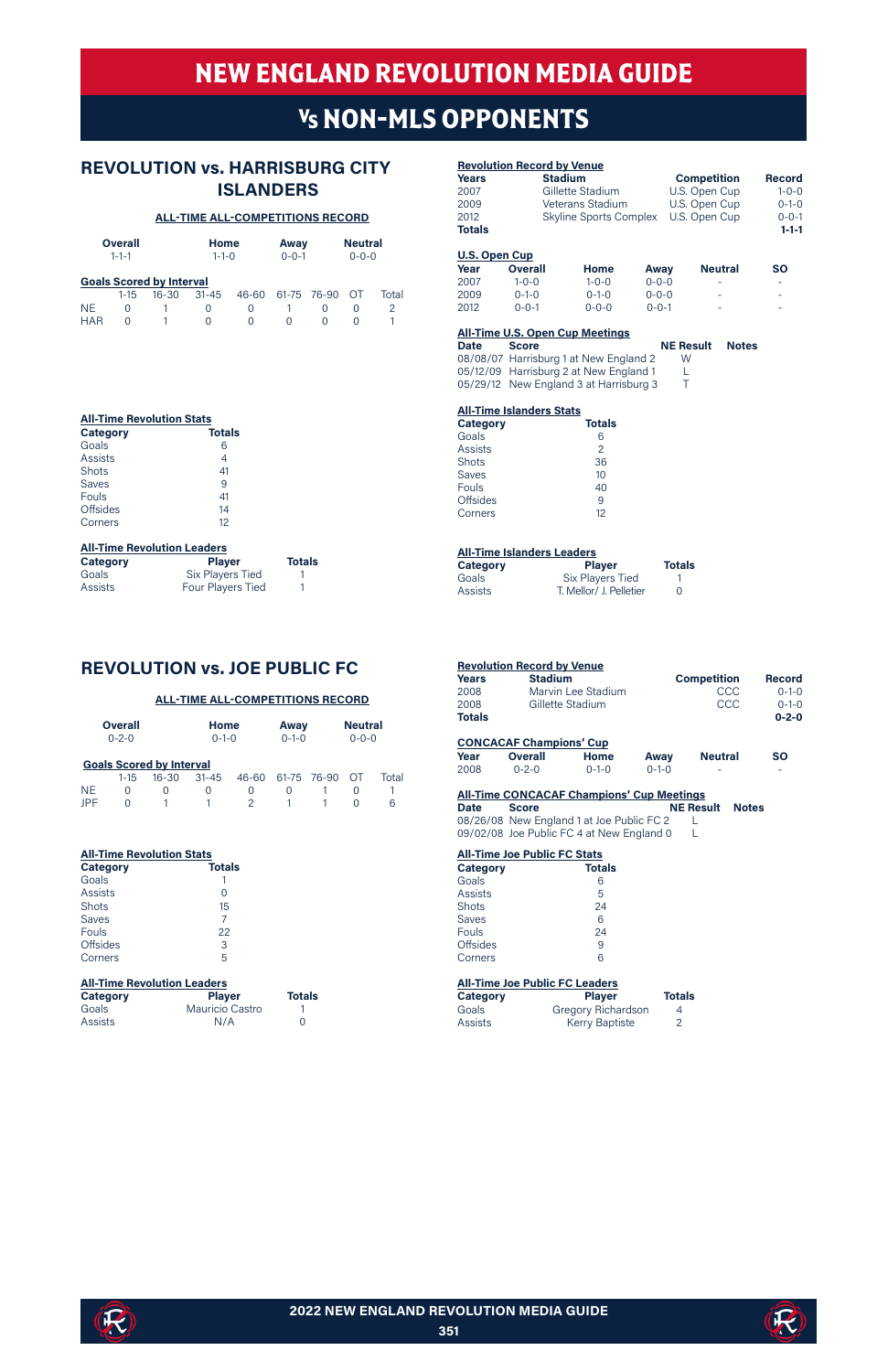# NEW ENGLAND REVOLUTION MEDIA GUIDE

# Vs NON-MLS OPPONENTS

## REVOLUTION vs. HARRISBURG CITY ISLANDERS

**ALL-TIME ALL-COMPETITIONS RECORD**

| Overall | Home | Away | Neutral |
|---|---|---|---|
| 1-1-1 | 1-1-0 | 0-0-1 | 0-0-0 |

**Goals Scored by Interval**

| | 1-15 | 16-30 | 31-45 | 46-60 | 61-75 | 76-90 | OT | Total |
|---|---|---|---|---|---|---|---|---|
| NE | 0 | 1 | 0 | 0 | 1 | 0 | 0 | 2 |
| HAR | 0 | 1 | 0 | 0 | 0 | 0 | 0 | 1 |

**All-Time Revolution Stats**

| Category | Totals |
|---|---|
| Goals | 6 |
| Assists | 4 |
| Shots | 41 |
| Saves | 9 |
| Fouls | 41 |
| Offsides | 14 |
| Corners | 12 |

**All-Time Revolution Leaders**

| Category | Player | Totals |
|---|---|---|
| Goals | Six Players Tied | 1 |
| Assists | Four Players Tied | 1 |

**Revolution Record by Venue**

| Years | Stadium | Competition | Record |
|---|---|---|---|
| 2007 | Gillette Stadium | U.S. Open Cup | 1-0-0 |
| 2009 | Veterans Stadium | U.S. Open Cup | 0-1-0 |
| 2012 | Skyline Sports Complex | U.S. Open Cup | 0-0-1 |
| **Totals** | | | **1-1-1** |

**U.S. Open Cup**

| Year | Overall | Home | Away | Neutral | SO |
|---|---|---|---|---|---|
| 2007 | 1-0-0 | 1-0-0 | 0-0-0 | - | - |
| 2009 | 0-1-0 | 0-1-0 | 0-0-0 | - | - |
| 2012 | 0-0-1 | 0-0-0 | 0-0-1 | - | - |

**All-Time U.S. Open Cup Meetings**

| Date | Score | NE Result | Notes |
|---|---|---|---|
| 08/08/07 | Harrisburg 1 at New England 2 | W | |
| 05/12/09 | Harrisburg 2 at New England 1 | L | |
| 05/29/12 | New England 3 at Harrisburg 3 | T | |

**All-Time Islanders Stats**

| Category | Totals |
|---|---|
| Goals | 6 |
| Assists | 2 |
| Shots | 36 |
| Saves | 10 |
| Fouls | 40 |
| Offsides | 9 |
| Corners | 12 |

**All-Time Islanders Leaders**

| Category | Player | Totals |
|---|---|---|
| Goals | Six Players Tied | 1 |
| Assists | T. Mellor/ J. Pelletier | 0 |

## REVOLUTION vs. JOE PUBLIC FC

**ALL-TIME ALL-COMPETITIONS RECORD**

| Overall | Home | Away | Neutral |
|---|---|---|---|
| 0-2-0 | 0-1-0 | 0-1-0 | 0-0-0 |

**Goals Scored by Interval**

| | 1-15 | 16-30 | 31-45 | 46-60 | 61-75 | 76-90 | OT | Total |
|---|---|---|---|---|---|---|---|---|
| NE | 0 | 0 | 0 | 0 | 0 | 1 | 0 | 1 |
| JPF | 0 | 1 | 1 | 2 | 1 | 1 | 0 | 6 |

**All-Time Revolution Stats**

| Category | Totals |
|---|---|
| Goals | 1 |
| Assists | 0 |
| Shots | 15 |
| Saves | 7 |
| Fouls | 22 |
| Offsides | 3 |
| Corners | 5 |

**All-Time Revolution Leaders**

| Category | Player | Totals |
|---|---|---|
| Goals | Mauricio Castro | 1 |
| Assists | N/A | 0 |

**Revolution Record by Venue**

| Years | Stadium | Competition | Record |
|---|---|---|---|
| 2008 | Marvin Lee Stadium | CCC | 0-1-0 |
| 2008 | Gillette Stadium | CCC | 0-1-0 |
| **Totals** | | | **0-2-0** |

**CONCACAF Champions' Cup**

| Year | Overall | Home | Away | Neutral | SO |
|---|---|---|---|---|---|
| 2008 | 0-2-0 | 0-1-0 | 0-1-0 | - | - |

**All-Time CONCACAF Champions' Cup Meetings**

| Date | Score | NE Result | Notes |
|---|---|---|---|
| 08/26/08 | New England 1 at Joe Public FC 2 | L | |
| 09/02/08 | Joe Public FC 4 at New England 0 | L | |

**All-Time Joe Public FC Stats**

| Category | Totals |
|---|---|
| Goals | 6 |
| Assists | 5 |
| Shots | 24 |
| Saves | 6 |
| Fouls | 24 |
| Offsides | 9 |
| Corners | 6 |

**All-Time Joe Public FC Leaders**

| Category | Player | Totals |
|---|---|---|
| Goals | Gregory Richardson | 4 |
| Assists | Kerry Baptiste | 2 |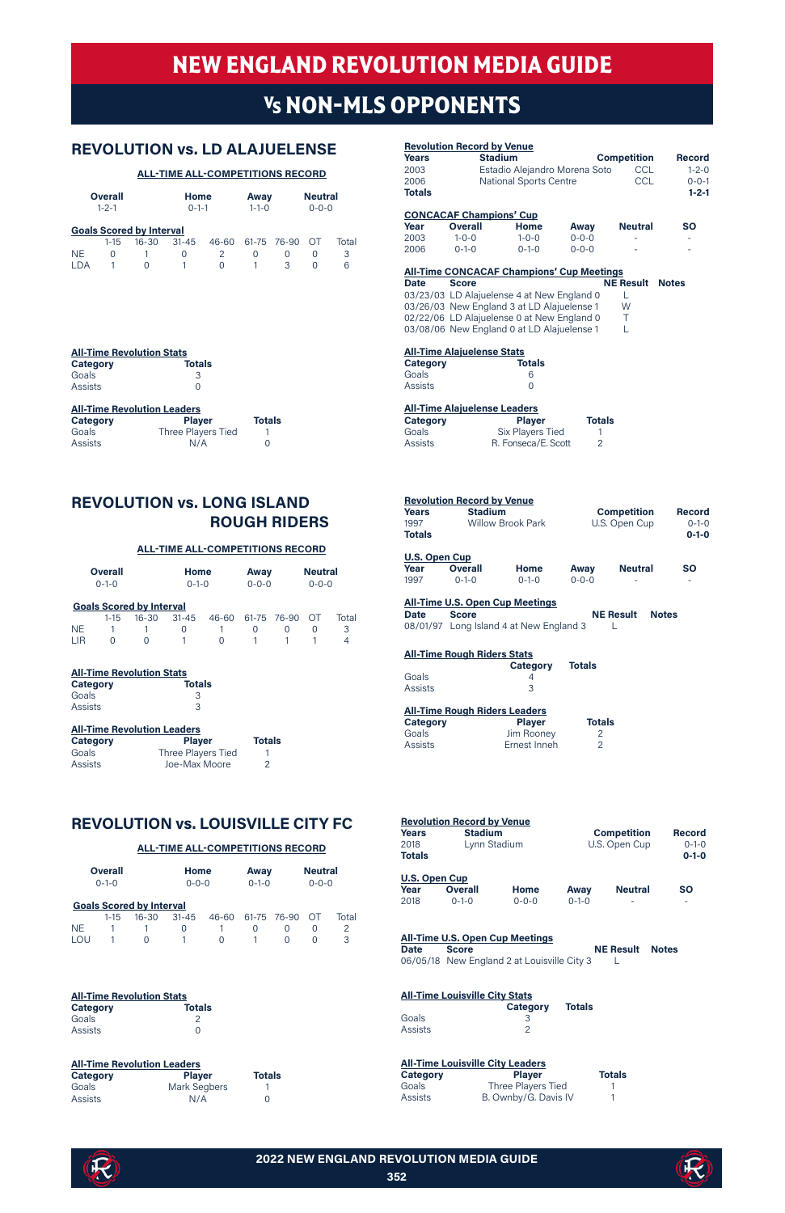# NEW ENGLAND REVOLUTION MEDIA GUIDE

## Vs NON-MLS OPPONENTS

### REVOLUTION vs. LD ALAJUELENSE

**ALL-TIME ALL-COMPETITIONS RECORD**

| Overall | Home | Away | Neutral |
|---|---|---|---|
| 1-2-1 | 0-1-1 | 1-1-0 | 0-0-0 |

**Goals Scored by Interval**

| | 1-15 | 16-30 | 31-45 | 46-60 | 61-75 | 76-90 | OT | Total |
|---|---|---|---|---|---|---|---|---|
| NE | 0 | 1 | 0 | 2 | 0 | 0 | 0 | 3 |
| LDA | 1 | 0 | 1 | 0 | 1 | 3 | 0 | 6 |

**All-Time Revolution Stats**

| Category | Totals |
|---|---|
| Goals | 3 |
| Assists | 0 |

**All-Time Revolution Leaders**

| Category | Player | Totals |
|---|---|---|
| Goals | Three Players Tied | 1 |
| Assists | N/A | 0 |

**Revolution Record by Venue**

| Years | Stadium | Competition | Record |
|---|---|---|---|
| 2003 | Estadio Alejandro Morena Soto | CCL | 1-2-0 |
| 2006 | National Sports Centre | CCL | 0-0-1 |
| **Totals** | | | **1-2-1** |

**CONCACAF Champions' Cup**

| Year | Overall | Home | Away | Neutral | SO |
|---|---|---|---|---|---|
| 2003 | 1-0-0 | 1-0-0 | 0-0-0 | - | - |
| 2006 | 0-1-0 | 0-1-0 | 0-0-0 | - | - |

**All-Time CONCACAF Champions' Cup Meetings**

| Date | Score | NE Result | Notes |
|---|---|---|---|
| 03/23/03 | LD Alajuelense 4 at New England 0 | L | |
| 03/26/03 | New England 3 at LD Alajuelense 1 | W | |
| 02/22/06 | LD Alajuelense 0 at New England 0 | T | |
| 03/08/06 | New England 0 at LD Alajuelense 1 | L | |

**All-Time Alajuelense Stats**

| Category | Totals |
|---|---|
| Goals | 6 |
| Assists | 0 |

**All-Time Alajuelense Leaders**

| Category | Player | Totals |
|---|---|---|
| Goals | Six Players Tied | 1 |
| Assists | R. Fonseca/E. Scott | 2 |

### REVOLUTION vs. LONG ISLAND ROUGH RIDERS

**ALL-TIME ALL-COMPETITIONS RECORD**

| Overall | Home | Away | Neutral |
|---|---|---|---|
| 0-1-0 | 0-1-0 | 0-0-0 | 0-0-0 |

**Goals Scored by Interval**

| | 1-15 | 16-30 | 31-45 | 46-60 | 61-75 | 76-90 | OT | Total |
|---|---|---|---|---|---|---|---|---|
| NE | 1 | 1 | 0 | 1 | 0 | 0 | 0 | 3 |
| LIR | 0 | 0 | 1 | 0 | 1 | 1 | 1 | 4 |

**All-Time Revolution Stats**

| Category | Totals |
|---|---|
| Goals | 3 |
| Assists | 3 |

**All-Time Revolution Leaders**

| Category | Player | Totals |
|---|---|---|
| Goals | Three Players Tied | 1 |
| Assists | Joe-Max Moore | 2 |

**Revolution Record by Venue**

| Years | Stadium | Competition | Record |
|---|---|---|---|
| 1997 | Willow Brook Park | U.S. Open Cup | 0-1-0 |
| **Totals** | | | **0-1-0** |

**U.S. Open Cup**

| Year | Overall | Home | Away | Neutral | SO |
|---|---|---|---|---|---|
| 1997 | 0-1-0 | 0-1-0 | 0-0-0 | - | - |

**All-Time U.S. Open Cup Meetings**

| Date | Score | NE Result | Notes |
|---|---|---|---|
| 08/01/97 | Long Island 4 at New England 3 | L | |

**All-Time Rough Riders Stats**

| Category | Totals |
|---|---|
| Goals | 4 |
| Assists | 3 |

**All-Time Rough Riders Leaders**

| Category | Player | Totals |
|---|---|---|
| Goals | Jim Rooney | 2 |
| Assists | Ernest Inneh | 2 |

### REVOLUTION vs. LOUISVILLE CITY FC

**ALL-TIME ALL-COMPETITIONS RECORD**

| Overall | Home | Away | Neutral |
|---|---|---|---|
| 0-1-0 | 0-0-0 | 0-1-0 | 0-0-0 |

**Goals Scored by Interval**

| | 1-15 | 16-30 | 31-45 | 46-60 | 61-75 | 76-90 | OT | Total |
|---|---|---|---|---|---|---|---|---|
| NE | 1 | 1 | 0 | 1 | 0 | 0 | 0 | 2 |
| LOU | 1 | 0 | 1 | 0 | 1 | 0 | 0 | 3 |

**All-Time Revolution Stats**

| Category | Totals |
|---|---|
| Goals | 2 |
| Assists | 0 |

**All-Time Revolution Leaders**

| Category | Player | Totals |
|---|---|---|
| Goals | Mark Segbers | 1 |
| Assists | N/A | 0 |

**Revolution Record by Venue**

| Years | Stadium | Competition | Record |
|---|---|---|---|
| 2018 | Lynn Stadium | U.S. Open Cup | 0-1-0 |
| **Totals** | | | **0-1-0** |

**U.S. Open Cup**

| Year | Overall | Home | Away | Neutral | SO |
|---|---|---|---|---|---|
| 2018 | 0-1-0 | 0-0-0 | 0-1-0 | - | - |

**All-Time U.S. Open Cup Meetings**

| Date | Score | NE Result | Notes |
|---|---|---|---|
| 06/05/18 | New England 2 at Louisville City 3 | L | |

**All-Time Louisville City Stats**

| Category | Totals |
|---|---|
| Goals | 3 |
| Assists | 2 |

**All-Time Louisville City Leaders**

| Category | Player | Totals |
|---|---|---|
| Goals | Three Players Tied | 1 |
| Assists | B. Ownby/G. Davis IV | 1 |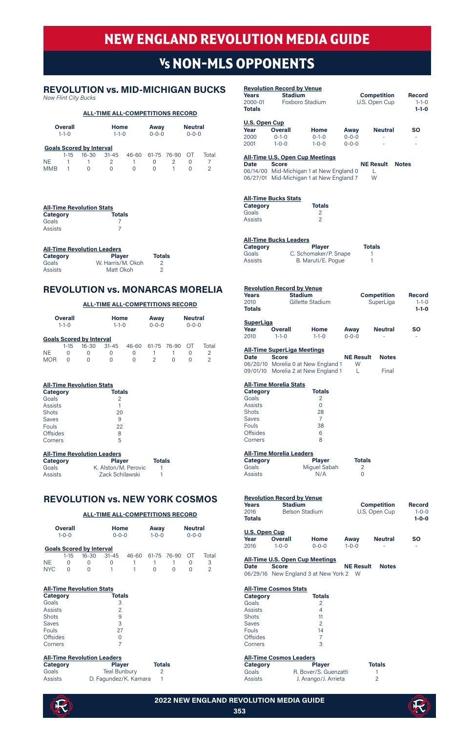# NEW ENGLAND REVOLUTION MEDIA GUIDE

## Vs NON-MLS OPPONENTS

## REVOLUTION vs. MID-MICHIGAN BUCKS

*Now Flint City Bucks*

**ALL-TIME ALL-COMPETITIONS RECORD**

| Overall | Home | Away | Neutral |
|---|---|---|---|
| 1-1-0 | 1-1-0 | 0-0-0 | 0-0-0 |

**Goals Scored by Interval**

| | 1-15 | 16-30 | 31-45 | 46-60 | 61-75 | 76-90 | OT | Total |
|---|---|---|---|---|---|---|---|---|
| NE | 1 | 1 | 2 | 1 | 0 | 2 | 0 | 7 |
| MMB | 1 | 0 | 0 | 0 | 0 | 1 | 0 | 2 |

**Revolution Record by Venue**

| Years | Stadium | Competition | Record |
|---|---|---|---|
| 2000-01 | Foxboro Stadium | U.S. Open Cup | 1-1-0 |
| **Totals** | | | **1-1-0** |

**U.S. Open Cup**

| Year | Overall | Home | Away | Neutral | SO |
|---|---|---|---|---|---|
| 2000 | 0-1-0 | 0-1-0 | 0-0-0 | - | - |
| 2001 | 1-0-0 | 1-0-0 | 0-0-0 | - | - |

**All-Time U.S. Open Cup Meetings**

| Date | Score | NE Result | Notes |
|---|---|---|---|
| 06/14/00 | Mid-Michigan 1 at New England 0 | L | |
| 06/27/01 | Mid-Michigan 1 at New England 7 | W | |

**All-Time Revolution Stats**

| Category | Totals |
|---|---|
| Goals | 7 |
| Assists | 7 |

**All-Time Bucks Stats**

| Category | Totals |
|---|---|
| Goals | 2 |
| Assists | 2 |

**All-Time Revolution Leaders**

| Category | Player | Totals |
|---|---|---|
| Goals | W. Harris/M. Okoh | 2 |
| Assists | Matt Okoh | 2 |

**All-Time Bucks Leaders**

| Category | Player | Totals |
|---|---|---|
| Goals | C. Schomaker/P. Snape | 1 |
| Assists | B. Maruti/E. Pogue | 1 |

## REVOLUTION vs. MONARCAS MORELIA

**ALL-TIME ALL-COMPETITIONS RECORD**

| Overall | Home | Away | Neutral |
|---|---|---|---|
| 1-1-0 | 1-1-0 | 0-0-0 | 0-0-0 |

**Goals Scored by Interval**

| | 1-15 | 16-30 | 31-45 | 46-60 | 61-75 | 76-90 | OT | Total |
|---|---|---|---|---|---|---|---|---|
| NE | 0 | 0 | 0 | 0 | 1 | 1 | 0 | 2 |
| MOR | 0 | 0 | 0 | 0 | 2 | 0 | 0 | 2 |

**Revolution Record by Venue**

| Years | Stadium | Competition | Record |
|---|---|---|---|
| 2010 | Gillette Stadium | SuperLiga | 1-1-0 |
| **Totals** | | | **1-1-0** |

**SuperLiga**

| Year | Overall | Home | Away | Neutral | SO |
|---|---|---|---|---|---|
| 2010 | 1-1-0 | 1-1-0 | 0-0-0 | - | - |

**All-Time SuperLiga Meetings**

| Date | Score | NE Result | Notes |
|---|---|---|---|
| 06/20/10 | Morelia 0 at New England 1 | W | |
| 09/01/10 | Morelia 2 at New England 1 | L | Final |

**All-Time Revolution Stats**

| Category | Totals |
|---|---|
| Goals | 2 |
| Assists | 1 |
| Shots | 20 |
| Saves | 9 |
| Fouls | 22 |
| Offsides | 8 |
| Corners | 5 |

**All-Time Morelia Stats**

| Category | Totals |
|---|---|
| Goals | 2 |
| Assists | 0 |
| Shots | 28 |
| Saves | 7 |
| Fouls | 38 |
| Offsides | 6 |
| Corners | 8 |

**All-Time Revolution Leaders**

| Category | Player | Totals |
|---|---|---|
| Goals | K. Alston/M. Perovic | 1 |
| Assists | Zack Schilawski | 1 |

**All-Time Morelia Leaders**

| Category | Player | Totals |
|---|---|---|
| Goals | Miguel Sabah | 2 |
| Assists | N/A | 0 |

## REVOLUTION vs. NEW YORK COSMOS

**ALL-TIME ALL-COMPETITIONS RECORD**

| Overall | Home | Away | Neutral |
|---|---|---|---|
| 1-0-0 | 0-0-0 | 1-0-0 | 0-0-0 |

**Goals Scored by Interval**

| | 1-15 | 16-30 | 31-45 | 46-60 | 61-75 | 76-90 | OT | Total |
|---|---|---|---|---|---|---|---|---|
| NE | 0 | 0 | 0 | 1 | 1 | 1 | 0 | 3 |
| NYC | 0 | 0 | 1 | 1 | 0 | 0 | 0 | 2 |

**Revolution Record by Venue**

| Years | Stadium | Competition | Record |
|---|---|---|---|
| 2016 | Belson Stadium | U.S. Open Cup | 1-0-0 |
| **Totals** | | | **1-0-0** |

**U.S. Open Cup**

| Year | Overall | Home | Away | Neutral | SO |
|---|---|---|---|---|---|
| 2016 | 1-0-0 | 0-0-0 | 1-0-0 | - | - |

**All-Time U.S. Open Cup Meetings**

| Date | Score | NE Result | Notes |
|---|---|---|---|
| 06/29/16 | New England 3 at New York 2 | W | |

**All-Time Revolution Stats**

| Category | Totals |
|---|---|
| Goals | 3 |
| Assists | 2 |
| Shots | 9 |
| Saves | 3 |
| Fouls | 27 |
| Offsides | 0 |
| Corners | 7 |

**All-Time Cosmos Stats**

| Category | Totals |
|---|---|
| Goals | 2 |
| Assists | 4 |
| Shots | 11 |
| Saves | 2 |
| Fouls | 14 |
| Offsides | 7 |
| Corners | 3 |

**All-Time Revolution Leaders**

| Category | Player | Totals |
|---|---|---|
| Goals | Teal Bunbury | 2 |
| Assists | D. Fagundez/K. Kamara | 1 |

**All-Time Cosmos Leaders**

| Category | Player | Totals |
|---|---|---|
| Goals | R. Bover/S. Guenzatti | 1 |
| Assists | J. Arango/J. Arrieta | 2 |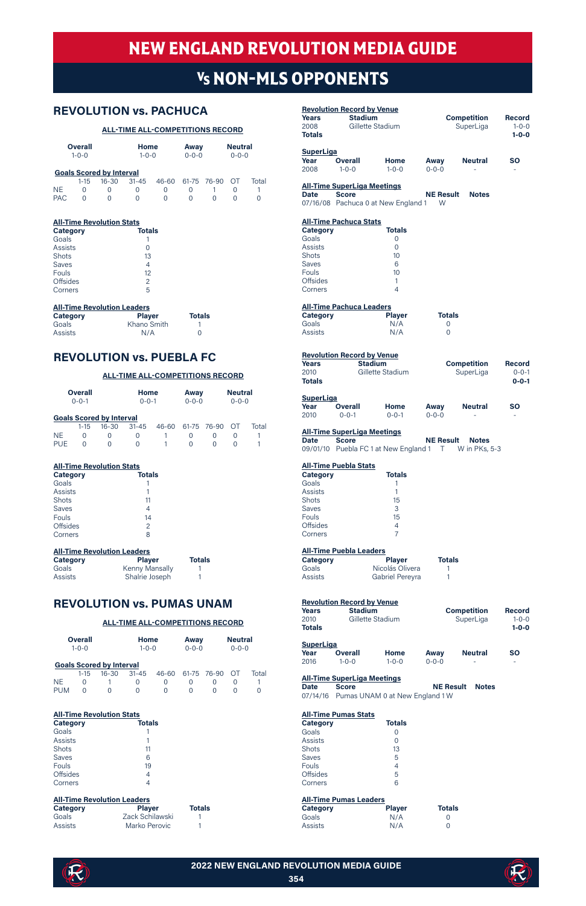# NEW ENGLAND REVOLUTION MEDIA GUIDE

## Vs NON-MLS OPPONENTS

## REVOLUTION vs. PACHUCA

**ALL-TIME ALL-COMPETITIONS RECORD**

| Overall | Home | Away | Neutral |
|---|---|---|---|
| 1-0-0 | 1-0-0 | 0-0-0 | 0-0-0 |

**Goals Scored by Interval**

| | 1-15 | 16-30 | 31-45 | 46-60 | 61-75 | 76-90 | OT | Total |
|---|---|---|---|---|---|---|---|---|
| NE | 0 | 0 | 0 | 0 | 0 | 1 | 0 | 1 |
| PAC | 0 | 0 | 0 | 0 | 0 | 0 | 0 | 0 |

**All-Time Revolution Stats**

| Category | Totals |
|---|---|
| Goals | 1 |
| Assists | 0 |
| Shots | 13 |
| Saves | 4 |
| Fouls | 12 |
| Offsides | 2 |
| Corners | 5 |

**All-Time Revolution Leaders**

| Category | Player | Totals |
|---|---|---|
| Goals | Khano Smith | 1 |
| Assists | N/A | 0 |

**Revolution Record by Venue**

| Years | Stadium | Competition | Record |
|---|---|---|---|
| 2008 | Gillette Stadium | SuperLiga | 1-0-0 |
| **Totals** | | | **1-0-0** |

**SuperLiga**

| Year | Overall | Home | Away | Neutral | SO |
|---|---|---|---|---|---|
| 2008 | 1-0-0 | 1-0-0 | 0-0-0 | - | - |

**All-Time SuperLiga Meetings**

| Date | Score | NE Result | Notes |
|---|---|---|---|
| 07/16/08 | Pachuca 0 at New England 1 | W | |

**All-Time Pachuca Stats**

| Category | Totals |
|---|---|
| Goals | 0 |
| Assists | 0 |
| Shots | 10 |
| Saves | 6 |
| Fouls | 10 |
| Offsides | 1 |
| Corners | 4 |

**All-Time Pachuca Leaders**

| Category | Player | Totals |
|---|---|---|
| Goals | N/A | 0 |
| Assists | N/A | 0 |

## REVOLUTION vs. PUEBLA FC

**ALL-TIME ALL-COMPETITIONS RECORD**

| Overall | Home | Away | Neutral |
|---|---|---|---|
| 0-0-1 | 0-0-1 | 0-0-0 | 0-0-0 |

**Goals Scored by Interval**

| | 1-15 | 16-30 | 31-45 | 46-60 | 61-75 | 76-90 | OT | Total |
|---|---|---|---|---|---|---|---|---|
| NE | 0 | 0 | 0 | 1 | 0 | 0 | 0 | 1 |
| PUE | 0 | 0 | 0 | 1 | 0 | 0 | 0 | 1 |

**All-Time Revolution Stats**

| Category | Totals |
|---|---|
| Goals | 1 |
| Assists | 1 |
| Shots | 11 |
| Saves | 4 |
| Fouls | 14 |
| Offsides | 2 |
| Corners | 8 |

**All-Time Revolution Leaders**

| Category | Player | Totals |
|---|---|---|
| Goals | Kenny Mansally | 1 |
| Assists | Shalrie Joseph | 1 |

**Revolution Record by Venue**

| Years | Stadium | Competition | Record |
|---|---|---|---|
| 2010 | Gillette Stadium | SuperLiga | 0-0-1 |
| **Totals** | | | **0-0-1** |

**SuperLiga**

| Year | Overall | Home | Away | Neutral | SO |
|---|---|---|---|---|---|
| 2010 | 0-0-1 | 0-0-1 | 0-0-0 | - | - |

**All-Time SuperLiga Meetings**

| Date | Score | NE Result | Notes |
|---|---|---|---|
| 09/01/10 | Puebla FC 1 at New England 1 | T | W in PKs, 5-3 |

**All-Time Puebla Stats**

| Category | Totals |
|---|---|
| Goals | 1 |
| Assists | 1 |
| Shots | 15 |
| Saves | 3 |
| Fouls | 15 |
| Offsides | 4 |
| Corners | 7 |

**All-Time Puebla Leaders**

| Category | Player | Totals |
|---|---|---|
| Goals | Nicolás Olivera | 1 |
| Assists | Gabriel Pereyra | 1 |

## REVOLUTION vs. PUMAS UNAM

**ALL-TIME ALL-COMPETITIONS RECORD**

| Overall | Home | Away | Neutral |
|---|---|---|---|
| 1-0-0 | 1-0-0 | 0-0-0 | 0-0-0 |

**Goals Scored by Interval**

| | 1-15 | 16-30 | 31-45 | 46-60 | 61-75 | 76-90 | OT | Total |
|---|---|---|---|---|---|---|---|---|
| NE | 0 | 1 | 0 | 0 | 0 | 0 | 0 | 1 |
| PUM | 0 | 0 | 0 | 0 | 0 | 0 | 0 | 0 |

**All-Time Revolution Stats**

| Category | Totals |
|---|---|
| Goals | 1 |
| Assists | 1 |
| Shots | 11 |
| Saves | 6 |
| Fouls | 19 |
| Offsides | 4 |
| Corners | 4 |

**All-Time Revolution Leaders**

| Category | Player | Totals |
|---|---|---|
| Goals | Zack Schilawski | 1 |
| Assists | Marko Perovic | 1 |

**Revolution Record by Venue**

| Years | Stadium | Competition | Record |
|---|---|---|---|
| 2010 | Gillette Stadium | SuperLiga | 1-0-0 |
| **Totals** | | | **1-0-0** |

**SuperLiga**

| Year | Overall | Home | Away | Neutral | SO |
|---|---|---|---|---|---|
| 2016 | 1-0-0 | 1-0-0 | 0-0-0 | - | - |

**All-Time SuperLiga Meetings**

| Date | Score | NE Result | Notes |
|---|---|---|---|
| 07/14/16 | Pumas UNAM 0 at New England 1 | W | |

**All-Time Pumas Stats**

| Category | Totals |
|---|---|
| Goals | 0 |
| Assists | 0 |
| Shots | 13 |
| Saves | 5 |
| Fouls | 4 |
| Offsides | 5 |
| Corners | 6 |

**All-Time Pumas Leaders**

| Category | Player | Totals |
|---|---|---|
| Goals | N/A | 0 |
| Assists | N/A | 0 |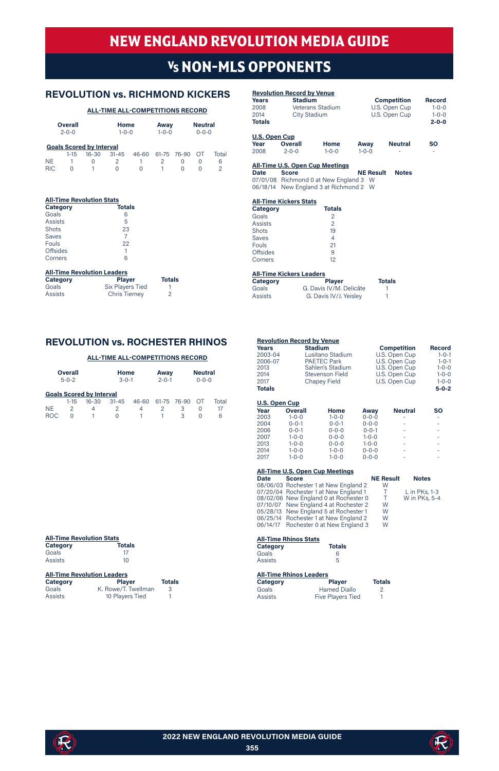# NEW ENGLAND REVOLUTION MEDIA GUIDE

## Vs NON-MLS OPPONENTS

## REVOLUTION vs. RICHMOND KICKERS

**ALL-TIME ALL-COMPETITIONS RECORD**

| Overall | Home | Away | Neutral |
|---|---|---|---|
| 2-0-0 | 1-0-0 | 1-0-0 | 0-0-0 |

**Goals Scored by Interval**

| | 1-15 | 16-30 | 31-45 | 46-60 | 61-75 | 76-90 | OT | Total |
|---|---|---|---|---|---|---|---|---|
| NE | 1 | 0 | 2 | 1 | 2 | 0 | 0 | 6 |
| RIC | 0 | 1 | 0 | 0 | 1 | 0 | 0 | 2 |

**All-Time Revolution Stats**

| Category | Totals |
|---|---|
| Goals | 6 |
| Assists | 5 |
| Shots | 23 |
| Saves | 7 |
| Fouls | 22 |
| Offsides | 1 |
| Corners | 6 |

**All-Time Revolution Leaders**

| Category | Player | Totals |
|---|---|---|
| Goals | Six Players Tied | 1 |
| Assists | Chris Tierney | 2 |

**Revolution Record by Venue**

| Years | Stadium | Competition | Record |
|---|---|---|---|
| 2008 | Veterans Stadium | U.S. Open Cup | 1-0-0 |
| 2014 | City Stadium | U.S. Open Cup | 1-0-0 |
| **Totals** | | | **2-0-0** |

**U.S. Open Cup**

| Year | Overall | Home | Away | Neutral | SO |
|---|---|---|---|---|---|
| 2008 | 2-0-0 | 1-0-0 | 1-0-0 | - | - |

**All-Time U.S. Open Cup Meetings**

| Date | Score | NE Result | Notes |
|---|---|---|---|
| 07/01/08 | Richmond 0 at New England 3 | W | |
| 06/18/14 | New England 3 at Richmond 2 | W | |

**All-Time Kickers Stats**

| Category | Totals |
|---|---|
| Goals | 2 |
| Assists | 2 |
| Shots | 19 |
| Saves | 4 |
| Fouls | 21 |
| Offsides | 9 |
| Corners | 12 |

**All-Time Kickers Leaders**

| Category | Player | Totals |
|---|---|---|
| Goals | G. Davis IV/M. Delicâte | 1 |
| Assists | G. Davis IV/J. Yeisley | 1 |

## REVOLUTION vs. ROCHESTER RHINOS

**ALL-TIME ALL-COMPETITIONS RECORD**

| Overall | Home | Away | Neutral |
|---|---|---|---|
| 5-0-2 | 3-0-1 | 2-0-1 | 0-0-0 |

**Goals Scored by Interval**

| | 1-15 | 16-30 | 31-45 | 46-60 | 61-75 | 76-90 | OT | Total |
|---|---|---|---|---|---|---|---|---|
| NE | 2 | 4 | 2 | 4 | 2 | 3 | 0 | 17 |
| ROC | 0 | 1 | 0 | 1 | 1 | 3 | 0 | 6 |

**All-Time Revolution Stats**

| Category | Totals |
|---|---|
| Goals | 17 |
| Assists | 10 |

**All-Time Revolution Leaders**

| Category | Player | Totals |
|---|---|---|
| Goals | K. Rowe/T. Twellman | 3 |
| Assists | 10 Players Tied | 1 |

**Revolution Record by Venue**

| Years | Stadium | Competition | Record |
|---|---|---|---|
| 2003-04 | Lusitano Stadium | U.S. Open Cup | 1-0-1 |
| 2006-07 | PAETEC Park | U.S. Open Cup | 1-0-1 |
| 2013 | Sahlen's Stadium | U.S. Open Cup | 1-0-0 |
| 2014 | Stevenson Field | U.S. Open Cup | 1-0-0 |
| 2017 | Chapey Field | U.S. Open Cup | 1-0-0 |
| **Totals** | | | **5-0-2** |

**U.S. Open Cup**

| Year | Overall | Home | Away | Neutral | SO |
|---|---|---|---|---|---|
| 2003 | 1-0-0 | 1-0-0 | 0-0-0 | - | - |
| 2004 | 0-0-1 | 0-0-1 | 0-0-0 | - | - |
| 2006 | 0-0-1 | 0-0-0 | 0-0-1 | - | - |
| 2007 | 1-0-0 | 0-0-0 | 1-0-0 | - | - |
| 2013 | 1-0-0 | 0-0-0 | 1-0-0 | - | - |
| 2014 | 1-0-0 | 1-0-0 | 0-0-0 | - | - |
| 2017 | 1-0-0 | 1-0-0 | 0-0-0 | - | - |

**All-Time U.S. Open Cup Meetings**

| Date | Score | NE Result | Notes |
|---|---|---|---|
| 08/06/03 | Rochester 1 at New England 2 | W | |
| 07/20/04 | Rochester 1 at New England 1 | T | L in PKs, 1-3 |
| 08/02/06 | New England 0 at Rochester 0 | T | W in PKs, 5-4 |
| 07/10/07 | New England 4 at Rochester 2 | W | |
| 05/28/13 | New England 5 at Rochester 1 | W | |
| 06/25/14 | Rochester 1 at New England 2 | W | |
| 06/14/17 | Rochester 0 at New England 3 | W | |

**All-Time Rhinos Stats**

| Category | Totals |
|---|---|
| Goals | 6 |
| Assists | 5 |

**All-Time Rhinos Leaders**

| Category | Player | Totals |
|---|---|---|
| Goals | Hamed Diallo | 2 |
| Assists | Five Players Tied | 1 |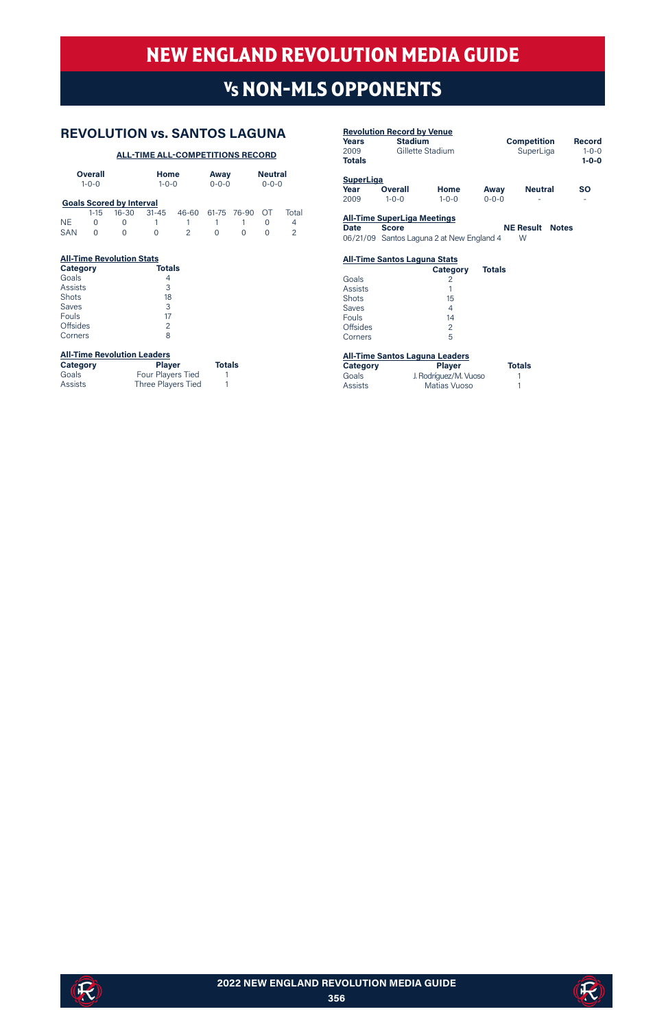# NEW ENGLAND REVOLUTION MEDIA GUIDE

## VS NON-MLS OPPONENTS

## REVOLUTION vs. SANTOS LAGUNA

**ALL-TIME ALL-COMPETITIONS RECORD**

| Overall | Home | Away | Neutral |
|---|---|---|---|
| 1-0-0 | 1-0-0 | 0-0-0 | 0-0-0 |

**Goals Scored by Interval**

| | 1-15 | 16-30 | 31-45 | 46-60 | 61-75 | 76-90 | OT | Total |
|---|---|---|---|---|---|---|---|---|
| NE | 0 | 0 | 1 | 1 | 1 | 1 | 0 | 4 |
| SAN | 0 | 0 | 0 | 2 | 0 | 0 | 0 | 2 |

**All-Time Revolution Stats**

| Category | Totals |
|---|---|
| Goals | 4 |
| Assists | 3 |
| Shots | 18 |
| Saves | 3 |
| Fouls | 17 |
| Offsides | 2 |
| Corners | 8 |

**All-Time Revolution Leaders**

| Category | Player | Totals |
|---|---|---|
| Goals | Four Players Tied | 1 |
| Assists | Three Players Tied | 1 |

**Revolution Record by Venue**

| Years | Stadium | Competition | Record |
|---|---|---|---|
| 2009 | Gillette Stadium | SuperLiga | 1-0-0 |
| **Totals** | | | **1-0-0** |

**SuperLiga**

| Year | Overall | Home | Away | Neutral | SO |
|---|---|---|---|---|---|
| 2009 | 1-0-0 | 1-0-0 | 0-0-0 | - | - |

**All-Time SuperLiga Meetings**

| Date | Score | NE Result | Notes |
|---|---|---|---|
| 06/21/09 | Santos Laguna 2 at New England 4 | W | |

**All-Time Santos Laguna Stats**

| Category | Totals |
|---|---|
| Goals | 2 |
| Assists | 1 |
| Shots | 15 |
| Saves | 4 |
| Fouls | 14 |
| Offsides | 2 |
| Corners | 5 |

**All-Time Santos Laguna Leaders**

| Category | Player | Totals |
|---|---|---|
| Goals | J. Rodríguez/M. Vuoso | 1 |
| Assists | Matias Vuoso | 1 |